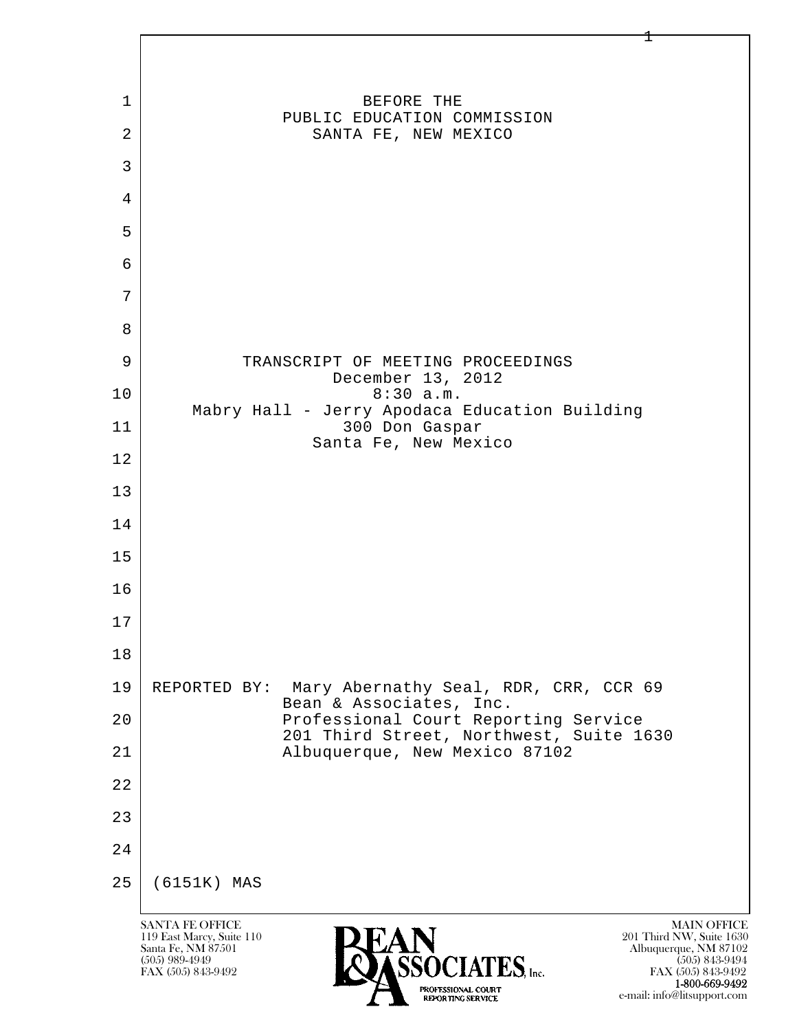BEFORE THE
PUBLIC EDUCATION COMMISSION
SANTA FE, NEW MEXICO

TRANSCRIPT OF MEETING PROCEEDINGS
December 13, 2012
8:30 a.m.
Mabry Hall - Jerry Apodaca Education Building
300 Don Gaspar
Santa Fe, New Mexico

REPORTED BY: Mary Abernathy Seal, RDR, CRR, CCR 69
Bean & Associates, Inc.
Professional Court Reporting Service
201 Third Street, Northwest, Suite 1630
Albuquerque, New Mexico 87102

(6151K) MAS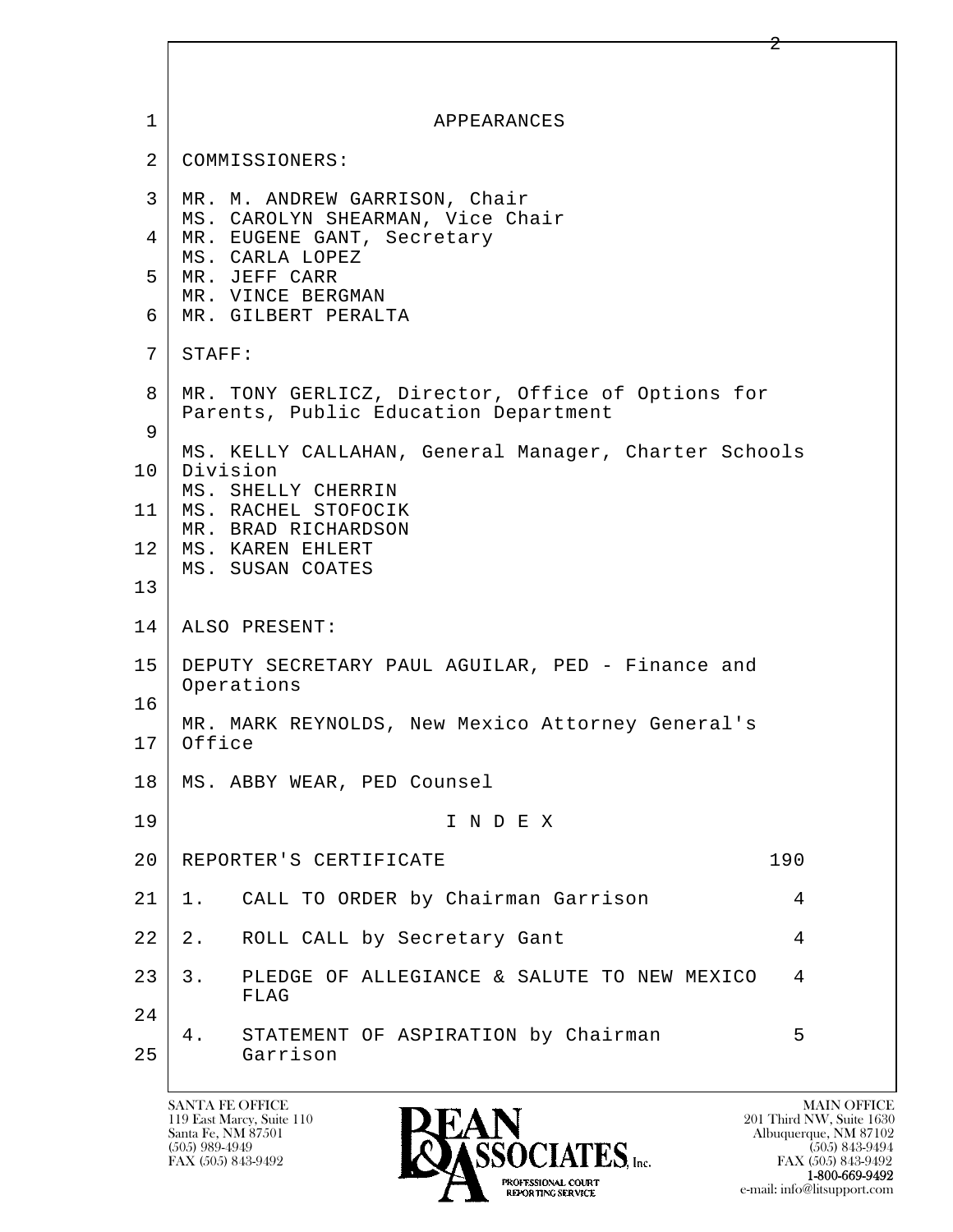# APPEARANCES

COMMISSIONERS:

MR. M. ANDREW GARRISON, Chair
MS. CAROLYN SHEARMAN, Vice Chair
MR. EUGENE GANT, Secretary
MS. CARLA LOPEZ
MR. JEFF CARR
MR. VINCE BERGMAN
MR. GILBERT PERALTA

STAFF:

MR. TONY GERLICZ, Director, Office of Options for Parents, Public Education Department

MS. KELLY CALLAHAN, General Manager, Charter Schools Division
MS. SHELLY CHERRIN
MS. RACHEL STOFOCIK
MR. BRAD RICHARDSON
MS. KAREN EHLERT
MS. SUSAN COATES

ALSO PRESENT:

DEPUTY SECRETARY PAUL AGUILAR, PED - Finance and Operations

MR. MARK REYNOLDS, New Mexico Attorney General's Office

MS. ABBY WEAR, PED Counsel

# I N D E X

| | |
|---|---|
| REPORTER'S CERTIFICATE | 190 |
| 1. CALL TO ORDER by Chairman Garrison | 4 |
| 2. ROLL CALL by Secretary Gant | 4 |
| 3. PLEDGE OF ALLEGIANCE & SALUTE TO NEW MEXICO FLAG | 4 |
| 4. STATEMENT OF ASPIRATION by Chairman Garrison | 5 |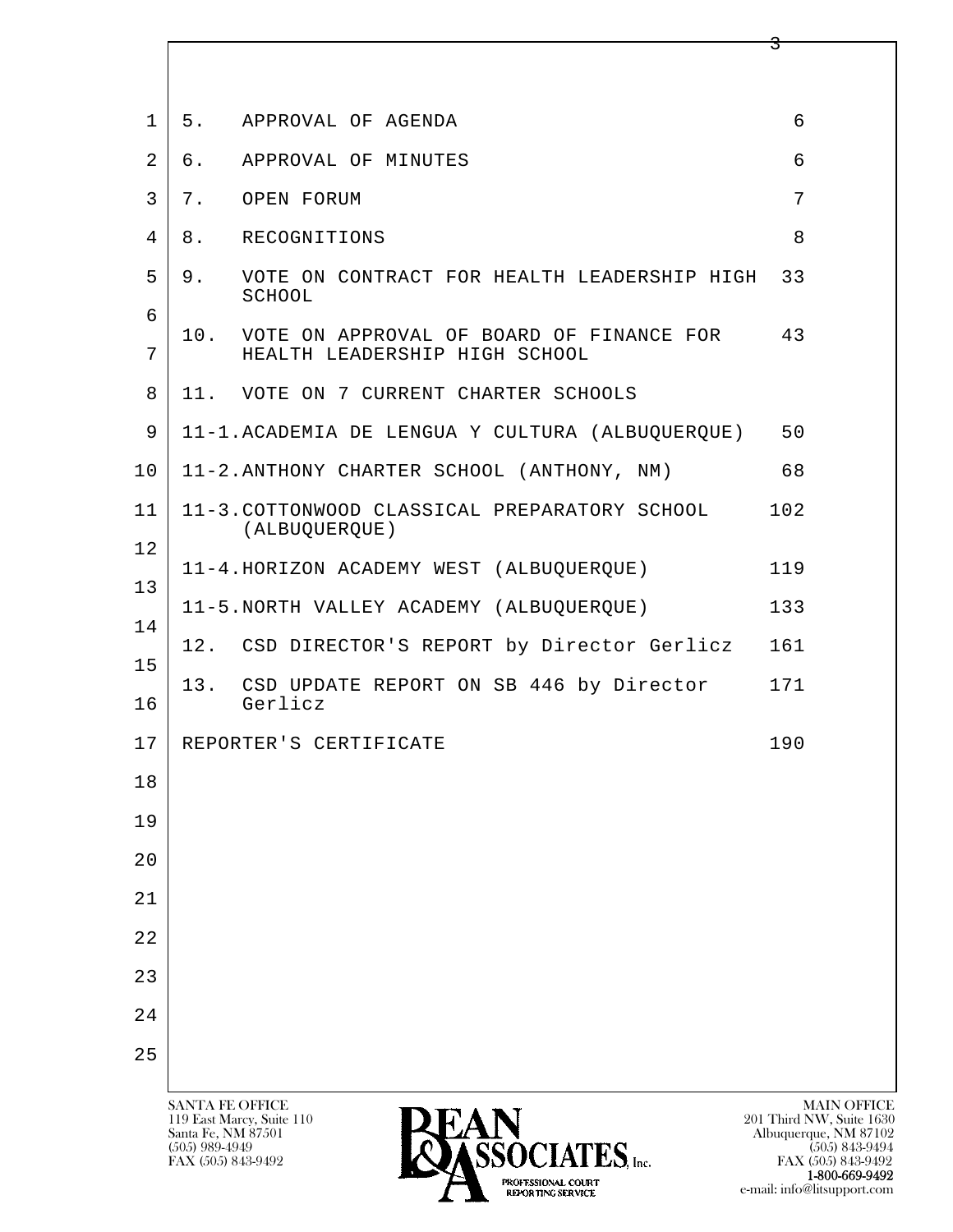| | | |
|---|---|---|
| 5. | APPROVAL OF AGENDA | 6 |
| 6. | APPROVAL OF MINUTES | 6 |
| 7. | OPEN FORUM | 7 |
| 8. | RECOGNITIONS | 8 |
| 9. | VOTE ON CONTRACT FOR HEALTH LEADERSHIP HIGH SCHOOL | 33 |
| 10. | VOTE ON APPROVAL OF BOARD OF FINANCE FOR HEALTH LEADERSHIP HIGH SCHOOL | 43 |
| 11. | VOTE ON 7 CURRENT CHARTER SCHOOLS | |
| 11-1. | ACADEMIA DE LENGUA Y CULTURA (ALBUQUERQUE) | 50 |
| 11-2. | ANTHONY CHARTER SCHOOL (ANTHONY, NM) | 68 |
| 11-3. | COTTONWOOD CLASSICAL PREPARATORY SCHOOL (ALBUQUERQUE) | 102 |
| 11-4. | HORIZON ACADEMY WEST (ALBUQUERQUE) | 119 |
| 11-5. | NORTH VALLEY ACADEMY (ALBUQUERQUE) | 133 |
| 12. | CSD DIRECTOR'S REPORT by Director Gerlicz | 161 |
| 13. | CSD UPDATE REPORT ON SB 446 by Director Gerlicz | 171 |
| | REPORTER'S CERTIFICATE | 190 |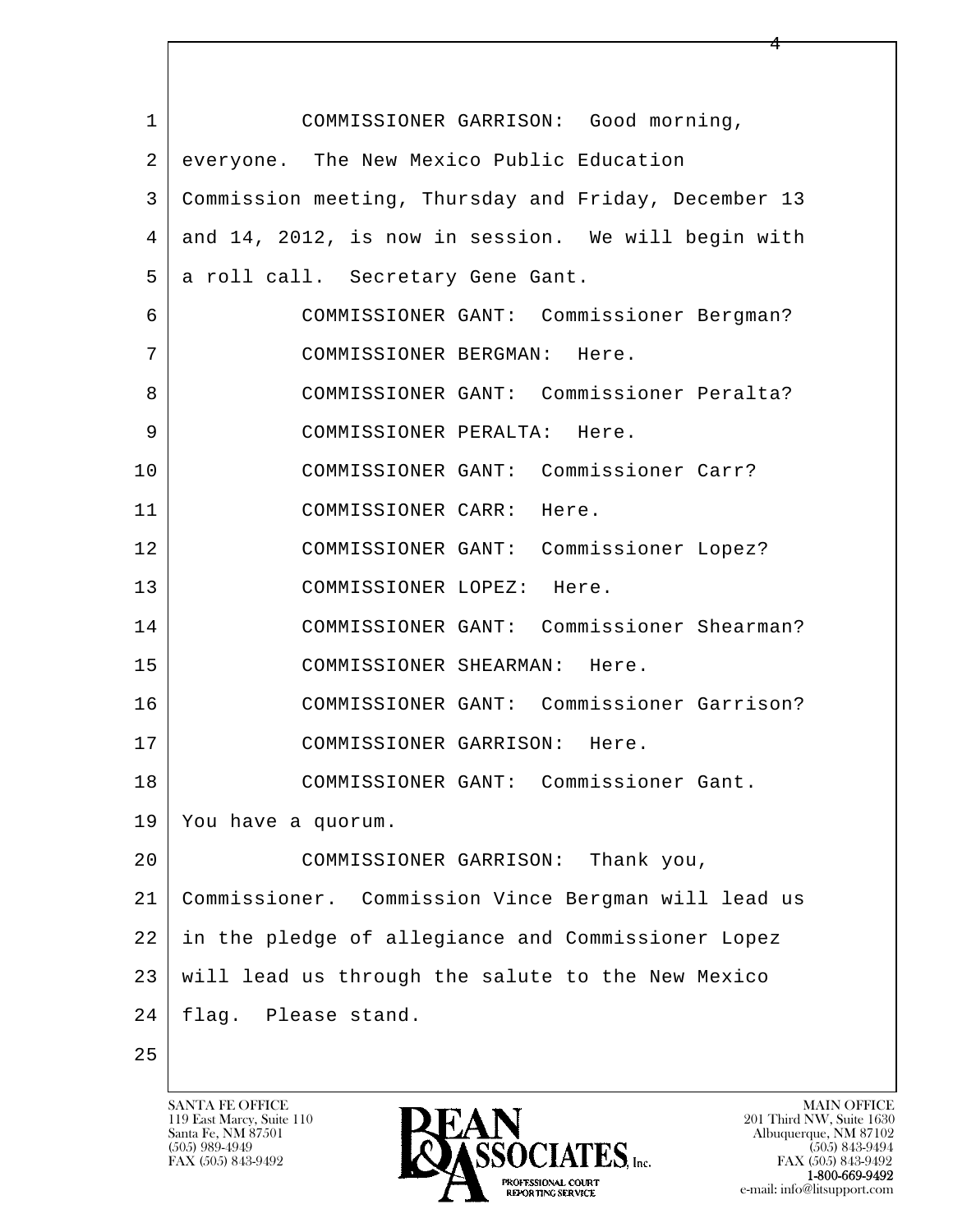COMMISSIONER GARRISON: Good morning, everyone. The New Mexico Public Education Commission meeting, Thursday and Friday, December 13 and 14, 2012, is now in session. We will begin with a roll call. Secretary Gene Gant.

COMMISSIONER GANT: Commissioner Bergman?

COMMISSIONER BERGMAN: Here.

COMMISSIONER GANT: Commissioner Peralta?

COMMISSIONER PERALTA: Here.

COMMISSIONER GANT: Commissioner Carr?

COMMISSIONER CARR: Here.

COMMISSIONER GANT: Commissioner Lopez?

COMMISSIONER LOPEZ: Here.

COMMISSIONER GANT: Commissioner Shearman?

COMMISSIONER SHEARMAN: Here.

COMMISSIONER GANT: Commissioner Garrison?

COMMISSIONER GARRISON: Here.

COMMISSIONER GANT: Commissioner Gant. You have a quorum.

COMMISSIONER GARRISON: Thank you, Commissioner. Commission Vince Bergman will lead us in the pledge of allegiance and Commissioner Lopez will lead us through the salute to the New Mexico flag. Please stand.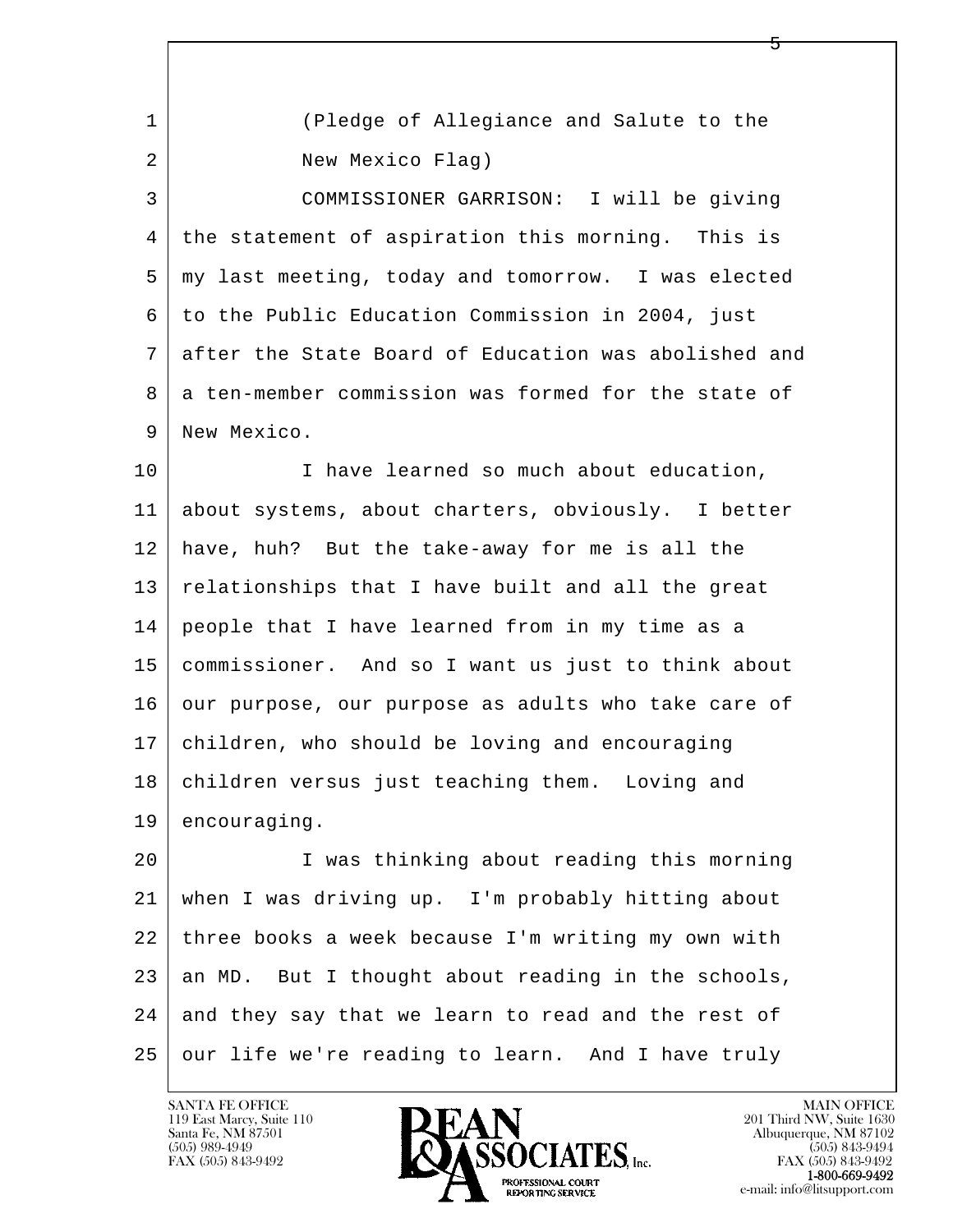(Pledge of Allegiance and Salute to the New Mexico Flag)

COMMISSIONER GARRISON: I will be giving the statement of aspiration this morning. This is my last meeting, today and tomorrow. I was elected to the Public Education Commission in 2004, just after the State Board of Education was abolished and a ten-member commission was formed for the state of New Mexico.

I have learned so much about education, about systems, about charters, obviously. I better have, huh? But the take-away for me is all the relationships that I have built and all the great people that I have learned from in my time as a commissioner. And so I want us just to think about our purpose, our purpose as adults who take care of children, who should be loving and encouraging children versus just teaching them. Loving and encouraging.

I was thinking about reading this morning when I was driving up. I'm probably hitting about three books a week because I'm writing my own with an MD. But I thought about reading in the schools, and they say that we learn to read and the rest of our life we're reading to learn. And I have truly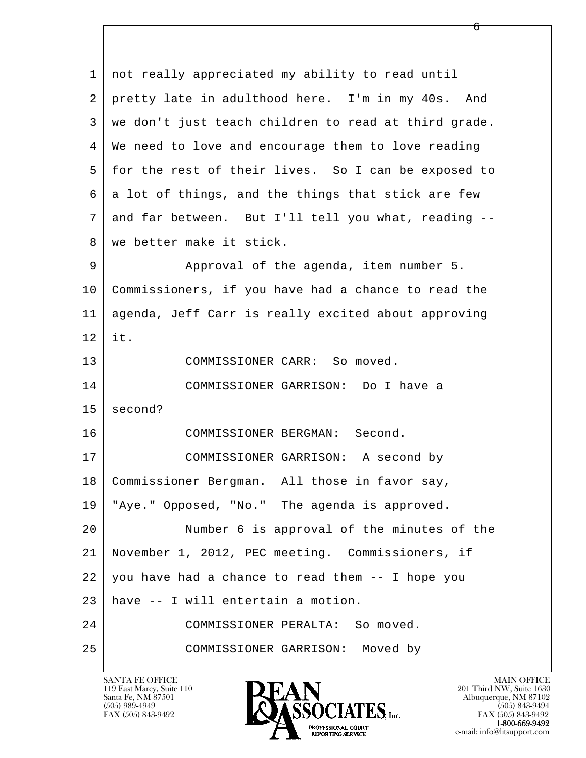1 not really appreciated my ability to read until
2 pretty late in adulthood here. I'm in my 40s. And
3 we don't just teach children to read at third grade.
4 We need to love and encourage them to love reading
5 for the rest of their lives. So I can be exposed to
6 a lot of things, and the things that stick are few
7 and far between. But I'll tell you what, reading --
8 we better make it stick.

9 Approval of the agenda, item number 5.
10 Commissioners, if you have had a chance to read the
11 agenda, Jeff Carr is really excited about approving
12 it.

13 COMMISSIONER CARR: So moved.

14 COMMISSIONER GARRISON: Do I have a
15 second?

16 COMMISSIONER BERGMAN: Second.

17 COMMISSIONER GARRISON: A second by
18 Commissioner Bergman. All those in favor say,
19 "Aye." Opposed, "No." The agenda is approved.

20 Number 6 is approval of the minutes of the
21 November 1, 2012, PEC meeting. Commissioners, if
22 you have had a chance to read them -- I hope you
23 have -- I will entertain a motion.

24 COMMISSIONER PERALTA: So moved.

25 COMMISSIONER GARRISON: Moved by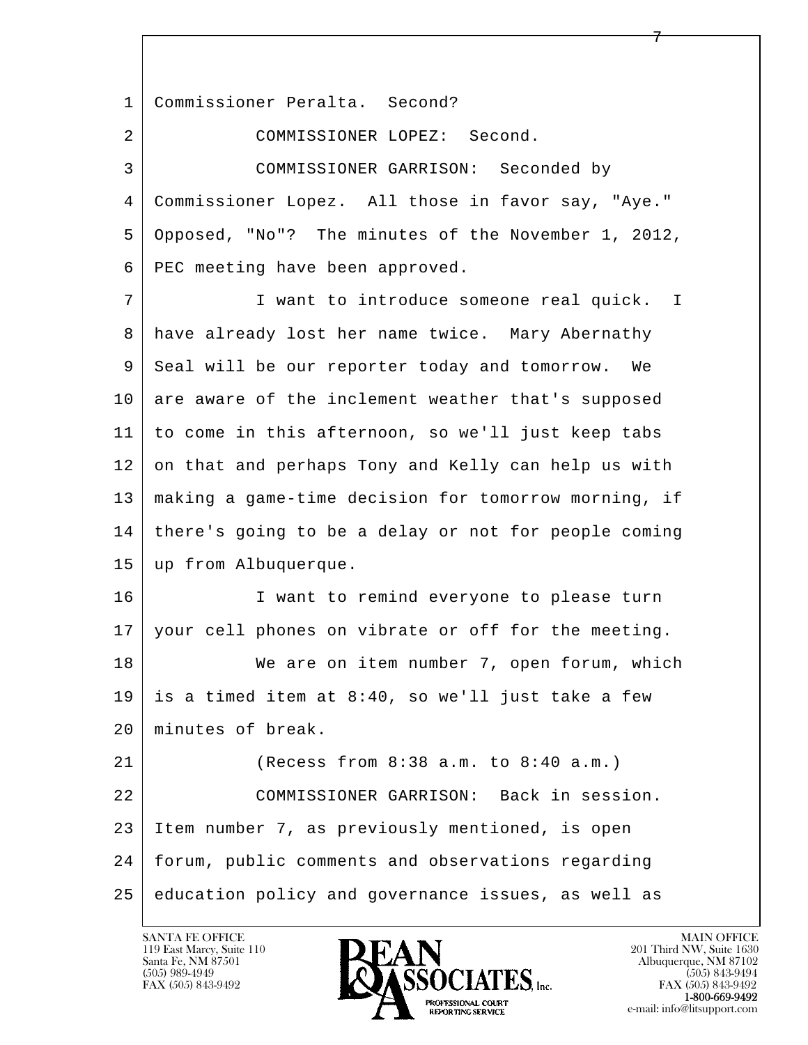1 Commissioner Peralta. Second?

2 COMMISSIONER LOPEZ: Second.

3 COMMISSIONER GARRISON: Seconded by

4 Commissioner Lopez. All those in favor say, "Aye."

5 Opposed, "No"? The minutes of the November 1, 2012,

6 PEC meeting have been approved.

7 I want to introduce someone real quick. I

8 have already lost her name twice. Mary Abernathy

9 Seal will be our reporter today and tomorrow. We

10 are aware of the inclement weather that's supposed

11 to come in this afternoon, so we'll just keep tabs

12 on that and perhaps Tony and Kelly can help us with

13 making a game-time decision for tomorrow morning, if

14 there's going to be a delay or not for people coming

15 up from Albuquerque.

16 I want to remind everyone to please turn

17 your cell phones on vibrate or off for the meeting.

18 We are on item number 7, open forum, which

19 is a timed item at 8:40, so we'll just take a few

20 minutes of break.

21 (Recess from 8:38 a.m. to 8:40 a.m.)

22 COMMISSIONER GARRISON: Back in session.

23 Item number 7, as previously mentioned, is open

24 forum, public comments and observations regarding

25 education policy and governance issues, as well as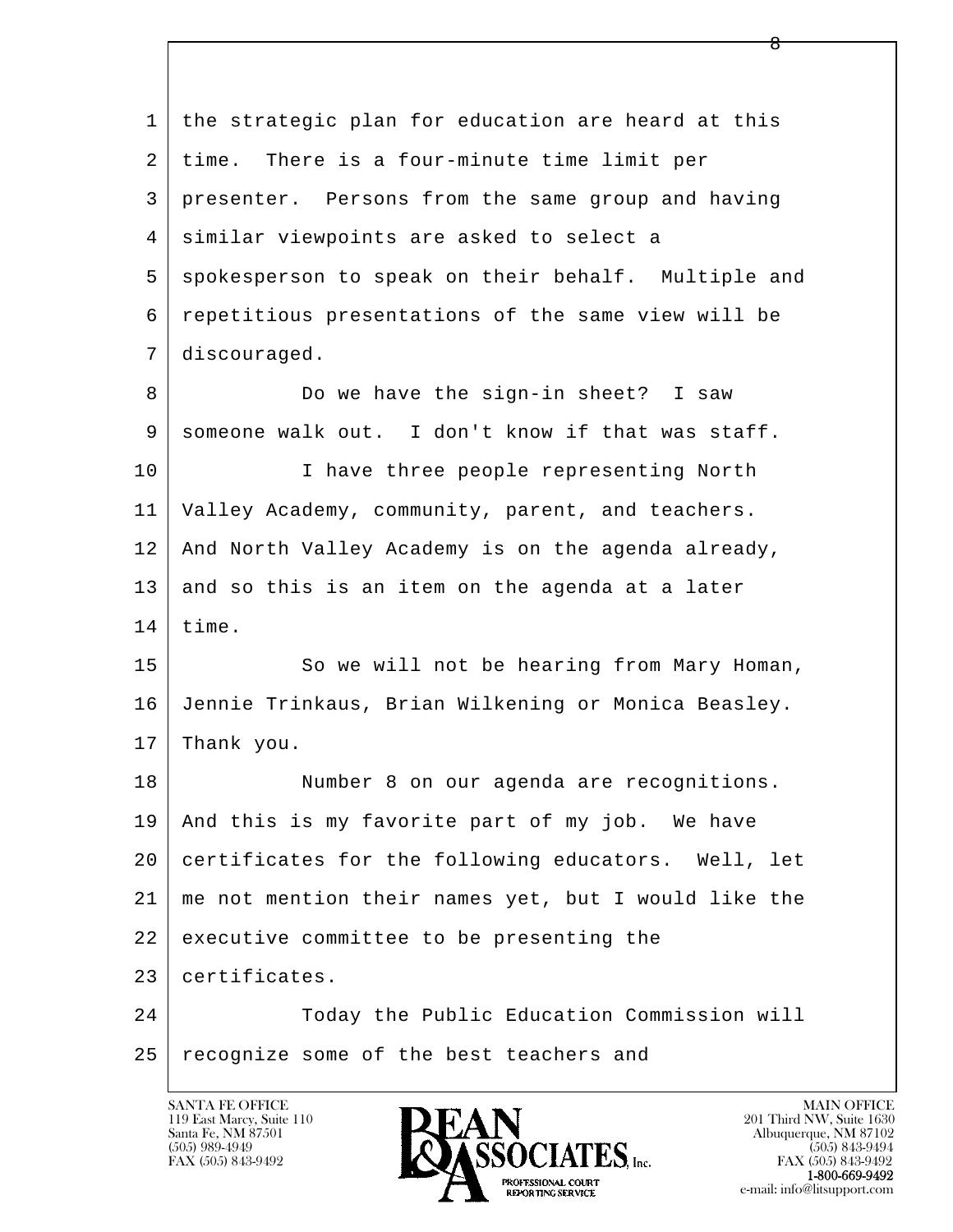the strategic plan for education are heard at this time. There is a four-minute time limit per presenter. Persons from the same group and having similar viewpoints are asked to select a spokesperson to speak on their behalf. Multiple and repetitious presentations of the same view will be discouraged.

Do we have the sign-in sheet? I saw someone walk out. I don't know if that was staff.

I have three people representing North Valley Academy, community, parent, and teachers. And North Valley Academy is on the agenda already, and so this is an item on the agenda at a later time.

So we will not be hearing from Mary Homan, Jennie Trinkaus, Brian Wilkening or Monica Beasley. Thank you.

Number 8 on our agenda are recognitions. And this is my favorite part of my job. We have certificates for the following educators. Well, let me not mention their names yet, but I would like the executive committee to be presenting the certificates.

Today the Public Education Commission will recognize some of the best teachers and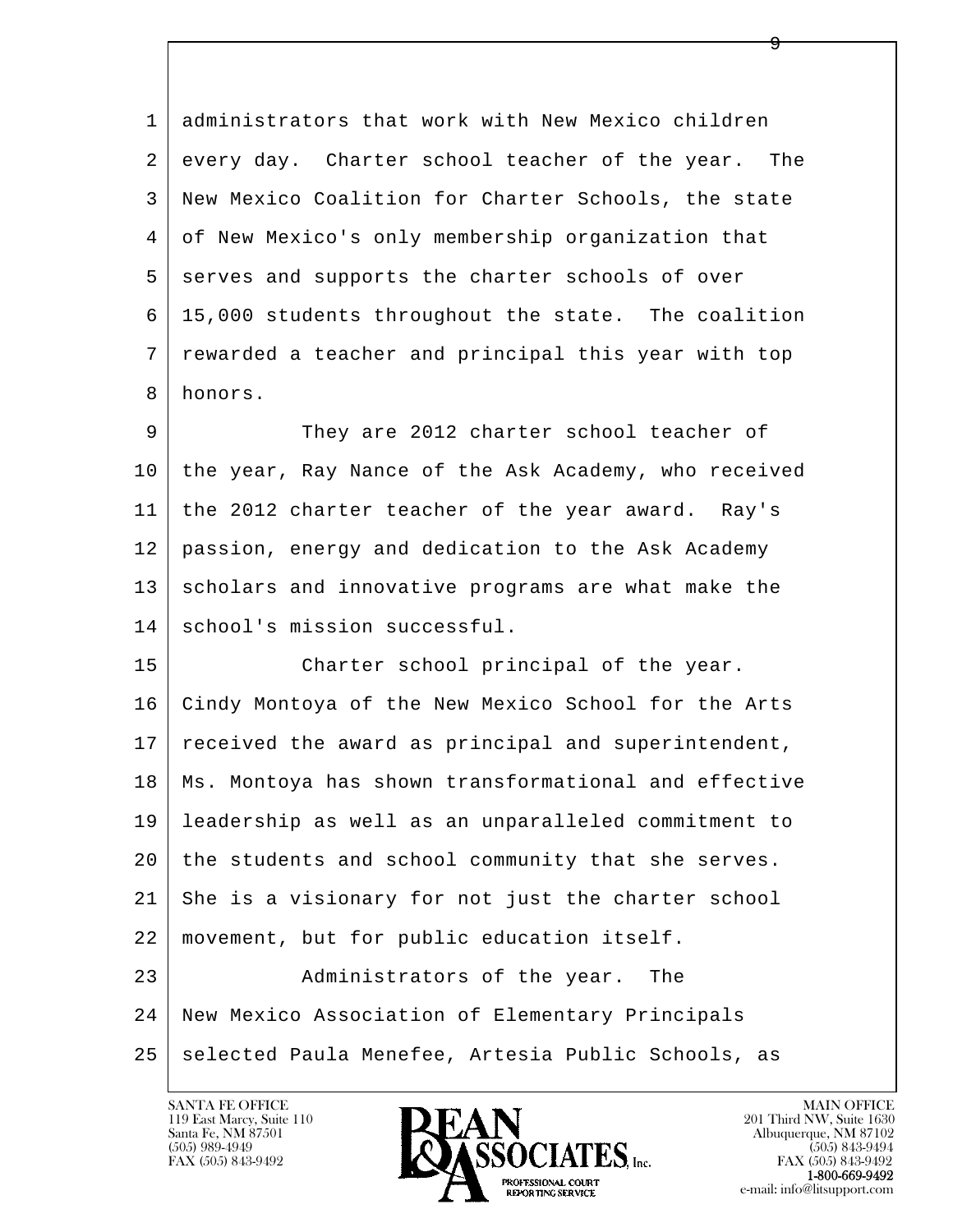administrators that work with New Mexico children every day. Charter school teacher of the year. The New Mexico Coalition for Charter Schools, the state of New Mexico's only membership organization that serves and supports the charter schools of over 15,000 students throughout the state. The coalition rewarded a teacher and principal this year with top honors.

They are 2012 charter school teacher of the year, Ray Nance of the Ask Academy, who received the 2012 charter teacher of the year award. Ray's passion, energy and dedication to the Ask Academy scholars and innovative programs are what make the school's mission successful.

Charter school principal of the year. Cindy Montoya of the New Mexico School for the Arts received the award as principal and superintendent, Ms. Montoya has shown transformational and effective leadership as well as an unparalleled commitment to the students and school community that she serves. She is a visionary for not just the charter school movement, but for public education itself.

Administrators of the year. The New Mexico Association of Elementary Principals selected Paula Menefee, Artesia Public Schools, as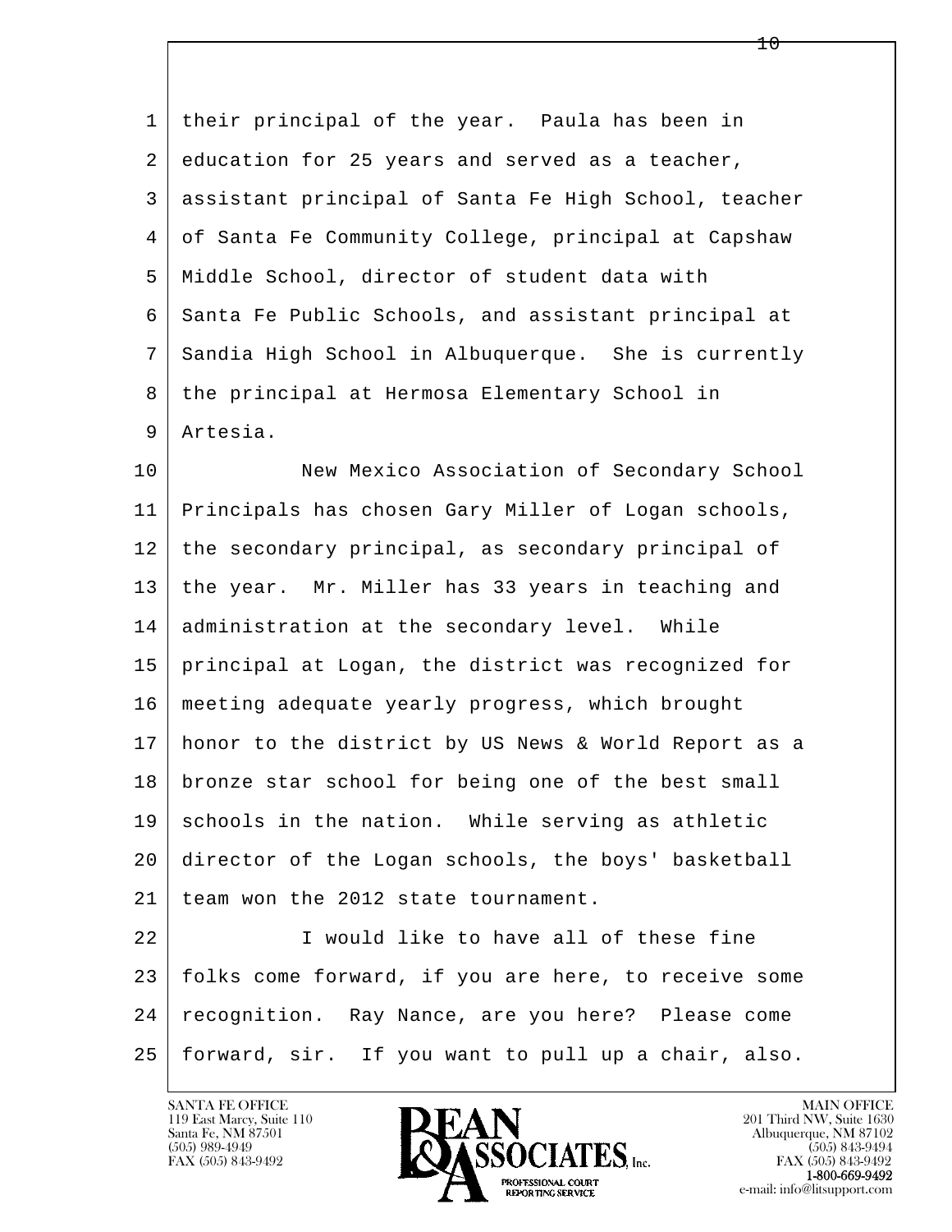their principal of the year. Paula has been in education for 25 years and served as a teacher, assistant principal of Santa Fe High School, teacher of Santa Fe Community College, principal at Capshaw Middle School, director of student data with Santa Fe Public Schools, and assistant principal at Sandia High School in Albuquerque. She is currently the principal at Hermosa Elementary School in Artesia.

New Mexico Association of Secondary School Principals has chosen Gary Miller of Logan schools, the secondary principal, as secondary principal of the year. Mr. Miller has 33 years in teaching and administration at the secondary level. While principal at Logan, the district was recognized for meeting adequate yearly progress, which brought honor to the district by US News & World Report as a bronze star school for being one of the best small schools in the nation. While serving as athletic director of the Logan schools, the boys' basketball team won the 2012 state tournament.

I would like to have all of these fine folks come forward, if you are here, to receive some recognition. Ray Nance, are you here? Please come forward, sir. If you want to pull up a chair, also.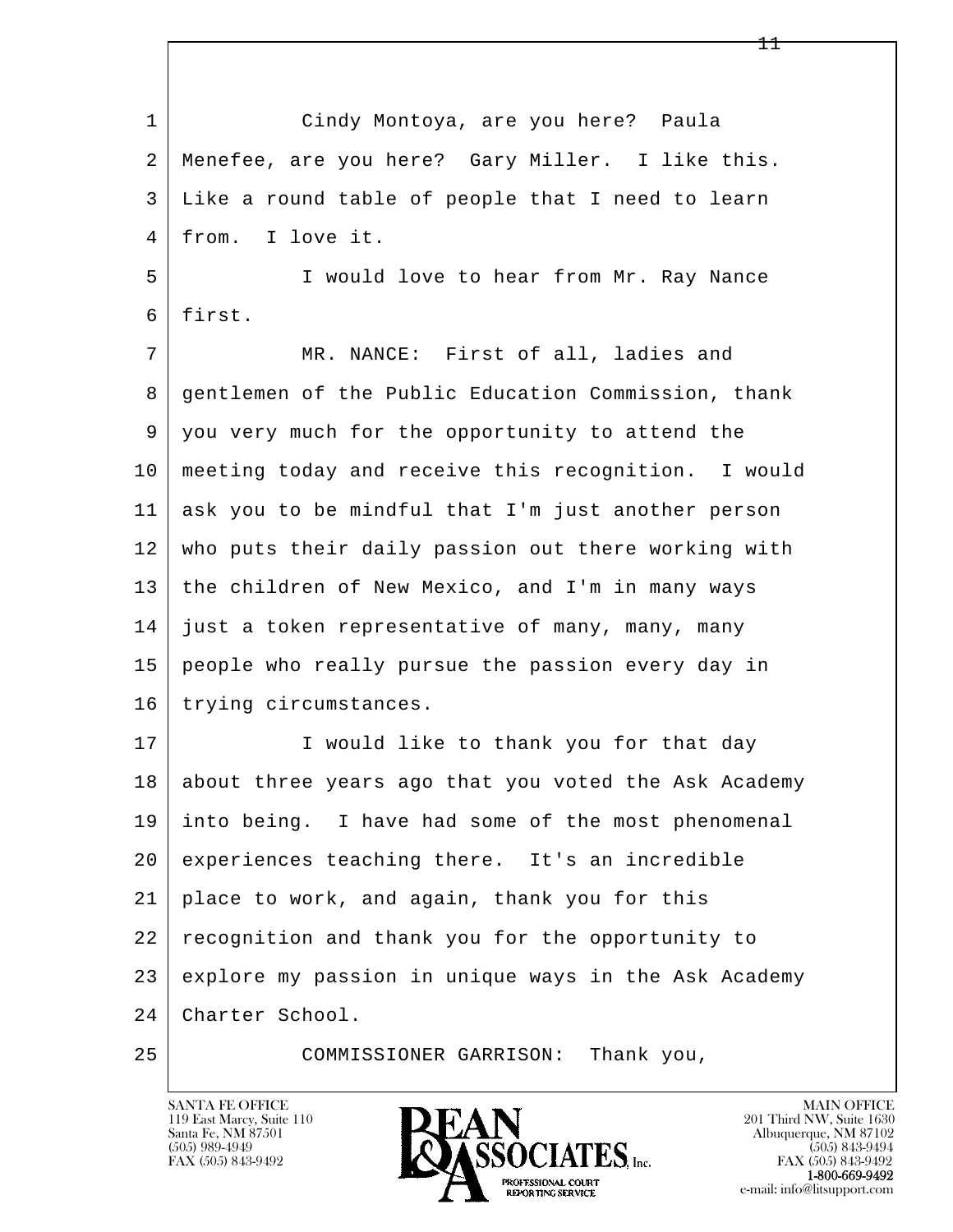Cindy Montoya, are you here? Paula Menefee, are you here? Gary Miller. I like this. Like a round table of people that I need to learn from. I love it.

I would love to hear from Mr. Ray Nance first.

MR. NANCE: First of all, ladies and gentlemen of the Public Education Commission, thank you very much for the opportunity to attend the meeting today and receive this recognition. I would ask you to be mindful that I'm just another person who puts their daily passion out there working with the children of New Mexico, and I'm in many ways just a token representative of many, many, many people who really pursue the passion every day in trying circumstances.

I would like to thank you for that day about three years ago that you voted the Ask Academy into being. I have had some of the most phenomenal experiences teaching there. It's an incredible place to work, and again, thank you for this recognition and thank you for the opportunity to explore my passion in unique ways in the Ask Academy Charter School.

COMMISSIONER GARRISON: Thank you,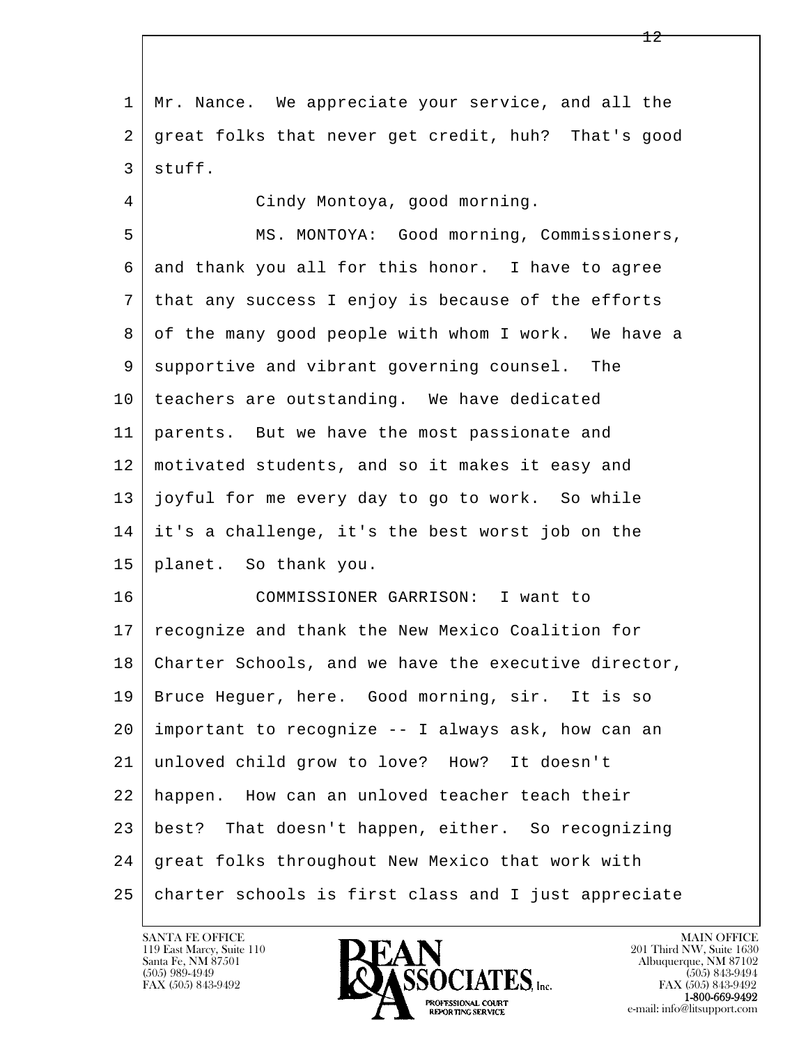Mr. Nance. We appreciate your service, and all the great folks that never get credit, huh? That's good stuff.

Cindy Montoya, good morning.

MS. MONTOYA: Good morning, Commissioners, and thank you all for this honor. I have to agree that any success I enjoy is because of the efforts of the many good people with whom I work. We have a supportive and vibrant governing counsel. The teachers are outstanding. We have dedicated parents. But we have the most passionate and motivated students, and so it makes it easy and joyful for me every day to go to work. So while it's a challenge, it's the best worst job on the planet. So thank you.

COMMISSIONER GARRISON: I want to recognize and thank the New Mexico Coalition for Charter Schools, and we have the executive director, Bruce Heguer, here. Good morning, sir. It is so important to recognize -- I always ask, how can an unloved child grow to love? How? It doesn't happen. How can an unloved teacher teach their best? That doesn't happen, either. So recognizing great folks throughout New Mexico that work with charter schools is first class and I just appreciate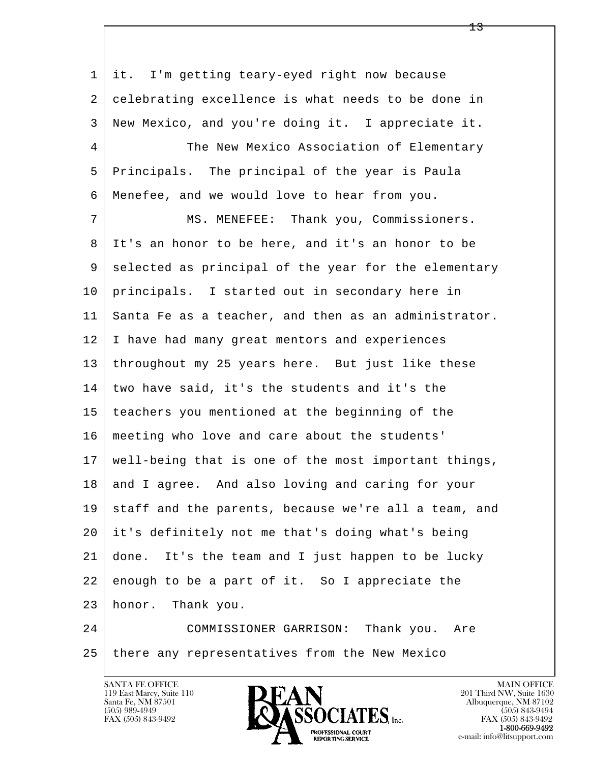1 it. I'm getting teary-eyed right now because
2 celebrating excellence is what needs to be done in
3 New Mexico, and you're doing it. I appreciate it.
4 The New Mexico Association of Elementary
5 Principals. The principal of the year is Paula
6 Menefee, and we would love to hear from you.
7 MS. MENEFEE: Thank you, Commissioners.
8 It's an honor to be here, and it's an honor to be
9 selected as principal of the year for the elementary
10 principals. I started out in secondary here in
11 Santa Fe as a teacher, and then as an administrator.
12 I have had many great mentors and experiences
13 throughout my 25 years here. But just like these
14 two have said, it's the students and it's the
15 teachers you mentioned at the beginning of the
16 meeting who love and care about the students'
17 well-being that is one of the most important things,
18 and I agree. And also loving and caring for your
19 staff and the parents, because we're all a team, and
20 it's definitely not me that's doing what's being
21 done. It's the team and I just happen to be lucky
22 enough to be a part of it. So I appreciate the
23 honor. Thank you.
24 COMMISSIONER GARRISON: Thank you. Are
25 there any representatives from the New Mexico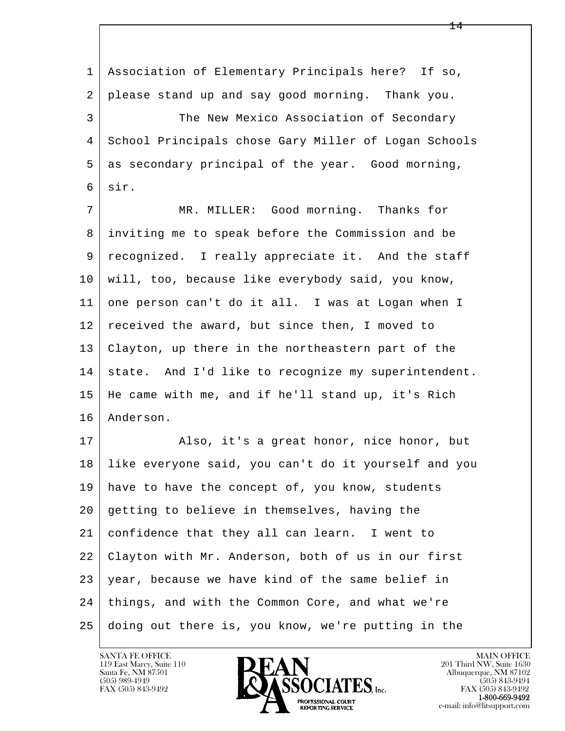Association of Elementary Principals here? If so, please stand up and say good morning. Thank you.

The New Mexico Association of Secondary School Principals chose Gary Miller of Logan Schools as secondary principal of the year. Good morning, sir.

MR. MILLER: Good morning. Thanks for inviting me to speak before the Commission and be recognized. I really appreciate it. And the staff will, too, because like everybody said, you know, one person can't do it all. I was at Logan when I received the award, but since then, I moved to Clayton, up there in the northeastern part of the state. And I'd like to recognize my superintendent. He came with me, and if he'll stand up, it's Rich Anderson.

Also, it's a great honor, nice honor, but like everyone said, you can't do it yourself and you have to have the concept of, you know, students getting to believe in themselves, having the confidence that they all can learn. I went to Clayton with Mr. Anderson, both of us in our first year, because we have kind of the same belief in things, and with the Common Core, and what we're doing out there is, you know, we're putting in the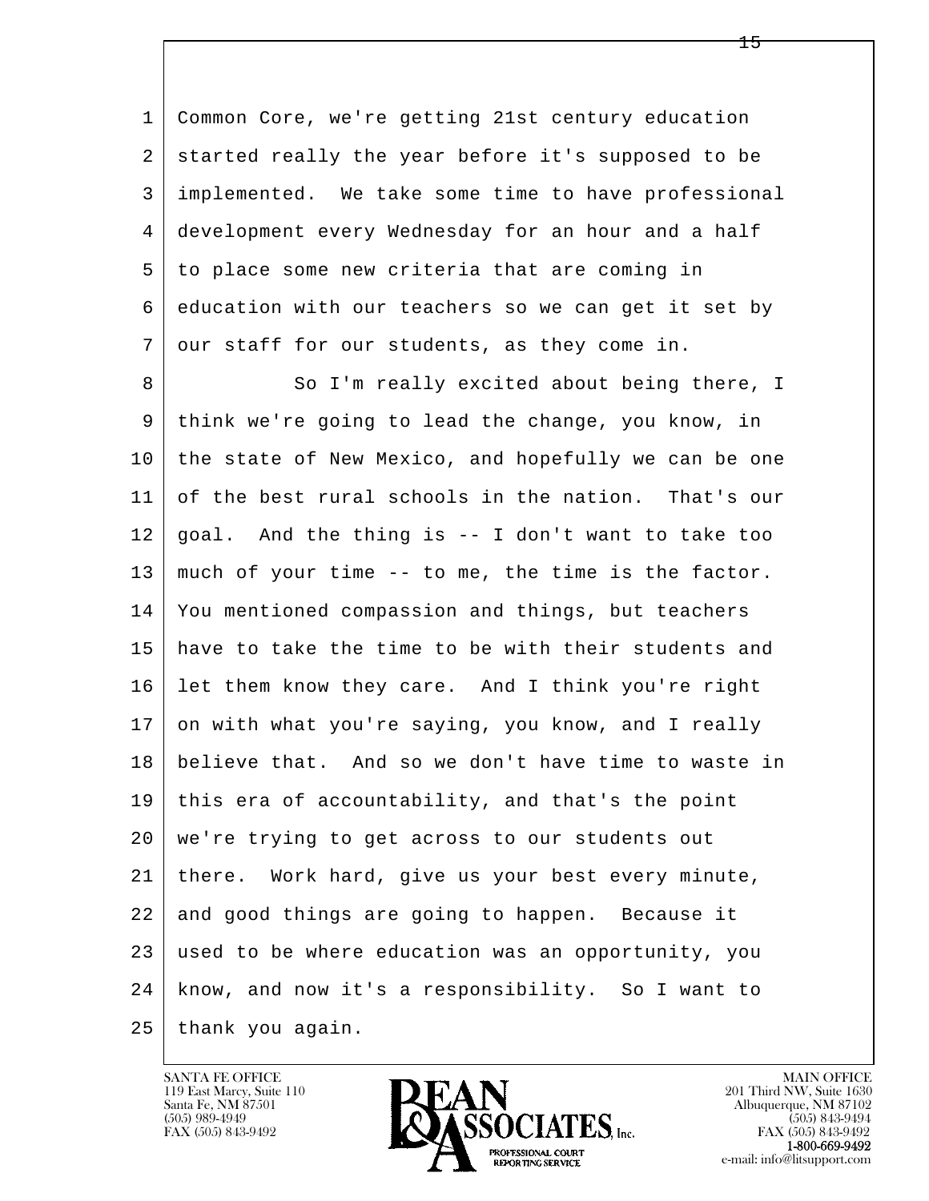Common Core, we're getting 21st century education started really the year before it's supposed to be implemented. We take some time to have professional development every Wednesday for an hour and a half to place some new criteria that are coming in education with our teachers so we can get it set by our staff for our students, as they come in.

So I'm really excited about being there, I think we're going to lead the change, you know, in the state of New Mexico, and hopefully we can be one of the best rural schools in the nation. That's our goal. And the thing is -- I don't want to take too much of your time -- to me, the time is the factor. You mentioned compassion and things, but teachers have to take the time to be with their students and let them know they care. And I think you're right on with what you're saying, you know, and I really believe that. And so we don't have time to waste in this era of accountability, and that's the point we're trying to get across to our students out there. Work hard, give us your best every minute, and good things are going to happen. Because it used to be where education was an opportunity, you know, and now it's a responsibility. So I want to thank you again.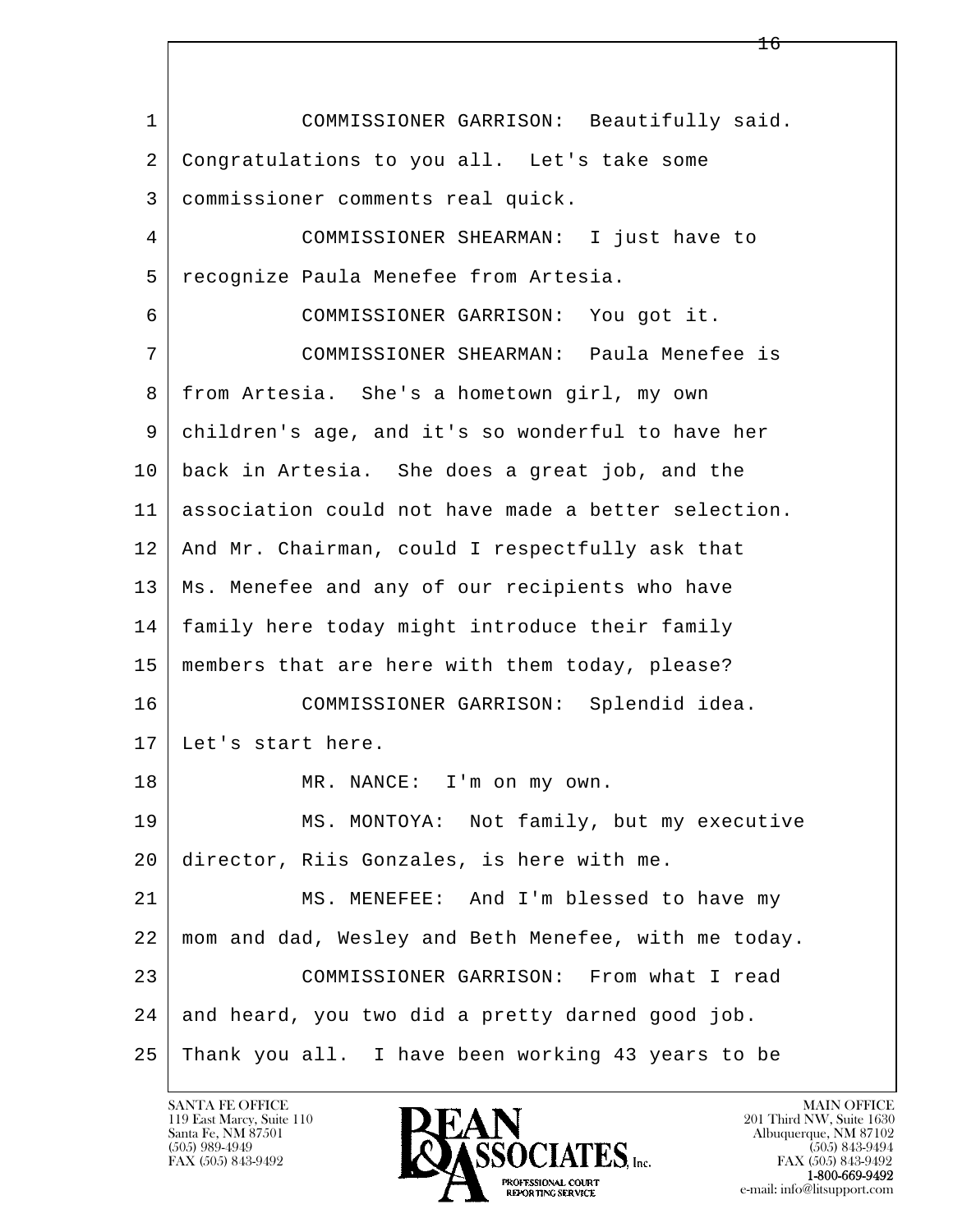1 COMMISSIONER GARRISON: Beautifully said.
2 Congratulations to you all. Let's take some
3 commissioner comments real quick.
4 COMMISSIONER SHEARMAN: I just have to
5 recognize Paula Menefee from Artesia.
6 COMMISSIONER GARRISON: You got it.
7 COMMISSIONER SHEARMAN: Paula Menefee is
8 from Artesia. She's a hometown girl, my own
9 children's age, and it's so wonderful to have her
10 back in Artesia. She does a great job, and the
11 association could not have made a better selection.
12 And Mr. Chairman, could I respectfully ask that
13 Ms. Menefee and any of our recipients who have
14 family here today might introduce their family
15 members that are here with them today, please?
16 COMMISSIONER GARRISON: Splendid idea.
17 Let's start here.
18 MR. NANCE: I'm on my own.
19 MS. MONTOYA: Not family, but my executive
20 director, Riis Gonzales, is here with me.
21 MS. MENEFEE: And I'm blessed to have my
22 mom and dad, Wesley and Beth Menefee, with me today.
23 COMMISSIONER GARRISON: From what I read
24 and heard, you two did a pretty darned good job.
25 Thank you all. I have been working 43 years to be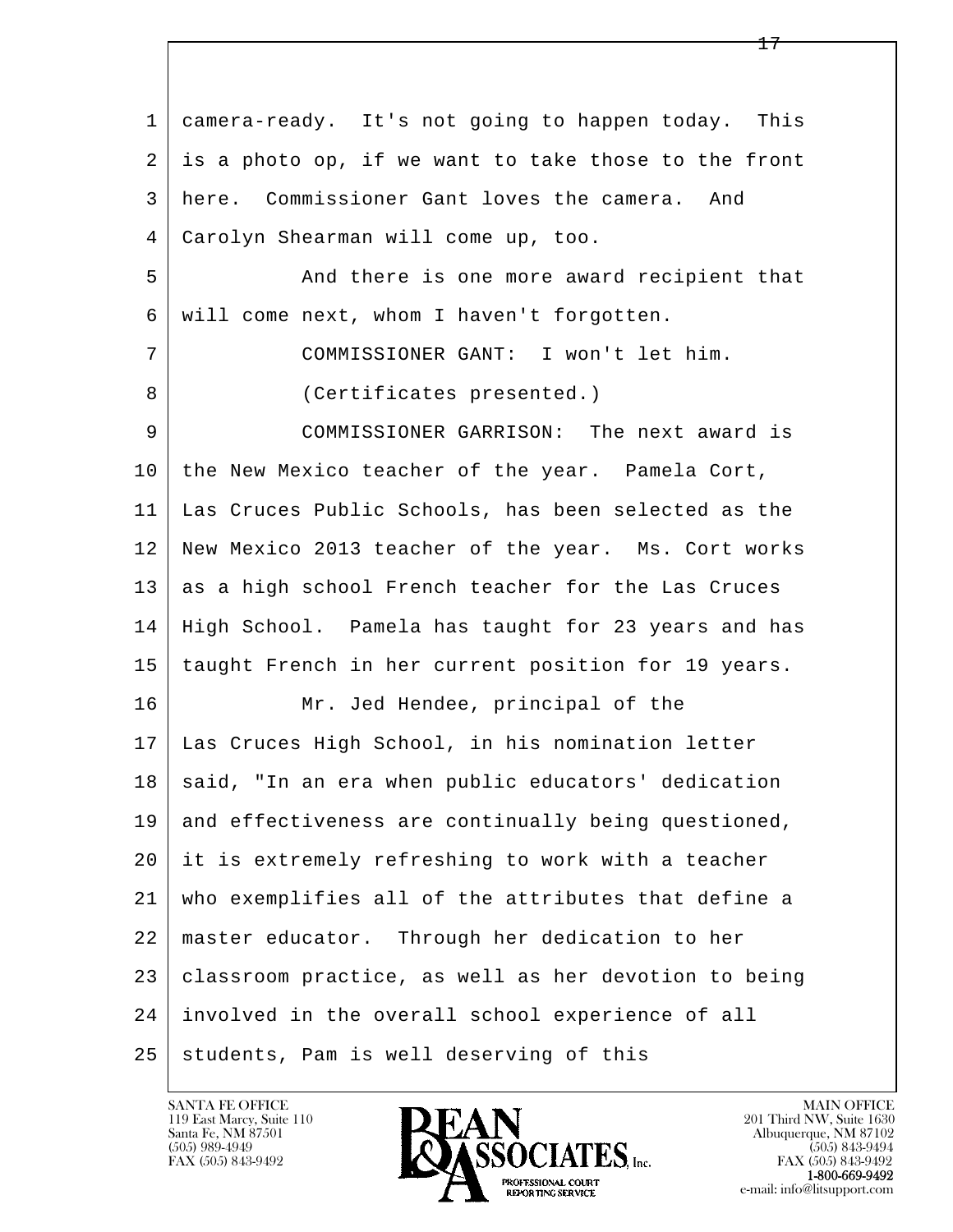1 camera-ready. It's not going to happen today. This
2 is a photo op, if we want to take those to the front
3 here. Commissioner Gant loves the camera. And
4 Carolyn Shearman will come up, too.

5 And there is one more award recipient that
6 will come next, whom I haven't forgotten.

7 COMMISSIONER GANT: I won't let him.

8 (Certificates presented.)

9 COMMISSIONER GARRISON: The next award is
10 the New Mexico teacher of the year. Pamela Cort,
11 Las Cruces Public Schools, has been selected as the
12 New Mexico 2013 teacher of the year. Ms. Cort works
13 as a high school French teacher for the Las Cruces
14 High School. Pamela has taught for 23 years and has
15 taught French in her current position for 19 years.

16 Mr. Jed Hendee, principal of the
17 Las Cruces High School, in his nomination letter
18 said, "In an era when public educators' dedication
19 and effectiveness are continually being questioned,
20 it is extremely refreshing to work with a teacher
21 who exemplifies all of the attributes that define a
22 master educator. Through her dedication to her
23 classroom practice, as well as her devotion to being
24 involved in the overall school experience of all
25 students, Pam is well deserving of this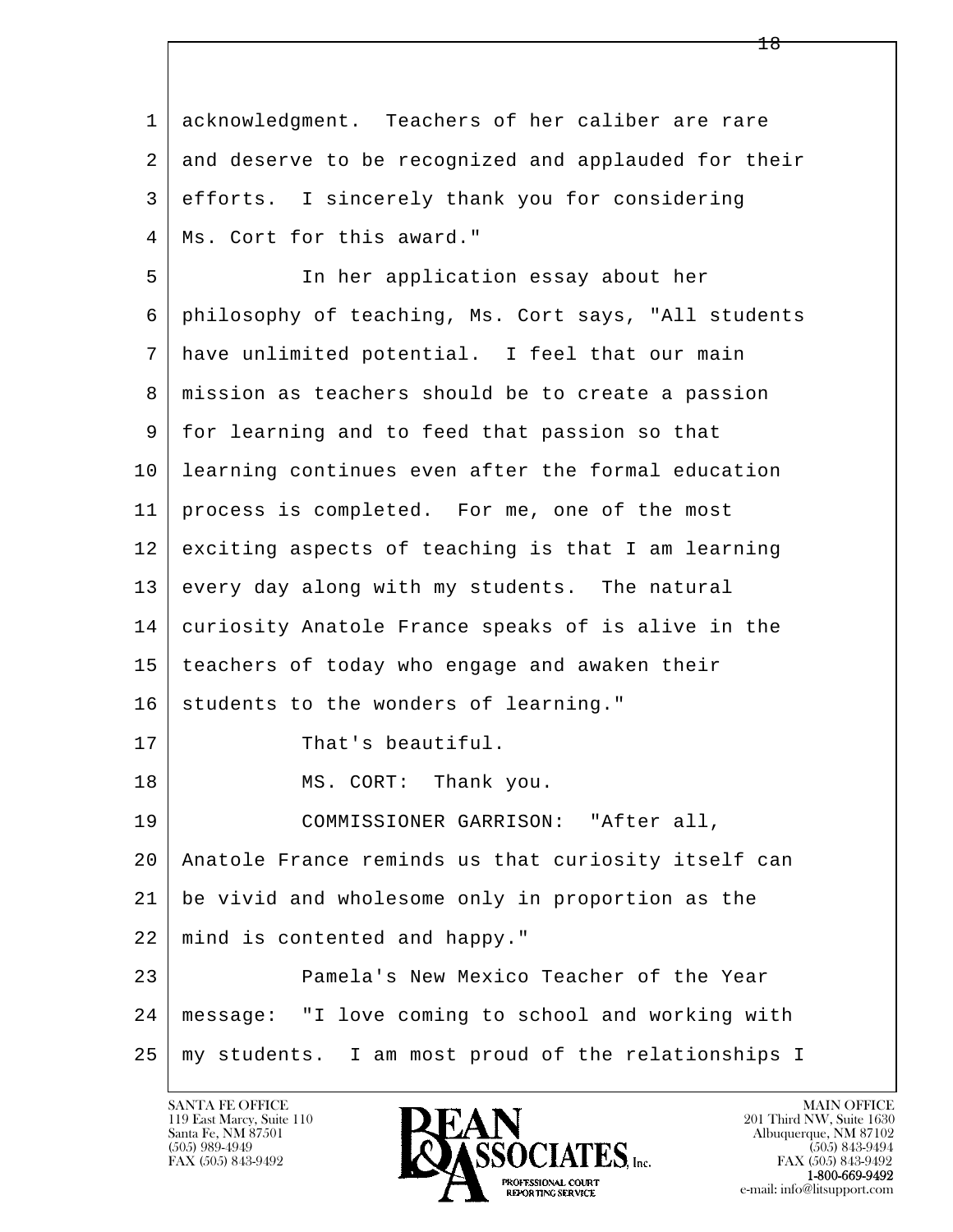1 acknowledgment. Teachers of her caliber are rare
2 and deserve to be recognized and applauded for their
3 efforts. I sincerely thank you for considering
4 Ms. Cort for this award."

5 In her application essay about her
6 philosophy of teaching, Ms. Cort says, "All students
7 have unlimited potential. I feel that our main
8 mission as teachers should be to create a passion
9 for learning and to feed that passion so that
10 learning continues even after the formal education
11 process is completed. For me, one of the most
12 exciting aspects of teaching is that I am learning
13 every day along with my students. The natural
14 curiosity Anatole France speaks of is alive in the
15 teachers of today who engage and awaken their
16 students to the wonders of learning."

17 That's beautiful.

18 MS. CORT: Thank you.

19 COMMISSIONER GARRISON: "After all,
20 Anatole France reminds us that curiosity itself can
21 be vivid and wholesome only in proportion as the
22 mind is contented and happy."

23 Pamela's New Mexico Teacher of the Year
24 message: "I love coming to school and working with
25 my students. I am most proud of the relationships I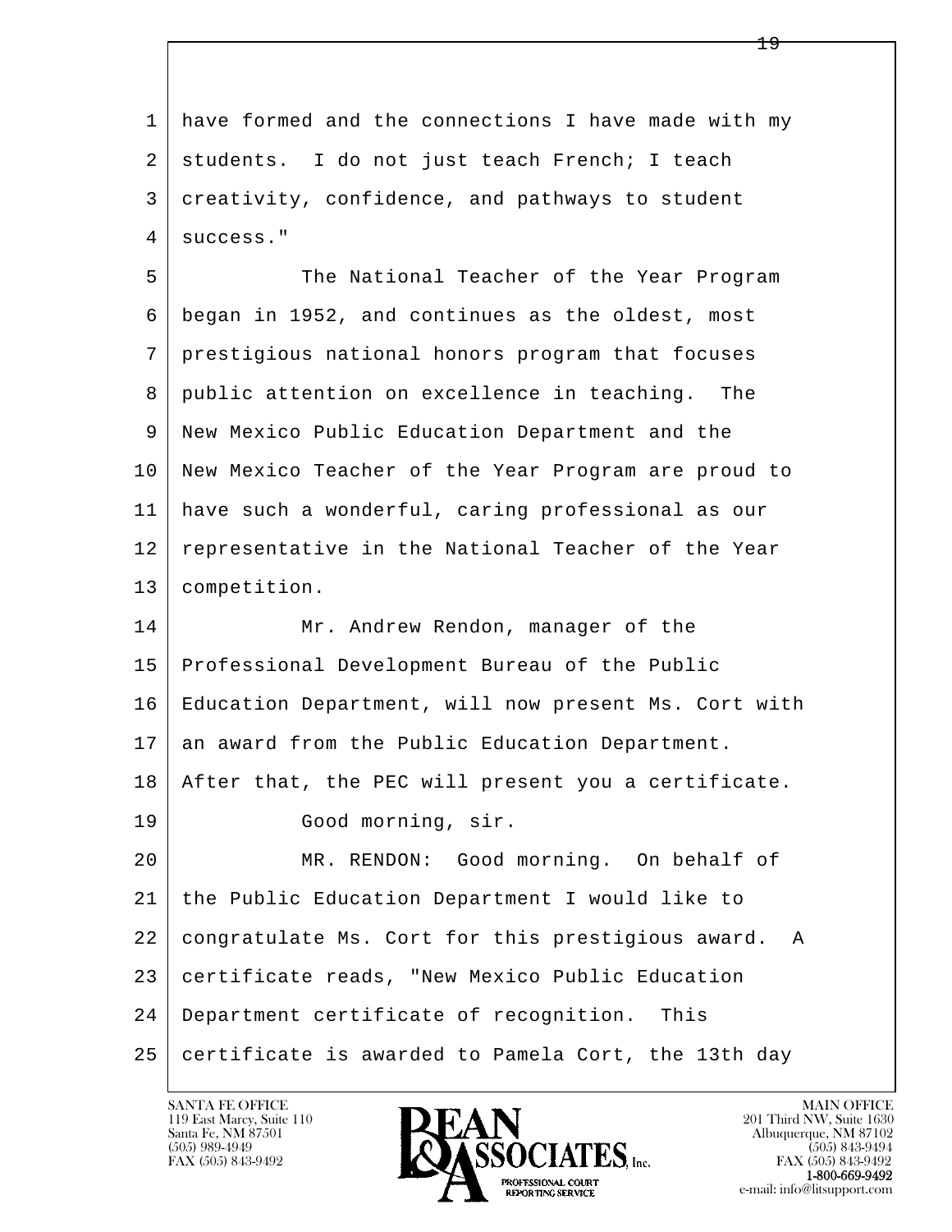have formed and the connections I have made with my students.  I do not just teach French; I teach creativity, confidence, and pathways to student success."

The National Teacher of the Year Program began in 1952, and continues as the oldest, most prestigious national honors program that focuses public attention on excellence in teaching.  The New Mexico Public Education Department and the New Mexico Teacher of the Year Program are proud to have such a wonderful, caring professional as our representative in the National Teacher of the Year competition.

Mr. Andrew Rendon, manager of the Professional Development Bureau of the Public Education Department, will now present Ms. Cort with an award from the Public Education Department. After that, the PEC will present you a certificate.

Good morning, sir.

MR. RENDON:  Good morning.  On behalf of the Public Education Department I would like to congratulate Ms. Cort for this prestigious award.  A certificate reads, "New Mexico Public Education Department certificate of recognition.  This certificate is awarded to Pamela Cort, the 13th day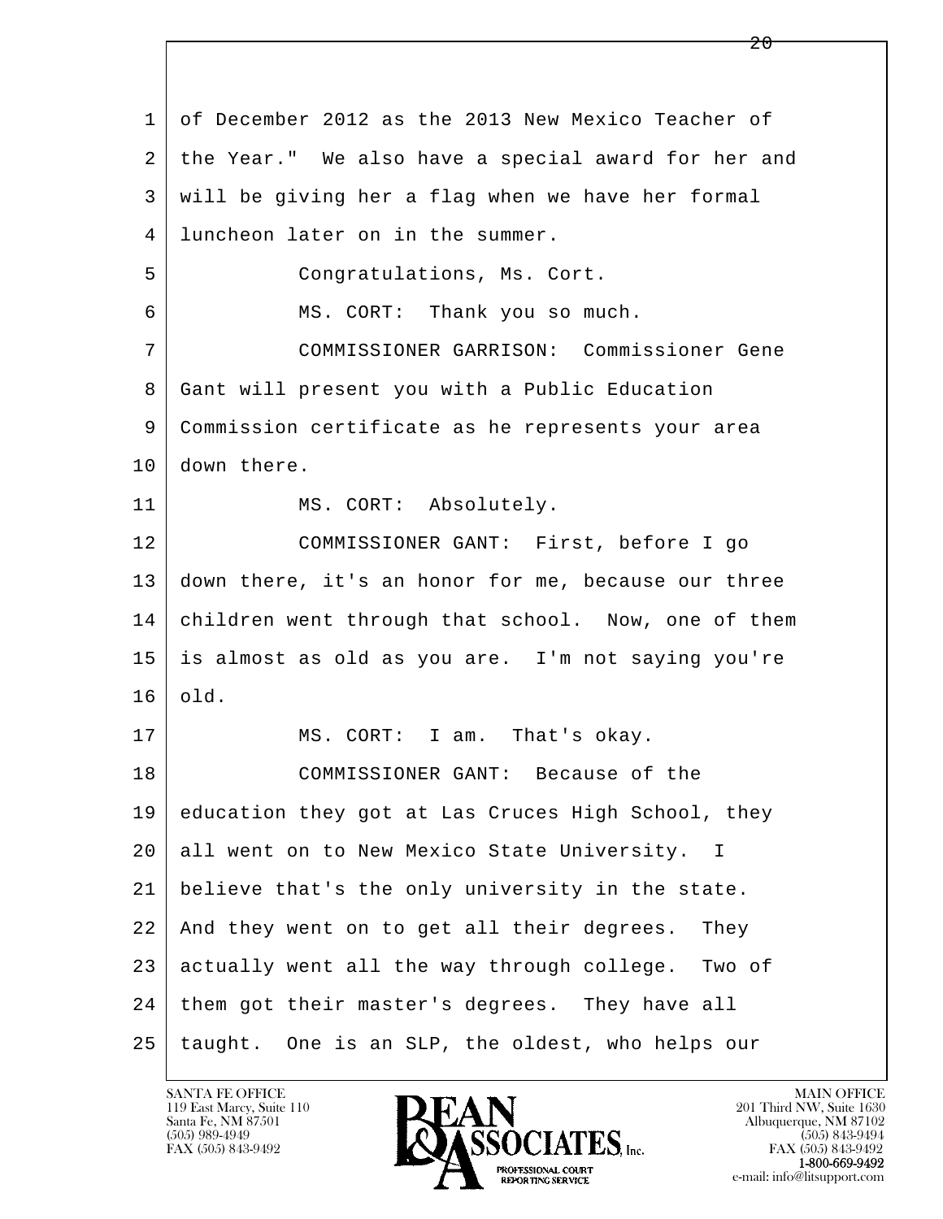1 of December 2012 as the 2013 New Mexico Teacher of
2 the Year." We also have a special award for her and
3 will be giving her a flag when we have her formal
4 luncheon later on in the summer.
5 Congratulations, Ms. Cort.
6 MS. CORT: Thank you so much.
7 COMMISSIONER GARRISON: Commissioner Gene
8 Gant will present you with a Public Education
9 Commission certificate as he represents your area
10 down there.
11 MS. CORT: Absolutely.
12 COMMISSIONER GANT: First, before I go
13 down there, it's an honor for me, because our three
14 children went through that school. Now, one of them
15 is almost as old as you are. I'm not saying you're
16 old.
17 MS. CORT: I am. That's okay.
18 COMMISSIONER GANT: Because of the
19 education they got at Las Cruces High School, they
20 all went on to New Mexico State University. I
21 believe that's the only university in the state.
22 And they went on to get all their degrees. They
23 actually went all the way through college. Two of
24 them got their master's degrees. They have all
25 taught. One is an SLP, the oldest, who helps our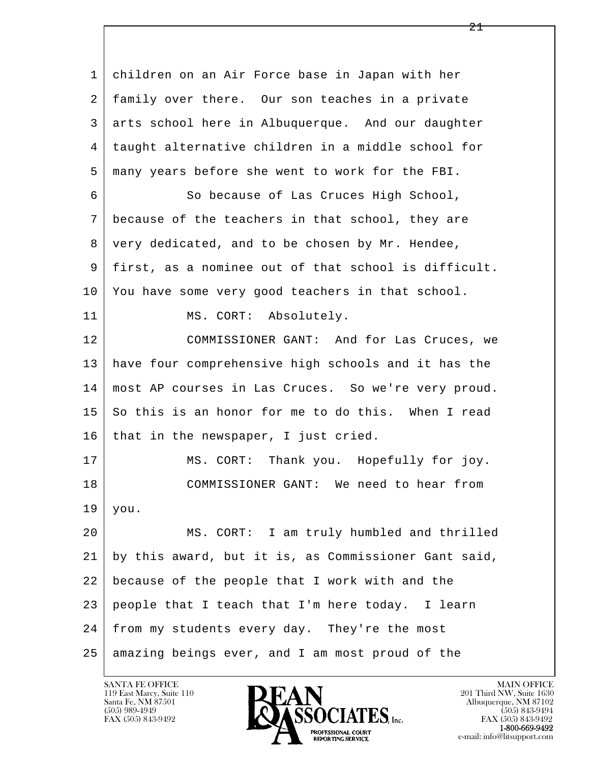1 children on an Air Force base in Japan with her
2 family over there. Our son teaches in a private
3 arts school here in Albuquerque. And our daughter
4 taught alternative children in a middle school for
5 many years before she went to work for the FBI.

6 So because of Las Cruces High School,
7 because of the teachers in that school, they are
8 very dedicated, and to be chosen by Mr. Hendee,
9 first, as a nominee out of that school is difficult.
10 You have some very good teachers in that school.

11 MS. CORT: Absolutely.

12 COMMISSIONER GANT: And for Las Cruces, we
13 have four comprehensive high schools and it has the
14 most AP courses in Las Cruces. So we're very proud.
15 So this is an honor for me to do this. When I read
16 that in the newspaper, I just cried.

17 MS. CORT: Thank you. Hopefully for joy.

18 COMMISSIONER GANT: We need to hear from
19 you.

20 MS. CORT: I am truly humbled and thrilled
21 by this award, but it is, as Commissioner Gant said,
22 because of the people that I work with and the
23 people that I teach that I'm here today. I learn
24 from my students every day. They're the most
25 amazing beings ever, and I am most proud of the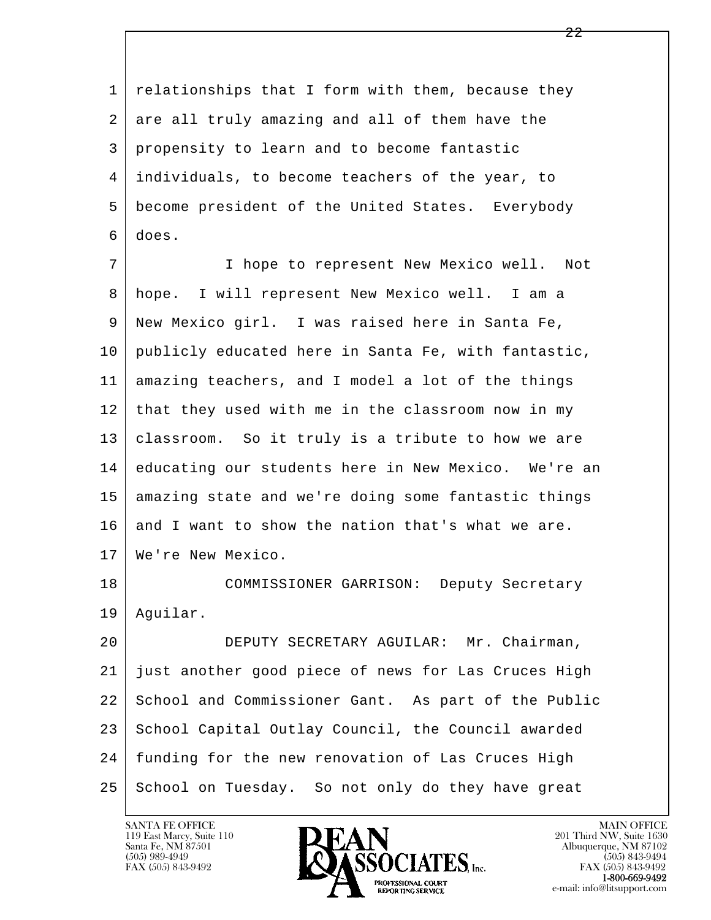relationships that I form with them, because they are all truly amazing and all of them have the propensity to learn and to become fantastic individuals, to become teachers of the year, to become president of the United States. Everybody does.

I hope to represent New Mexico well. Not hope. I will represent New Mexico well. I am a New Mexico girl. I was raised here in Santa Fe, publicly educated here in Santa Fe, with fantastic, amazing teachers, and I model a lot of the things that they used with me in the classroom now in my classroom. So it truly is a tribute to how we are educating our students here in New Mexico. We're an amazing state and we're doing some fantastic things and I want to show the nation that's what we are. We're New Mexico.

COMMISSIONER GARRISON: Deputy Secretary Aguilar.

DEPUTY SECRETARY AGUILAR: Mr. Chairman, just another good piece of news for Las Cruces High School and Commissioner Gant. As part of the Public School Capital Outlay Council, the Council awarded funding for the new renovation of Las Cruces High School on Tuesday. So not only do they have great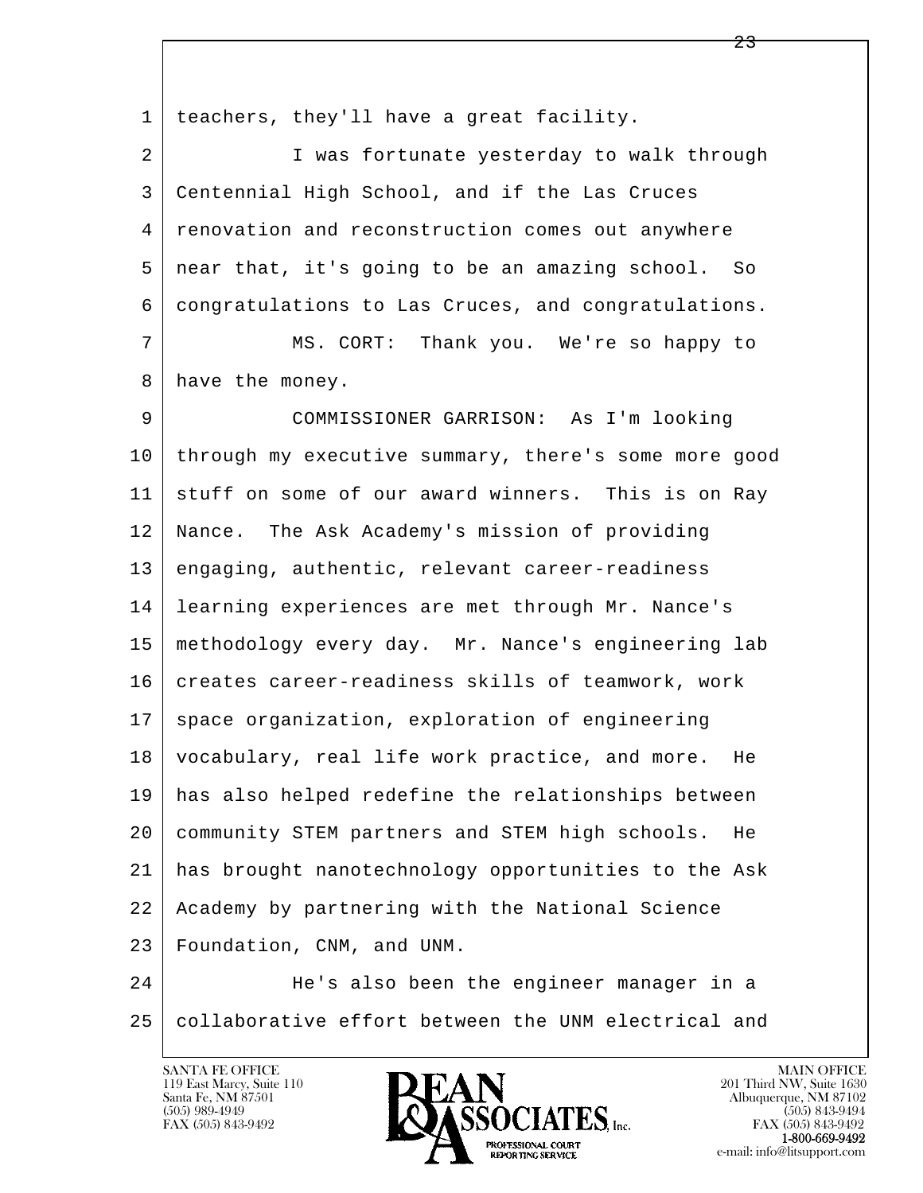1 teachers, they'll have a great facility.

2 I was fortunate yesterday to walk through

3 Centennial High School, and if the Las Cruces

4 renovation and reconstruction comes out anywhere

5 near that, it's going to be an amazing school. So

6 congratulations to Las Cruces, and congratulations.

7 MS. CORT: Thank you. We're so happy to

8 have the money.

9 COMMISSIONER GARRISON: As I'm looking

10 through my executive summary, there's some more good

11 stuff on some of our award winners. This is on Ray

12 Nance. The Ask Academy's mission of providing

13 engaging, authentic, relevant career-readiness

14 learning experiences are met through Mr. Nance's

15 methodology every day. Mr. Nance's engineering lab

16 creates career-readiness skills of teamwork, work

17 space organization, exploration of engineering

18 vocabulary, real life work practice, and more. He

19 has also helped redefine the relationships between

20 community STEM partners and STEM high schools. He

21 has brought nanotechnology opportunities to the Ask

22 Academy by partnering with the National Science

23 Foundation, CNM, and UNM.

24 He's also been the engineer manager in a

25 collaborative effort between the UNM electrical and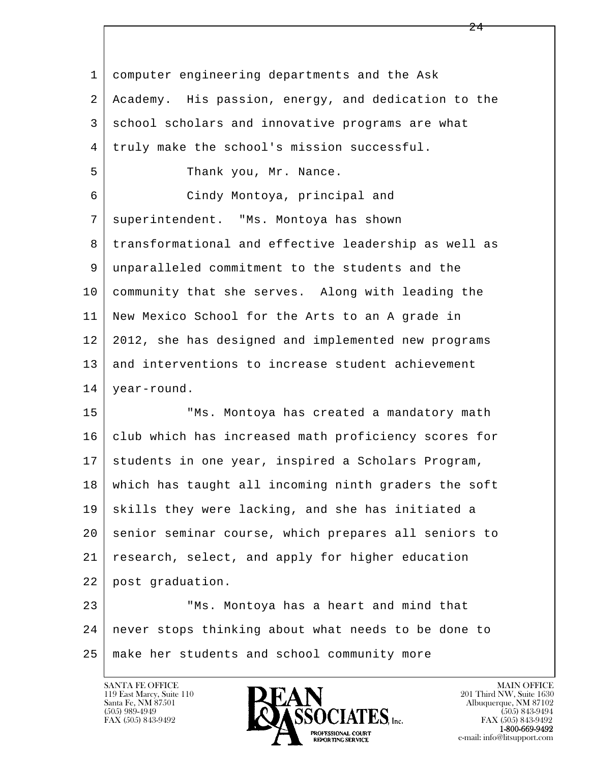computer engineering departments and the Ask Academy. His passion, energy, and dedication to the school scholars and innovative programs are what truly make the school's mission successful.

Thank you, Mr. Nance.

Cindy Montoya, principal and superintendent. "Ms. Montoya has shown transformational and effective leadership as well as unparalleled commitment to the students and the community that she serves. Along with leading the New Mexico School for the Arts to an A grade in 2012, she has designed and implemented new programs and interventions to increase student achievement year-round.

"Ms. Montoya has created a mandatory math club which has increased math proficiency scores for students in one year, inspired a Scholars Program, which has taught all incoming ninth graders the soft skills they were lacking, and she has initiated a senior seminar course, which prepares all seniors to research, select, and apply for higher education post graduation.

"Ms. Montoya has a heart and mind that never stops thinking about what needs to be done to make her students and school community more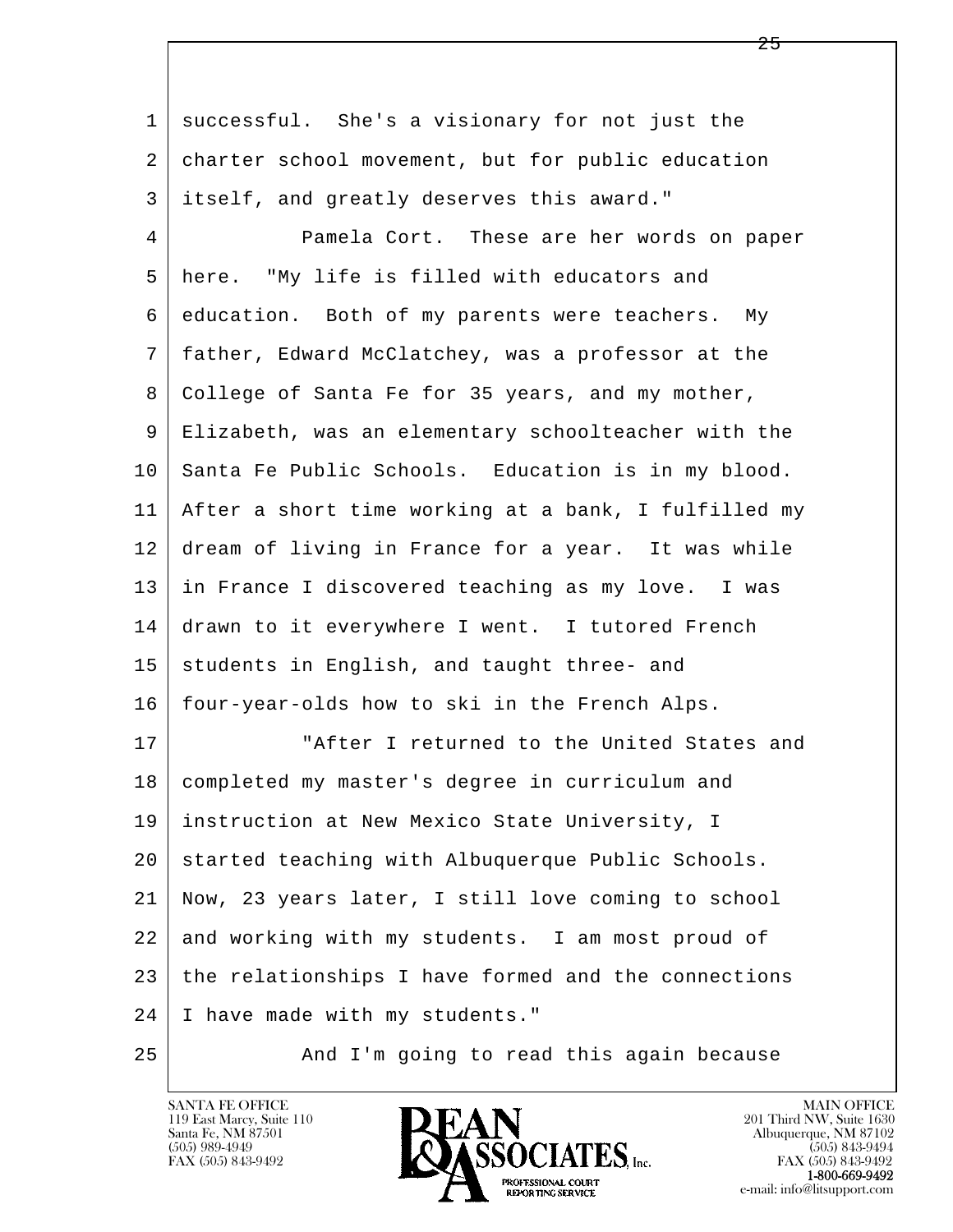successful. She's a visionary for not just the charter school movement, but for public education itself, and greatly deserves this award."

Pamela Cort. These are her words on paper here. "My life is filled with educators and education. Both of my parents were teachers. My father, Edward McClatchey, was a professor at the College of Santa Fe for 35 years, and my mother, Elizabeth, was an elementary schoolteacher with the Santa Fe Public Schools. Education is in my blood. After a short time working at a bank, I fulfilled my dream of living in France for a year. It was while in France I discovered teaching as my love. I was drawn to it everywhere I went. I tutored French students in English, and taught three- and four-year-olds how to ski in the French Alps.

"After I returned to the United States and completed my master's degree in curriculum and instruction at New Mexico State University, I started teaching with Albuquerque Public Schools. Now, 23 years later, I still love coming to school and working with my students. I am most proud of the relationships I have formed and the connections I have made with my students."

And I'm going to read this again because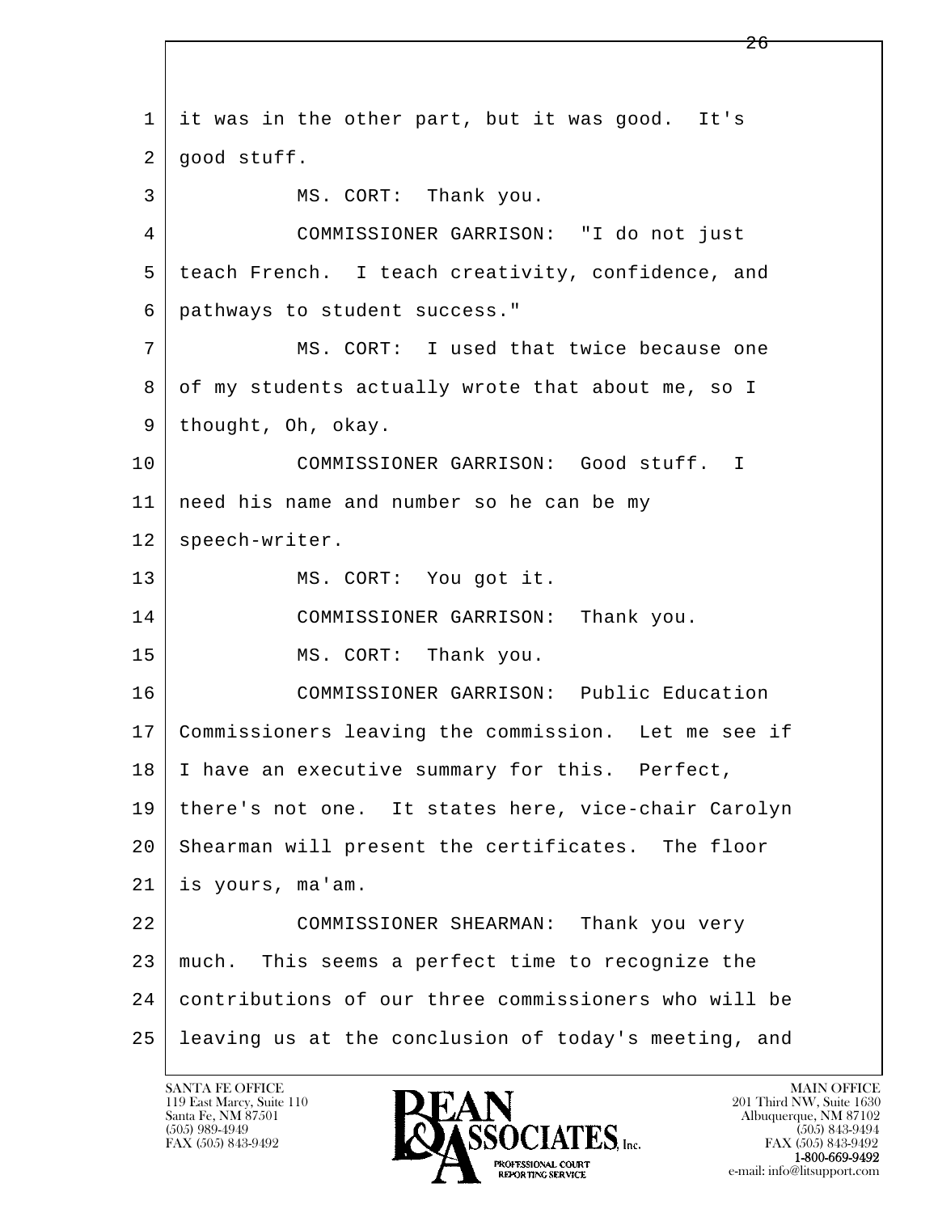1 it was in the other part, but it was good. It's
2 good stuff.
3 MS. CORT: Thank you.
4 COMMISSIONER GARRISON: "I do not just
5 teach French. I teach creativity, confidence, and
6 pathways to student success."
7 MS. CORT: I used that twice because one
8 of my students actually wrote that about me, so I
9 thought, Oh, okay.
10 COMMISSIONER GARRISON: Good stuff. I
11 need his name and number so he can be my
12 speech-writer.
13 MS. CORT: You got it.
14 COMMISSIONER GARRISON: Thank you.
15 MS. CORT: Thank you.
16 COMMISSIONER GARRISON: Public Education
17 Commissioners leaving the commission. Let me see if
18 I have an executive summary for this. Perfect,
19 there's not one. It states here, vice-chair Carolyn
20 Shearman will present the certificates. The floor
21 is yours, ma'am.
22 COMMISSIONER SHEARMAN: Thank you very
23 much. This seems a perfect time to recognize the
24 contributions of our three commissioners who will be
25 leaving us at the conclusion of today's meeting, and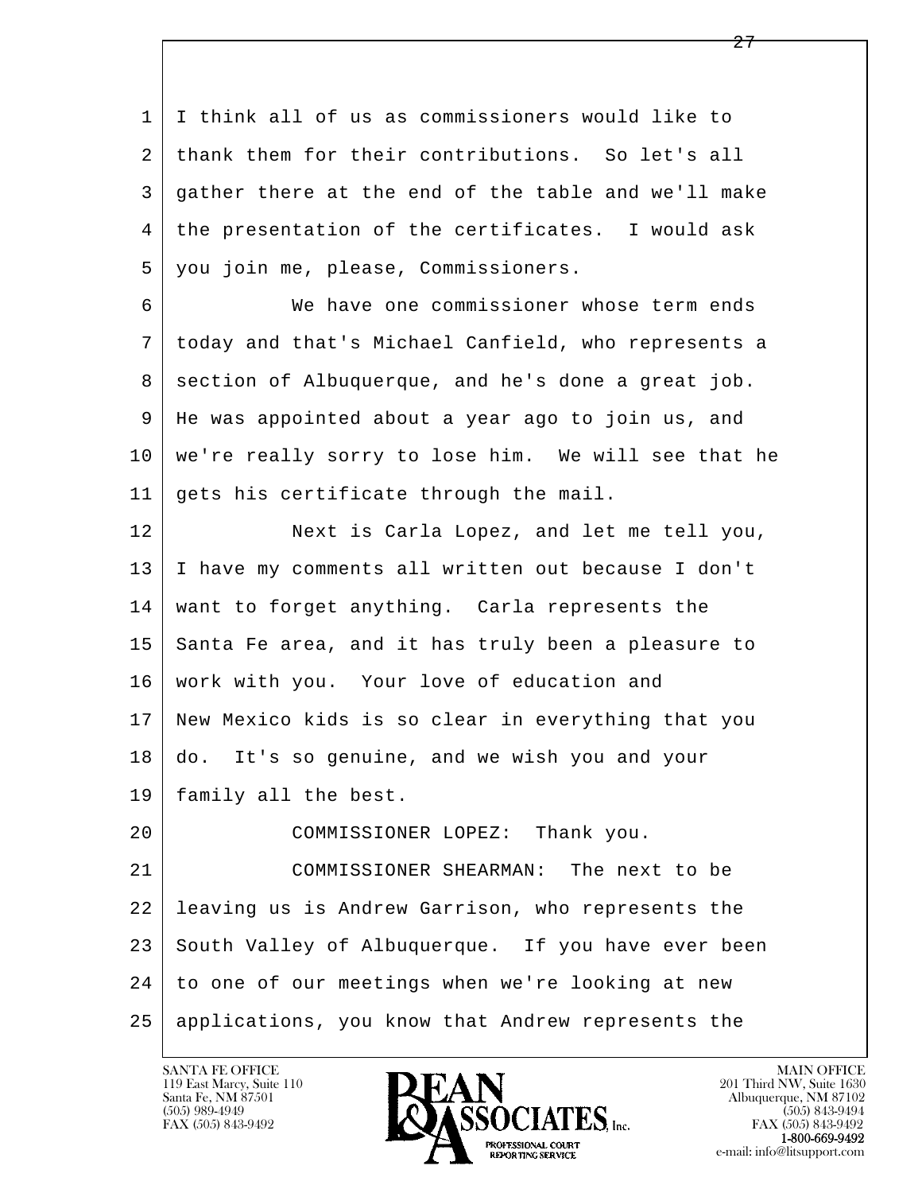I think all of us as commissioners would like to thank them for their contributions. So let's all gather there at the end of the table and we'll make the presentation of the certificates. I would ask you join me, please, Commissioners.

We have one commissioner whose term ends today and that's Michael Canfield, who represents a section of Albuquerque, and he's done a great job. He was appointed about a year ago to join us, and we're really sorry to lose him. We will see that he gets his certificate through the mail.

Next is Carla Lopez, and let me tell you, I have my comments all written out because I don't want to forget anything. Carla represents the Santa Fe area, and it has truly been a pleasure to work with you. Your love of education and New Mexico kids is so clear in everything that you do. It's so genuine, and we wish you and your family all the best.

COMMISSIONER LOPEZ: Thank you.

COMMISSIONER SHEARMAN: The next to be leaving us is Andrew Garrison, who represents the South Valley of Albuquerque. If you have ever been to one of our meetings when we're looking at new applications, you know that Andrew represents the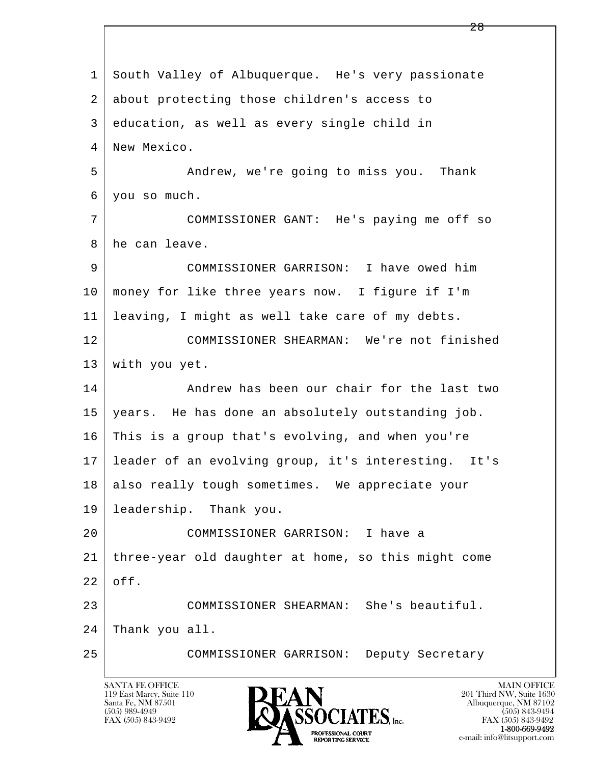1 South Valley of Albuquerque. He's very passionate
2 about protecting those children's access to
3 education, as well as every single child in
4 New Mexico.

5 Andrew, we're going to miss you. Thank
6 you so much.

7 COMMISSIONER GANT: He's paying me off so
8 he can leave.

9 COMMISSIONER GARRISON: I have owed him
10 money for like three years now. I figure if I'm
11 leaving, I might as well take care of my debts.

12 COMMISSIONER SHEARMAN: We're not finished
13 with you yet.

14 Andrew has been our chair for the last two
15 years. He has done an absolutely outstanding job.
16 This is a group that's evolving, and when you're
17 leader of an evolving group, it's interesting. It's
18 also really tough sometimes. We appreciate your
19 leadership. Thank you.

20 COMMISSIONER GARRISON: I have a
21 three-year old daughter at home, so this might come
22 off.

23 COMMISSIONER SHEARMAN: She's beautiful.
24 Thank you all.

25 COMMISSIONER GARRISON: Deputy Secretary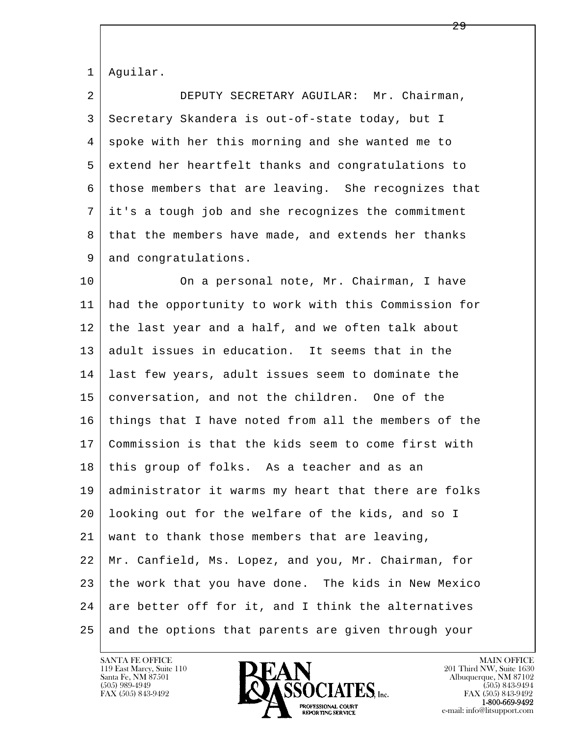Aguilar.

DEPUTY SECRETARY AGUILAR: Mr. Chairman, Secretary Skandera is out-of-state today, but I spoke with her this morning and she wanted me to extend her heartfelt thanks and congratulations to those members that are leaving. She recognizes that it's a tough job and she recognizes the commitment that the members have made, and extends her thanks and congratulations.

On a personal note, Mr. Chairman, I have had the opportunity to work with this Commission for the last year and a half, and we often talk about adult issues in education. It seems that in the last few years, adult issues seem to dominate the conversation, and not the children. One of the things that I have noted from all the members of the Commission is that the kids seem to come first with this group of folks. As a teacher and as an administrator it warms my heart that there are folks looking out for the welfare of the kids, and so I want to thank those members that are leaving, Mr. Canfield, Ms. Lopez, and you, Mr. Chairman, for the work that you have done. The kids in New Mexico are better off for it, and I think the alternatives and the options that parents are given through your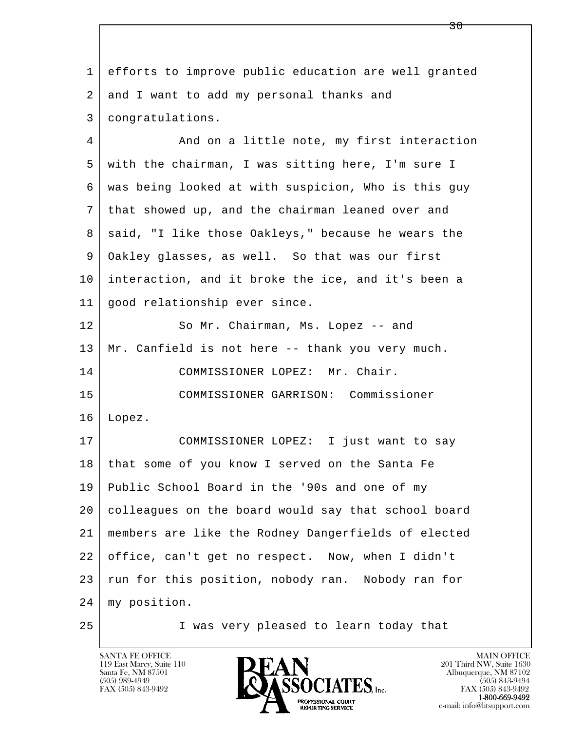efforts to improve public education are well granted and I want to add my personal thanks and congratulations.

And on a little note, my first interaction with the chairman, I was sitting here, I'm sure I was being looked at with suspicion, Who is this guy that showed up, and the chairman leaned over and said, "I like those Oakleys," because he wears the Oakley glasses, as well. So that was our first interaction, and it broke the ice, and it's been a good relationship ever since.

So Mr. Chairman, Ms. Lopez -- and Mr. Canfield is not here -- thank you very much.

COMMISSIONER LOPEZ: Mr. Chair.

COMMISSIONER GARRISON: Commissioner Lopez.

COMMISSIONER LOPEZ: I just want to say that some of you know I served on the Santa Fe Public School Board in the '90s and one of my colleagues on the board would say that school board members are like the Rodney Dangerfields of elected office, can't get no respect. Now, when I didn't run for this position, nobody ran. Nobody ran for my position.

I was very pleased to learn today that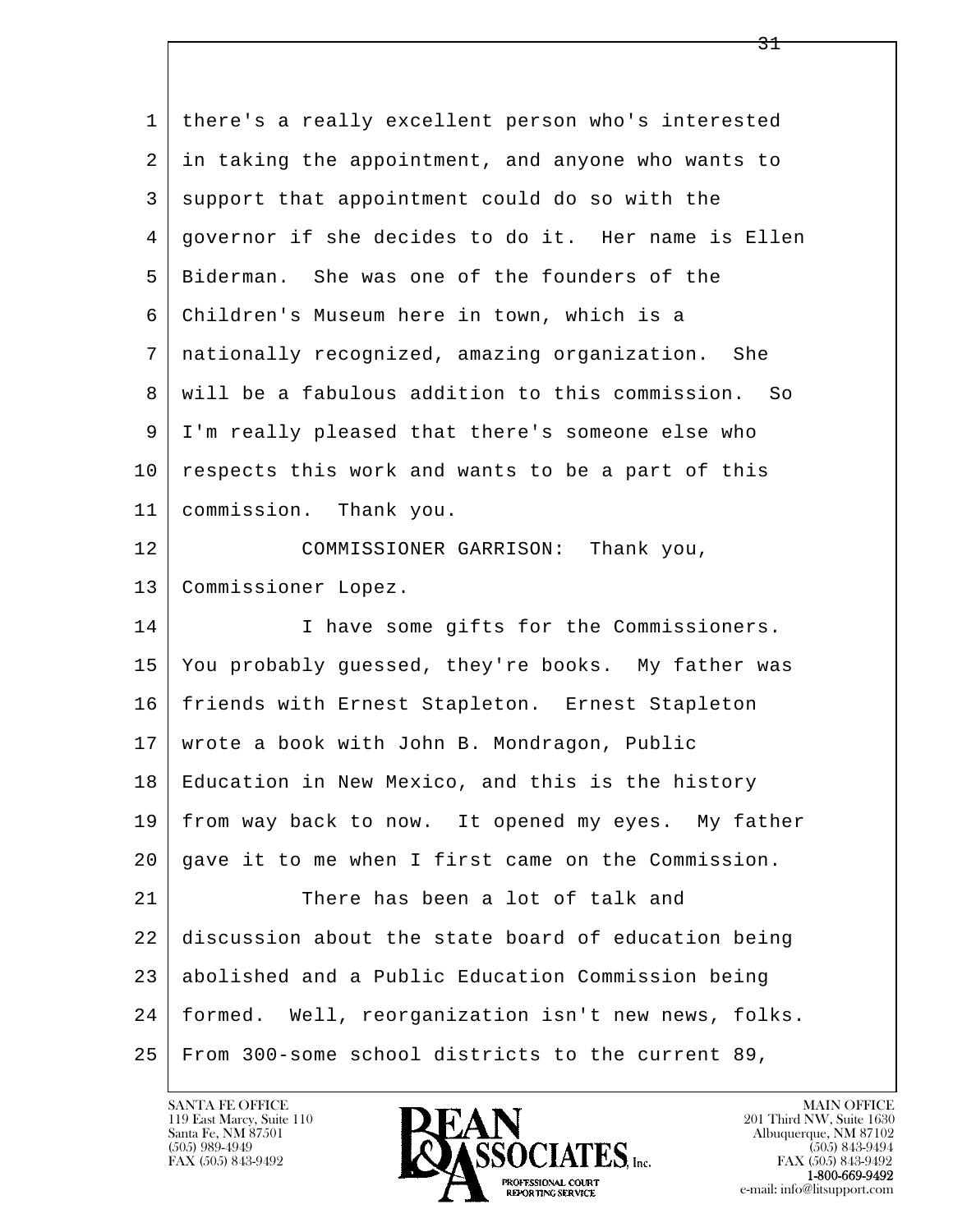there's a really excellent person who's interested in taking the appointment, and anyone who wants to support that appointment could do so with the governor if she decides to do it. Her name is Ellen Biderman. She was one of the founders of the Children's Museum here in town, which is a nationally recognized, amazing organization. She will be a fabulous addition to this commission. So I'm really pleased that there's someone else who respects this work and wants to be a part of this commission. Thank you.

COMMISSIONER GARRISON: Thank you, Commissioner Lopez.

I have some gifts for the Commissioners. You probably guessed, they're books. My father was friends with Ernest Stapleton. Ernest Stapleton wrote a book with John B. Mondragon, Public Education in New Mexico, and this is the history from way back to now. It opened my eyes. My father gave it to me when I first came on the Commission.

There has been a lot of talk and discussion about the state board of education being abolished and a Public Education Commission being formed. Well, reorganization isn't new news, folks. From 300-some school districts to the current 89,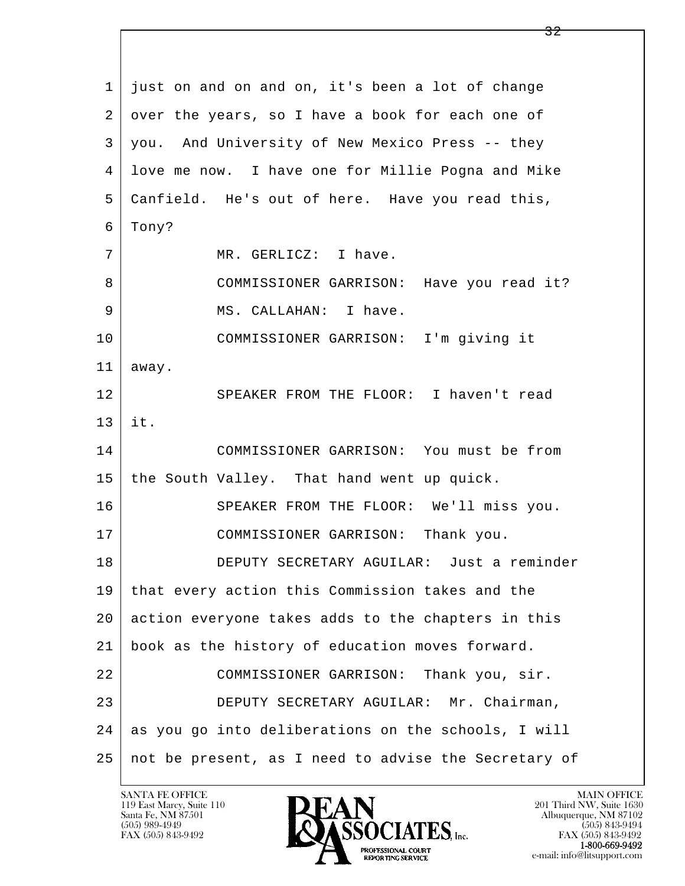1 just on and on and on, it's been a lot of change
2 over the years, so I have a book for each one of
3 you. And University of New Mexico Press -- they
4 love me now. I have one for Millie Pogna and Mike
5 Canfield. He's out of here. Have you read this,
6 Tony?
7 MR. GERLICZ: I have.
8 COMMISSIONER GARRISON: Have you read it?
9 MS. CALLAHAN: I have.
10 COMMISSIONER GARRISON: I'm giving it
11 away.
12 SPEAKER FROM THE FLOOR: I haven't read
13 it.
14 COMMISSIONER GARRISON: You must be from
15 the South Valley. That hand went up quick.
16 SPEAKER FROM THE FLOOR: We'll miss you.
17 COMMISSIONER GARRISON: Thank you.
18 DEPUTY SECRETARY AGUILAR: Just a reminder
19 that every action this Commission takes and the
20 action everyone takes adds to the chapters in this
21 book as the history of education moves forward.
22 COMMISSIONER GARRISON: Thank you, sir.
23 DEPUTY SECRETARY AGUILAR: Mr. Chairman,
24 as you go into deliberations on the schools, I will
25 not be present, as I need to advise the Secretary of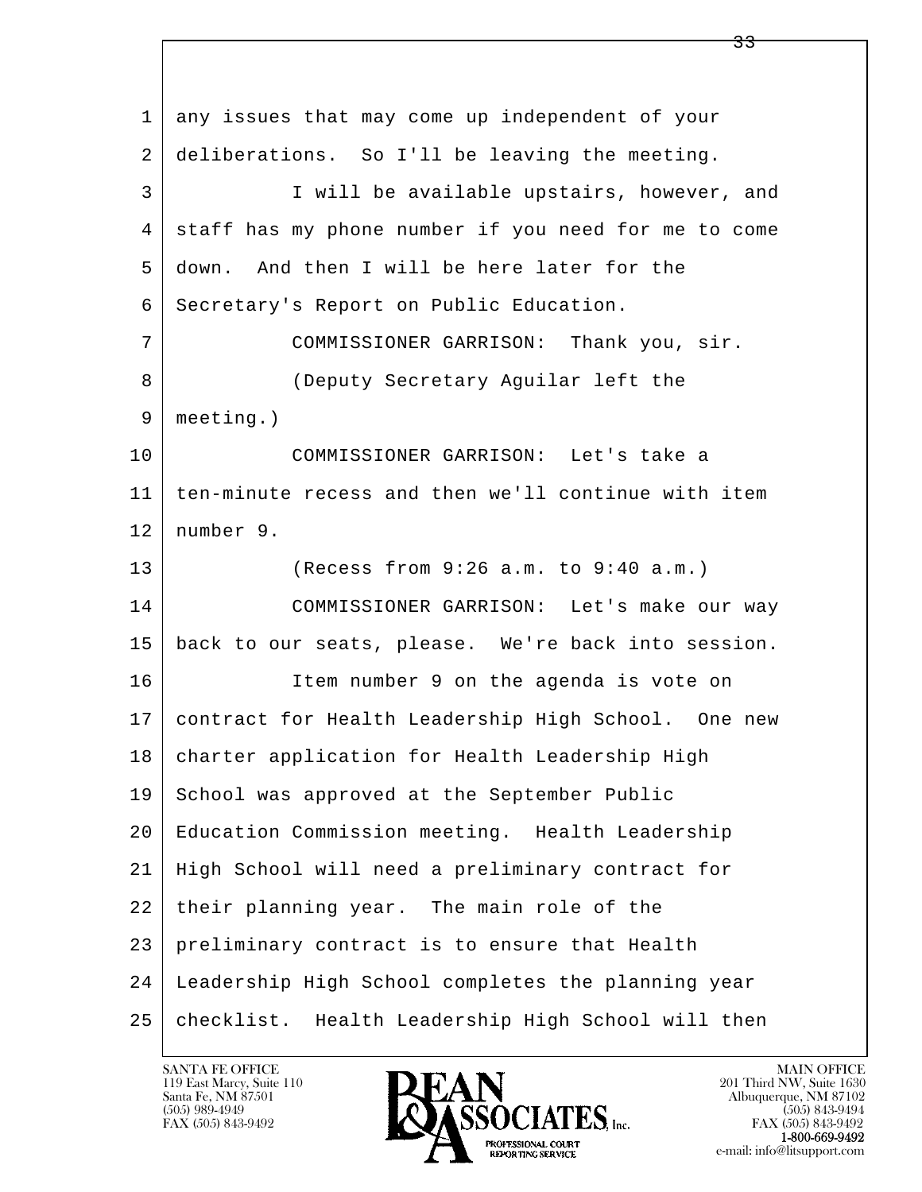any issues that may come up independent of your deliberations. So I'll be leaving the meeting.

I will be available upstairs, however, and staff has my phone number if you need for me to come down. And then I will be here later for the Secretary's Report on Public Education.

COMMISSIONER GARRISON: Thank you, sir.

(Deputy Secretary Aguilar left the meeting.)

COMMISSIONER GARRISON: Let's take a ten-minute recess and then we'll continue with item number 9.

(Recess from 9:26 a.m. to 9:40 a.m.)

COMMISSIONER GARRISON: Let's make our way back to our seats, please. We're back into session.

Item number 9 on the agenda is vote on contract for Health Leadership High School. One new charter application for Health Leadership High School was approved at the September Public Education Commission meeting. Health Leadership High School will need a preliminary contract for their planning year. The main role of the preliminary contract is to ensure that Health Leadership High School completes the planning year checklist. Health Leadership High School will then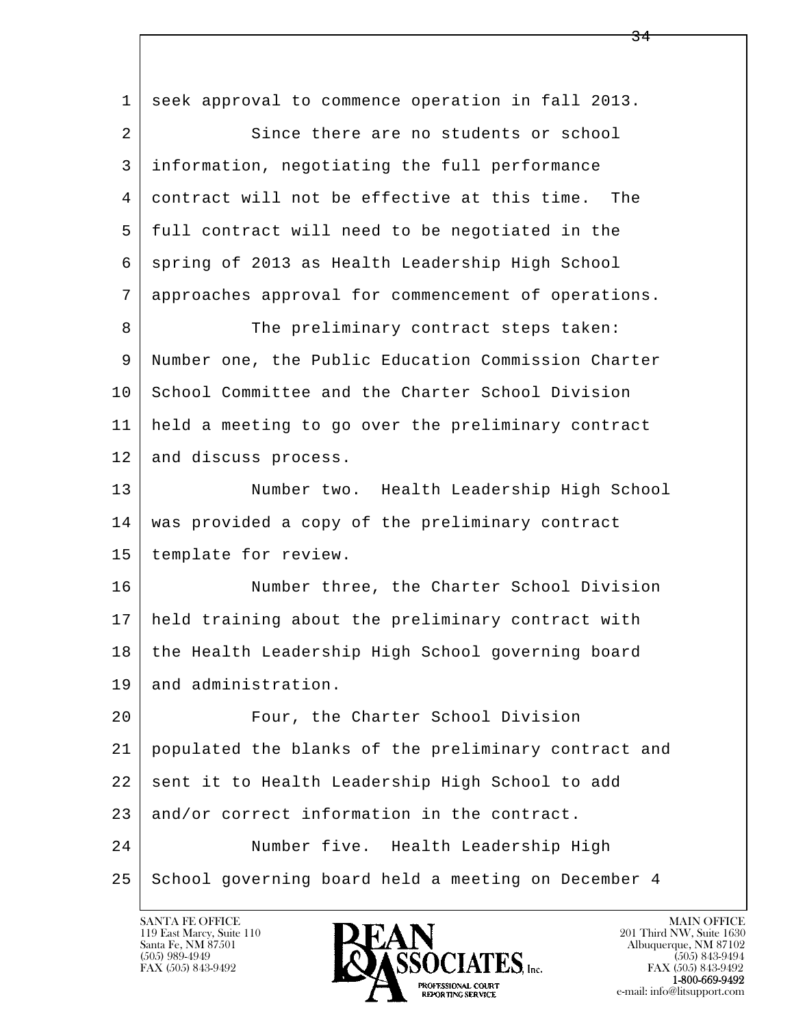seek approval to commence operation in fall 2013.

Since there are no students or school information, negotiating the full performance contract will not be effective at this time. The full contract will need to be negotiated in the spring of 2013 as Health Leadership High School approaches approval for commencement of operations.

The preliminary contract steps taken: Number one, the Public Education Commission Charter School Committee and the Charter School Division held a meeting to go over the preliminary contract and discuss process.

Number two. Health Leadership High School was provided a copy of the preliminary contract template for review.

Number three, the Charter School Division held training about the preliminary contract with the Health Leadership High School governing board and administration.

Four, the Charter School Division populated the blanks of the preliminary contract and sent it to Health Leadership High School to add and/or correct information in the contract.

Number five. Health Leadership High School governing board held a meeting on December 4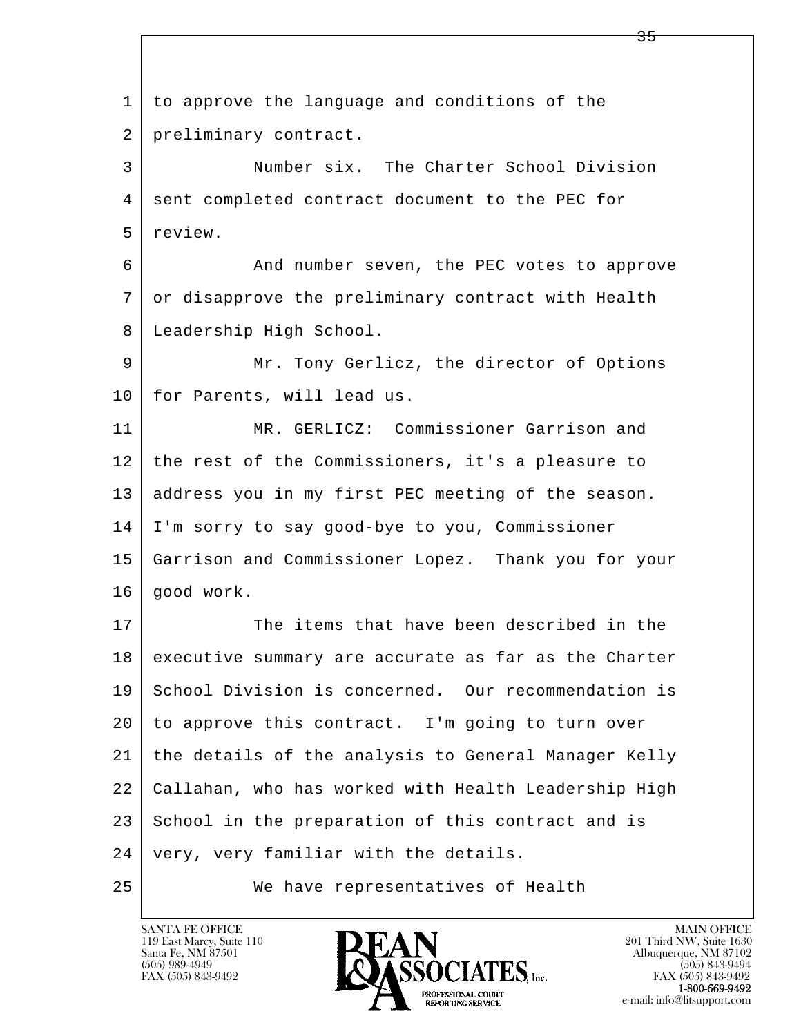1 to approve the language and conditions of the
2 preliminary contract.
3 Number six. The Charter School Division
4 sent completed contract document to the PEC for
5 review.
6 And number seven, the PEC votes to approve
7 or disapprove the preliminary contract with Health
8 Leadership High School.
9 Mr. Tony Gerlicz, the director of Options
10 for Parents, will lead us.
11 MR. GERLICZ: Commissioner Garrison and
12 the rest of the Commissioners, it's a pleasure to
13 address you in my first PEC meeting of the season.
14 I'm sorry to say good-bye to you, Commissioner
15 Garrison and Commissioner Lopez. Thank you for your
16 good work.
17 The items that have been described in the
18 executive summary are accurate as far as the Charter
19 School Division is concerned. Our recommendation is
20 to approve this contract. I'm going to turn over
21 the details of the analysis to General Manager Kelly
22 Callahan, who has worked with Health Leadership High
23 School in the preparation of this contract and is
24 very, very familiar with the details.
25 We have representatives of Health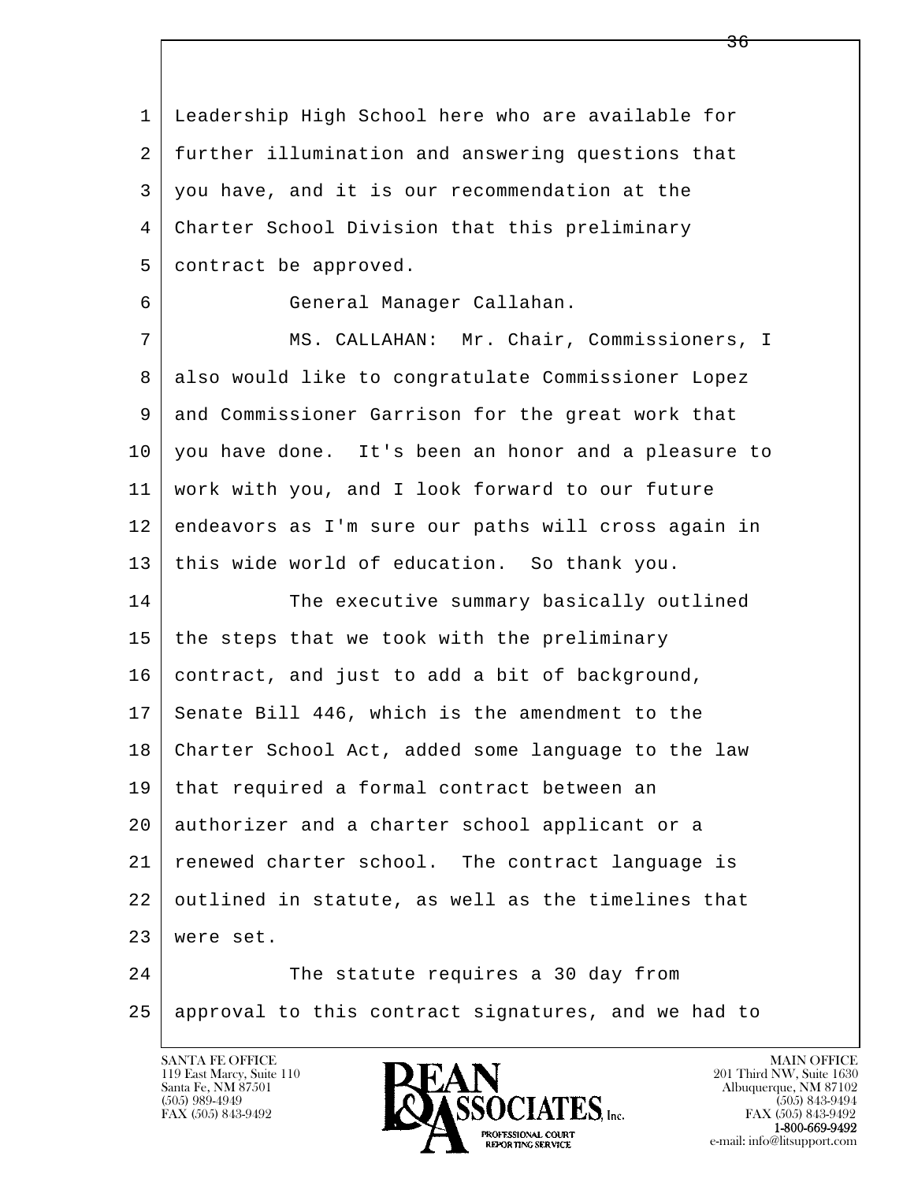1 Leadership High School here who are available for
2 further illumination and answering questions that
3 you have, and it is our recommendation at the
4 Charter School Division that this preliminary
5 contract be approved.
6 General Manager Callahan.
7 MS. CALLAHAN: Mr. Chair, Commissioners, I
8 also would like to congratulate Commissioner Lopez
9 and Commissioner Garrison for the great work that
10 you have done. It's been an honor and a pleasure to
11 work with you, and I look forward to our future
12 endeavors as I'm sure our paths will cross again in
13 this wide world of education. So thank you.
14 The executive summary basically outlined
15 the steps that we took with the preliminary
16 contract, and just to add a bit of background,
17 Senate Bill 446, which is the amendment to the
18 Charter School Act, added some language to the law
19 that required a formal contract between an
20 authorizer and a charter school applicant or a
21 renewed charter school. The contract language is
22 outlined in statute, as well as the timelines that
23 were set.
24 The statute requires a 30 day from
25 approval to this contract signatures, and we had to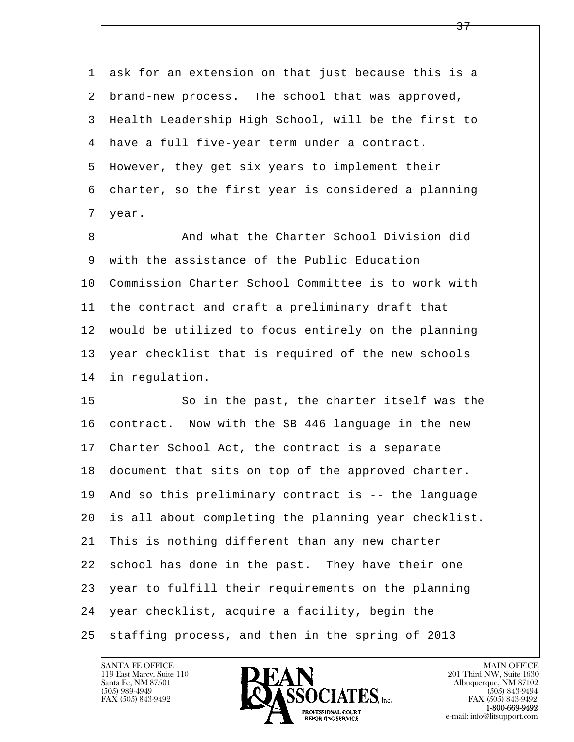1 ask for an extension on that just because this is a
2 brand-new process. The school that was approved,
3 Health Leadership High School, will be the first to
4 have a full five-year term under a contract.
5 However, they get six years to implement their
6 charter, so the first year is considered a planning
7 year.

8 And what the Charter School Division did
9 with the assistance of the Public Education
10 Commission Charter School Committee is to work with
11 the contract and craft a preliminary draft that
12 would be utilized to focus entirely on the planning
13 year checklist that is required of the new schools
14 in regulation.

15 So in the past, the charter itself was the
16 contract. Now with the SB 446 language in the new
17 Charter School Act, the contract is a separate
18 document that sits on top of the approved charter.
19 And so this preliminary contract is -- the language
20 is all about completing the planning year checklist.
21 This is nothing different than any new charter
22 school has done in the past. They have their one
23 year to fulfill their requirements on the planning
24 year checklist, acquire a facility, begin the
25 staffing process, and then in the spring of 2013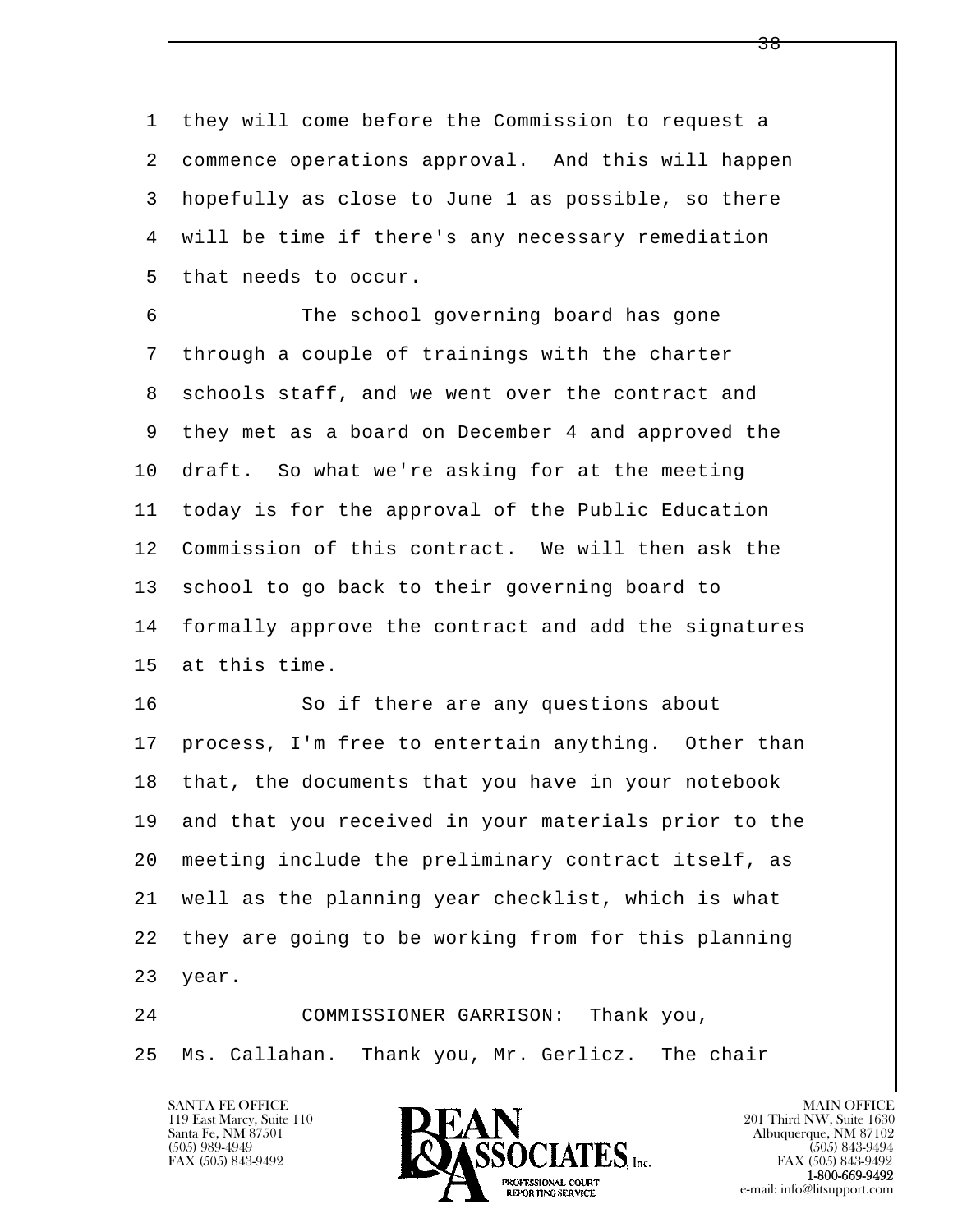1 they will come before the Commission to request a
2 commence operations approval. And this will happen
3 hopefully as close to June 1 as possible, so there
4 will be time if there's any necessary remediation
5 that needs to occur.

6 The school governing board has gone
7 through a couple of trainings with the charter
8 schools staff, and we went over the contract and
9 they met as a board on December 4 and approved the
10 draft. So what we're asking for at the meeting
11 today is for the approval of the Public Education
12 Commission of this contract. We will then ask the
13 school to go back to their governing board to
14 formally approve the contract and add the signatures
15 at this time.

16 So if there are any questions about
17 process, I'm free to entertain anything. Other than
18 that, the documents that you have in your notebook
19 and that you received in your materials prior to the
20 meeting include the preliminary contract itself, as
21 well as the planning year checklist, which is what
22 they are going to be working from for this planning
23 year.

24 COMMISSIONER GARRISON: Thank you,
25 Ms. Callahan. Thank you, Mr. Gerlicz. The chair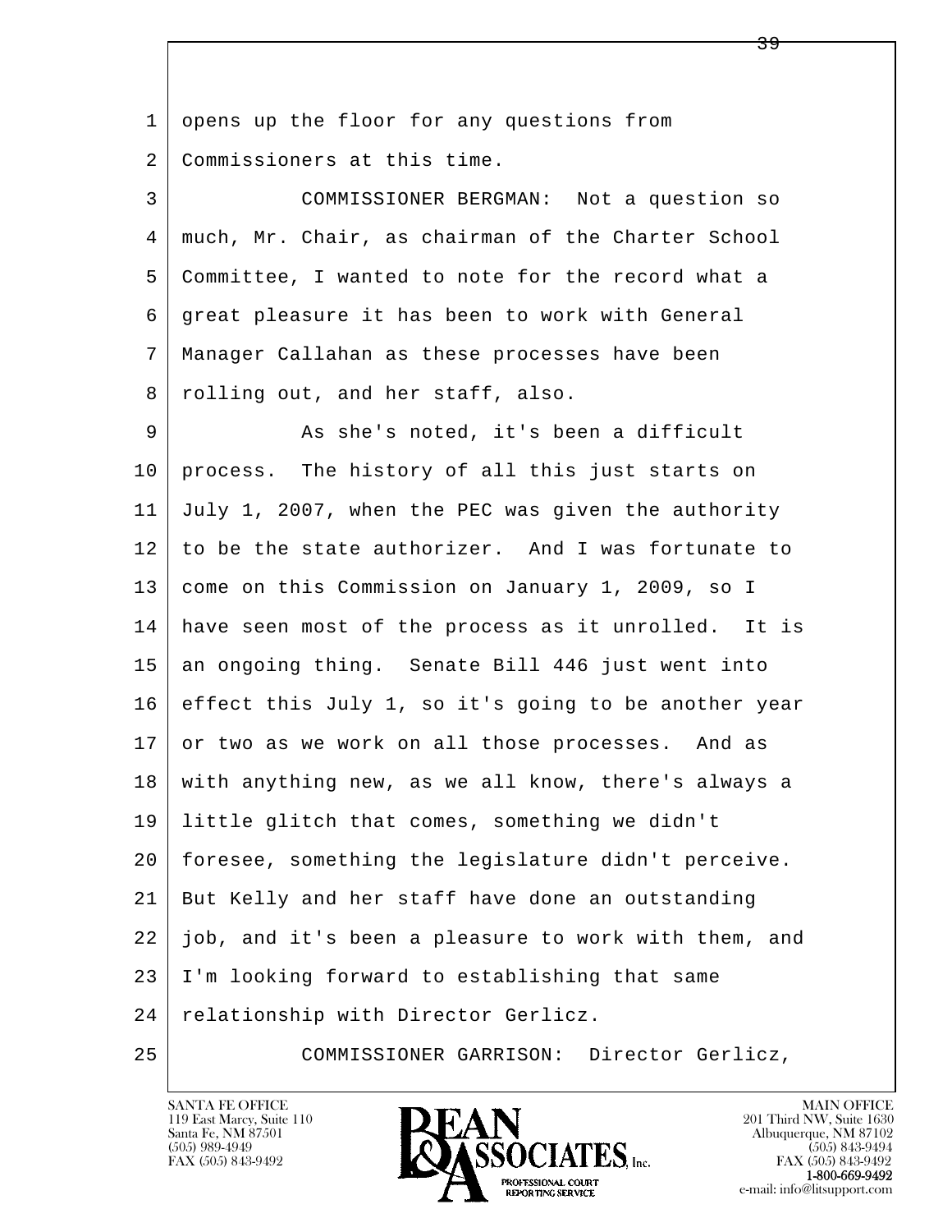opens up the floor for any questions from Commissioners at this time.

COMMISSIONER BERGMAN: Not a question so much, Mr. Chair, as chairman of the Charter School Committee, I wanted to note for the record what a great pleasure it has been to work with General Manager Callahan as these processes have been rolling out, and her staff, also.

As she's noted, it's been a difficult process. The history of all this just starts on July 1, 2007, when the PEC was given the authority to be the state authorizer. And I was fortunate to come on this Commission on January 1, 2009, so I have seen most of the process as it unrolled. It is an ongoing thing. Senate Bill 446 just went into effect this July 1, so it's going to be another year or two as we work on all those processes. And as with anything new, as we all know, there's always a little glitch that comes, something we didn't foresee, something the legislature didn't perceive. But Kelly and her staff have done an outstanding job, and it's been a pleasure to work with them, and I'm looking forward to establishing that same relationship with Director Gerlicz.

COMMISSIONER GARRISON: Director Gerlicz,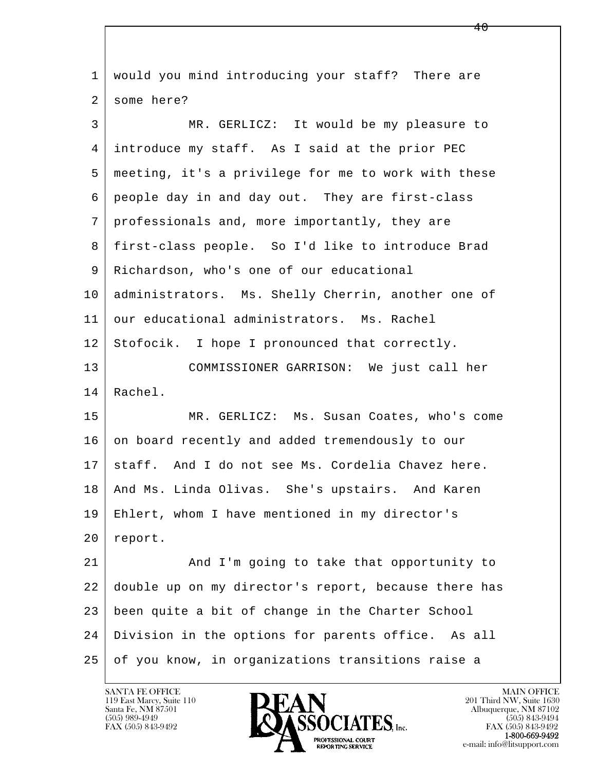1 would you mind introducing your staff? There are
2 some here?
3 MR. GERLICZ: It would be my pleasure to
4 introduce my staff. As I said at the prior PEC
5 meeting, it's a privilege for me to work with these
6 people day in and day out. They are first-class
7 professionals and, more importantly, they are
8 first-class people. So I'd like to introduce Brad
9 Richardson, who's one of our educational
10 administrators. Ms. Shelly Cherrin, another one of
11 our educational administrators. Ms. Rachel
12 Stofocik. I hope I pronounced that correctly.
13 COMMISSIONER GARRISON: We just call her
14 Rachel.
15 MR. GERLICZ: Ms. Susan Coates, who's come
16 on board recently and added tremendously to our
17 staff. And I do not see Ms. Cordelia Chavez here.
18 And Ms. Linda Olivas. She's upstairs. And Karen
19 Ehlert, whom I have mentioned in my director's
20 report.
21 And I'm going to take that opportunity to
22 double up on my director's report, because there has
23 been quite a bit of change in the Charter School
24 Division in the options for parents office. As all
25 of you know, in organizations transitions raise a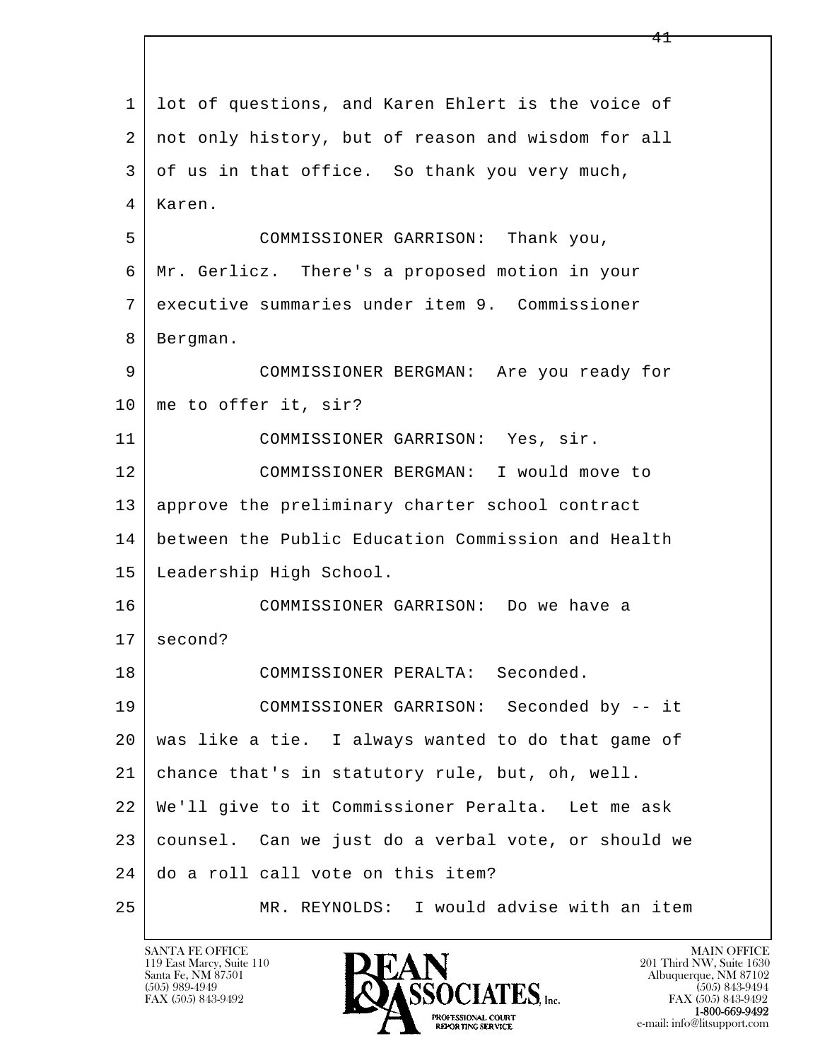1 lot of questions, and Karen Ehlert is the voice of
2 not only history, but of reason and wisdom for all
3 of us in that office. So thank you very much,
4 Karen.

5 COMMISSIONER GARRISON: Thank you,
6 Mr. Gerlicz. There's a proposed motion in your
7 executive summaries under item 9. Commissioner
8 Bergman.

9 COMMISSIONER BERGMAN: Are you ready for
10 me to offer it, sir?

11 COMMISSIONER GARRISON: Yes, sir.

12 COMMISSIONER BERGMAN: I would move to
13 approve the preliminary charter school contract
14 between the Public Education Commission and Health
15 Leadership High School.

16 COMMISSIONER GARRISON: Do we have a
17 second?

18 COMMISSIONER PERALTA: Seconded.

19 COMMISSIONER GARRISON: Seconded by -- it
20 was like a tie. I always wanted to do that game of
21 chance that's in statutory rule, but, oh, well.
22 We'll give to it Commissioner Peralta. Let me ask
23 counsel. Can we just do a verbal vote, or should we
24 do a roll call vote on this item?

25 MR. REYNOLDS: I would advise with an item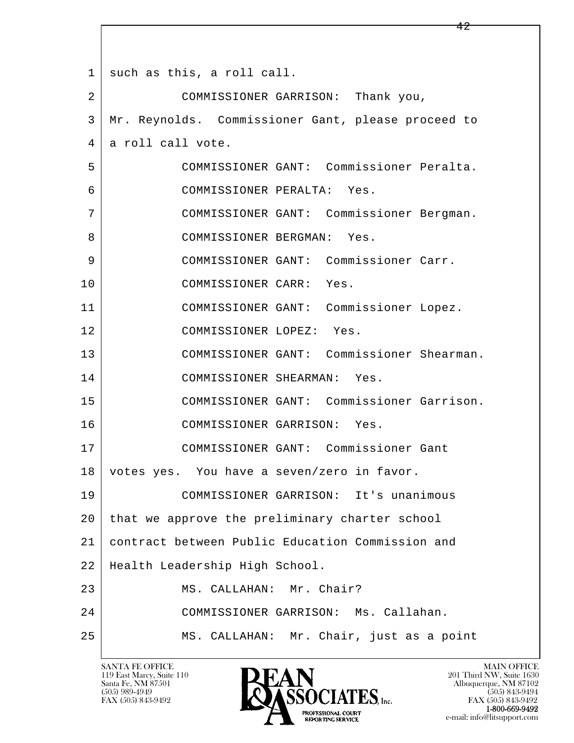1 such as this, a roll call.

2 COMMISSIONER GARRISON: Thank you,

3 Mr. Reynolds. Commissioner Gant, please proceed to

4 a roll call vote.

5 COMMISSIONER GANT: Commissioner Peralta.

6 COMMISSIONER PERALTA: Yes.

7 COMMISSIONER GANT: Commissioner Bergman.

8 COMMISSIONER BERGMAN: Yes.

9 COMMISSIONER GANT: Commissioner Carr.

10 COMMISSIONER CARR: Yes.

11 COMMISSIONER GANT: Commissioner Lopez.

12 COMMISSIONER LOPEZ: Yes.

13 COMMISSIONER GANT: Commissioner Shearman.

14 COMMISSIONER SHEARMAN: Yes.

15 COMMISSIONER GANT: Commissioner Garrison.

16 COMMISSIONER GARRISON: Yes.

17 COMMISSIONER GANT: Commissioner Gant

18 votes yes. You have a seven/zero in favor.

19 COMMISSIONER GARRISON: It's unanimous

20 that we approve the preliminary charter school

21 contract between Public Education Commission and

22 Health Leadership High School.

23 MS. CALLAHAN: Mr. Chair?

24 COMMISSIONER GARRISON: Ms. Callahan.

25 MS. CALLAHAN: Mr. Chair, just as a point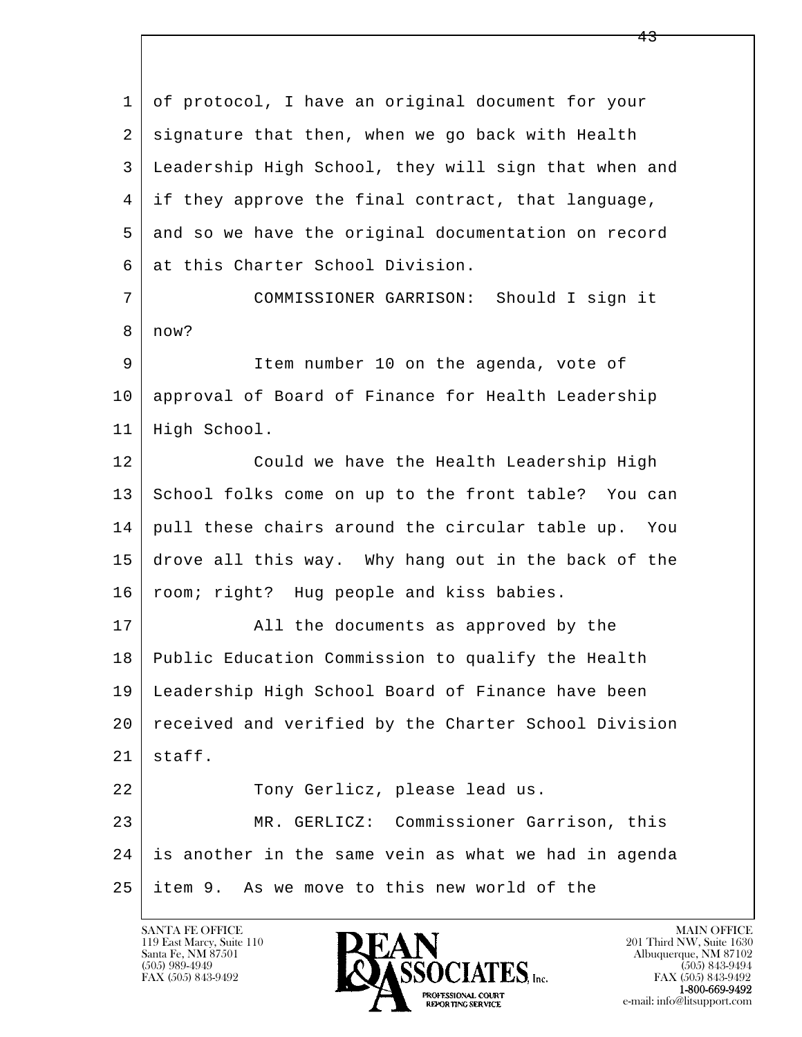1 of protocol, I have an original document for your
2 signature that then, when we go back with Health
3 Leadership High School, they will sign that when and
4 if they approve the final contract, that language,
5 and so we have the original documentation on record
6 at this Charter School Division.

7 COMMISSIONER GARRISON: Should I sign it
8 now?

9 Item number 10 on the agenda, vote of
10 approval of Board of Finance for Health Leadership
11 High School.

12 Could we have the Health Leadership High
13 School folks come on up to the front table? You can
14 pull these chairs around the circular table up. You
15 drove all this way. Why hang out in the back of the
16 room; right? Hug people and kiss babies.

17 All the documents as approved by the
18 Public Education Commission to qualify the Health
19 Leadership High School Board of Finance have been
20 received and verified by the Charter School Division
21 staff.

22 Tony Gerlicz, please lead us.

23 MR. GERLICZ: Commissioner Garrison, this
24 is another in the same vein as what we had in agenda
25 item 9. As we move to this new world of the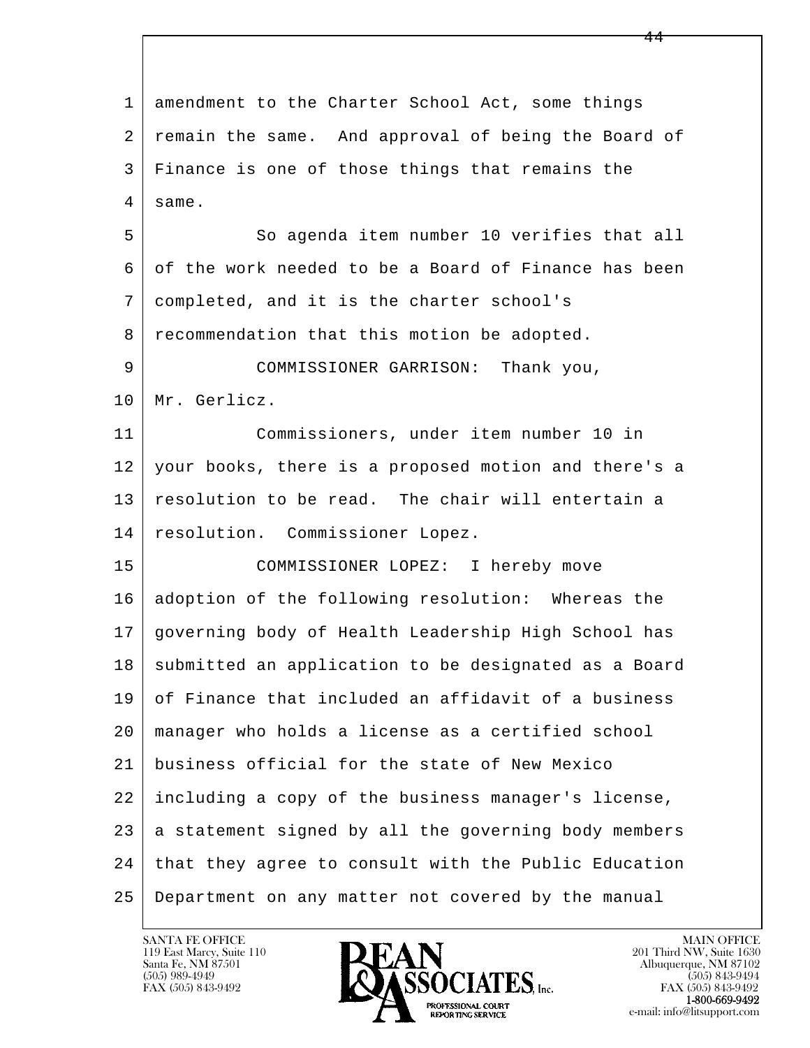amendment to the Charter School Act, some things remain the same. And approval of being the Board of Finance is one of those things that remains the same.

So agenda item number 10 verifies that all of the work needed to be a Board of Finance has been completed, and it is the charter school's recommendation that this motion be adopted.

COMMISSIONER GARRISON: Thank you, Mr. Gerlicz.

Commissioners, under item number 10 in your books, there is a proposed motion and there's a resolution to be read. The chair will entertain a resolution. Commissioner Lopez.

COMMISSIONER LOPEZ: I hereby move adoption of the following resolution: Whereas the governing body of Health Leadership High School has submitted an application to be designated as a Board of Finance that included an affidavit of a business manager who holds a license as a certified school business official for the state of New Mexico including a copy of the business manager's license, a statement signed by all the governing body members that they agree to consult with the Public Education Department on any matter not covered by the manual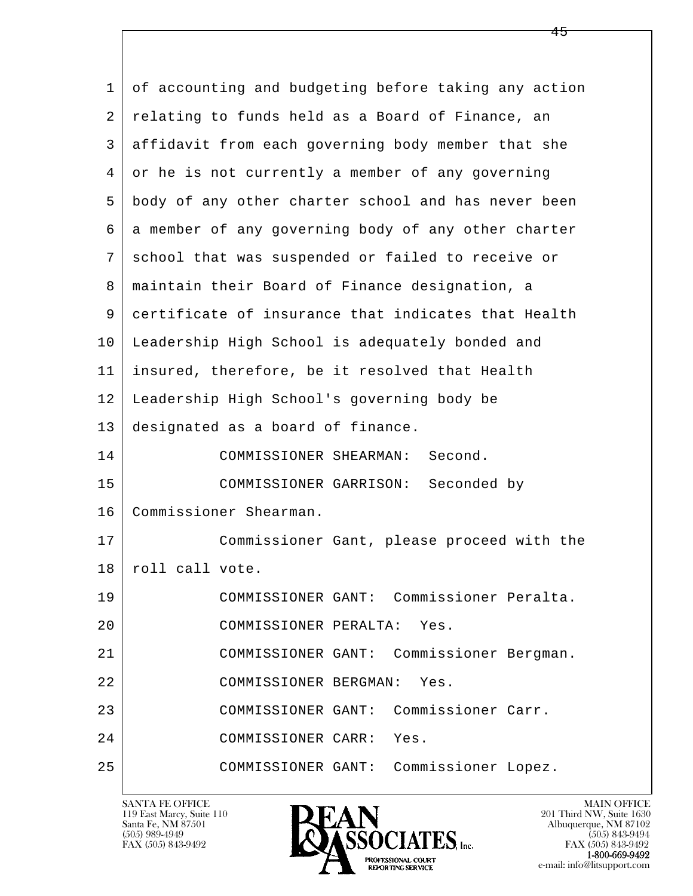of accounting and budgeting before taking any action relating to funds held as a Board of Finance, an affidavit from each governing body member that she or he is not currently a member of any governing body of any other charter school and has never been a member of any governing body of any other charter school that was suspended or failed to receive or maintain their Board of Finance designation, a certificate of insurance that indicates that Health Leadership High School is adequately bonded and insured, therefore, be it resolved that Health Leadership High School's governing body be designated as a board of finance.

COMMISSIONER SHEARMAN: Second.

COMMISSIONER GARRISON: Seconded by Commissioner Shearman.

Commissioner Gant, please proceed with the roll call vote.

COMMISSIONER GANT: Commissioner Peralta.

COMMISSIONER PERALTA: Yes.

COMMISSIONER GANT: Commissioner Bergman.

COMMISSIONER BERGMAN: Yes.

COMMISSIONER GANT: Commissioner Carr.

COMMISSIONER CARR: Yes.

COMMISSIONER GANT: Commissioner Lopez.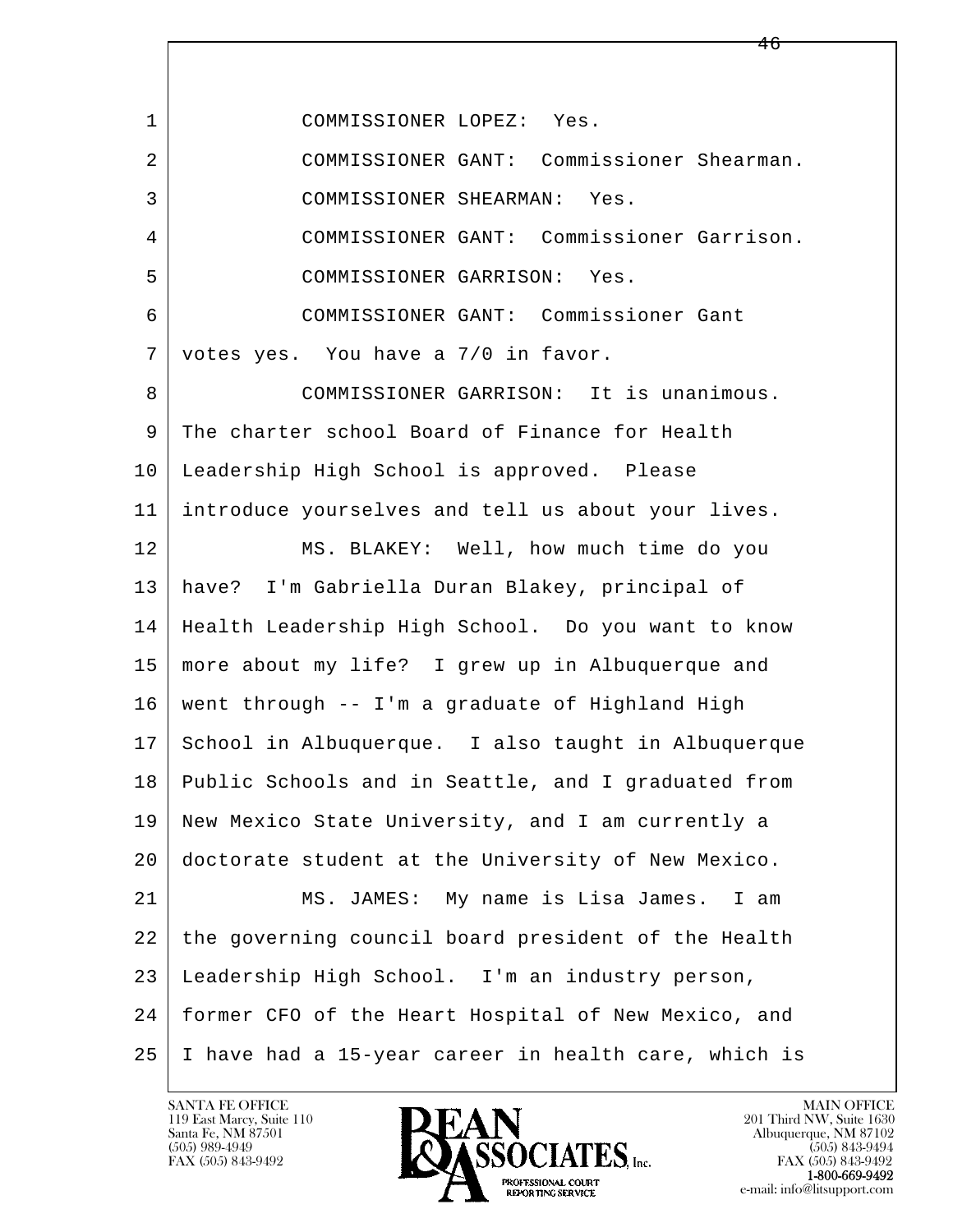COMMISSIONER LOPEZ: Yes.

COMMISSIONER GANT: Commissioner Shearman.

COMMISSIONER SHEARMAN: Yes.

COMMISSIONER GANT: Commissioner Garrison.

COMMISSIONER GARRISON: Yes.

COMMISSIONER GANT: Commissioner Gant votes yes. You have a 7/0 in favor.

COMMISSIONER GARRISON: It is unanimous. The charter school Board of Finance for Health Leadership High School is approved. Please introduce yourselves and tell us about your lives.

MS. BLAKEY: Well, how much time do you have? I'm Gabriella Duran Blakey, principal of Health Leadership High School. Do you want to know more about my life? I grew up in Albuquerque and went through -- I'm a graduate of Highland High School in Albuquerque. I also taught in Albuquerque Public Schools and in Seattle, and I graduated from New Mexico State University, and I am currently a doctorate student at the University of New Mexico.

MS. JAMES: My name is Lisa James. I am the governing council board president of the Health Leadership High School. I'm an industry person, former CFO of the Heart Hospital of New Mexico, and I have had a 15-year career in health care, which is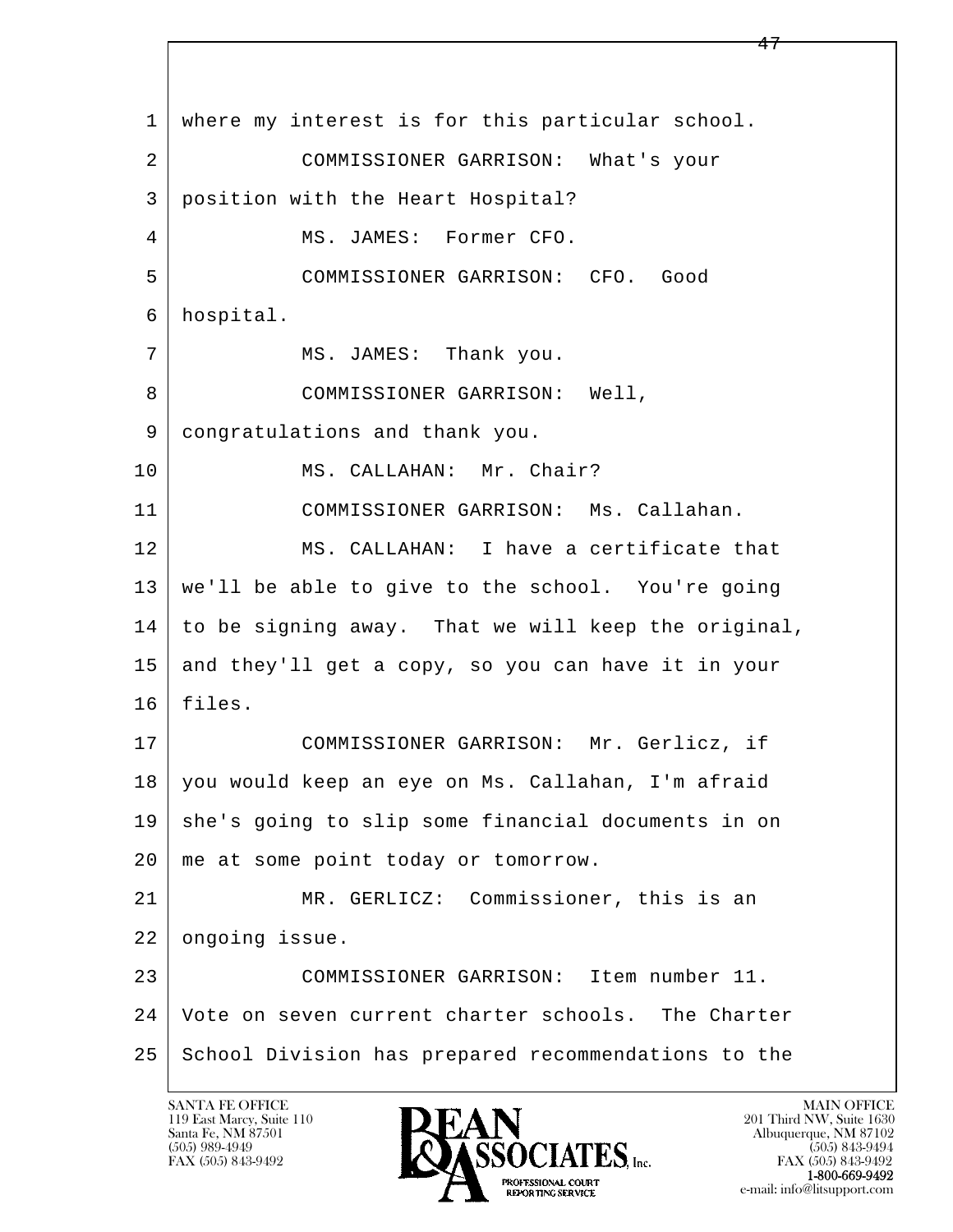1 where my interest is for this particular school.

2 COMMISSIONER GARRISON: What's your

3 position with the Heart Hospital?

4 MS. JAMES: Former CFO.

5 COMMISSIONER GARRISON: CFO. Good

6 hospital.

7 MS. JAMES: Thank you.

8 COMMISSIONER GARRISON: Well,

9 congratulations and thank you.

10 MS. CALLAHAN: Mr. Chair?

11 COMMISSIONER GARRISON: Ms. Callahan.

12 MS. CALLAHAN: I have a certificate that

13 we'll be able to give to the school. You're going

14 to be signing away. That we will keep the original,

15 and they'll get a copy, so you can have it in your

16 files.

17 COMMISSIONER GARRISON: Mr. Gerlicz, if

18 you would keep an eye on Ms. Callahan, I'm afraid

19 she's going to slip some financial documents in on

20 me at some point today or tomorrow.

21 MR. GERLICZ: Commissioner, this is an

22 ongoing issue.

23 COMMISSIONER GARRISON: Item number 11.

24 Vote on seven current charter schools. The Charter

25 School Division has prepared recommendations to the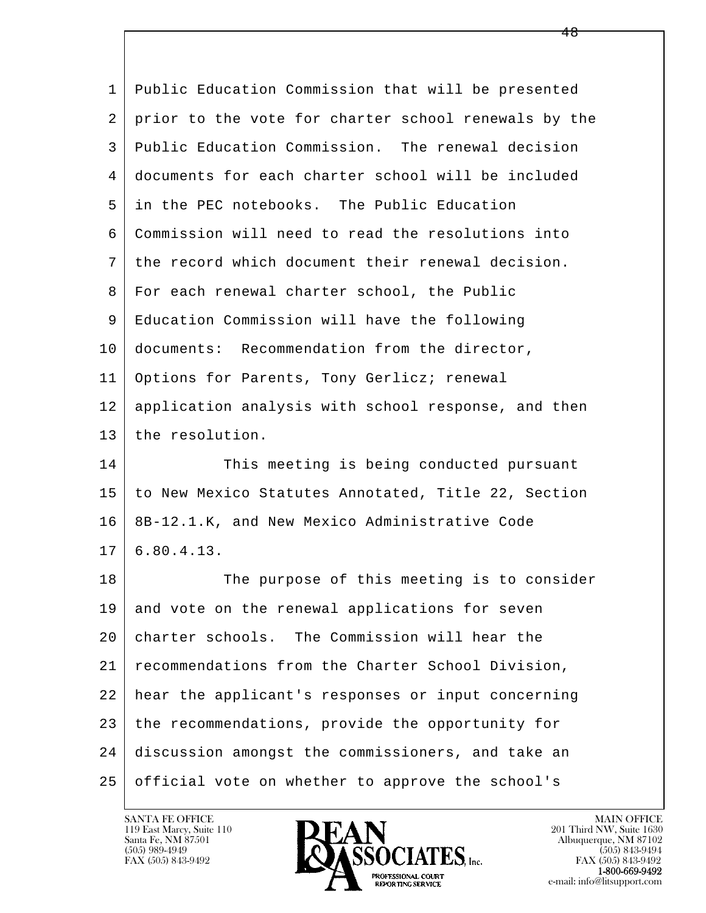Public Education Commission that will be presented prior to the vote for charter school renewals by the Public Education Commission. The renewal decision documents for each charter school will be included in the PEC notebooks. The Public Education Commission will need to read the resolutions into the record which document their renewal decision. For each renewal charter school, the Public Education Commission will have the following documents: Recommendation from the director, Options for Parents, Tony Gerlicz; renewal application analysis with school response, and then the resolution.

This meeting is being conducted pursuant to New Mexico Statutes Annotated, Title 22, Section 8B-12.1.K, and New Mexico Administrative Code 6.80.4.13.

The purpose of this meeting is to consider and vote on the renewal applications for seven charter schools. The Commission will hear the recommendations from the Charter School Division, hear the applicant's responses or input concerning the recommendations, provide the opportunity for discussion amongst the commissioners, and take an official vote on whether to approve the school's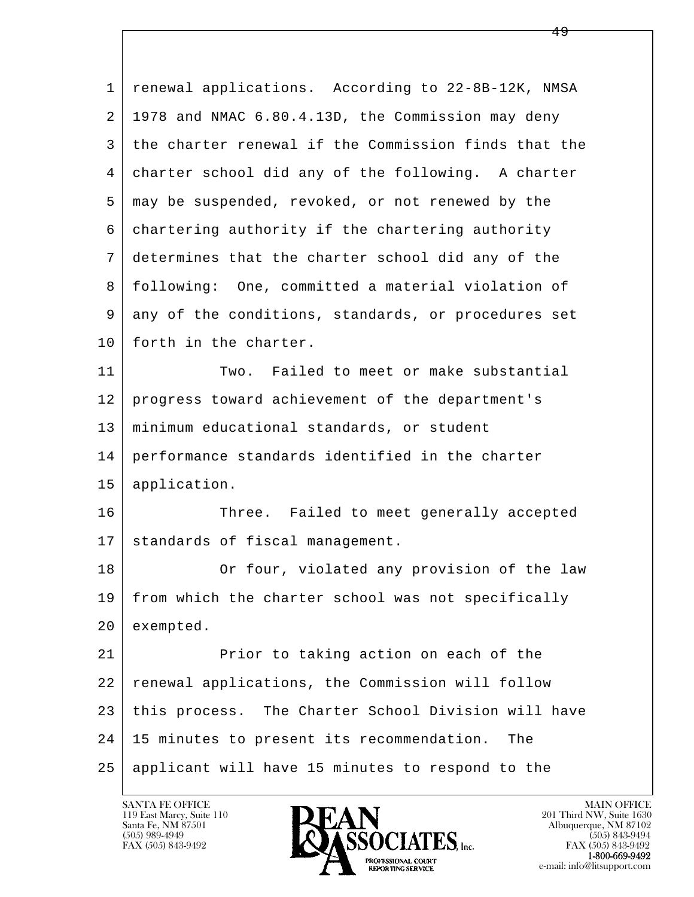renewal applications. According to 22-8B-12K, NMSA 1978 and NMAC 6.80.4.13D, the Commission may deny the charter renewal if the Commission finds that the charter school did any of the following. A charter may be suspended, revoked, or not renewed by the chartering authority if the chartering authority determines that the charter school did any of the following: One, committed a material violation of any of the conditions, standards, or procedures set forth in the charter.

Two. Failed to meet or make substantial progress toward achievement of the department's minimum educational standards, or student performance standards identified in the charter application.

Three. Failed to meet generally accepted standards of fiscal management.

Or four, violated any provision of the law from which the charter school was not specifically exempted.

Prior to taking action on each of the renewal applications, the Commission will follow this process. The Charter School Division will have 15 minutes to present its recommendation. The applicant will have 15 minutes to respond to the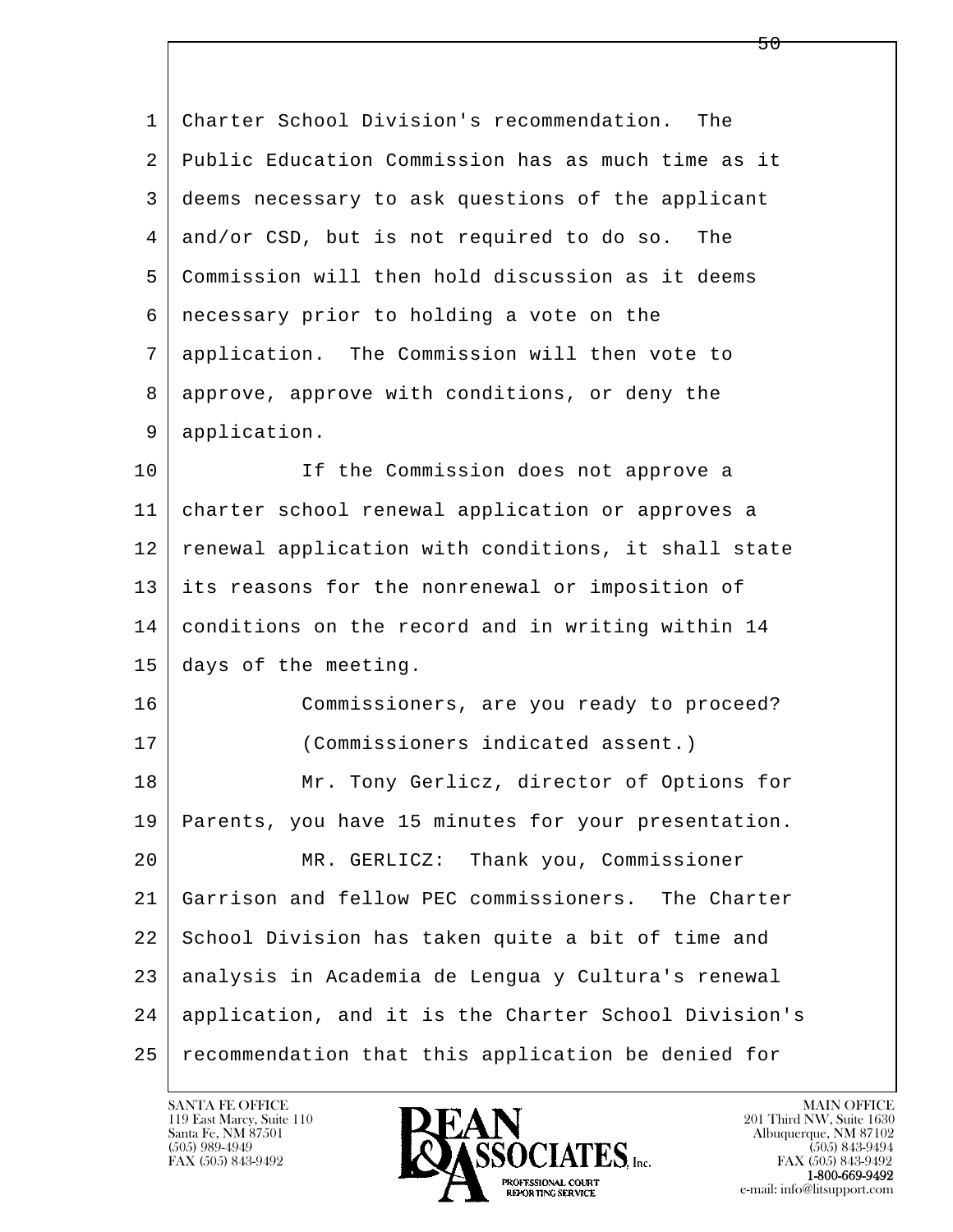Charter School Division's recommendation. The Public Education Commission has as much time as it deems necessary to ask questions of the applicant and/or CSD, but is not required to do so. The Commission will then hold discussion as it deems necessary prior to holding a vote on the application. The Commission will then vote to approve, approve with conditions, or deny the application.

If the Commission does not approve a charter school renewal application or approves a renewal application with conditions, it shall state its reasons for the nonrenewal or imposition of conditions on the record and in writing within 14 days of the meeting.

Commissioners, are you ready to proceed?

(Commissioners indicated assent.)

Mr. Tony Gerlicz, director of Options for Parents, you have 15 minutes for your presentation.

MR. GERLICZ: Thank you, Commissioner Garrison and fellow PEC commissioners. The Charter School Division has taken quite a bit of time and analysis in Academia de Lengua y Cultura's renewal application, and it is the Charter School Division's recommendation that this application be denied for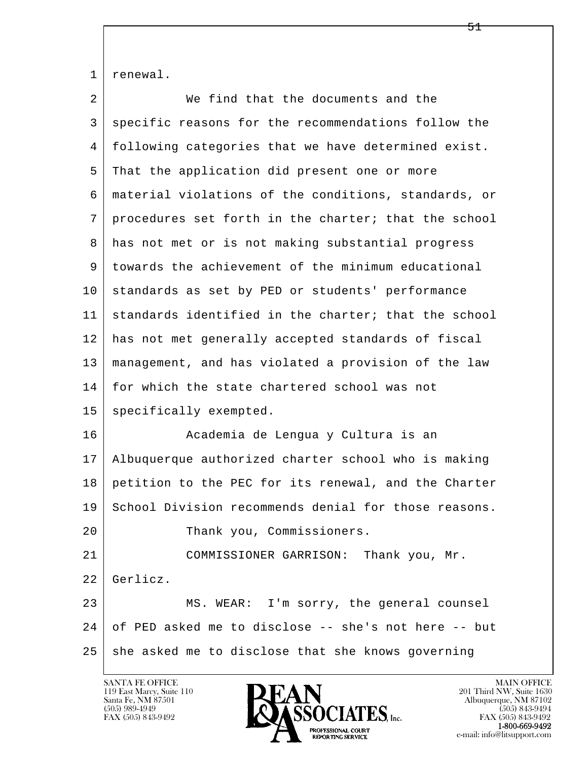renewal.

We find that the documents and the specific reasons for the recommendations follow the following categories that we have determined exist. That the application did present one or more material violations of the conditions, standards, or procedures set forth in the charter; that the school has not met or is not making substantial progress towards the achievement of the minimum educational standards as set by PED or students' performance standards identified in the charter; that the school has not met generally accepted standards of fiscal management, and has violated a provision of the law for which the state chartered school was not specifically exempted.

Academia de Lengua y Cultura is an Albuquerque authorized charter school who is making petition to the PEC for its renewal, and the Charter School Division recommends denial for those reasons.

Thank you, Commissioners.

COMMISSIONER GARRISON: Thank you, Mr. Gerlicz.

MS. WEAR: I'm sorry, the general counsel of PED asked me to disclose -- she's not here -- but she asked me to disclose that she knows governing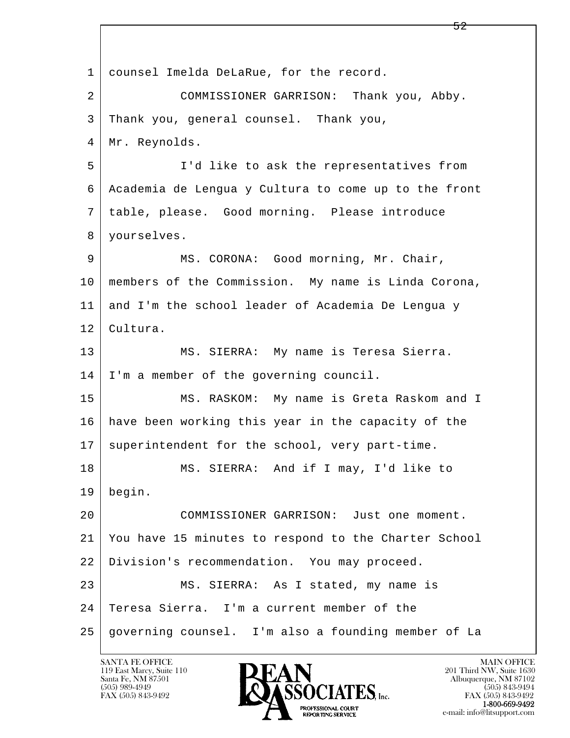1 counsel Imelda DeLaRue, for the record.

2 COMMISSIONER GARRISON: Thank you, Abby.

3 Thank you, general counsel. Thank you,

4 Mr. Reynolds.

5 I'd like to ask the representatives from

6 Academia de Lengua y Cultura to come up to the front

7 table, please. Good morning. Please introduce

8 yourselves.

9 MS. CORONA: Good morning, Mr. Chair,

10 members of the Commission. My name is Linda Corona,

11 and I'm the school leader of Academia De Lengua y

12 Cultura.

13 MS. SIERRA: My name is Teresa Sierra.

14 I'm a member of the governing council.

15 MS. RASKOM: My name is Greta Raskom and I

16 have been working this year in the capacity of the

17 superintendent for the school, very part-time.

18 MS. SIERRA: And if I may, I'd like to

19 begin.

20 COMMISSIONER GARRISON: Just one moment.

21 You have 15 minutes to respond to the Charter School

22 Division's recommendation. You may proceed.

23 MS. SIERRA: As I stated, my name is

24 Teresa Sierra. I'm a current member of the

25 governing counsel. I'm also a founding member of La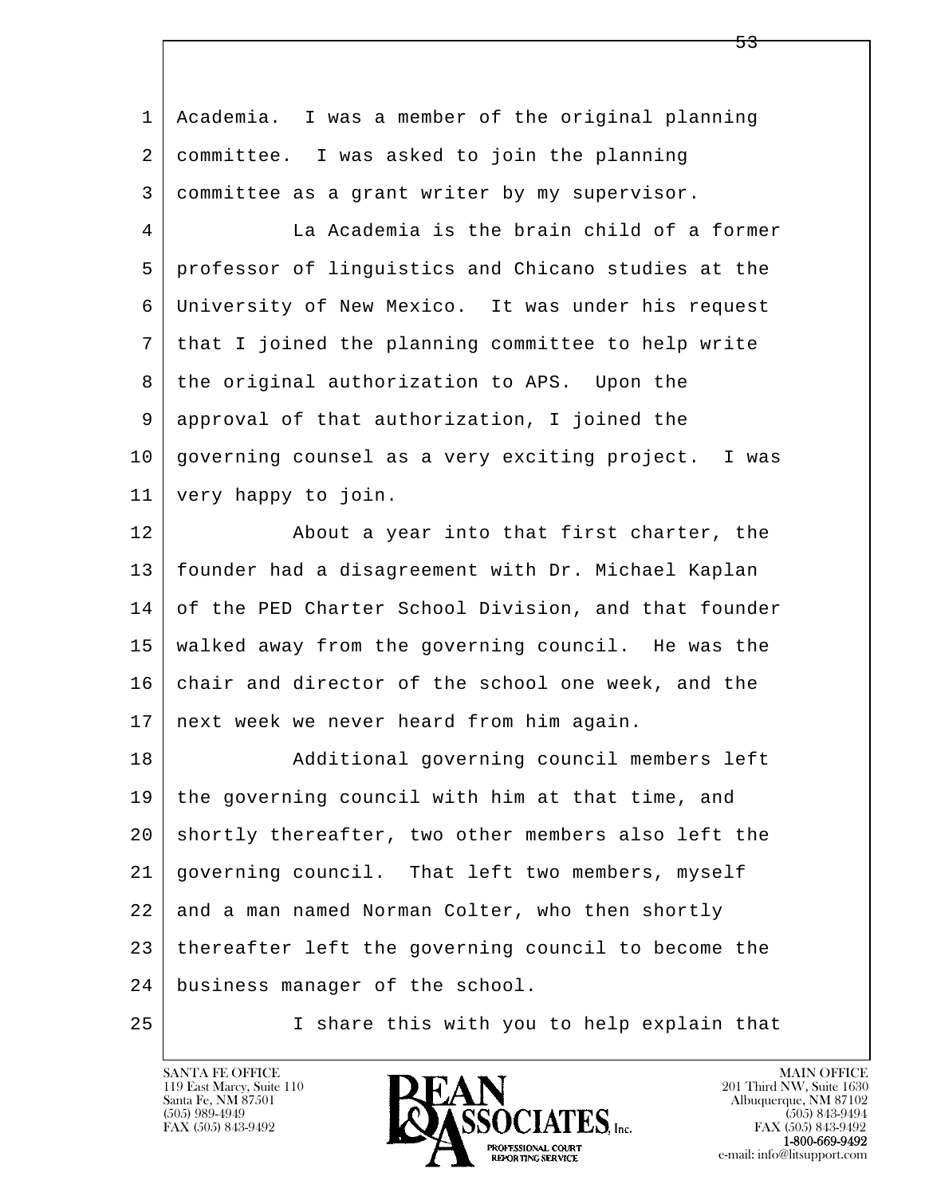Academia. I was a member of the original planning committee. I was asked to join the planning committee as a grant writer by my supervisor.

La Academia is the brain child of a former professor of linguistics and Chicano studies at the University of New Mexico. It was under his request that I joined the planning committee to help write the original authorization to APS. Upon the approval of that authorization, I joined the governing counsel as a very exciting project. I was very happy to join.

About a year into that first charter, the founder had a disagreement with Dr. Michael Kaplan of the PED Charter School Division, and that founder walked away from the governing council. He was the chair and director of the school one week, and the next week we never heard from him again.

Additional governing council members left the governing council with him at that time, and shortly thereafter, two other members also left the governing council. That left two members, myself and a man named Norman Colter, who then shortly thereafter left the governing council to become the business manager of the school.

I share this with you to help explain that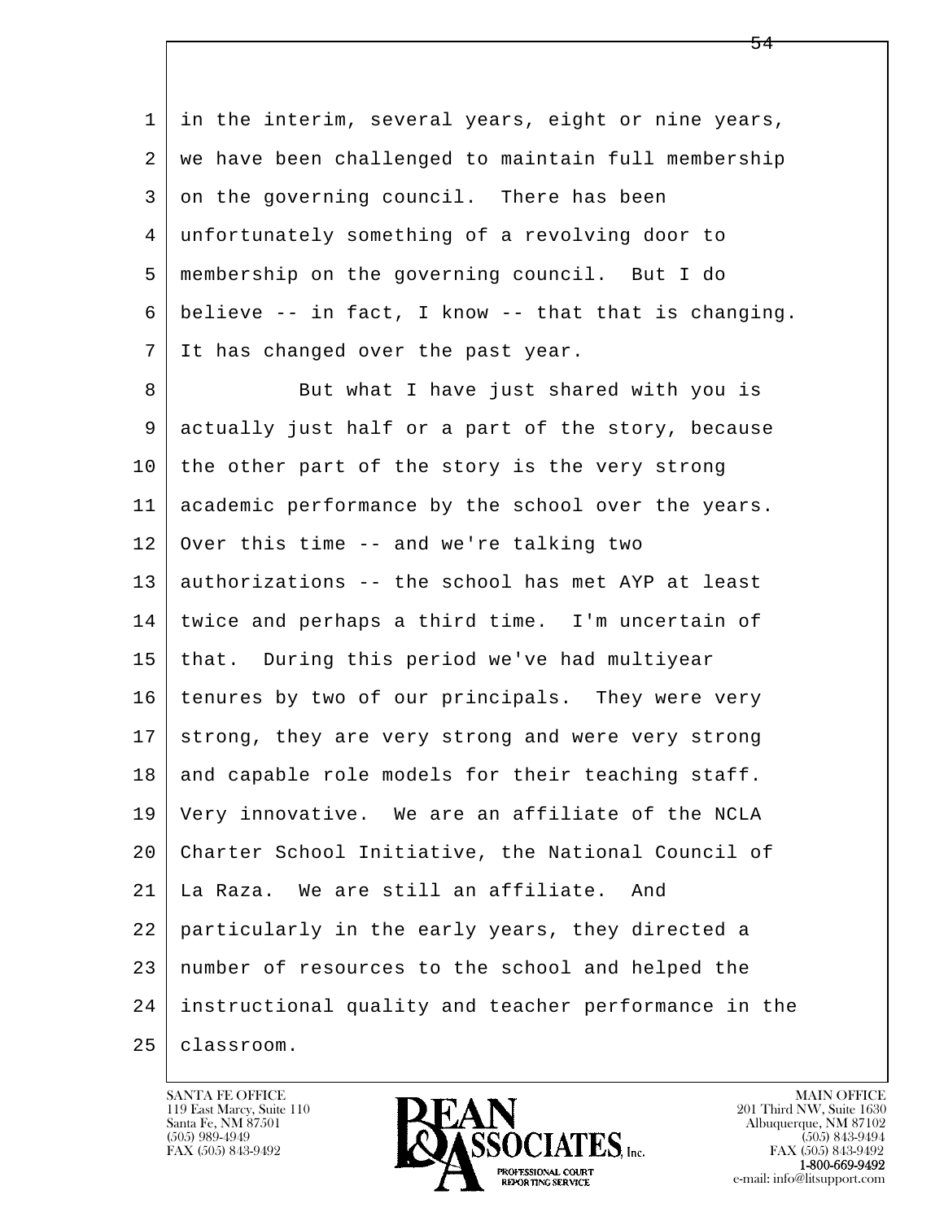in the interim, several years, eight or nine years, we have been challenged to maintain full membership on the governing council. There has been unfortunately something of a revolving door to membership on the governing council. But I do believe -- in fact, I know -- that that is changing. It has changed over the past year.

But what I have just shared with you is actually just half or a part of the story, because the other part of the story is the very strong academic performance by the school over the years. Over this time -- and we're talking two authorizations -- the school has met AYP at least twice and perhaps a third time. I'm uncertain of that. During this period we've had multiyear tenures by two of our principals. They were very strong, they are very strong and were very strong and capable role models for their teaching staff. Very innovative. We are an affiliate of the NCLA Charter School Initiative, the National Council of La Raza. We are still an affiliate. And particularly in the early years, they directed a number of resources to the school and helped the instructional quality and teacher performance in the classroom.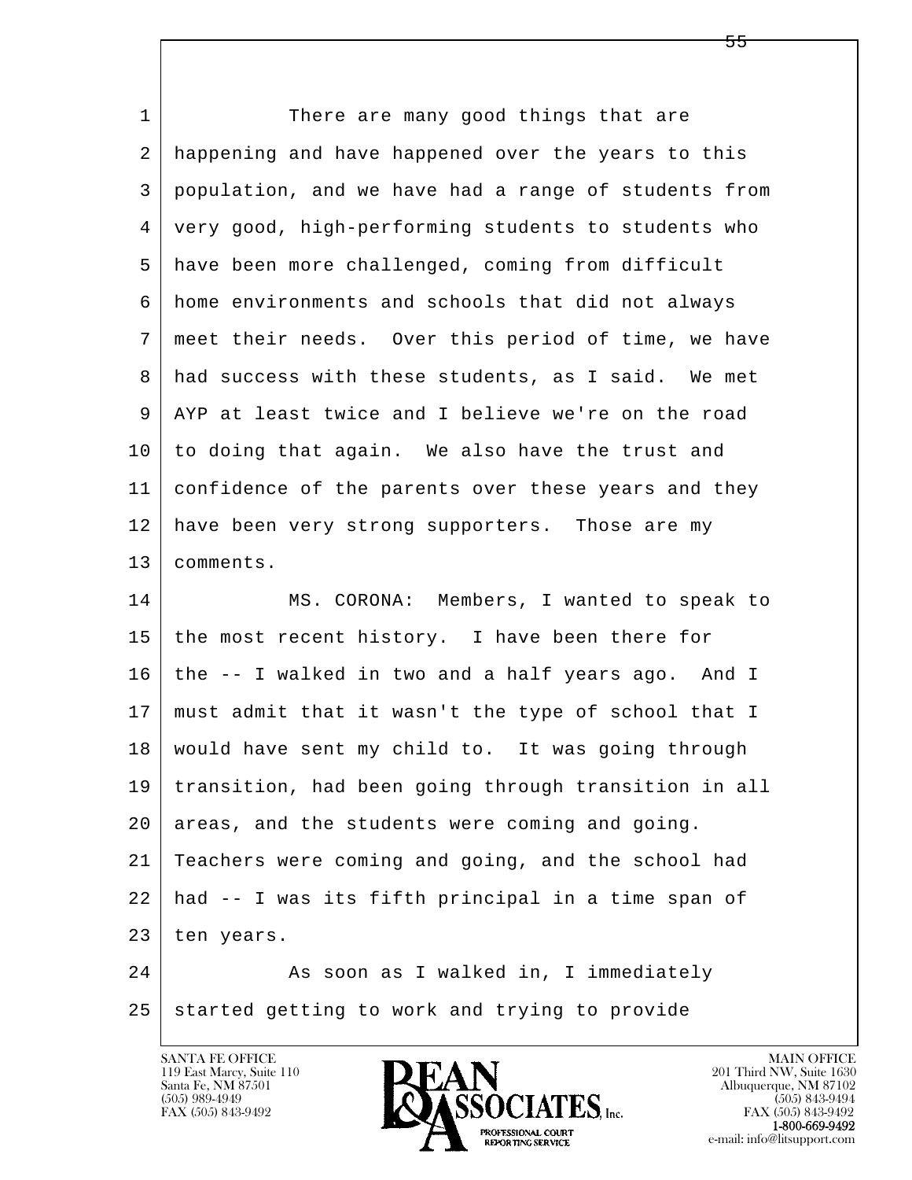There are many good things that are happening and have happened over the years to this population, and we have had a range of students from very good, high-performing students to students who have been more challenged, coming from difficult home environments and schools that did not always meet their needs. Over this period of time, we have had success with these students, as I said. We met AYP at least twice and I believe we're on the road to doing that again. We also have the trust and confidence of the parents over these years and they have been very strong supporters. Those are my comments.

MS. CORONA: Members, I wanted to speak to the most recent history. I have been there for the -- I walked in two and a half years ago. And I must admit that it wasn't the type of school that I would have sent my child to. It was going through transition, had been going through transition in all areas, and the students were coming and going. Teachers were coming and going, and the school had had -- I was its fifth principal in a time span of ten years.

As soon as I walked in, I immediately started getting to work and trying to provide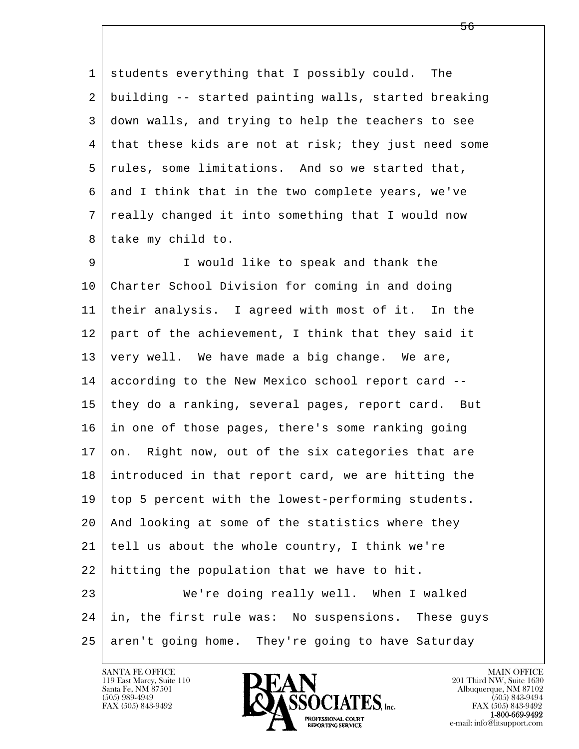students everything that I possibly could. The building -- started painting walls, started breaking down walls, and trying to help the teachers to see that these kids are not at risk; they just need some rules, some limitations. And so we started that, and I think that in the two complete years, we've really changed it into something that I would now take my child to.

I would like to speak and thank the Charter School Division for coming in and doing their analysis. I agreed with most of it. In the part of the achievement, I think that they said it very well. We have made a big change. We are, according to the New Mexico school report card -- they do a ranking, several pages, report card. But in one of those pages, there's some ranking going on. Right now, out of the six categories that are introduced in that report card, we are hitting the top 5 percent with the lowest-performing students. And looking at some of the statistics where they tell us about the whole country, I think we're hitting the population that we have to hit.

We're doing really well. When I walked in, the first rule was: No suspensions. These guys aren't going home. They're going to have Saturday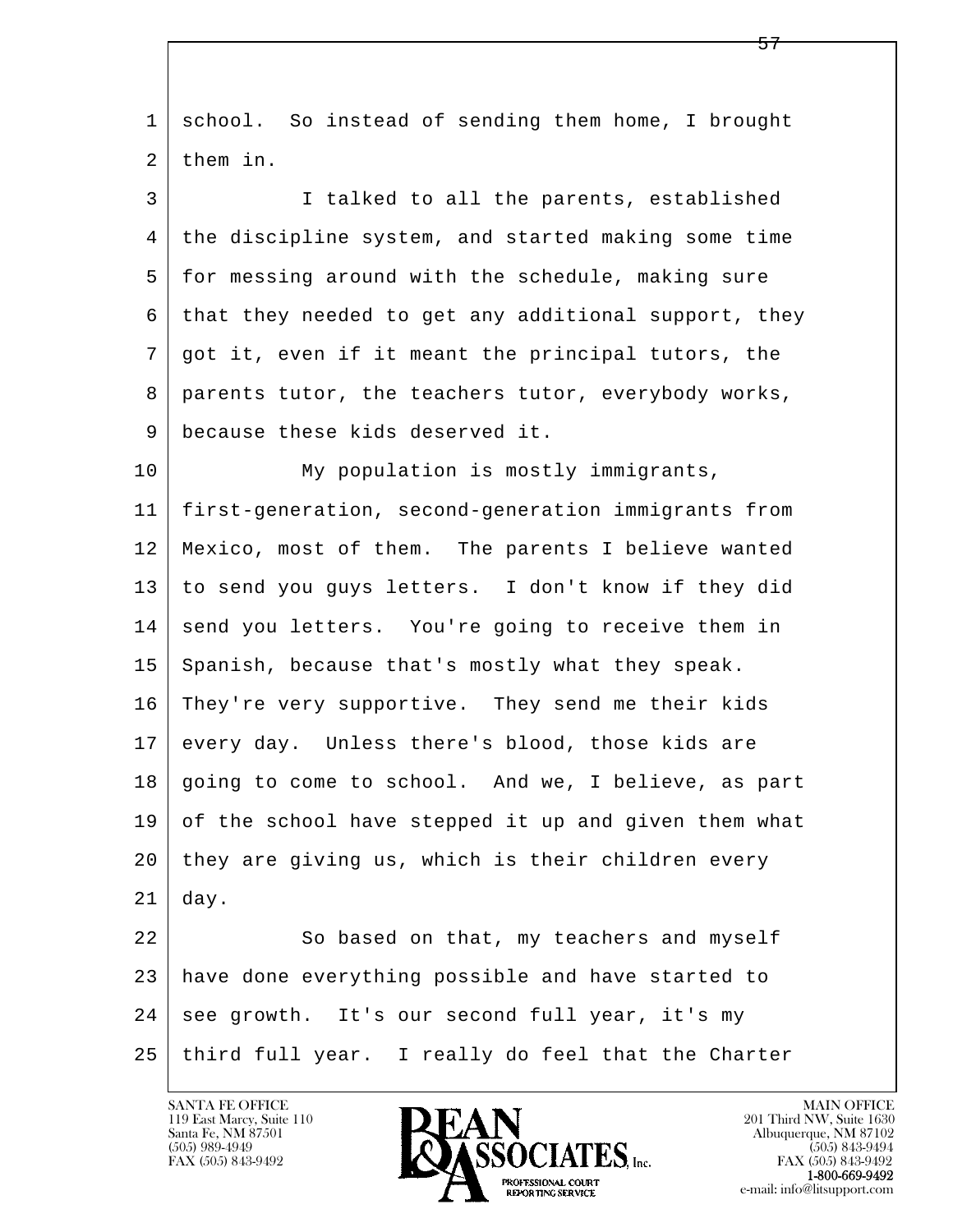school. So instead of sending them home, I brought them in.

I talked to all the parents, established the discipline system, and started making some time for messing around with the schedule, making sure that they needed to get any additional support, they got it, even if it meant the principal tutors, the parents tutor, the teachers tutor, everybody works, because these kids deserved it.

My population is mostly immigrants, first-generation, second-generation immigrants from Mexico, most of them. The parents I believe wanted to send you guys letters. I don't know if they did send you letters. You're going to receive them in Spanish, because that's mostly what they speak. They're very supportive. They send me their kids every day. Unless there's blood, those kids are going to come to school. And we, I believe, as part of the school have stepped it up and given them what they are giving us, which is their children every day.

So based on that, my teachers and myself have done everything possible and have started to see growth. It's our second full year, it's my third full year. I really do feel that the Charter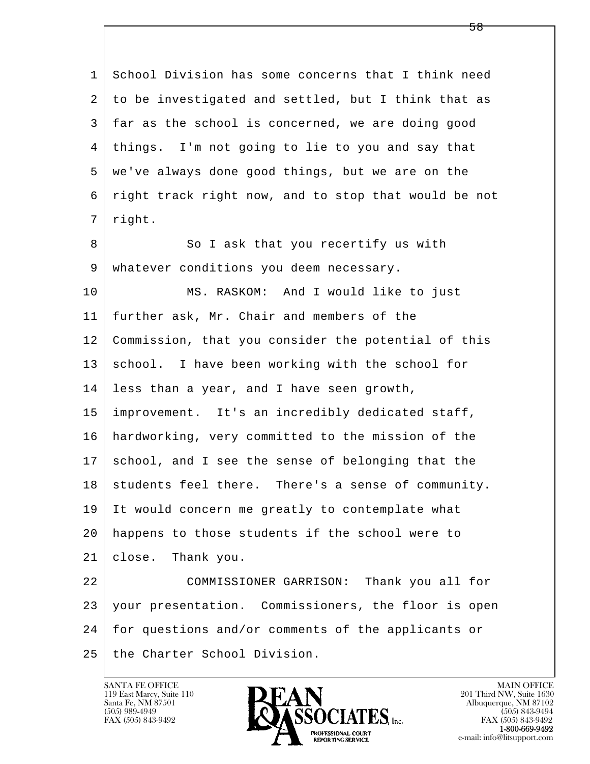1 School Division has some concerns that I think need
2 to be investigated and settled, but I think that as
3 far as the school is concerned, we are doing good
4 things. I'm not going to lie to you and say that
5 we've always done good things, but we are on the
6 right track right now, and to stop that would be not
7 right.

8 So I ask that you recertify us with
9 whatever conditions you deem necessary.

10 MS. RASKOM: And I would like to just
11 further ask, Mr. Chair and members of the
12 Commission, that you consider the potential of this
13 school. I have been working with the school for
14 less than a year, and I have seen growth,
15 improvement. It's an incredibly dedicated staff,
16 hardworking, very committed to the mission of the
17 school, and I see the sense of belonging that the
18 students feel there. There's a sense of community.
19 It would concern me greatly to contemplate what
20 happens to those students if the school were to
21 close. Thank you.

22 COMMISSIONER GARRISON: Thank you all for
23 your presentation. Commissioners, the floor is open
24 for questions and/or comments of the applicants or
25 the Charter School Division.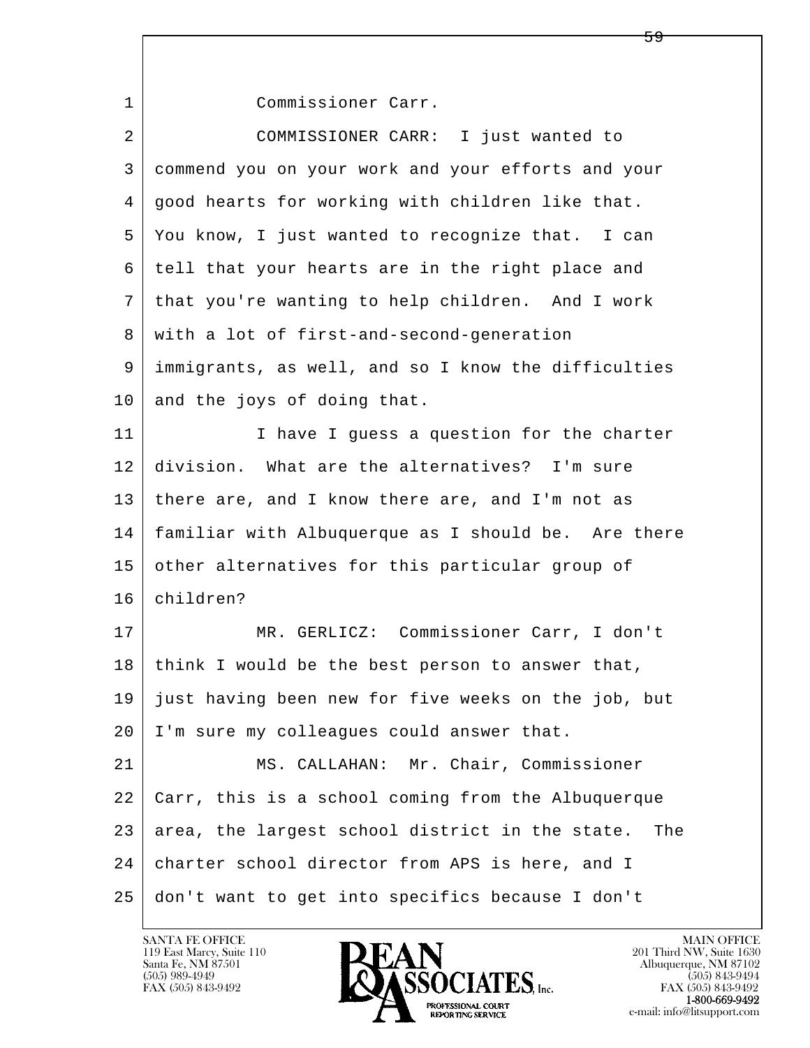1 Commissioner Carr.

2 COMMISSIONER CARR: I just wanted to
3 commend you on your work and your efforts and your
4 good hearts for working with children like that.
5 You know, I just wanted to recognize that. I can
6 tell that your hearts are in the right place and
7 that you're wanting to help children. And I work
8 with a lot of first-and-second-generation
9 immigrants, as well, and so I know the difficulties
10 and the joys of doing that.

11 I have I guess a question for the charter
12 division. What are the alternatives? I'm sure
13 there are, and I know there are, and I'm not as
14 familiar with Albuquerque as I should be. Are there
15 other alternatives for this particular group of
16 children?

17 MR. GERLICZ: Commissioner Carr, I don't
18 think I would be the best person to answer that,
19 just having been new for five weeks on the job, but
20 I'm sure my colleagues could answer that.

21 MS. CALLAHAN: Mr. Chair, Commissioner
22 Carr, this is a school coming from the Albuquerque
23 area, the largest school district in the state. The
24 charter school director from APS is here, and I
25 don't want to get into specifics because I don't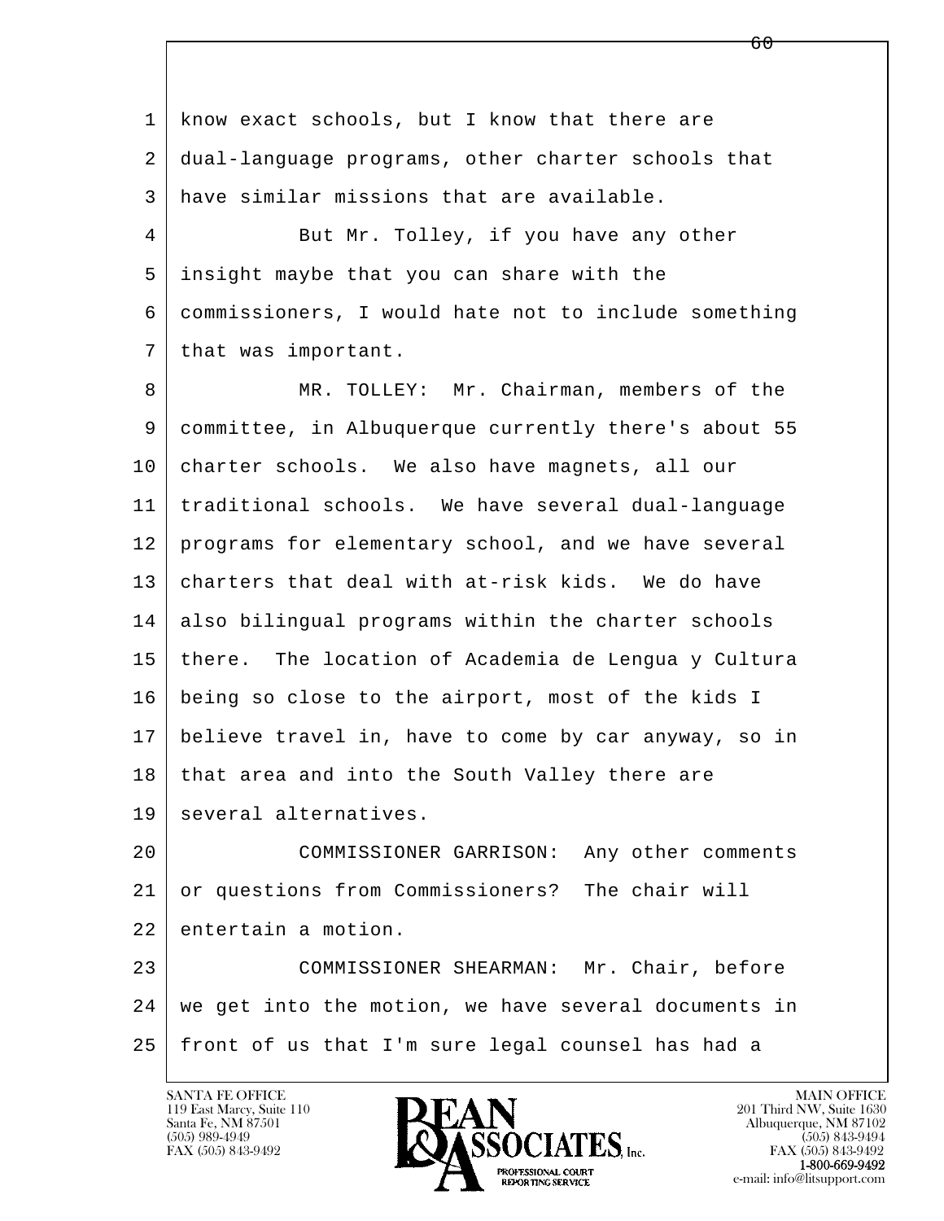1 know exact schools, but I know that there are
2 dual-language programs, other charter schools that
3 have similar missions that are available.
4 But Mr. Tolley, if you have any other
5 insight maybe that you can share with the
6 commissioners, I would hate not to include something
7 that was important.
8 MR. TOLLEY: Mr. Chairman, members of the
9 committee, in Albuquerque currently there's about 55
10 charter schools. We also have magnets, all our
11 traditional schools. We have several dual-language
12 programs for elementary school, and we have several
13 charters that deal with at-risk kids. We do have
14 also bilingual programs within the charter schools
15 there. The location of Academia de Lengua y Cultura
16 being so close to the airport, most of the kids I
17 believe travel in, have to come by car anyway, so in
18 that area and into the South Valley there are
19 several alternatives.
20 COMMISSIONER GARRISON: Any other comments
21 or questions from Commissioners? The chair will
22 entertain a motion.
23 COMMISSIONER SHEARMAN: Mr. Chair, before
24 we get into the motion, we have several documents in
25 front of us that I'm sure legal counsel has had a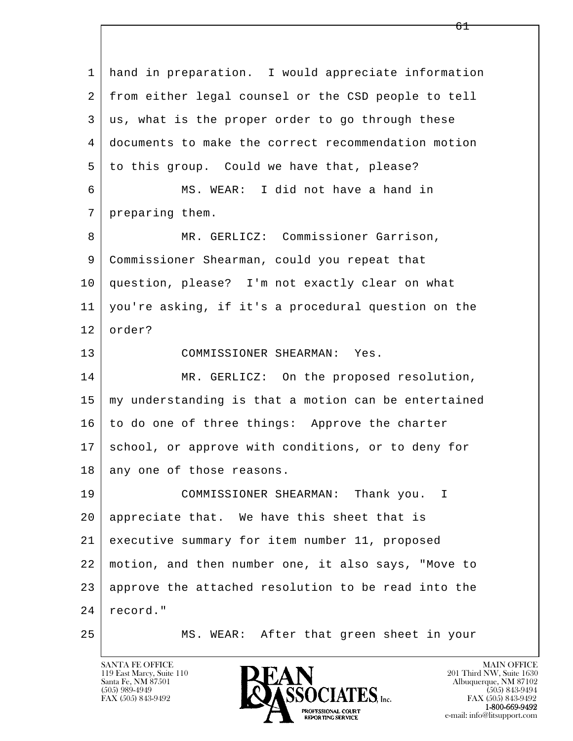1 hand in preparation. I would appreciate information
2 from either legal counsel or the CSD people to tell
3 us, what is the proper order to go through these
4 documents to make the correct recommendation motion
5 to this group. Could we have that, please?
6 MS. WEAR: I did not have a hand in
7 preparing them.
8 MR. GERLICZ: Commissioner Garrison,
9 Commissioner Shearman, could you repeat that
10 question, please? I'm not exactly clear on what
11 you're asking, if it's a procedural question on the
12 order?
13 COMMISSIONER SHEARMAN: Yes.
14 MR. GERLICZ: On the proposed resolution,
15 my understanding is that a motion can be entertained
16 to do one of three things: Approve the charter
17 school, or approve with conditions, or to deny for
18 any one of those reasons.
19 COMMISSIONER SHEARMAN: Thank you. I
20 appreciate that. We have this sheet that is
21 executive summary for item number 11, proposed
22 motion, and then number one, it also says, "Move to
23 approve the attached resolution to be read into the
24 record."
25 MS. WEAR: After that green sheet in your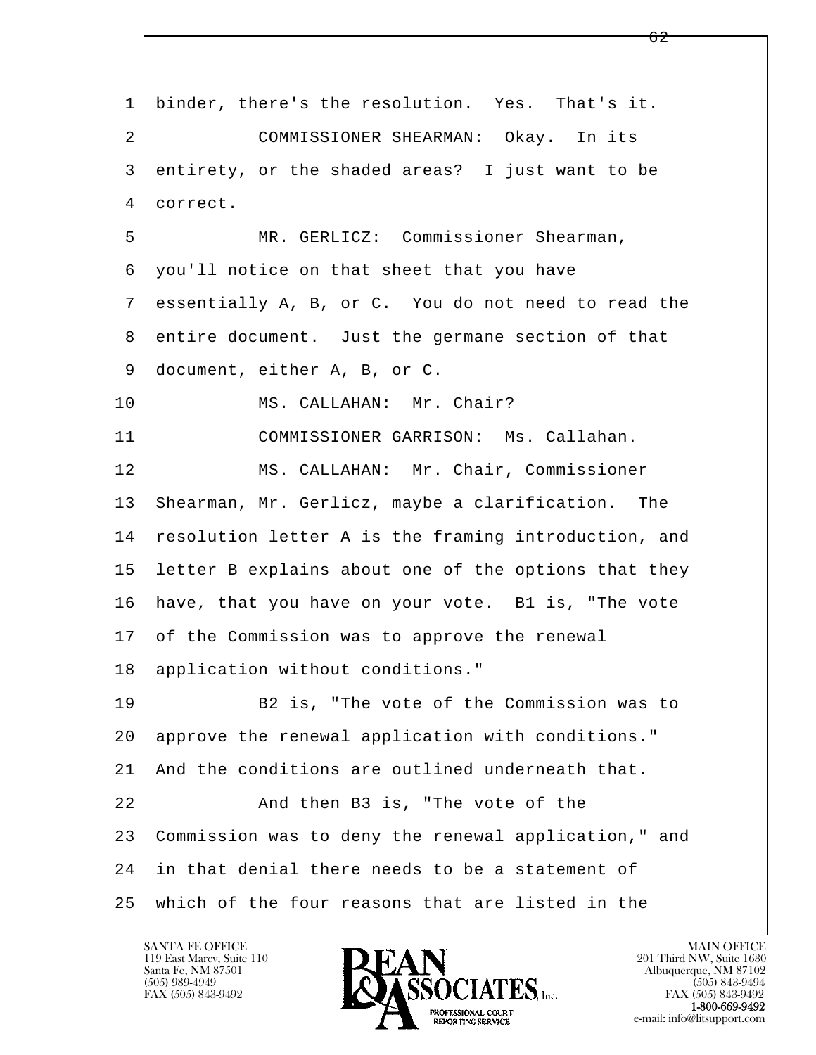binder, there's the resolution. Yes. That's it.

COMMISSIONER SHEARMAN: Okay. In its entirety, or the shaded areas? I just want to be correct.

MR. GERLICZ: Commissioner Shearman, you'll notice on that sheet that you have essentially A, B, or C. You do not need to read the entire document. Just the germane section of that document, either A, B, or C.

MS. CALLAHAN: Mr. Chair?

COMMISSIONER GARRISON: Ms. Callahan.

MS. CALLAHAN: Mr. Chair, Commissioner Shearman, Mr. Gerlicz, maybe a clarification. The resolution letter A is the framing introduction, and letter B explains about one of the options that they have, that you have on your vote. B1 is, "The vote of the Commission was to approve the renewal application without conditions."

B2 is, "The vote of the Commission was to approve the renewal application with conditions." And the conditions are outlined underneath that.

And then B3 is, "The vote of the Commission was to deny the renewal application," and in that denial there needs to be a statement of which of the four reasons that are listed in the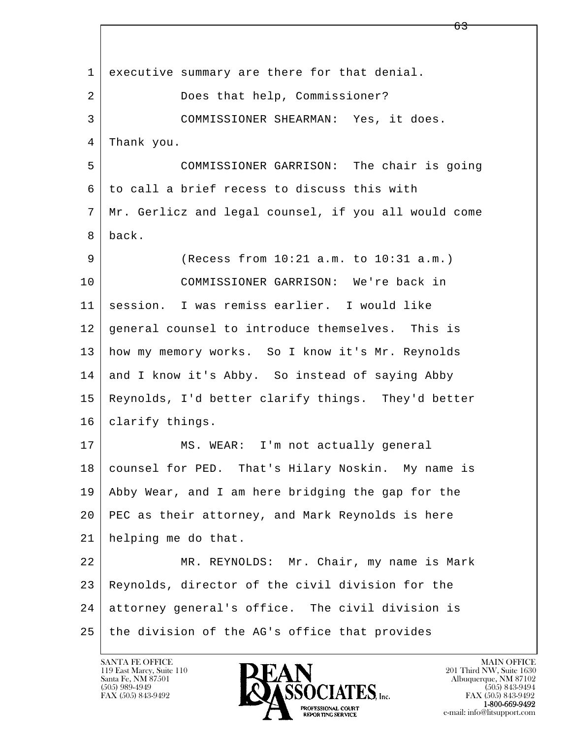executive summary are there for that denial.

Does that help, Commissioner?

COMMISSIONER SHEARMAN: Yes, it does. Thank you.

COMMISSIONER GARRISON: The chair is going to call a brief recess to discuss this with Mr. Gerlicz and legal counsel, if you all would come back.

(Recess from 10:21 a.m. to 10:31 a.m.)

COMMISSIONER GARRISON: We're back in session. I was remiss earlier. I would like general counsel to introduce themselves. This is how my memory works. So I know it's Mr. Reynolds and I know it's Abby. So instead of saying Abby Reynolds, I'd better clarify things. They'd better clarify things.

MS. WEAR: I'm not actually general counsel for PED. That's Hilary Noskin. My name is Abby Wear, and I am here bridging the gap for the PEC as their attorney, and Mark Reynolds is here helping me do that.

MR. REYNOLDS: Mr. Chair, my name is Mark Reynolds, director of the civil division for the attorney general's office. The civil division is the division of the AG's office that provides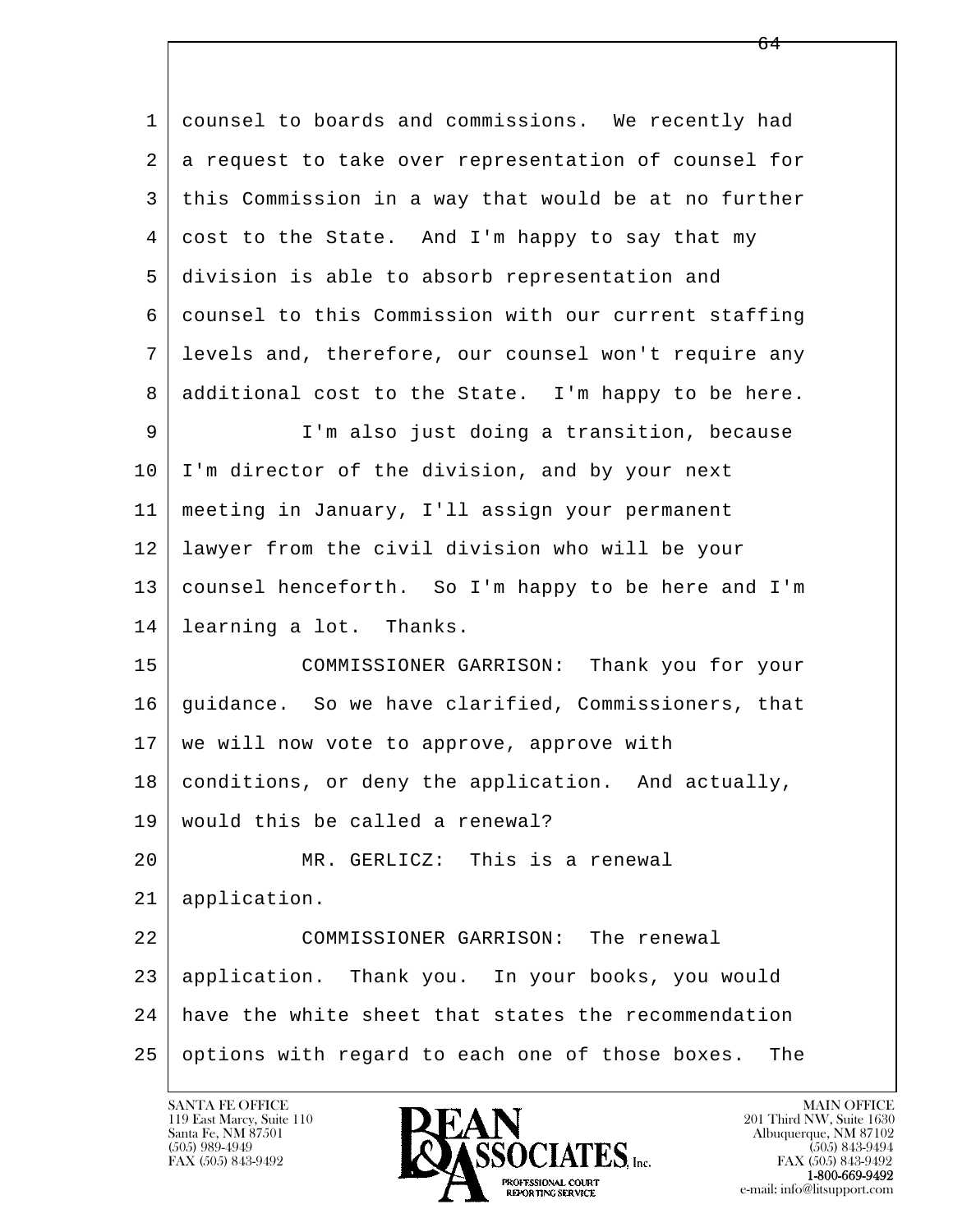counsel to boards and commissions. We recently had a request to take over representation of counsel for this Commission in a way that would be at no further cost to the State. And I'm happy to say that my division is able to absorb representation and counsel to this Commission with our current staffing levels and, therefore, our counsel won't require any additional cost to the State. I'm happy to be here.

I'm also just doing a transition, because I'm director of the division, and by your next meeting in January, I'll assign your permanent lawyer from the civil division who will be your counsel henceforth. So I'm happy to be here and I'm learning a lot. Thanks.

COMMISSIONER GARRISON: Thank you for your guidance. So we have clarified, Commissioners, that we will now vote to approve, approve with conditions, or deny the application. And actually, would this be called a renewal?

MR. GERLICZ: This is a renewal application.

COMMISSIONER GARRISON: The renewal application. Thank you. In your books, you would have the white sheet that states the recommendation options with regard to each one of those boxes. The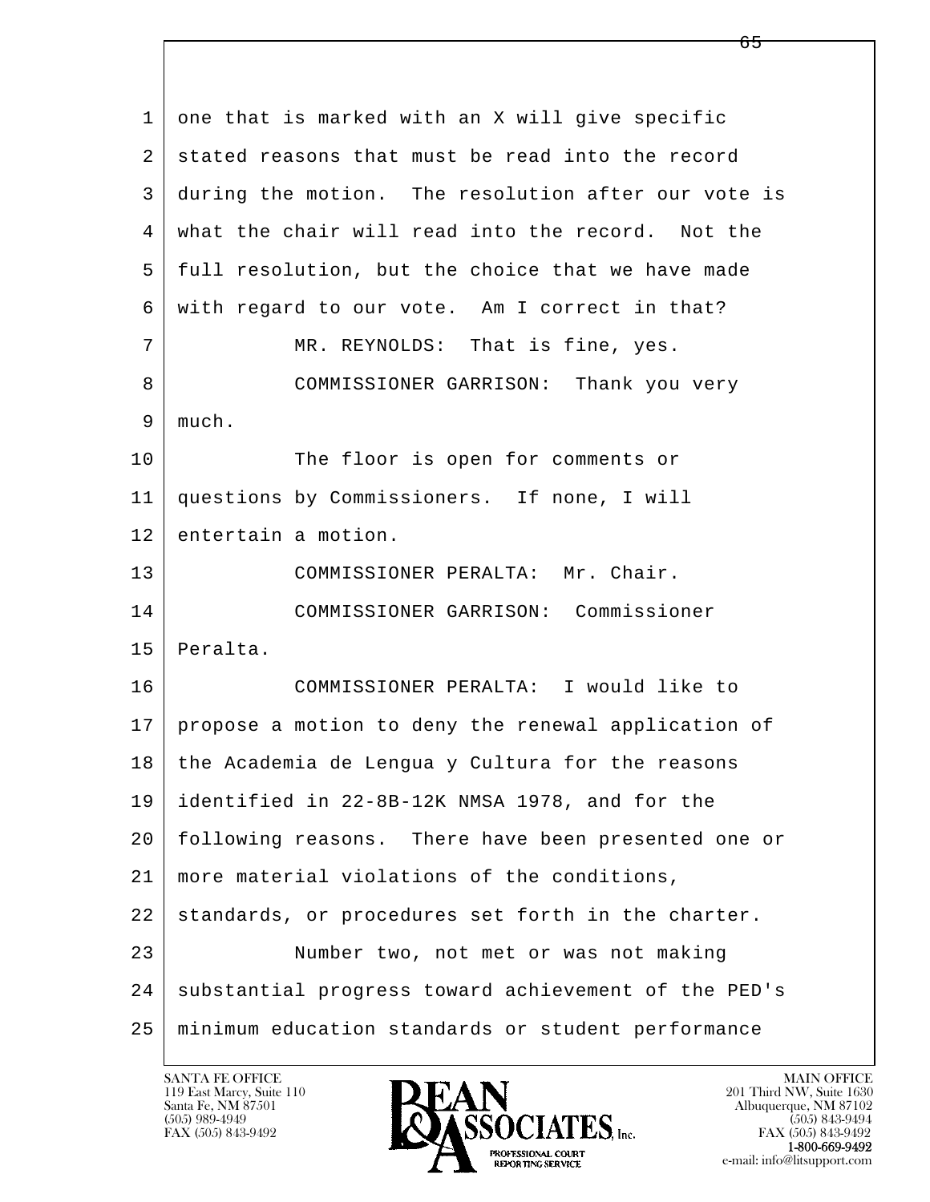one that is marked with an X will give specific stated reasons that must be read into the record during the motion. The resolution after our vote is what the chair will read into the record. Not the full resolution, but the choice that we have made with regard to our vote. Am I correct in that?

MR. REYNOLDS: That is fine, yes.

COMMISSIONER GARRISON: Thank you very much.

The floor is open for comments or questions by Commissioners. If none, I will entertain a motion.

COMMISSIONER PERALTA: Mr. Chair.

COMMISSIONER GARRISON: Commissioner Peralta.

COMMISSIONER PERALTA: I would like to propose a motion to deny the renewal application of the Academia de Lengua y Cultura for the reasons identified in 22-8B-12K NMSA 1978, and for the following reasons. There have been presented one or more material violations of the conditions, standards, or procedures set forth in the charter.

Number two, not met or was not making substantial progress toward achievement of the PED's minimum education standards or student performance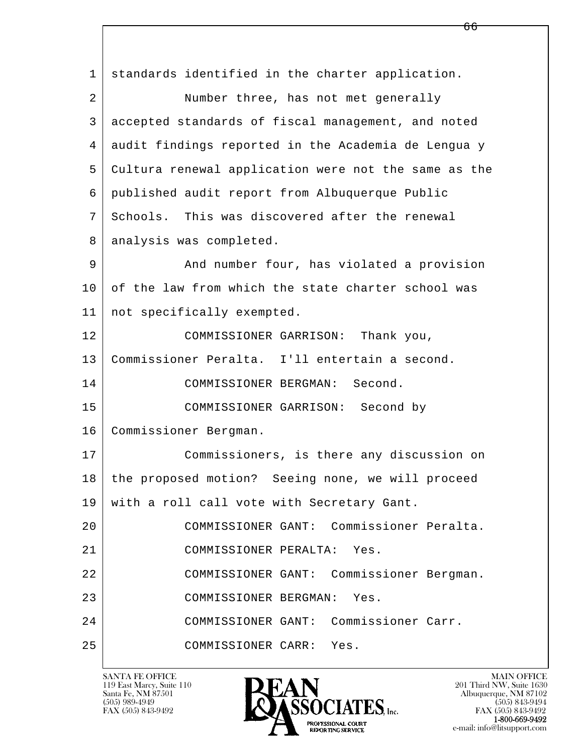1 standards identified in the charter application.

2 Number three, has not met generally

3 accepted standards of fiscal management, and noted

4 audit findings reported in the Academia de Lengua y

5 Cultura renewal application were not the same as the

6 published audit report from Albuquerque Public

7 Schools. This was discovered after the renewal

8 analysis was completed.

9 And number four, has violated a provision

10 of the law from which the state charter school was

11 not specifically exempted.

12 COMMISSIONER GARRISON: Thank you,

13 Commissioner Peralta. I'll entertain a second.

14 COMMISSIONER BERGMAN: Second.

15 COMMISSIONER GARRISON: Second by

16 Commissioner Bergman.

17 Commissioners, is there any discussion on

18 the proposed motion? Seeing none, we will proceed

19 with a roll call vote with Secretary Gant.

20 COMMISSIONER GANT: Commissioner Peralta.

21 COMMISSIONER PERALTA: Yes.

22 COMMISSIONER GANT: Commissioner Bergman.

23 COMMISSIONER BERGMAN: Yes.

24 COMMISSIONER GANT: Commissioner Carr.

25 COMMISSIONER CARR: Yes.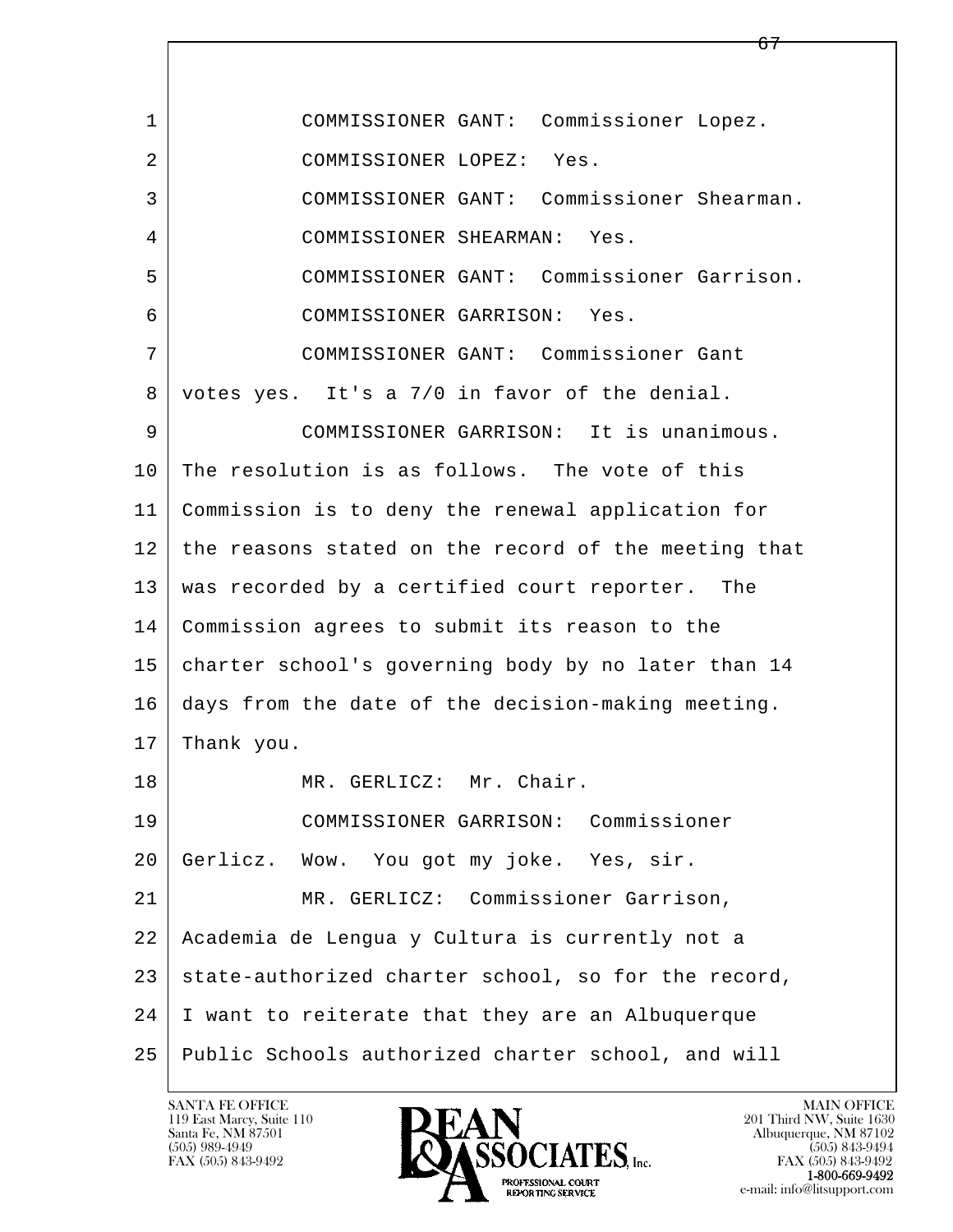1 COMMISSIONER GANT: Commissioner Lopez.

2 COMMISSIONER LOPEZ: Yes.

3 COMMISSIONER GANT: Commissioner Shearman.

4 COMMISSIONER SHEARMAN: Yes.

5 COMMISSIONER GANT: Commissioner Garrison.

6 COMMISSIONER GARRISON: Yes.

7 COMMISSIONER GANT: Commissioner Gant

8 votes yes. It's a 7/0 in favor of the denial.

9 COMMISSIONER GARRISON: It is unanimous.

10 The resolution is as follows. The vote of this

11 Commission is to deny the renewal application for

12 the reasons stated on the record of the meeting that

13 was recorded by a certified court reporter. The

14 Commission agrees to submit its reason to the

15 charter school's governing body by no later than 14

16 days from the date of the decision-making meeting.

17 Thank you.

18 MR. GERLICZ: Mr. Chair.

19 COMMISSIONER GARRISON: Commissioner

20 Gerlicz. Wow. You got my joke. Yes, sir.

21 MR. GERLICZ: Commissioner Garrison,

22 Academia de Lengua y Cultura is currently not a

23 state-authorized charter school, so for the record,

24 I want to reiterate that they are an Albuquerque

25 Public Schools authorized charter school, and will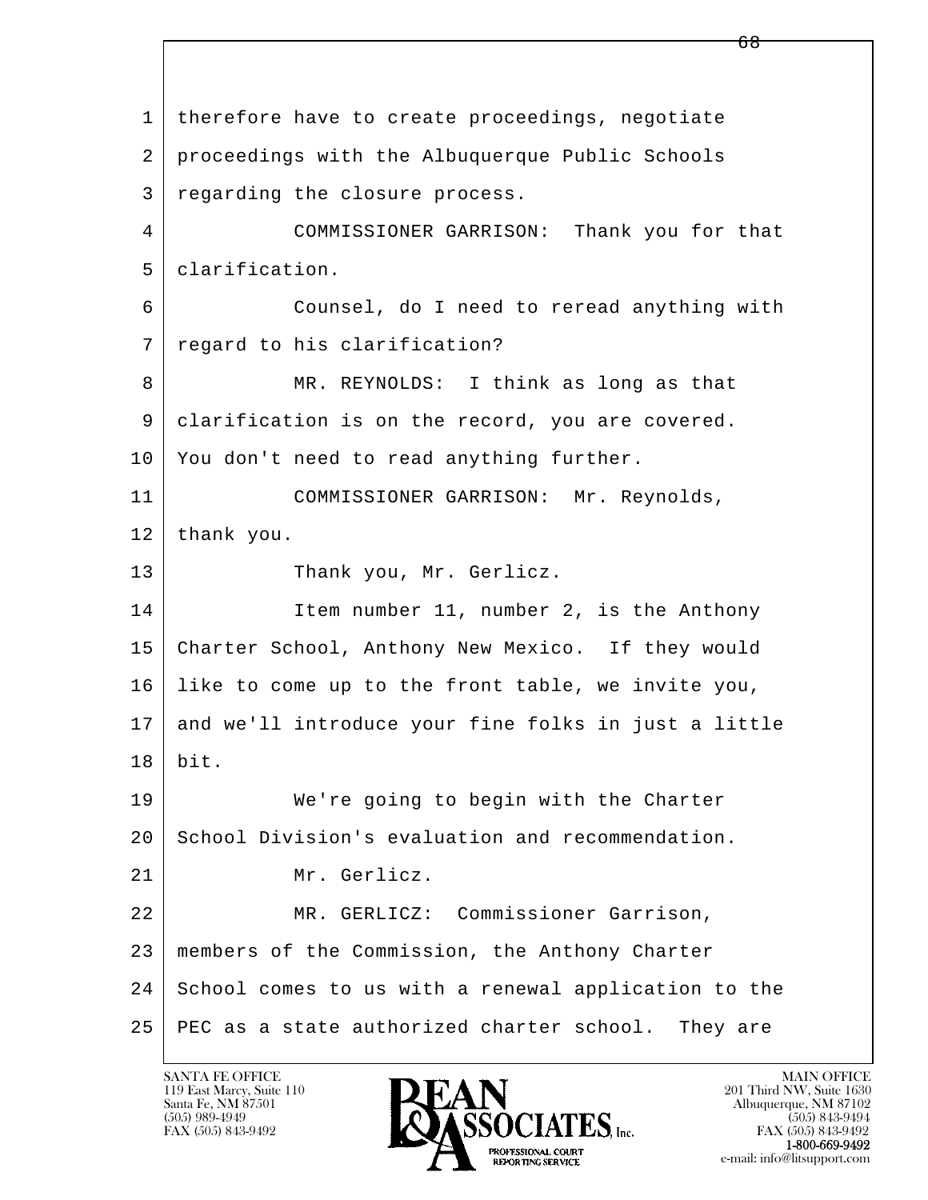1 therefore have to create proceedings, negotiate
2 proceedings with the Albuquerque Public Schools
3 regarding the closure process.
4 COMMISSIONER GARRISON: Thank you for that
5 clarification.
6 Counsel, do I need to reread anything with
7 regard to his clarification?
8 MR. REYNOLDS: I think as long as that
9 clarification is on the record, you are covered.
10 You don't need to read anything further.
11 COMMISSIONER GARRISON: Mr. Reynolds,
12 thank you.
13 Thank you, Mr. Gerlicz.
14 Item number 11, number 2, is the Anthony
15 Charter School, Anthony New Mexico. If they would
16 like to come up to the front table, we invite you,
17 and we'll introduce your fine folks in just a little
18 bit.
19 We're going to begin with the Charter
20 School Division's evaluation and recommendation.
21 Mr. Gerlicz.
22 MR. GERLICZ: Commissioner Garrison,
23 members of the Commission, the Anthony Charter
24 School comes to us with a renewal application to the
25 PEC as a state authorized charter school. They are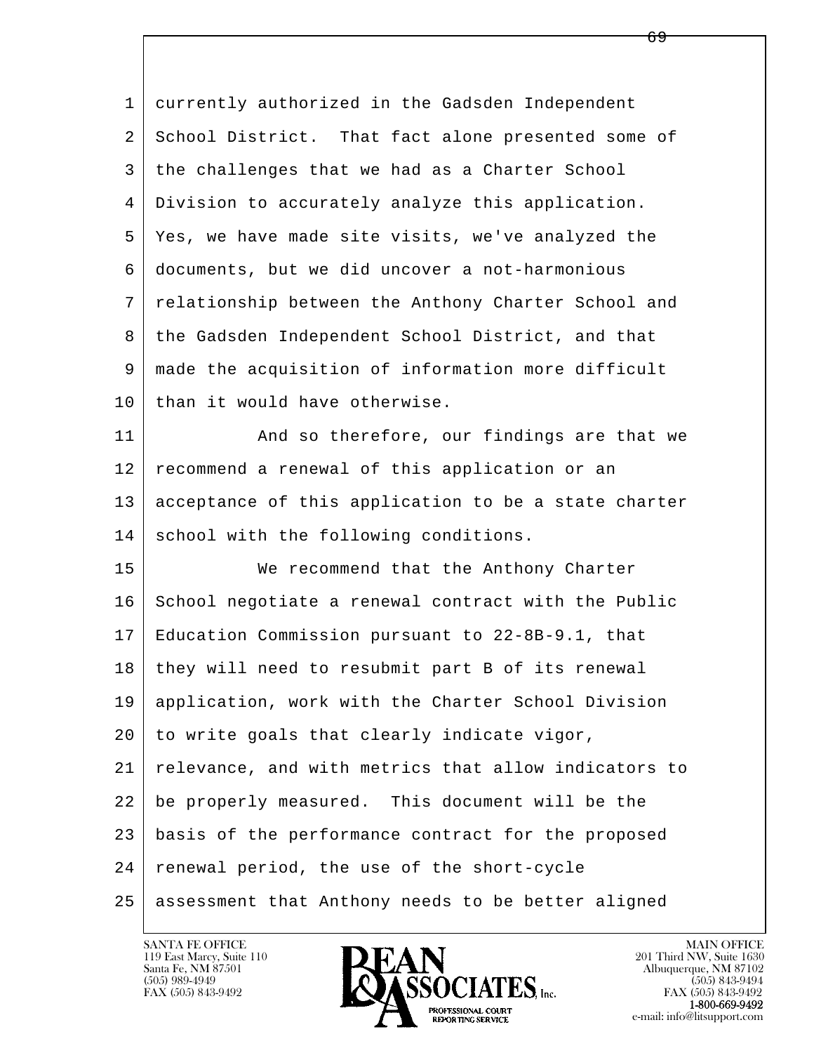currently authorized in the Gadsden Independent School District. That fact alone presented some of the challenges that we had as a Charter School Division to accurately analyze this application. Yes, we have made site visits, we've analyzed the documents, but we did uncover a not-harmonious relationship between the Anthony Charter School and the Gadsden Independent School District, and that made the acquisition of information more difficult than it would have otherwise.

And so therefore, our findings are that we recommend a renewal of this application or an acceptance of this application to be a state charter school with the following conditions.

We recommend that the Anthony Charter School negotiate a renewal contract with the Public Education Commission pursuant to 22-8B-9.1, that they will need to resubmit part B of its renewal application, work with the Charter School Division to write goals that clearly indicate vigor, relevance, and with metrics that allow indicators to be properly measured. This document will be the basis of the performance contract for the proposed renewal period, the use of the short-cycle assessment that Anthony needs to be better aligned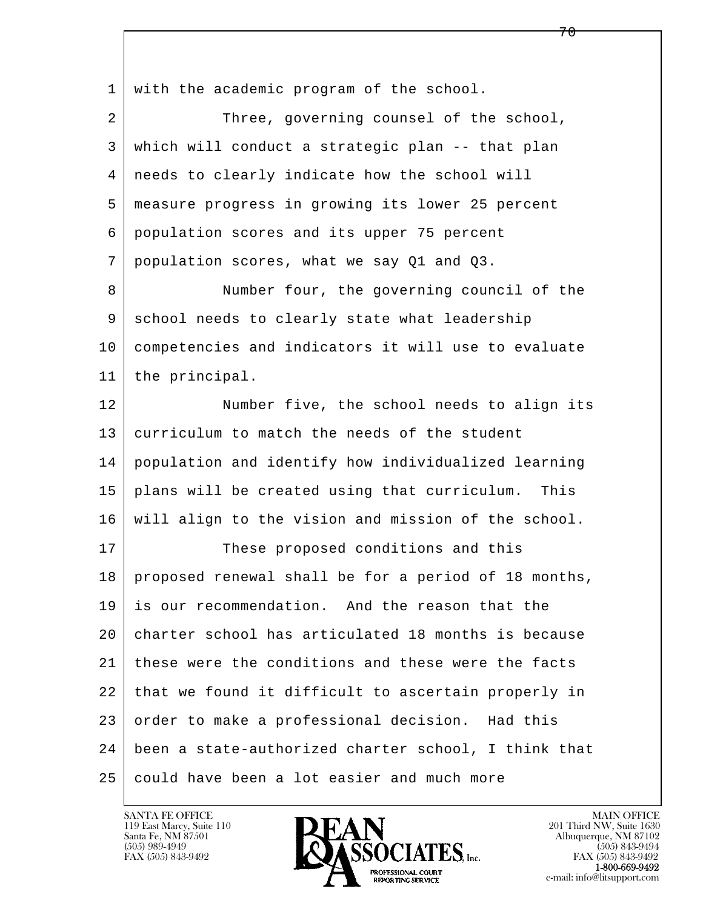with the academic program of the school.

Three, governing counsel of the school, which will conduct a strategic plan -- that plan needs to clearly indicate how the school will measure progress in growing its lower 25 percent population scores and its upper 75 percent population scores, what we say Q1 and Q3.

Number four, the governing council of the school needs to clearly state what leadership competencies and indicators it will use to evaluate the principal.

Number five, the school needs to align its curriculum to match the needs of the student population and identify how individualized learning plans will be created using that curriculum. This will align to the vision and mission of the school.

These proposed conditions and this proposed renewal shall be for a period of 18 months, is our recommendation. And the reason that the charter school has articulated 18 months is because these were the conditions and these were the facts that we found it difficult to ascertain properly in order to make a professional decision. Had this been a state-authorized charter school, I think that could have been a lot easier and much more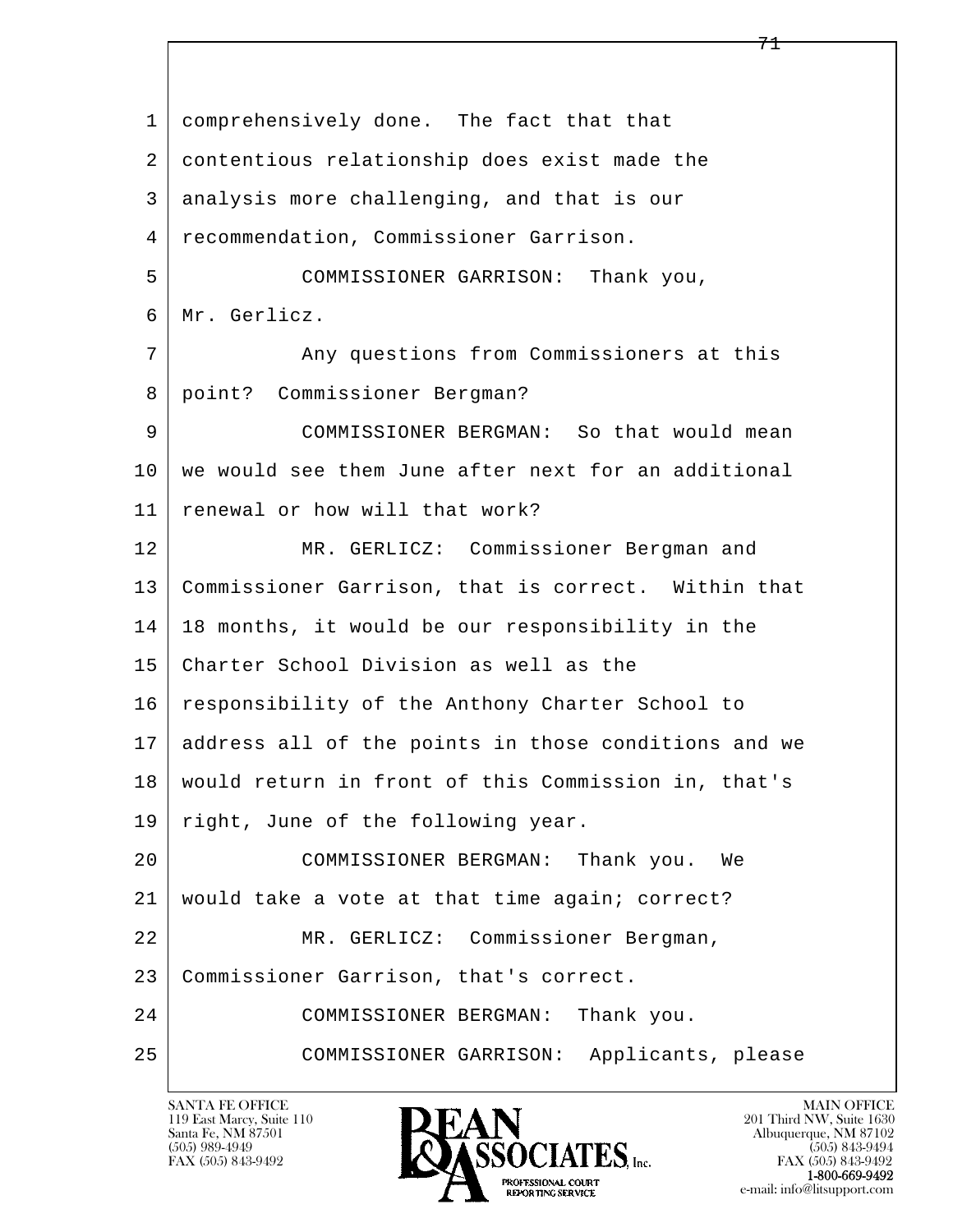1 comprehensively done. The fact that that
2 contentious relationship does exist made the
3 analysis more challenging, and that is our
4 recommendation, Commissioner Garrison.
5 COMMISSIONER GARRISON: Thank you,
6 Mr. Gerlicz.
7 Any questions from Commissioners at this
8 point? Commissioner Bergman?
9 COMMISSIONER BERGMAN: So that would mean
10 we would see them June after next for an additional
11 renewal or how will that work?
12 MR. GERLICZ: Commissioner Bergman and
13 Commissioner Garrison, that is correct. Within that
14 18 months, it would be our responsibility in the
15 Charter School Division as well as the
16 responsibility of the Anthony Charter School to
17 address all of the points in those conditions and we
18 would return in front of this Commission in, that's
19 right, June of the following year.
20 COMMISSIONER BERGMAN: Thank you. We
21 would take a vote at that time again; correct?
22 MR. GERLICZ: Commissioner Bergman,
23 Commissioner Garrison, that's correct.
24 COMMISSIONER BERGMAN: Thank you.
25 COMMISSIONER GARRISON: Applicants, please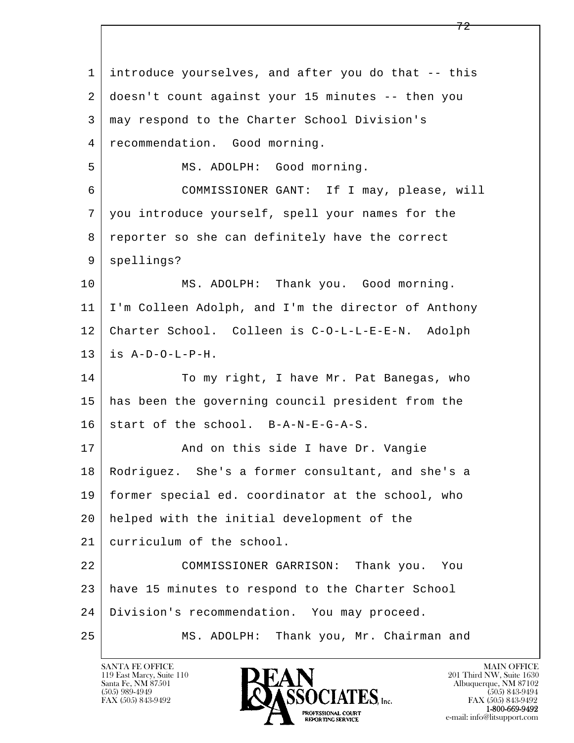1 introduce yourselves, and after you do that -- this
2 doesn't count against your 15 minutes -- then you
3 may respond to the Charter School Division's
4 recommendation. Good morning.

5 MS. ADOLPH: Good morning.

6 COMMISSIONER GANT: If I may, please, will
7 you introduce yourself, spell your names for the
8 reporter so she can definitely have the correct
9 spellings?

10 MS. ADOLPH: Thank you. Good morning.
11 I'm Colleen Adolph, and I'm the director of Anthony
12 Charter School. Colleen is C-O-L-L-E-E-N. Adolph
13 is A-D-O-L-P-H.

14 To my right, I have Mr. Pat Banegas, who
15 has been the governing council president from the
16 start of the school. B-A-N-E-G-A-S.

17 And on this side I have Dr. Vangie
18 Rodriguez. She's a former consultant, and she's a
19 former special ed. coordinator at the school, who
20 helped with the initial development of the
21 curriculum of the school.

22 COMMISSIONER GARRISON: Thank you. You
23 have 15 minutes to respond to the Charter School
24 Division's recommendation. You may proceed.

25 MS. ADOLPH: Thank you, Mr. Chairman and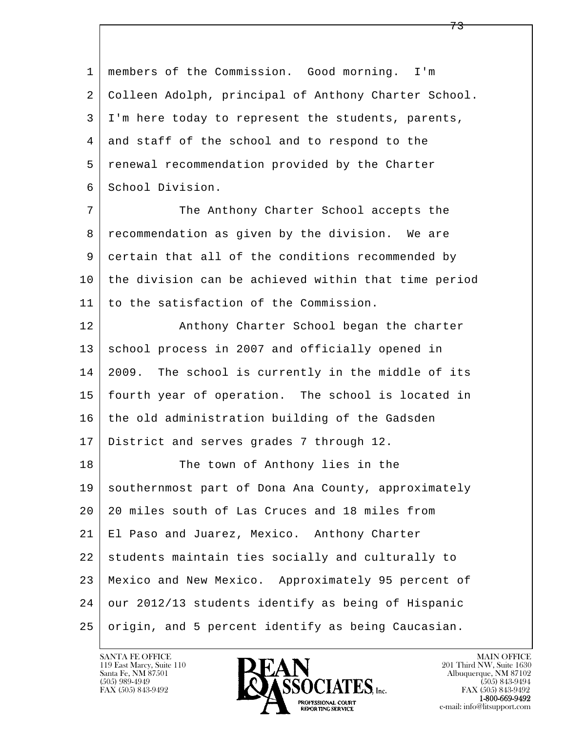members of the Commission. Good morning. I'm Colleen Adolph, principal of Anthony Charter School. I'm here today to represent the students, parents, and staff of the school and to respond to the renewal recommendation provided by the Charter School Division.

The Anthony Charter School accepts the recommendation as given by the division. We are certain that all of the conditions recommended by the division can be achieved within that time period to the satisfaction of the Commission.

Anthony Charter School began the charter school process in 2007 and officially opened in 2009. The school is currently in the middle of its fourth year of operation. The school is located in the old administration building of the Gadsden District and serves grades 7 through 12.

The town of Anthony lies in the southernmost part of Dona Ana County, approximately 20 miles south of Las Cruces and 18 miles from El Paso and Juarez, Mexico. Anthony Charter students maintain ties socially and culturally to Mexico and New Mexico. Approximately 95 percent of our 2012/13 students identify as being of Hispanic origin, and 5 percent identify as being Caucasian.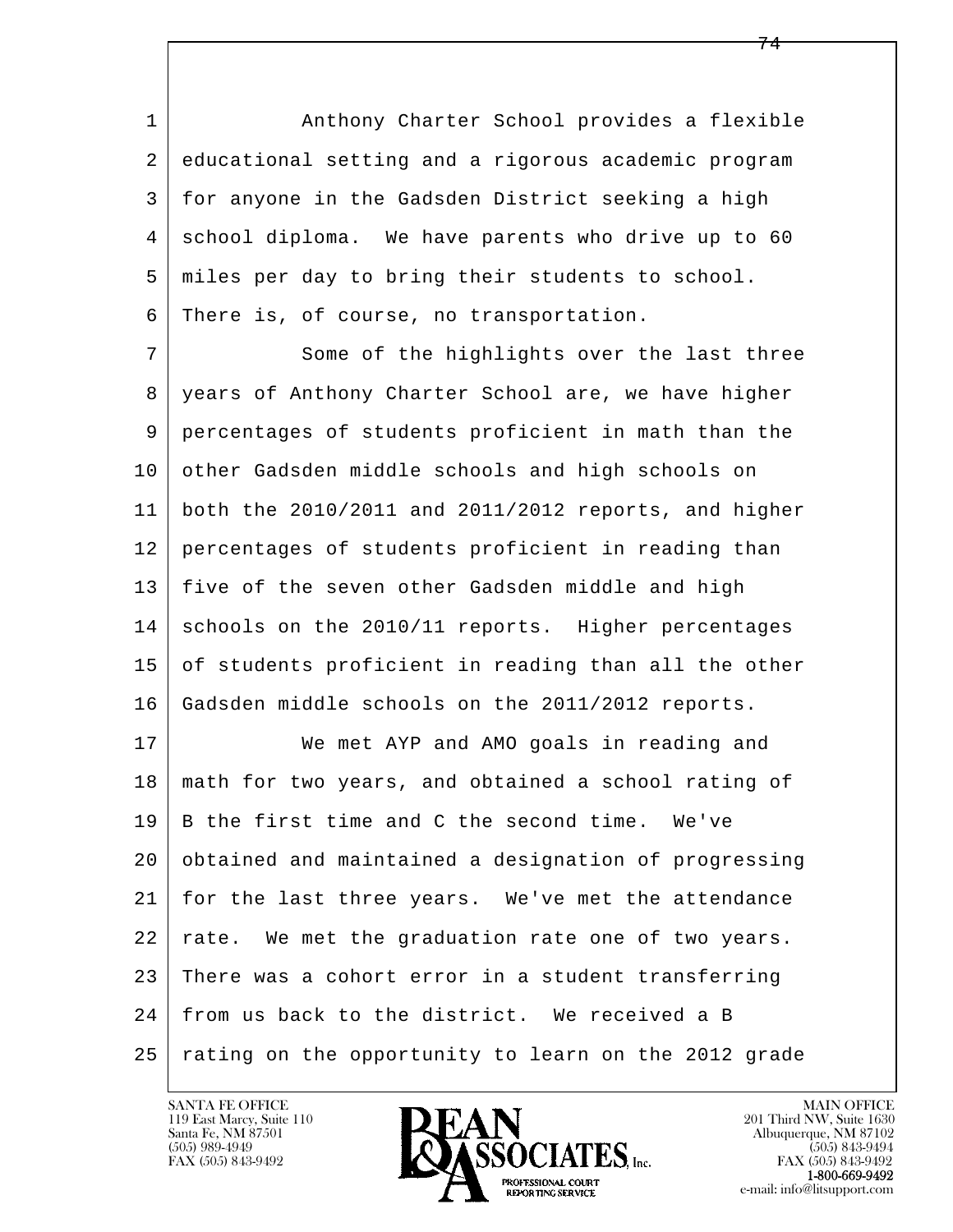Anthony Charter School provides a flexible educational setting and a rigorous academic program for anyone in the Gadsden District seeking a high school diploma. We have parents who drive up to 60 miles per day to bring their students to school. There is, of course, no transportation.

Some of the highlights over the last three years of Anthony Charter School are, we have higher percentages of students proficient in math than the other Gadsden middle schools and high schools on both the 2010/2011 and 2011/2012 reports, and higher percentages of students proficient in reading than five of the seven other Gadsden middle and high schools on the 2010/11 reports. Higher percentages of students proficient in reading than all the other Gadsden middle schools on the 2011/2012 reports.

We met AYP and AMO goals in reading and math for two years, and obtained a school rating of B the first time and C the second time. We've obtained and maintained a designation of progressing for the last three years. We've met the attendance rate. We met the graduation rate one of two years. There was a cohort error in a student transferring from us back to the district. We received a B rating on the opportunity to learn on the 2012 grade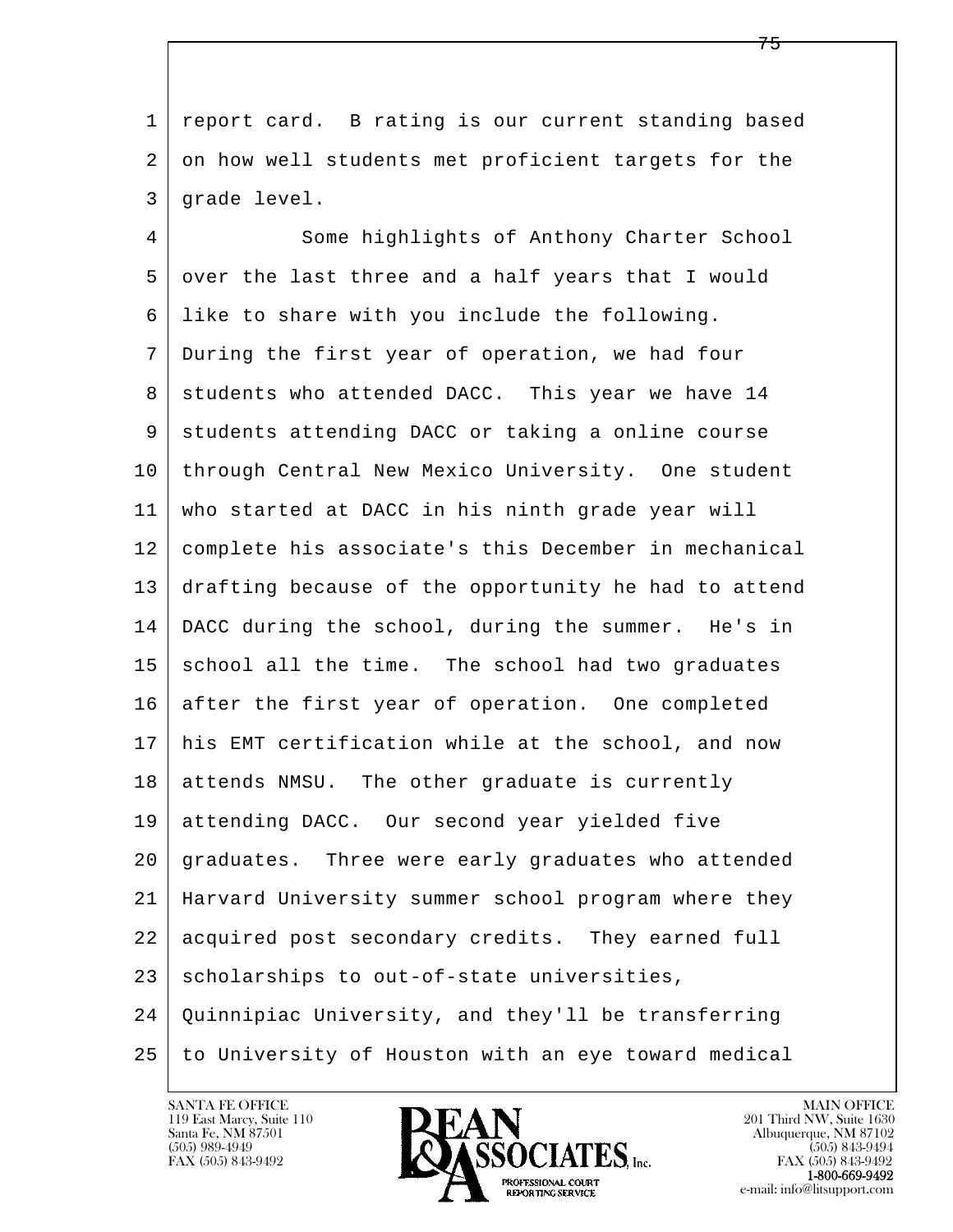report card. B rating is our current standing based on how well students met proficient targets for the grade level.

Some highlights of Anthony Charter School over the last three and a half years that I would like to share with you include the following. During the first year of operation, we had four students who attended DACC. This year we have 14 students attending DACC or taking a online course through Central New Mexico University. One student who started at DACC in his ninth grade year will complete his associate's this December in mechanical drafting because of the opportunity he had to attend DACC during the school, during the summer. He's in school all the time. The school had two graduates after the first year of operation. One completed his EMT certification while at the school, and now attends NMSU. The other graduate is currently attending DACC. Our second year yielded five graduates. Three were early graduates who attended Harvard University summer school program where they acquired post secondary credits. They earned full scholarships to out-of-state universities, Quinnipiac University, and they'll be transferring to University of Houston with an eye toward medical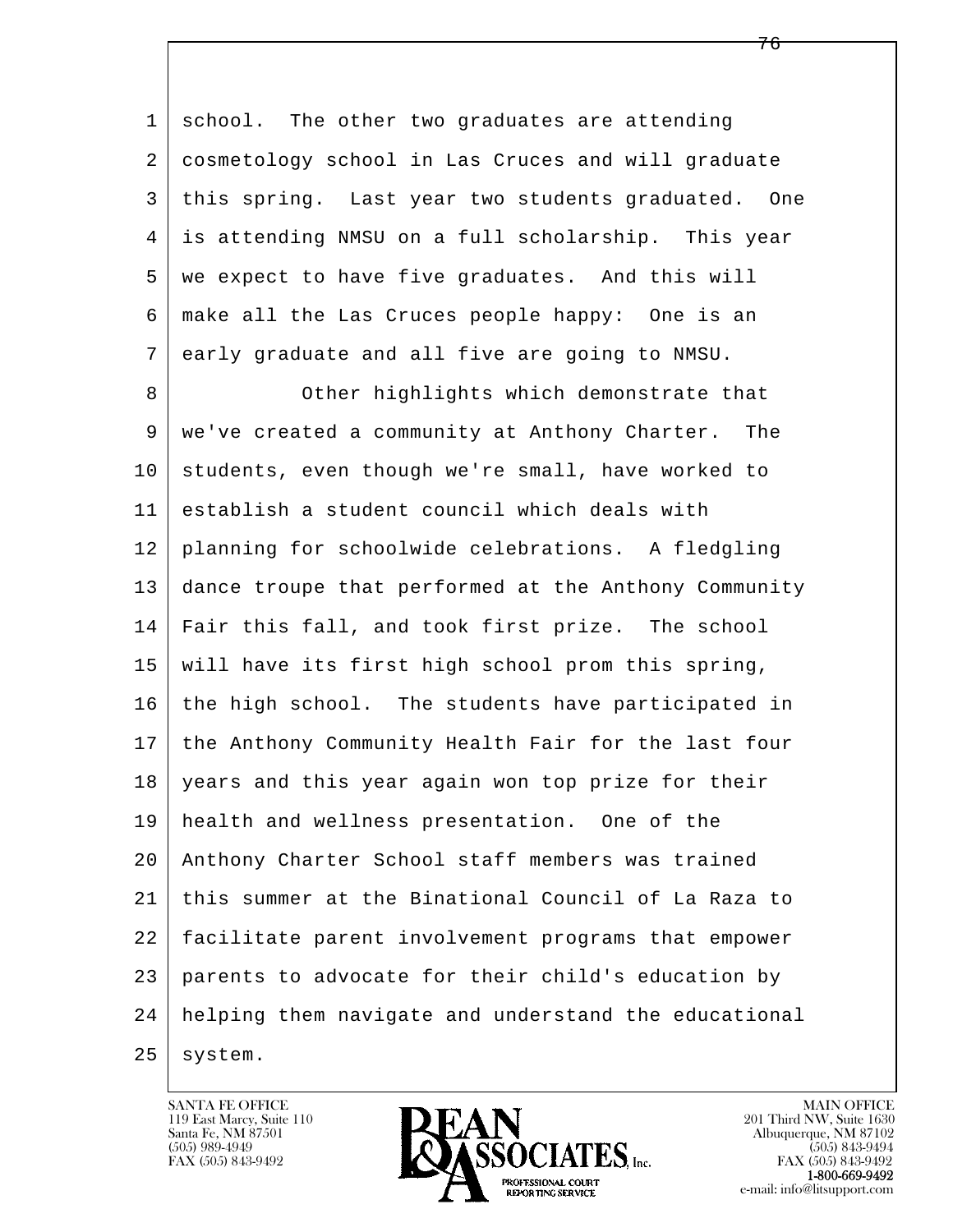school. The other two graduates are attending cosmetology school in Las Cruces and will graduate this spring. Last year two students graduated. One is attending NMSU on a full scholarship. This year we expect to have five graduates. And this will make all the Las Cruces people happy: One is an early graduate and all five are going to NMSU.

Other highlights which demonstrate that we've created a community at Anthony Charter. The students, even though we're small, have worked to establish a student council which deals with planning for schoolwide celebrations. A fledgling dance troupe that performed at the Anthony Community Fair this fall, and took first prize. The school will have its first high school prom this spring, the high school. The students have participated in the Anthony Community Health Fair for the last four years and this year again won top prize for their health and wellness presentation. One of the Anthony Charter School staff members was trained this summer at the Binational Council of La Raza to facilitate parent involvement programs that empower parents to advocate for their child's education by helping them navigate and understand the educational system.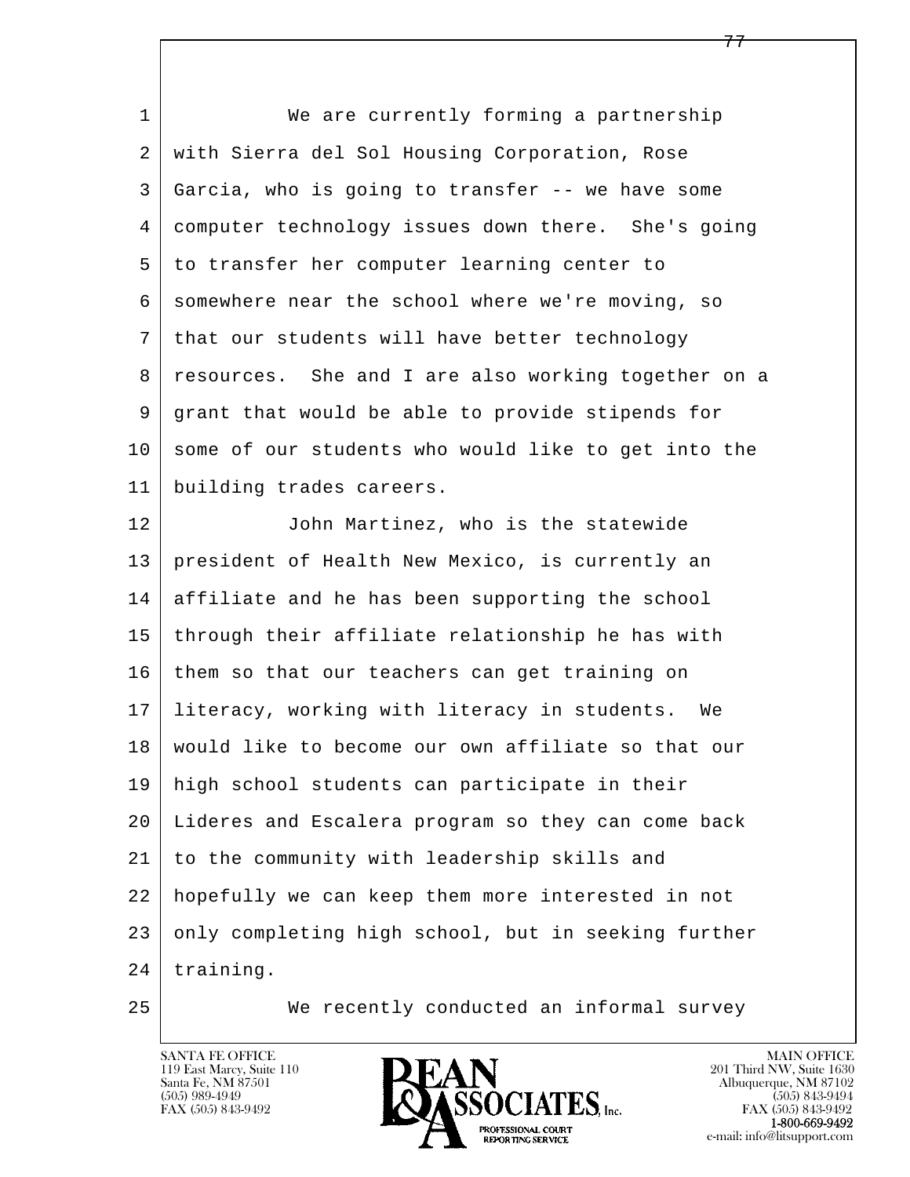1 We are currently forming a partnership
2 with Sierra del Sol Housing Corporation, Rose
3 Garcia, who is going to transfer -- we have some
4 computer technology issues down there. She's going
5 to transfer her computer learning center to
6 somewhere near the school where we're moving, so
7 that our students will have better technology
8 resources. She and I are also working together on a
9 grant that would be able to provide stipends for
10 some of our students who would like to get into the
11 building trades careers.
12 John Martinez, who is the statewide
13 president of Health New Mexico, is currently an
14 affiliate and he has been supporting the school
15 through their affiliate relationship he has with
16 them so that our teachers can get training on
17 literacy, working with literacy in students. We
18 would like to become our own affiliate so that our
19 high school students can participate in their
20 Lideres and Escalera program so they can come back
21 to the community with leadership skills and
22 hopefully we can keep them more interested in not
23 only completing high school, but in seeking further
24 training.
25 We recently conducted an informal survey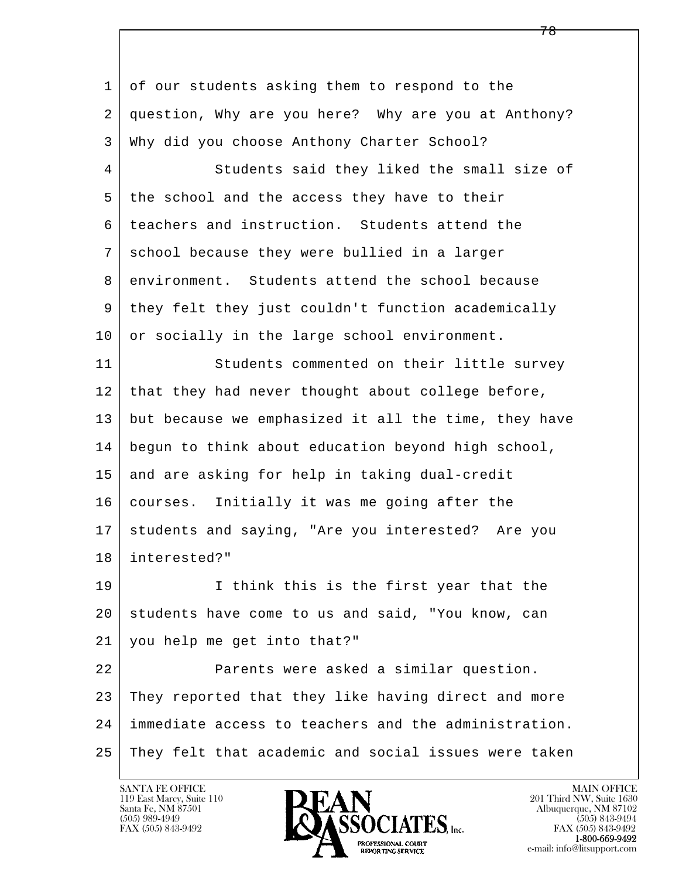of our students asking them to respond to the question, Why are you here? Why are you at Anthony? Why did you choose Anthony Charter School?

Students said they liked the small size of the school and the access they have to their teachers and instruction. Students attend the school because they were bullied in a larger environment. Students attend the school because they felt they just couldn't function academically or socially in the large school environment.

Students commented on their little survey that they had never thought about college before, but because we emphasized it all the time, they have begun to think about education beyond high school, and are asking for help in taking dual-credit courses. Initially it was me going after the students and saying, "Are you interested? Are you interested?"

I think this is the first year that the students have come to us and said, "You know, can you help me get into that?"

Parents were asked a similar question. They reported that they like having direct and more immediate access to teachers and the administration. They felt that academic and social issues were taken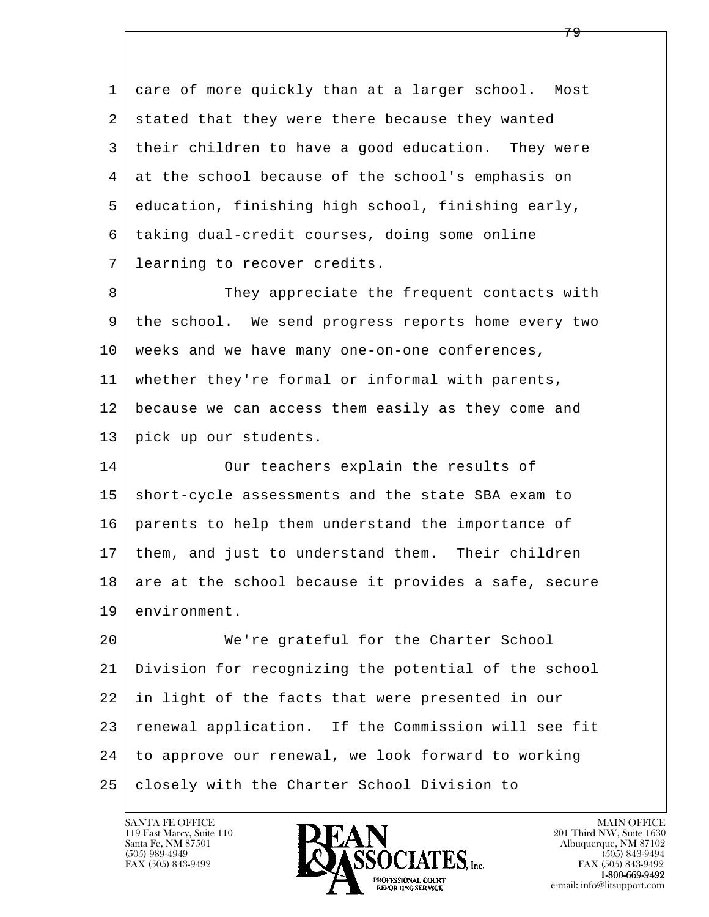care of more quickly than at a larger school. Most stated that they were there because they wanted their children to have a good education. They were at the school because of the school's emphasis on education, finishing high school, finishing early, taking dual-credit courses, doing some online learning to recover credits.

They appreciate the frequent contacts with the school. We send progress reports home every two weeks and we have many one-on-one conferences, whether they're formal or informal with parents, because we can access them easily as they come and pick up our students.

Our teachers explain the results of short-cycle assessments and the state SBA exam to parents to help them understand the importance of them, and just to understand them. Their children are at the school because it provides a safe, secure environment.

We're grateful for the Charter School Division for recognizing the potential of the school in light of the facts that were presented in our renewal application. If the Commission will see fit to approve our renewal, we look forward to working closely with the Charter School Division to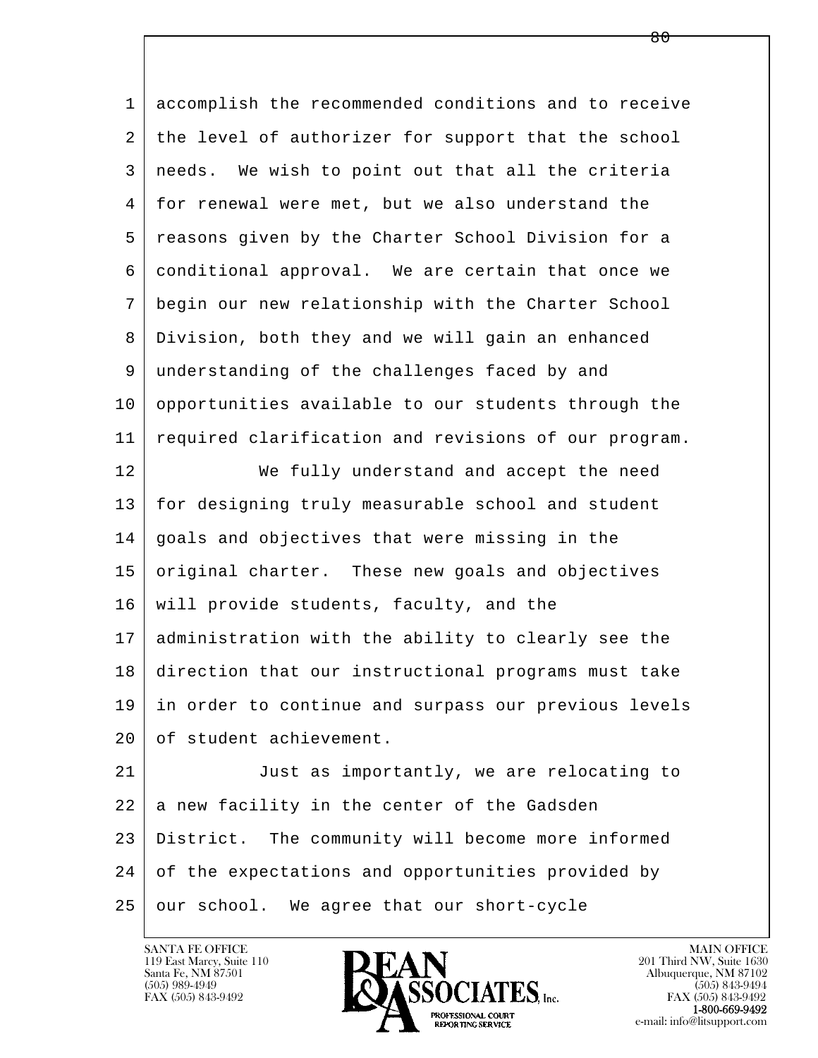accomplish the recommended conditions and to receive the level of authorizer for support that the school needs. We wish to point out that all the criteria for renewal were met, but we also understand the reasons given by the Charter School Division for a conditional approval. We are certain that once we begin our new relationship with the Charter School Division, both they and we will gain an enhanced understanding of the challenges faced by and opportunities available to our students through the required clarification and revisions of our program.

We fully understand and accept the need for designing truly measurable school and student goals and objectives that were missing in the original charter. These new goals and objectives will provide students, faculty, and the administration with the ability to clearly see the direction that our instructional programs must take in order to continue and surpass our previous levels of student achievement.

Just as importantly, we are relocating to a new facility in the center of the Gadsden District. The community will become more informed of the expectations and opportunities provided by our school. We agree that our short-cycle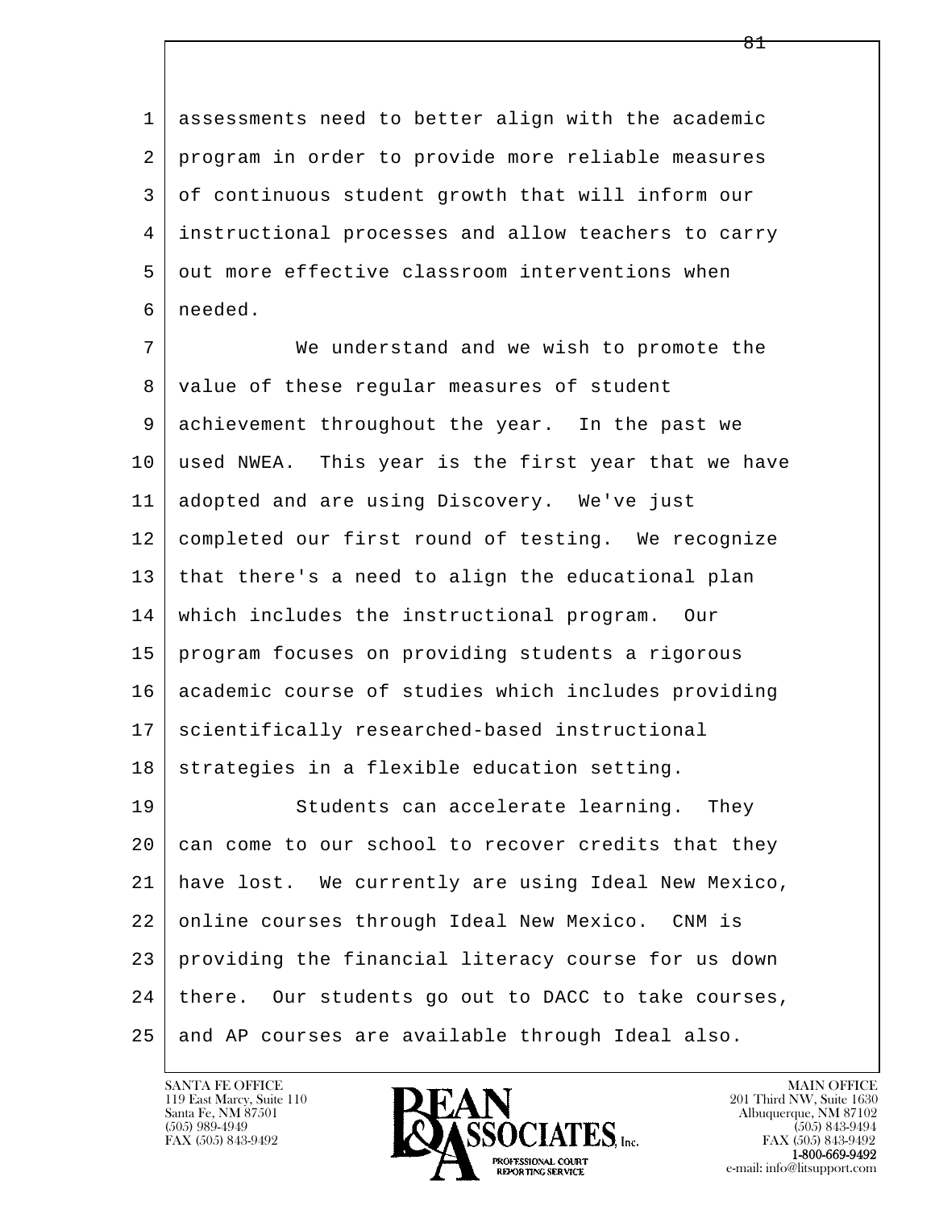assessments need to better align with the academic program in order to provide more reliable measures of continuous student growth that will inform our instructional processes and allow teachers to carry out more effective classroom interventions when needed.

We understand and we wish to promote the value of these regular measures of student achievement throughout the year. In the past we used NWEA. This year is the first year that we have adopted and are using Discovery. We've just completed our first round of testing. We recognize that there's a need to align the educational plan which includes the instructional program. Our program focuses on providing students a rigorous academic course of studies which includes providing scientifically researched-based instructional strategies in a flexible education setting.

Students can accelerate learning. They can come to our school to recover credits that they have lost. We currently are using Ideal New Mexico, online courses through Ideal New Mexico. CNM is providing the financial literacy course for us down there. Our students go out to DACC to take courses, and AP courses are available through Ideal also.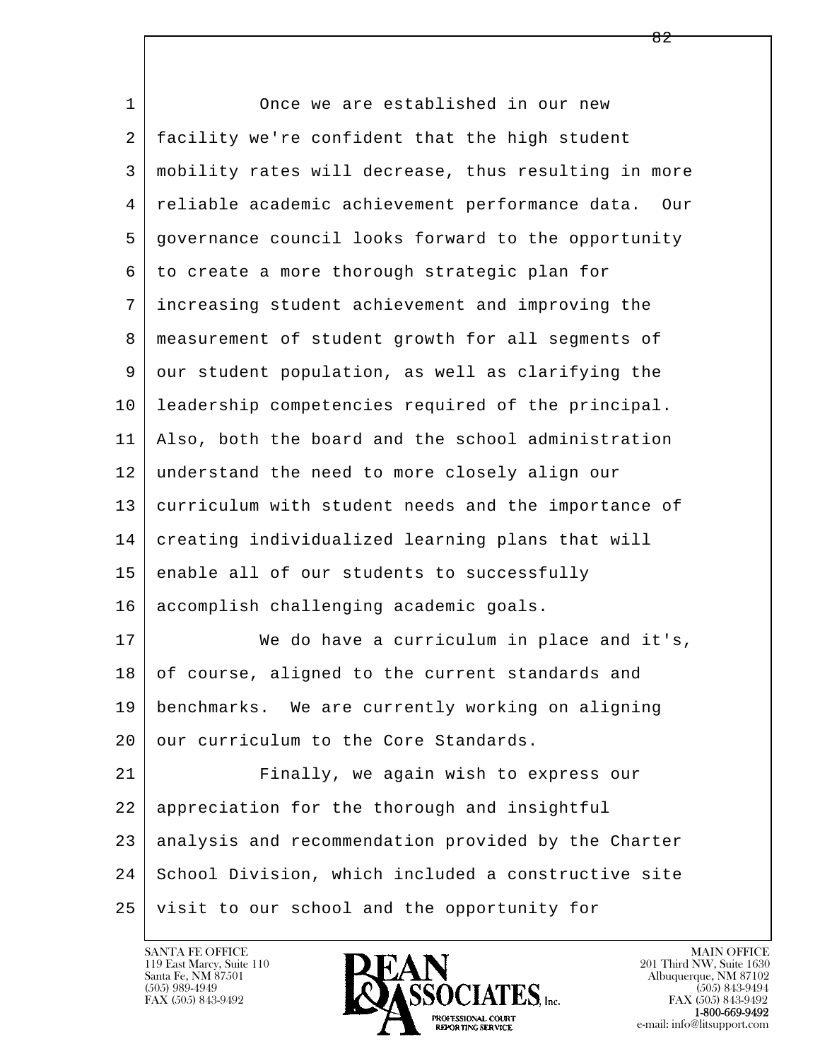Once we are established in our new facility we're confident that the high student mobility rates will decrease, thus resulting in more reliable academic achievement performance data. Our governance council looks forward to the opportunity to create a more thorough strategic plan for increasing student achievement and improving the measurement of student growth for all segments of our student population, as well as clarifying the leadership competencies required of the principal. Also, both the board and the school administration understand the need to more closely align our curriculum with student needs and the importance of creating individualized learning plans that will enable all of our students to successfully accomplish challenging academic goals.

We do have a curriculum in place and it's, of course, aligned to the current standards and benchmarks. We are currently working on aligning our curriculum to the Core Standards.

Finally, we again wish to express our appreciation for the thorough and insightful analysis and recommendation provided by the Charter School Division, which included a constructive site visit to our school and the opportunity for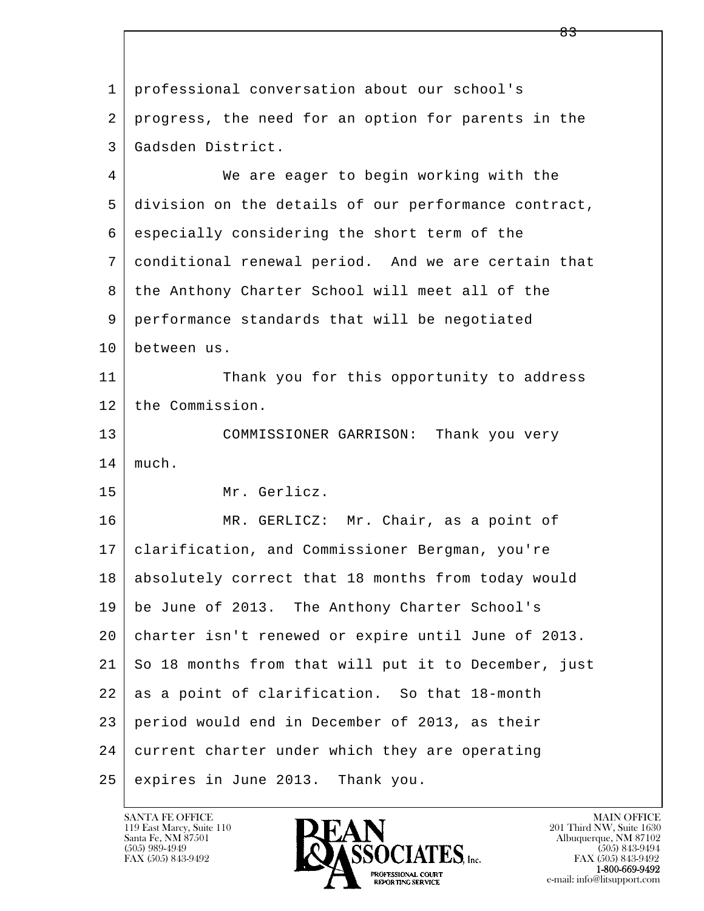professional conversation about our school's progress, the need for an option for parents in the Gadsden District.

We are eager to begin working with the division on the details of our performance contract, especially considering the short term of the conditional renewal period. And we are certain that the Anthony Charter School will meet all of the performance standards that will be negotiated between us.

Thank you for this opportunity to address the Commission.

COMMISSIONER GARRISON: Thank you very much.

Mr. Gerlicz.

MR. GERLICZ: Mr. Chair, as a point of clarification, and Commissioner Bergman, you're absolutely correct that 18 months from today would be June of 2013. The Anthony Charter School's charter isn't renewed or expire until June of 2013. So 18 months from that will put it to December, just as a point of clarification. So that 18-month period would end in December of 2013, as their current charter under which they are operating expires in June 2013. Thank you.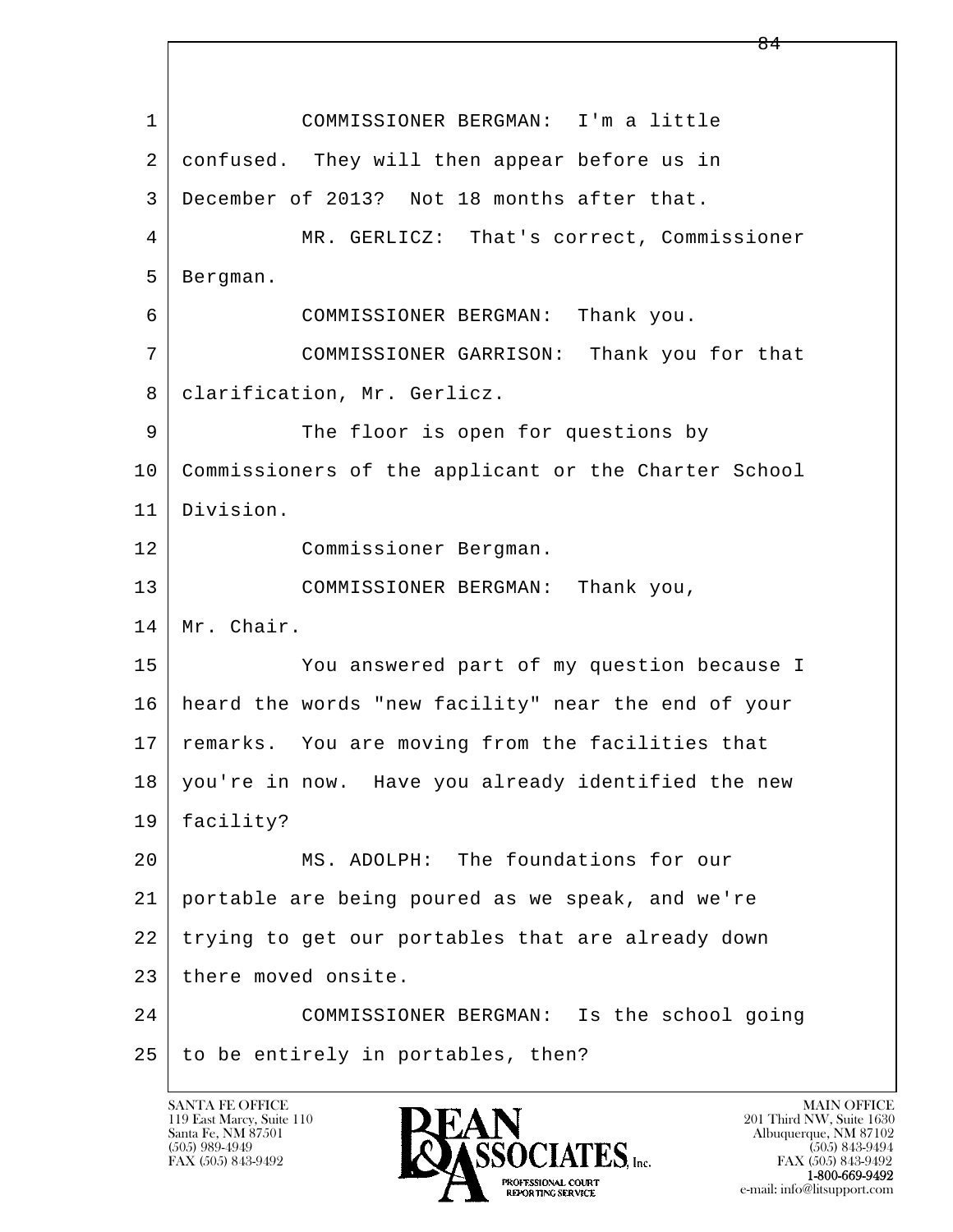1 COMMISSIONER BERGMAN: I'm a little
2 confused. They will then appear before us in
3 December of 2013? Not 18 months after that.
4 MR. GERLICZ: That's correct, Commissioner
5 Bergman.
6 COMMISSIONER BERGMAN: Thank you.
7 COMMISSIONER GARRISON: Thank you for that
8 clarification, Mr. Gerlicz.
9 The floor is open for questions by
10 Commissioners of the applicant or the Charter School
11 Division.
12 Commissioner Bergman.
13 COMMISSIONER BERGMAN: Thank you,
14 Mr. Chair.
15 You answered part of my question because I
16 heard the words "new facility" near the end of your
17 remarks. You are moving from the facilities that
18 you're in now. Have you already identified the new
19 facility?
20 MS. ADOLPH: The foundations for our
21 portable are being poured as we speak, and we're
22 trying to get our portables that are already down
23 there moved onsite.
24 COMMISSIONER BERGMAN: Is the school going
25 to be entirely in portables, then?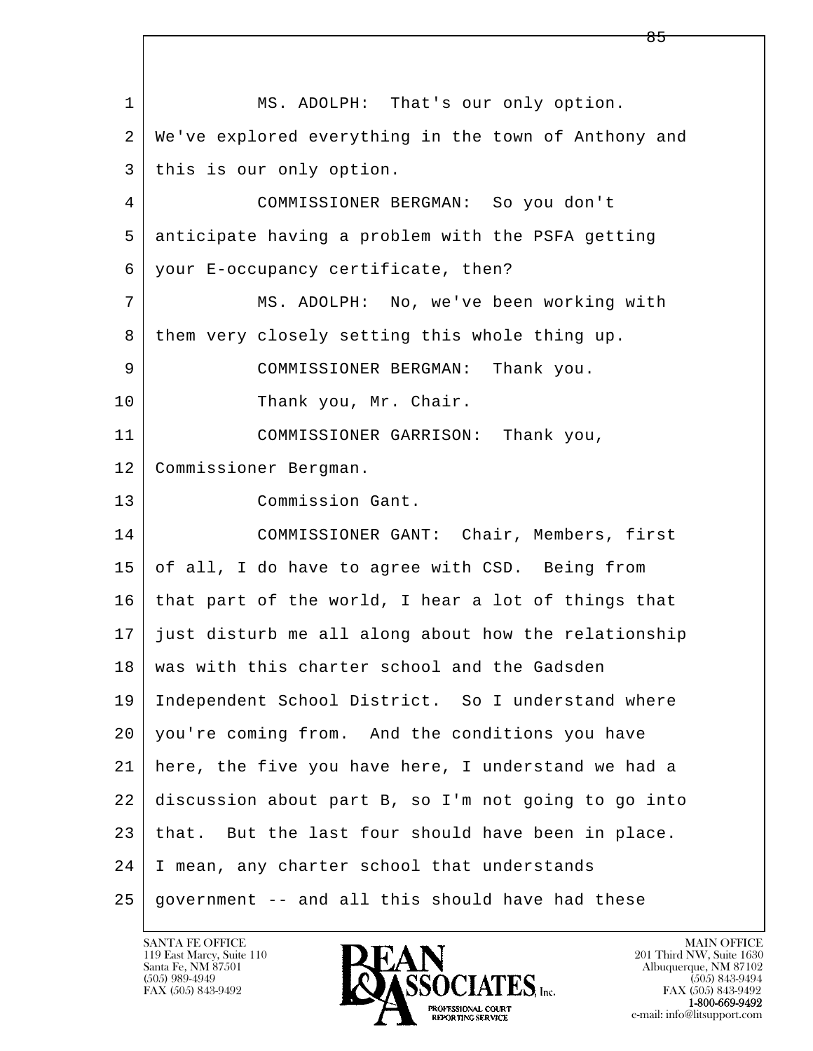1 MS. ADOLPH: That's our only option.
2 We've explored everything in the town of Anthony and
3 this is our only option.
4 COMMISSIONER BERGMAN: So you don't
5 anticipate having a problem with the PSFA getting
6 your E-occupancy certificate, then?
7 MS. ADOLPH: No, we've been working with
8 them very closely setting this whole thing up.
9 COMMISSIONER BERGMAN: Thank you.
10 Thank you, Mr. Chair.
11 COMMISSIONER GARRISON: Thank you,
12 Commissioner Bergman.
13 Commission Gant.
14 COMMISSIONER GANT: Chair, Members, first
15 of all, I do have to agree with CSD. Being from
16 that part of the world, I hear a lot of things that
17 just disturb me all along about how the relationship
18 was with this charter school and the Gadsden
19 Independent School District. So I understand where
20 you're coming from. And the conditions you have
21 here, the five you have here, I understand we had a
22 discussion about part B, so I'm not going to go into
23 that. But the last four should have been in place.
24 I mean, any charter school that understands
25 government -- and all this should have had these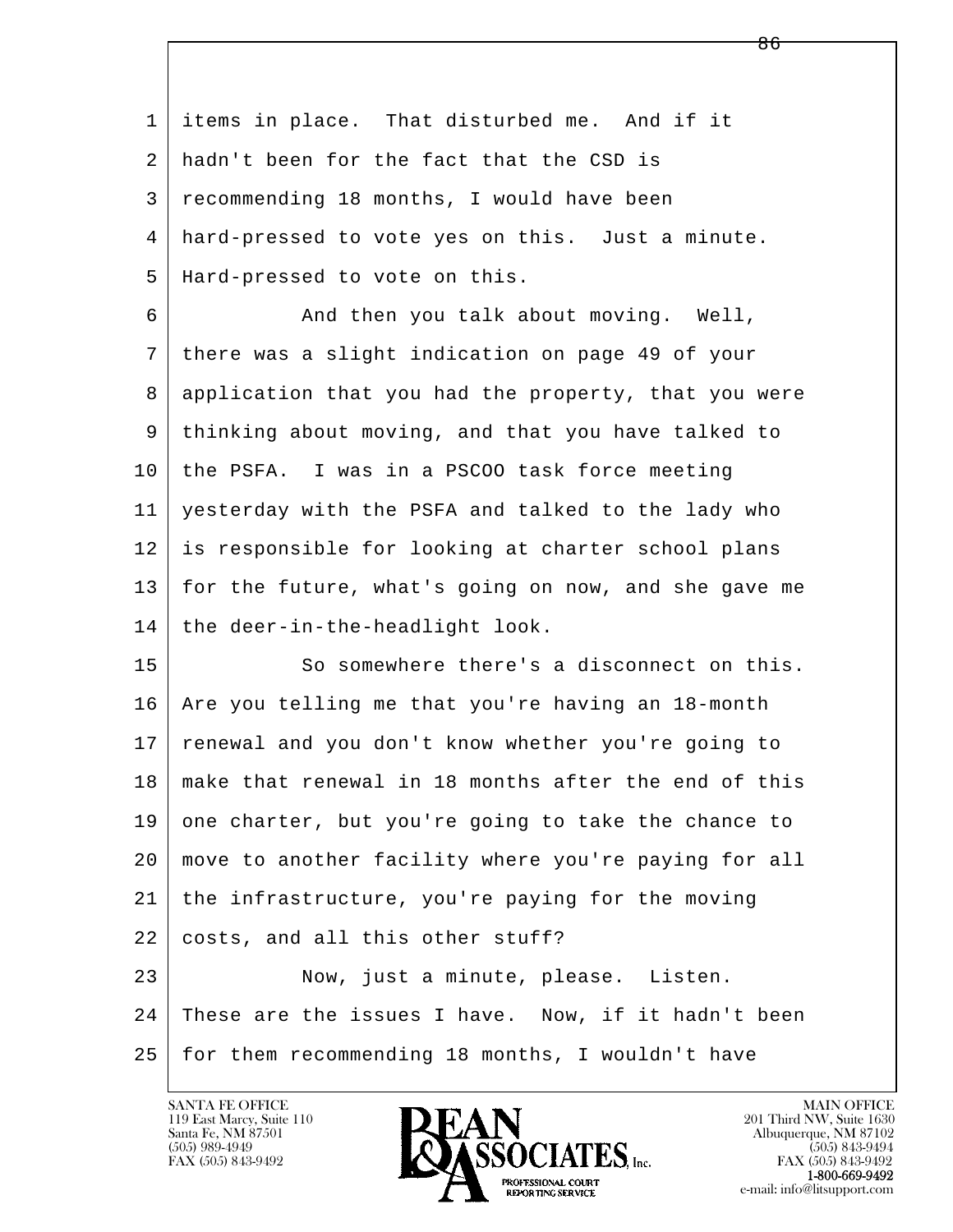items in place. That disturbed me. And if it hadn't been for the fact that the CSD is recommending 18 months, I would have been hard-pressed to vote yes on this. Just a minute. Hard-pressed to vote on this.

And then you talk about moving. Well, there was a slight indication on page 49 of your application that you had the property, that you were thinking about moving, and that you have talked to the PSFA. I was in a PSCOO task force meeting yesterday with the PSFA and talked to the lady who is responsible for looking at charter school plans for the future, what's going on now, and she gave me the deer-in-the-headlight look.

So somewhere there's a disconnect on this. Are you telling me that you're having an 18-month renewal and you don't know whether you're going to make that renewal in 18 months after the end of this one charter, but you're going to take the chance to move to another facility where you're paying for all the infrastructure, you're paying for the moving costs, and all this other stuff?

Now, just a minute, please. Listen. These are the issues I have. Now, if it hadn't been for them recommending 18 months, I wouldn't have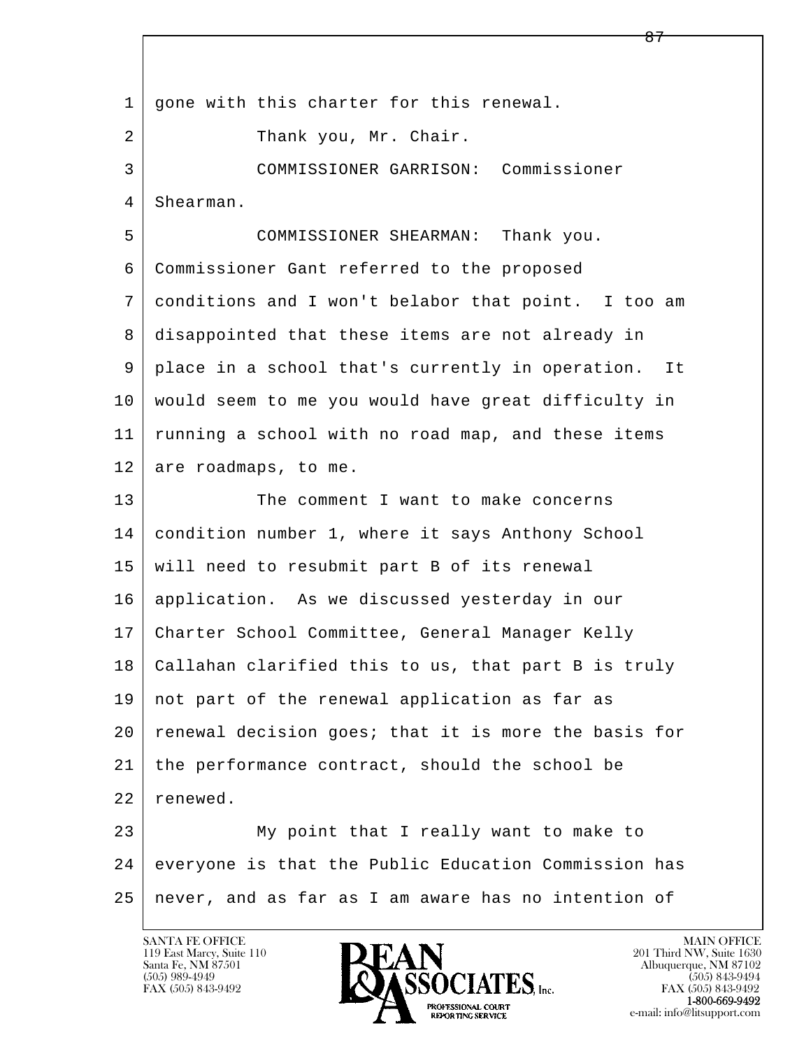gone with this charter for this renewal.

Thank you, Mr. Chair.

COMMISSIONER GARRISON: Commissioner Shearman.

COMMISSIONER SHEARMAN: Thank you. Commissioner Gant referred to the proposed conditions and I won't belabor that point. I too am disappointed that these items are not already in place in a school that's currently in operation. It would seem to me you would have great difficulty in running a school with no road map, and these items are roadmaps, to me.

The comment I want to make concerns condition number 1, where it says Anthony School will need to resubmit part B of its renewal application. As we discussed yesterday in our Charter School Committee, General Manager Kelly Callahan clarified this to us, that part B is truly not part of the renewal application as far as renewal decision goes; that it is more the basis for the performance contract, should the school be renewed.

My point that I really want to make to everyone is that the Public Education Commission has never, and as far as I am aware has no intention of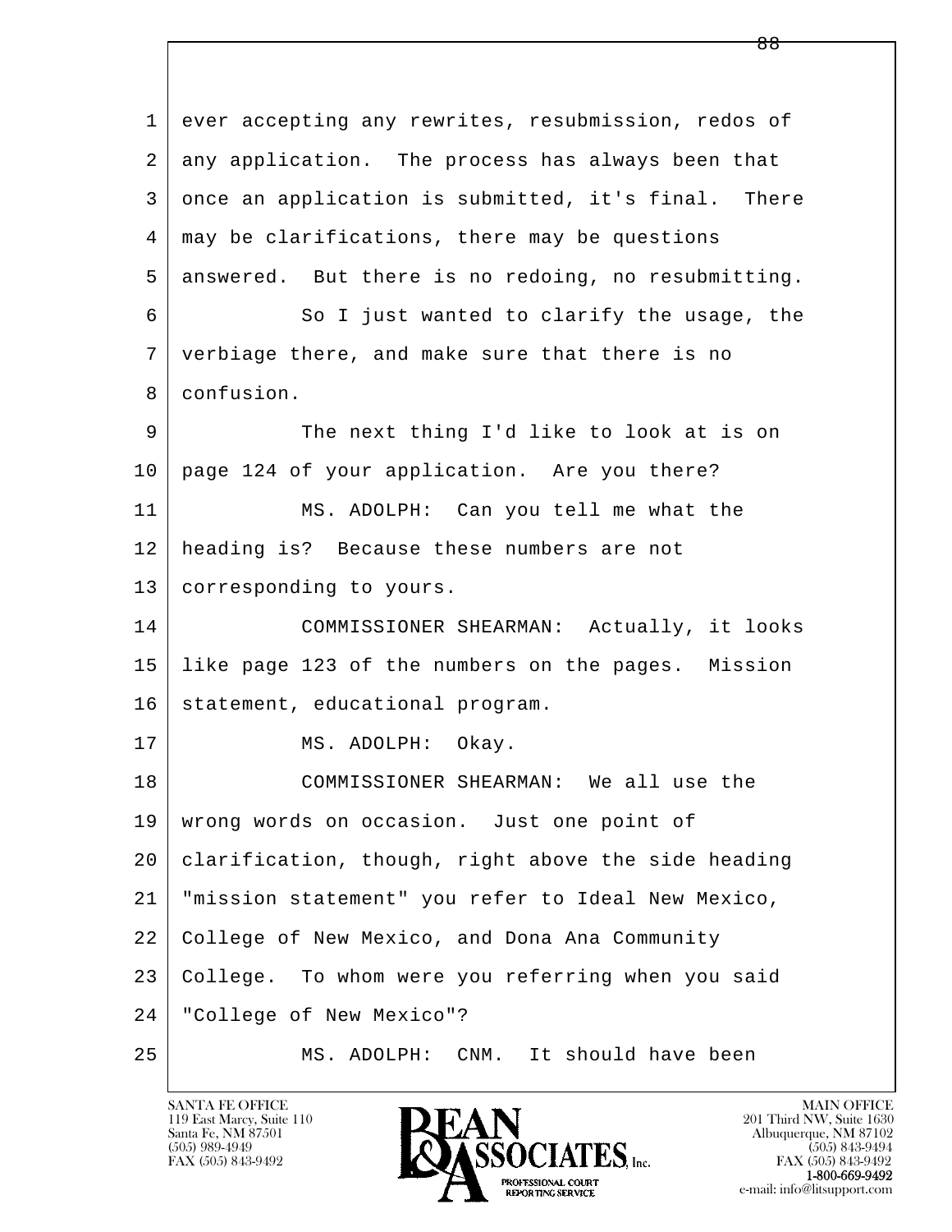ever accepting any rewrites, resubmission, redos of any application. The process has always been that once an application is submitted, it's final. There may be clarifications, there may be questions answered. But there is no redoing, no resubmitting.

So I just wanted to clarify the usage, the verbiage there, and make sure that there is no confusion.

The next thing I'd like to look at is on page 124 of your application. Are you there?

MS. ADOLPH: Can you tell me what the heading is? Because these numbers are not corresponding to yours.

COMMISSIONER SHEARMAN: Actually, it looks like page 123 of the numbers on the pages. Mission statement, educational program.

MS. ADOLPH: Okay.

COMMISSIONER SHEARMAN: We all use the wrong words on occasion. Just one point of clarification, though, right above the side heading "mission statement" you refer to Ideal New Mexico, College of New Mexico, and Dona Ana Community College. To whom were you referring when you said "College of New Mexico"?

MS. ADOLPH: CNM. It should have been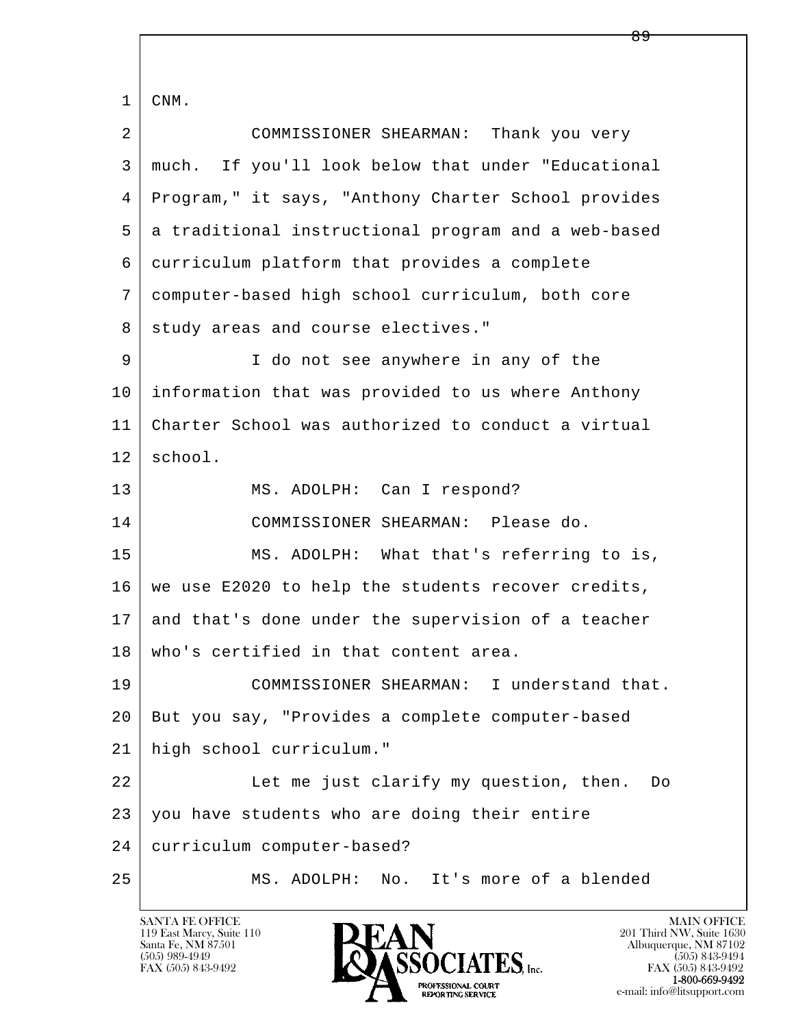1 CNM.

2 COMMISSIONER SHEARMAN: Thank you very

3 much. If you'll look below that under "Educational

4 Program," it says, "Anthony Charter School provides

5 a traditional instructional program and a web-based

6 curriculum platform that provides a complete

7 computer-based high school curriculum, both core

8 study areas and course electives."

9 I do not see anywhere in any of the

10 information that was provided to us where Anthony

11 Charter School was authorized to conduct a virtual

12 school.

13 MS. ADOLPH: Can I respond?

14 COMMISSIONER SHEARMAN: Please do.

15 MS. ADOLPH: What that's referring to is,

16 we use E2020 to help the students recover credits,

17 and that's done under the supervision of a teacher

18 who's certified in that content area.

19 COMMISSIONER SHEARMAN: I understand that.

20 But you say, "Provides a complete computer-based

21 high school curriculum."

22 Let me just clarify my question, then. Do

23 you have students who are doing their entire

24 curriculum computer-based?

25 MS. ADOLPH: No. It's more of a blended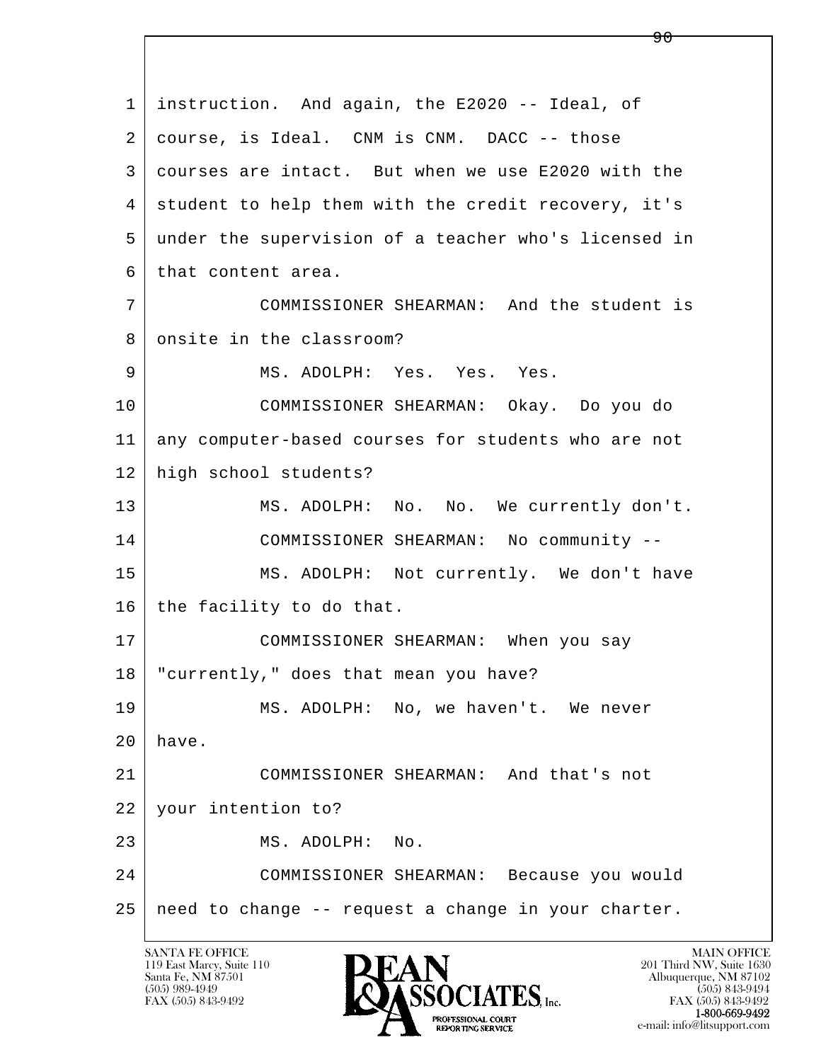1 instruction. And again, the E2020 -- Ideal, of
2 course, is Ideal. CNM is CNM. DACC -- those
3 courses are intact. But when we use E2020 with the
4 student to help them with the credit recovery, it's
5 under the supervision of a teacher who's licensed in
6 that content area.
7 COMMISSIONER SHEARMAN: And the student is
8 onsite in the classroom?
9 MS. ADOLPH: Yes. Yes. Yes.
10 COMMISSIONER SHEARMAN: Okay. Do you do
11 any computer-based courses for students who are not
12 high school students?
13 MS. ADOLPH: No. No. We currently don't.
14 COMMISSIONER SHEARMAN: No community --
15 MS. ADOLPH: Not currently. We don't have
16 the facility to do that.
17 COMMISSIONER SHEARMAN: When you say
18 "currently," does that mean you have?
19 MS. ADOLPH: No, we haven't. We never
20 have.
21 COMMISSIONER SHEARMAN: And that's not
22 your intention to?
23 MS. ADOLPH: No.
24 COMMISSIONER SHEARMAN: Because you would
25 need to change -- request a change in your charter.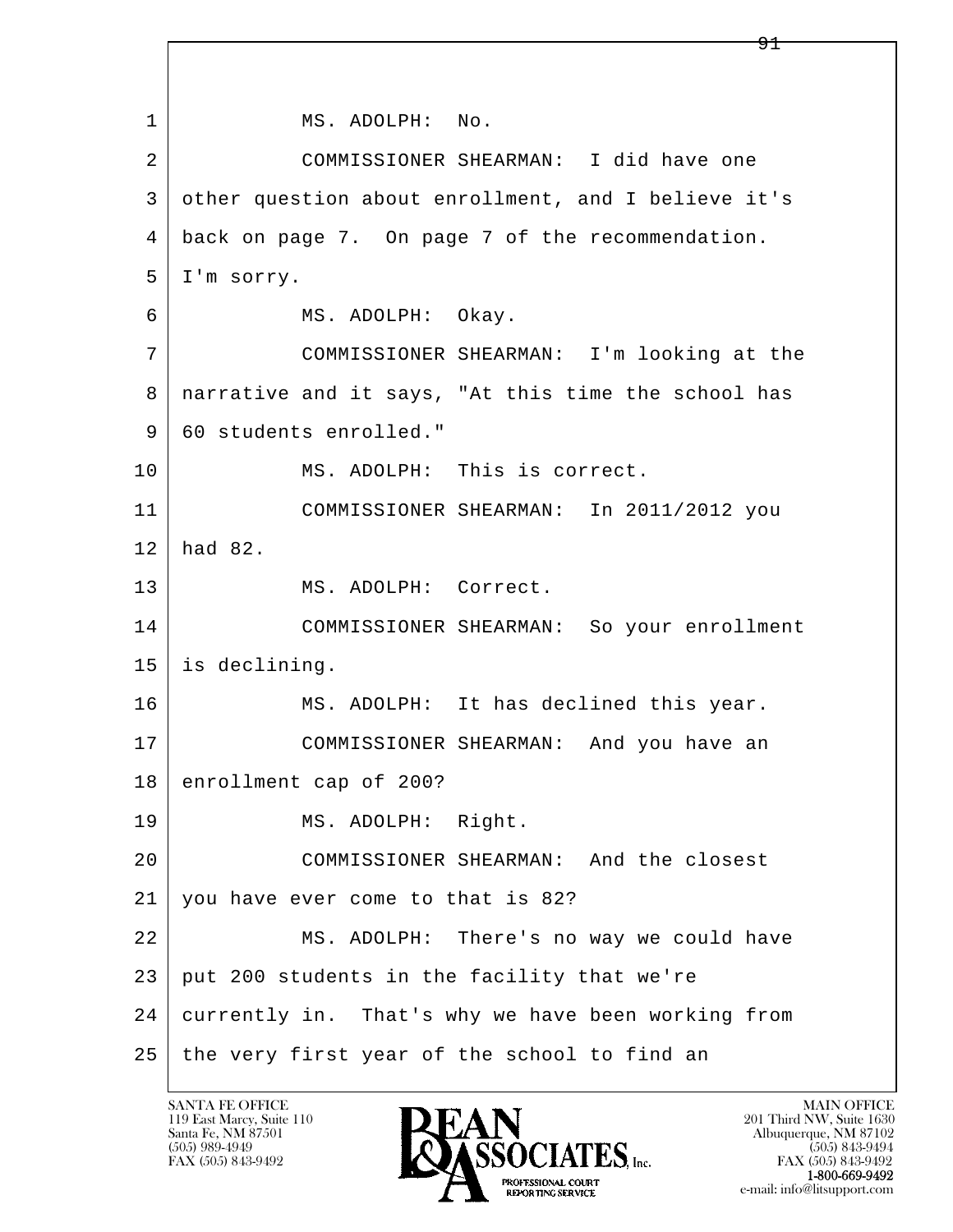1 MS. ADOLPH: No.

2 COMMISSIONER SHEARMAN: I did have one
3 other question about enrollment, and I believe it's
4 back on page 7. On page 7 of the recommendation.
5 I'm sorry.

6 MS. ADOLPH: Okay.

7 COMMISSIONER SHEARMAN: I'm looking at the
8 narrative and it says, "At this time the school has
9 60 students enrolled."

10 MS. ADOLPH: This is correct.

11 COMMISSIONER SHEARMAN: In 2011/2012 you
12 had 82.

13 MS. ADOLPH: Correct.

14 COMMISSIONER SHEARMAN: So your enrollment
15 is declining.

16 MS. ADOLPH: It has declined this year.

17 COMMISSIONER SHEARMAN: And you have an
18 enrollment cap of 200?

19 MS. ADOLPH: Right.

20 COMMISSIONER SHEARMAN: And the closest
21 you have ever come to that is 82?

22 MS. ADOLPH: There's no way we could have
23 put 200 students in the facility that we're
24 currently in. That's why we have been working from
25 the very first year of the school to find an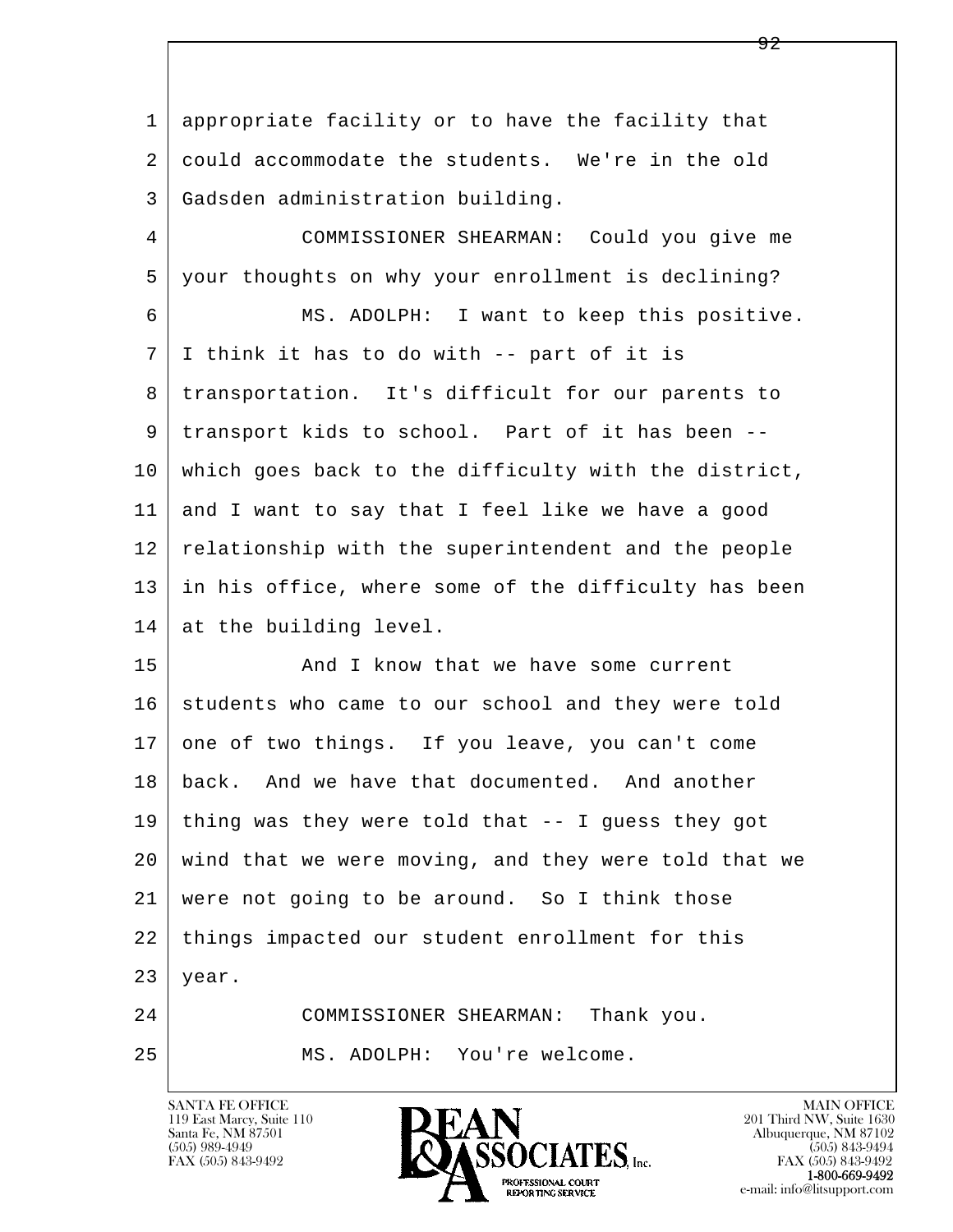1 appropriate facility or to have the facility that
2 could accommodate the students. We're in the old
3 Gadsden administration building.
4 COMMISSIONER SHEARMAN: Could you give me
5 your thoughts on why your enrollment is declining?
6 MS. ADOLPH: I want to keep this positive.
7 I think it has to do with -- part of it is
8 transportation. It's difficult for our parents to
9 transport kids to school. Part of it has been --
10 which goes back to the difficulty with the district,
11 and I want to say that I feel like we have a good
12 relationship with the superintendent and the people
13 in his office, where some of the difficulty has been
14 at the building level.
15 And I know that we have some current
16 students who came to our school and they were told
17 one of two things. If you leave, you can't come
18 back. And we have that documented. And another
19 thing was they were told that -- I guess they got
20 wind that we were moving, and they were told that we
21 were not going to be around. So I think those
22 things impacted our student enrollment for this
23 year.
24 COMMISSIONER SHEARMAN: Thank you.
25 MS. ADOLPH: You're welcome.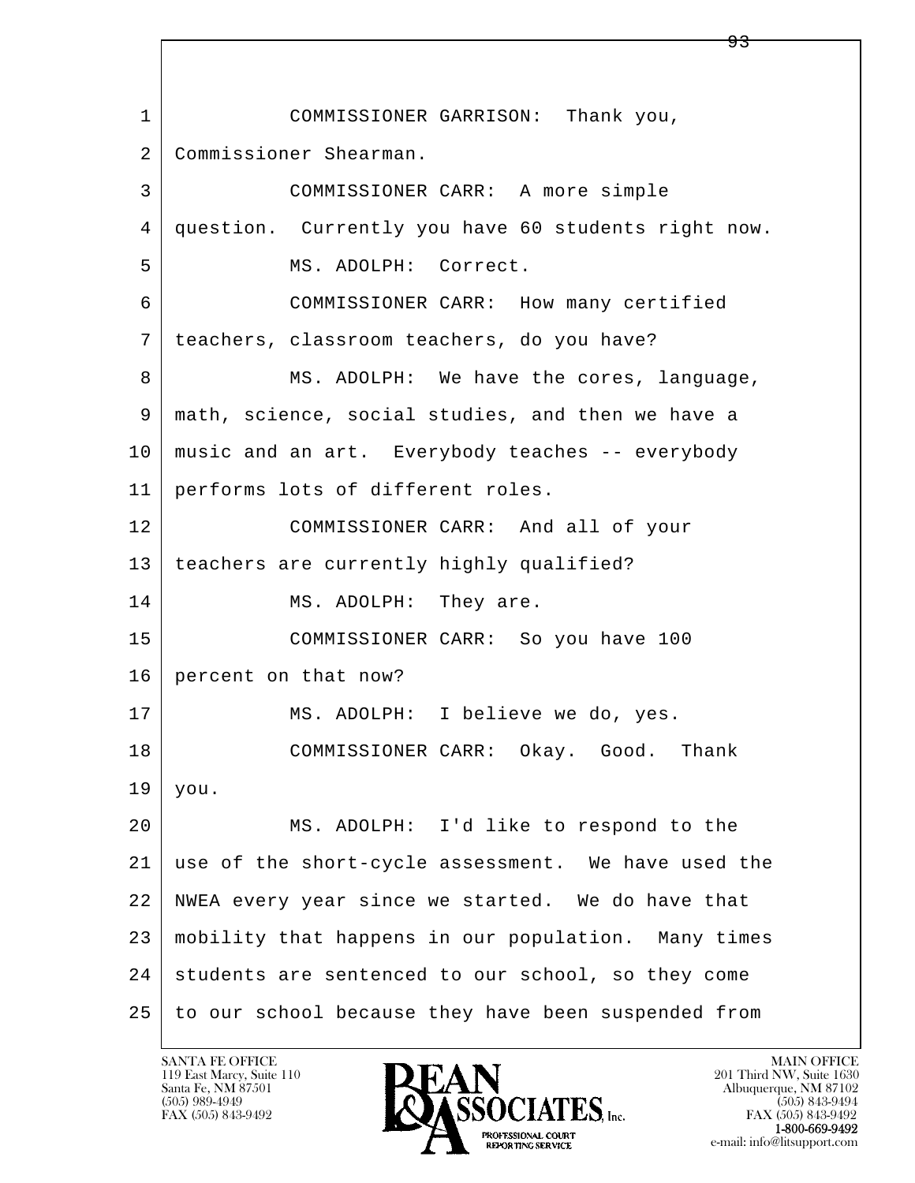COMMISSIONER GARRISON: Thank you, Commissioner Shearman.

COMMISSIONER CARR: A more simple question. Currently you have 60 students right now.

MS. ADOLPH: Correct.

COMMISSIONER CARR: How many certified teachers, classroom teachers, do you have?

MS. ADOLPH: We have the cores, language, math, science, social studies, and then we have a music and an art. Everybody teaches -- everybody performs lots of different roles.

COMMISSIONER CARR: And all of your teachers are currently highly qualified?

MS. ADOLPH: They are.

COMMISSIONER CARR: So you have 100 percent on that now?

MS. ADOLPH: I believe we do, yes.

COMMISSIONER CARR: Okay. Good. Thank you.

MS. ADOLPH: I'd like to respond to the use of the short-cycle assessment. We have used the NWEA every year since we started. We do have that mobility that happens in our population. Many times students are sentenced to our school, so they come to our school because they have been suspended from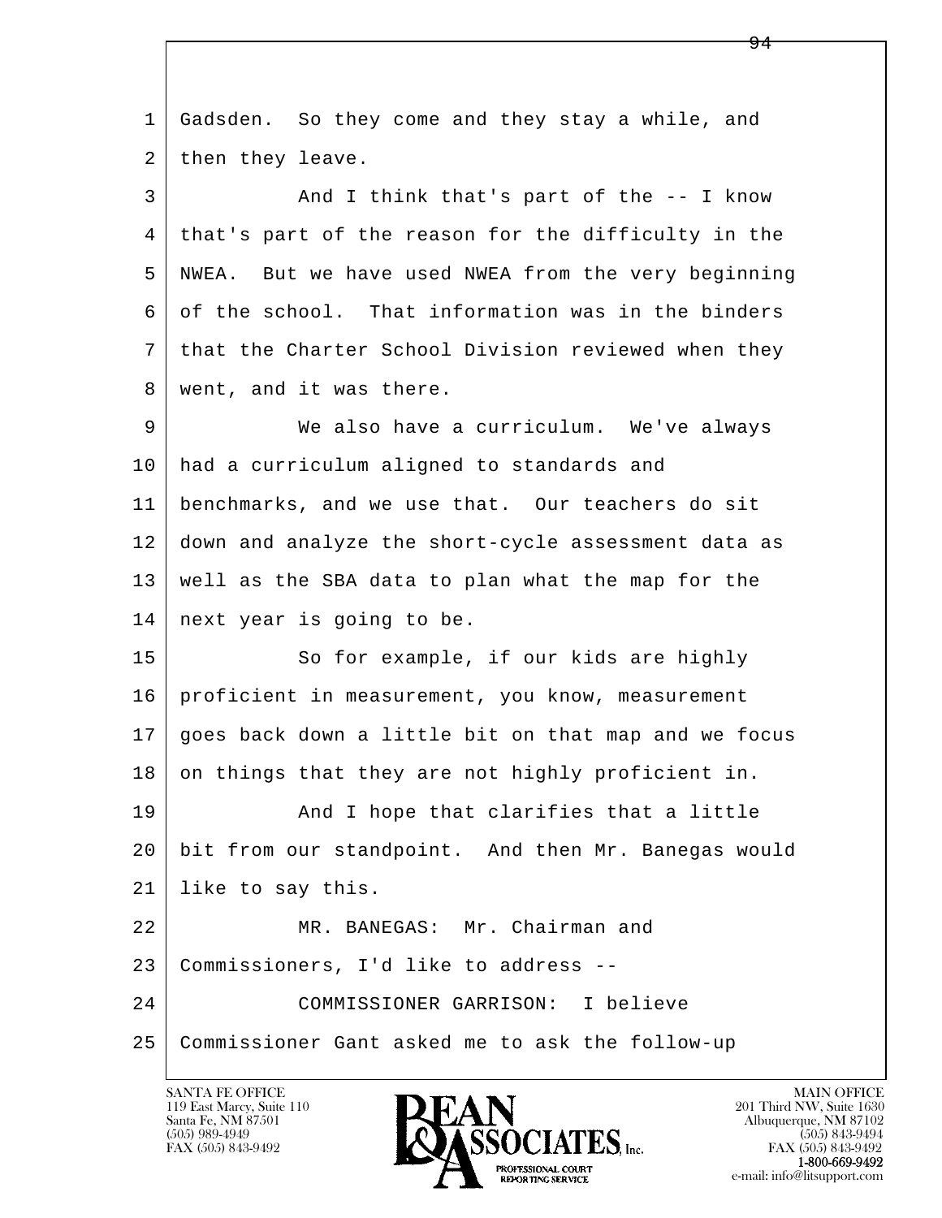1 Gadsden. So they come and they stay a while, and
2 then they leave.

3 And I think that's part of the -- I know
4 that's part of the reason for the difficulty in the
5 NWEA. But we have used NWEA from the very beginning
6 of the school. That information was in the binders
7 that the Charter School Division reviewed when they
8 went, and it was there.

9 We also have a curriculum. We've always
10 had a curriculum aligned to standards and
11 benchmarks, and we use that. Our teachers do sit
12 down and analyze the short-cycle assessment data as
13 well as the SBA data to plan what the map for the
14 next year is going to be.

15 So for example, if our kids are highly
16 proficient in measurement, you know, measurement
17 goes back down a little bit on that map and we focus
18 on things that they are not highly proficient in.

19 And I hope that clarifies that a little
20 bit from our standpoint. And then Mr. Banegas would
21 like to say this.

22 MR. BANEGAS: Mr. Chairman and
23 Commissioners, I'd like to address --

24 COMMISSIONER GARRISON: I believe
25 Commissioner Gant asked me to ask the follow-up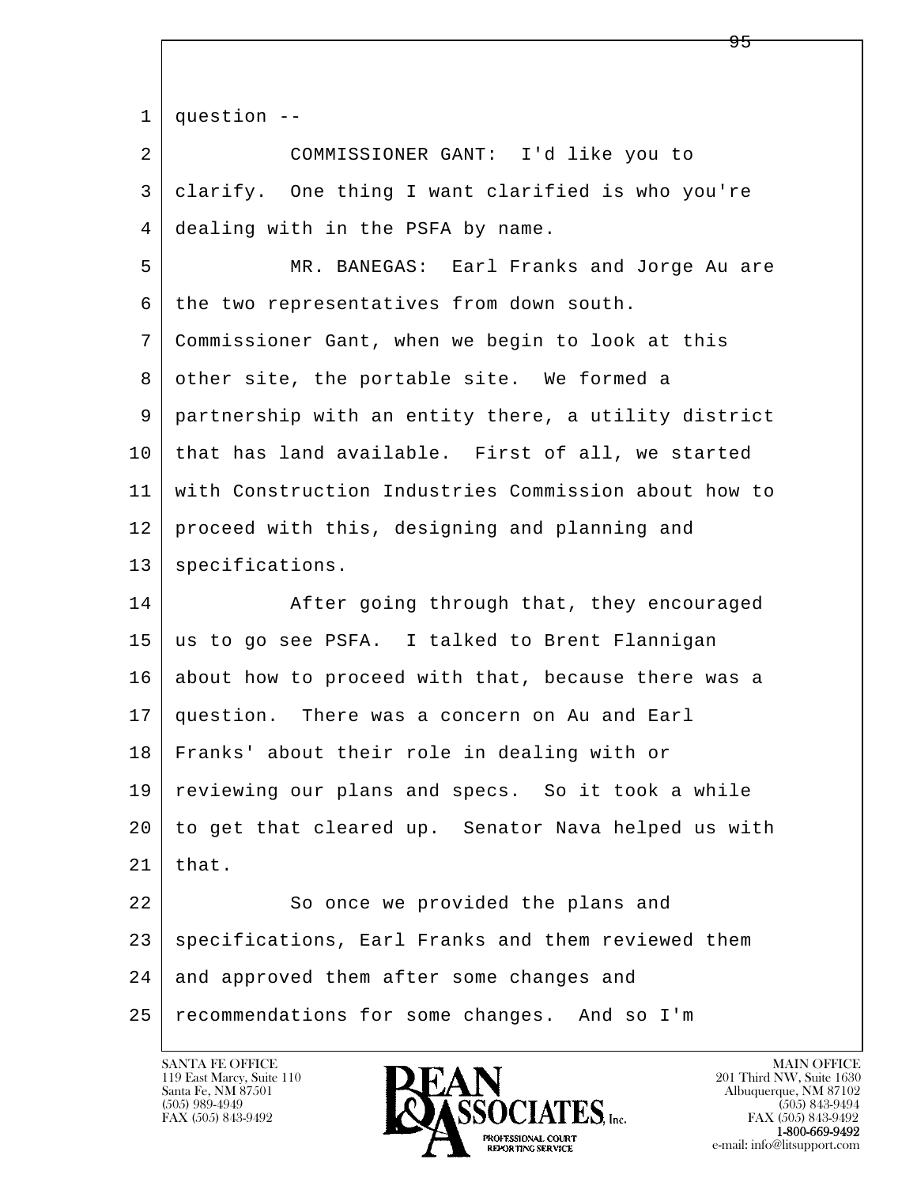question --

COMMISSIONER GANT: I'd like you to clarify. One thing I want clarified is who you're dealing with in the PSFA by name.

MR. BANEGAS: Earl Franks and Jorge Au are the two representatives from down south. Commissioner Gant, when we begin to look at this other site, the portable site. We formed a partnership with an entity there, a utility district that has land available. First of all, we started with Construction Industries Commission about how to proceed with this, designing and planning and specifications.

After going through that, they encouraged us to go see PSFA. I talked to Brent Flannigan about how to proceed with that, because there was a question. There was a concern on Au and Earl Franks' about their role in dealing with or reviewing our plans and specs. So it took a while to get that cleared up. Senator Nava helped us with that.

So once we provided the plans and specifications, Earl Franks and them reviewed them and approved them after some changes and recommendations for some changes. And so I'm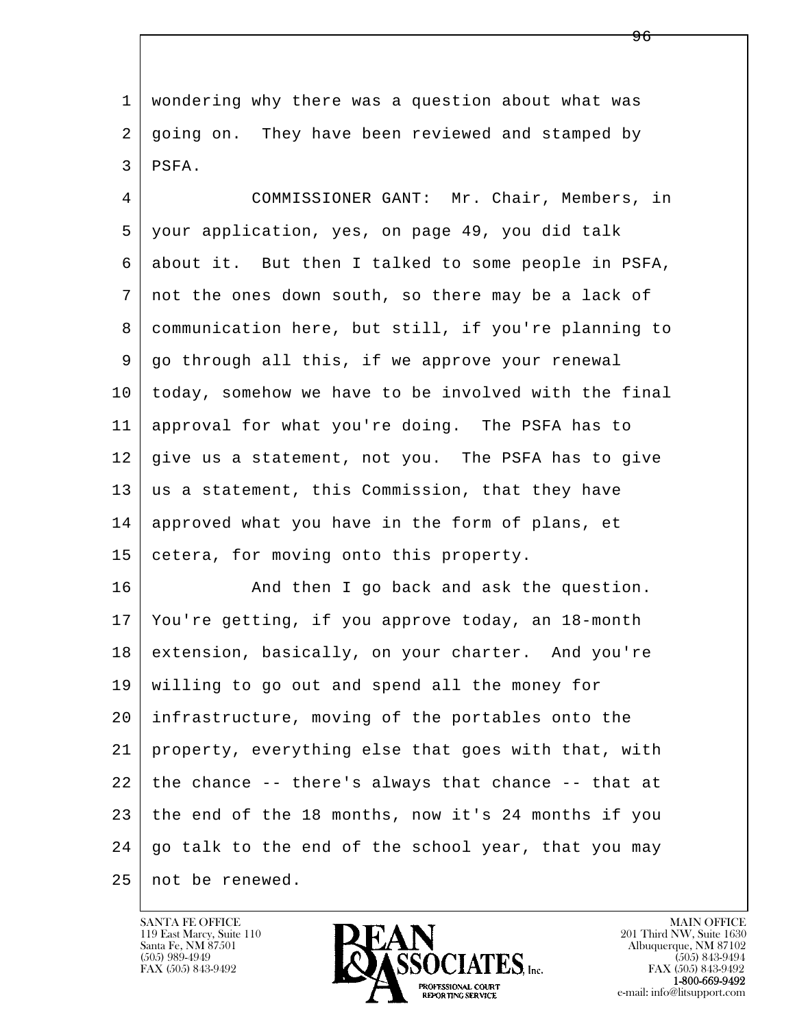wondering why there was a question about what was going on. They have been reviewed and stamped by PSFA.

COMMISSIONER GANT: Mr. Chair, Members, in your application, yes, on page 49, you did talk about it. But then I talked to some people in PSFA, not the ones down south, so there may be a lack of communication here, but still, if you're planning to go through all this, if we approve your renewal today, somehow we have to be involved with the final approval for what you're doing. The PSFA has to give us a statement, not you. The PSFA has to give us a statement, this Commission, that they have approved what you have in the form of plans, et cetera, for moving onto this property.

And then I go back and ask the question. You're getting, if you approve today, an 18-month extension, basically, on your charter. And you're willing to go out and spend all the money for infrastructure, moving of the portables onto the property, everything else that goes with that, with the chance -- there's always that chance -- that at the end of the 18 months, now it's 24 months if you go talk to the end of the school year, that you may not be renewed.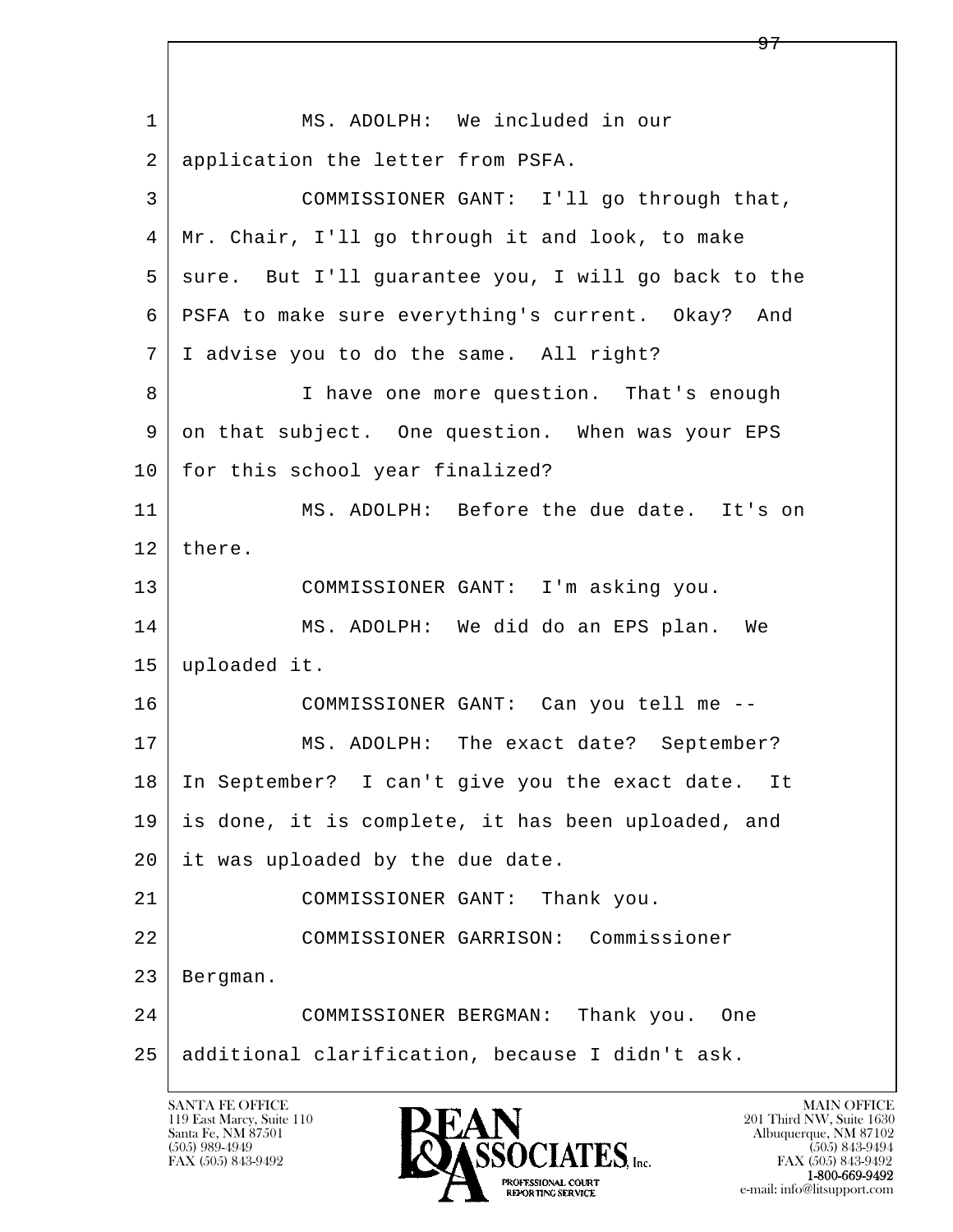1 MS. ADOLPH: We included in our
2 application the letter from PSFA.
3 COMMISSIONER GANT: I'll go through that,
4 Mr. Chair, I'll go through it and look, to make
5 sure. But I'll guarantee you, I will go back to the
6 PSFA to make sure everything's current. Okay? And
7 I advise you to do the same. All right?
8 I have one more question. That's enough
9 on that subject. One question. When was your EPS
10 for this school year finalized?
11 MS. ADOLPH: Before the due date. It's on
12 there.
13 COMMISSIONER GANT: I'm asking you.
14 MS. ADOLPH: We did do an EPS plan. We
15 uploaded it.
16 COMMISSIONER GANT: Can you tell me --
17 MS. ADOLPH: The exact date? September?
18 In September? I can't give you the exact date. It
19 is done, it is complete, it has been uploaded, and
20 it was uploaded by the due date.
21 COMMISSIONER GANT: Thank you.
22 COMMISSIONER GARRISON: Commissioner
23 Bergman.
24 COMMISSIONER BERGMAN: Thank you. One
25 additional clarification, because I didn't ask.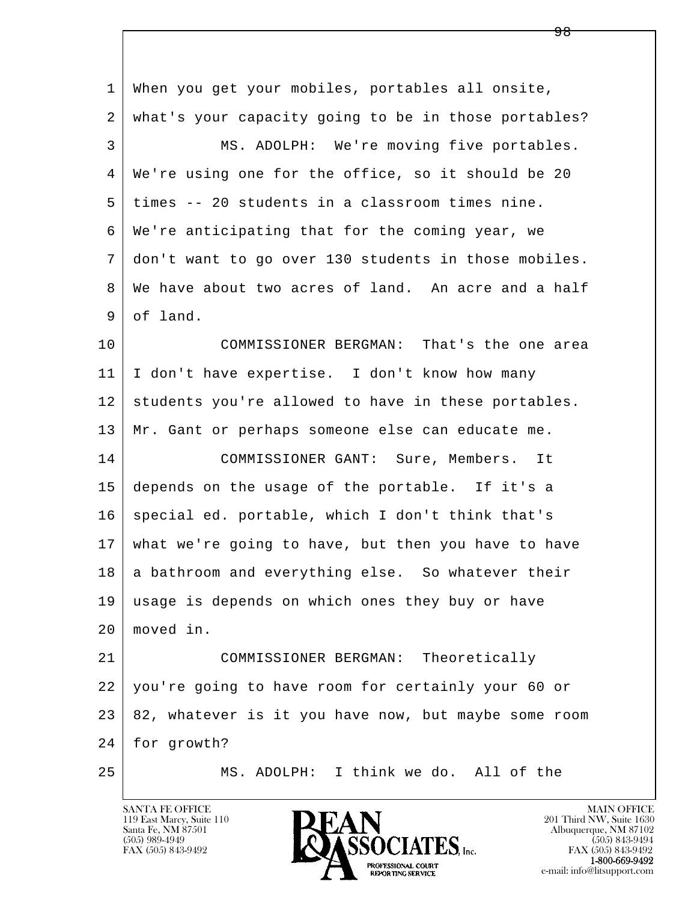When you get your mobiles, portables all onsite, what's your capacity going to be in those portables?

MS. ADOLPH: We're moving five portables. We're using one for the office, so it should be 20 times -- 20 students in a classroom times nine. We're anticipating that for the coming year, we don't want to go over 130 students in those mobiles. We have about two acres of land. An acre and a half of land.

COMMISSIONER BERGMAN: That's the one area I don't have expertise. I don't know how many students you're allowed to have in these portables. Mr. Gant or perhaps someone else can educate me.

COMMISSIONER GANT: Sure, Members. It depends on the usage of the portable. If it's a special ed. portable, which I don't think that's what we're going to have, but then you have to have a bathroom and everything else. So whatever their usage is depends on which ones they buy or have moved in.

COMMISSIONER BERGMAN: Theoretically you're going to have room for certainly your 60 or 82, whatever is it you have now, but maybe some room for growth?

MS. ADOLPH: I think we do. All of the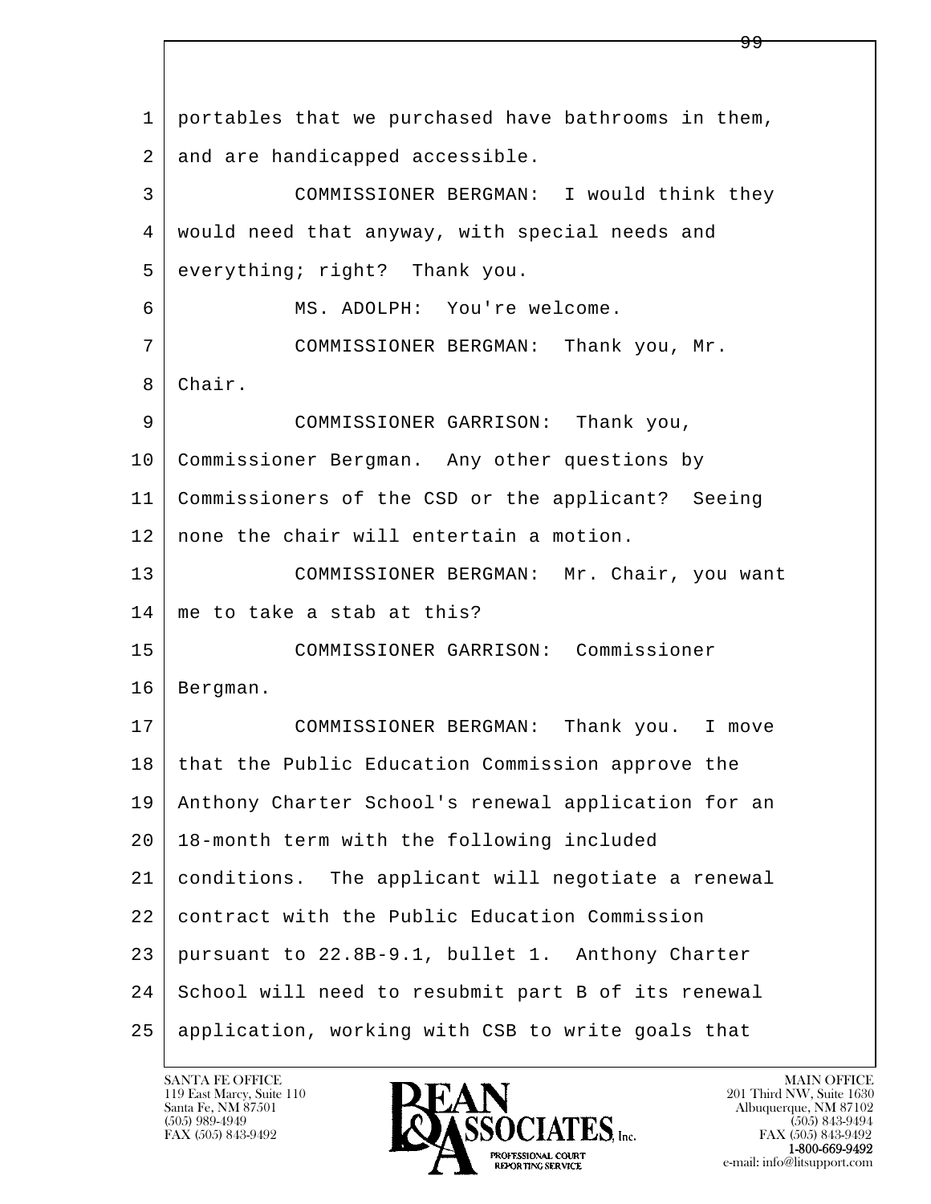1 portables that we purchased have bathrooms in them,
2 and are handicapped accessible.
3 COMMISSIONER BERGMAN: I would think they
4 would need that anyway, with special needs and
5 everything; right? Thank you.
6 MS. ADOLPH: You're welcome.
7 COMMISSIONER BERGMAN: Thank you, Mr.
8 Chair.
9 COMMISSIONER GARRISON: Thank you,
10 Commissioner Bergman. Any other questions by
11 Commissioners of the CSD or the applicant? Seeing
12 none the chair will entertain a motion.
13 COMMISSIONER BERGMAN: Mr. Chair, you want
14 me to take a stab at this?
15 COMMISSIONER GARRISON: Commissioner
16 Bergman.
17 COMMISSIONER BERGMAN: Thank you. I move
18 that the Public Education Commission approve the
19 Anthony Charter School's renewal application for an
20 18-month term with the following included
21 conditions. The applicant will negotiate a renewal
22 contract with the Public Education Commission
23 pursuant to 22.8B-9.1, bullet 1. Anthony Charter
24 School will need to resubmit part B of its renewal
25 application, working with CSB to write goals that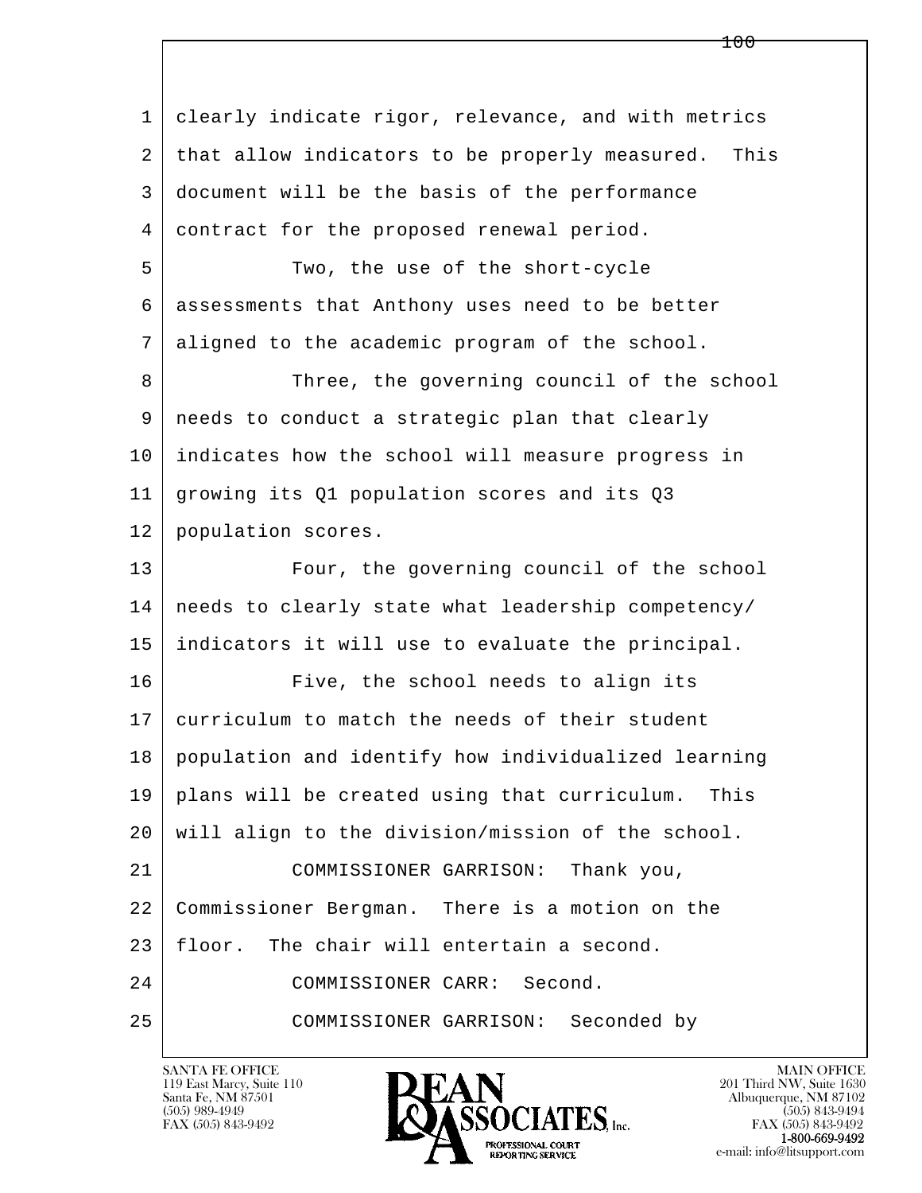clearly indicate rigor, relevance, and with metrics that allow indicators to be properly measured. This document will be the basis of the performance contract for the proposed renewal period.

Two, the use of the short-cycle assessments that Anthony uses need to be better aligned to the academic program of the school.

Three, the governing council of the school needs to conduct a strategic plan that clearly indicates how the school will measure progress in growing its Q1 population scores and its Q3 population scores.

Four, the governing council of the school needs to clearly state what leadership competency/ indicators it will use to evaluate the principal.

Five, the school needs to align its curriculum to match the needs of their student population and identify how individualized learning plans will be created using that curriculum. This will align to the division/mission of the school.

COMMISSIONER GARRISON: Thank you, Commissioner Bergman. There is a motion on the floor. The chair will entertain a second.

COMMISSIONER CARR: Second.

COMMISSIONER GARRISON: Seconded by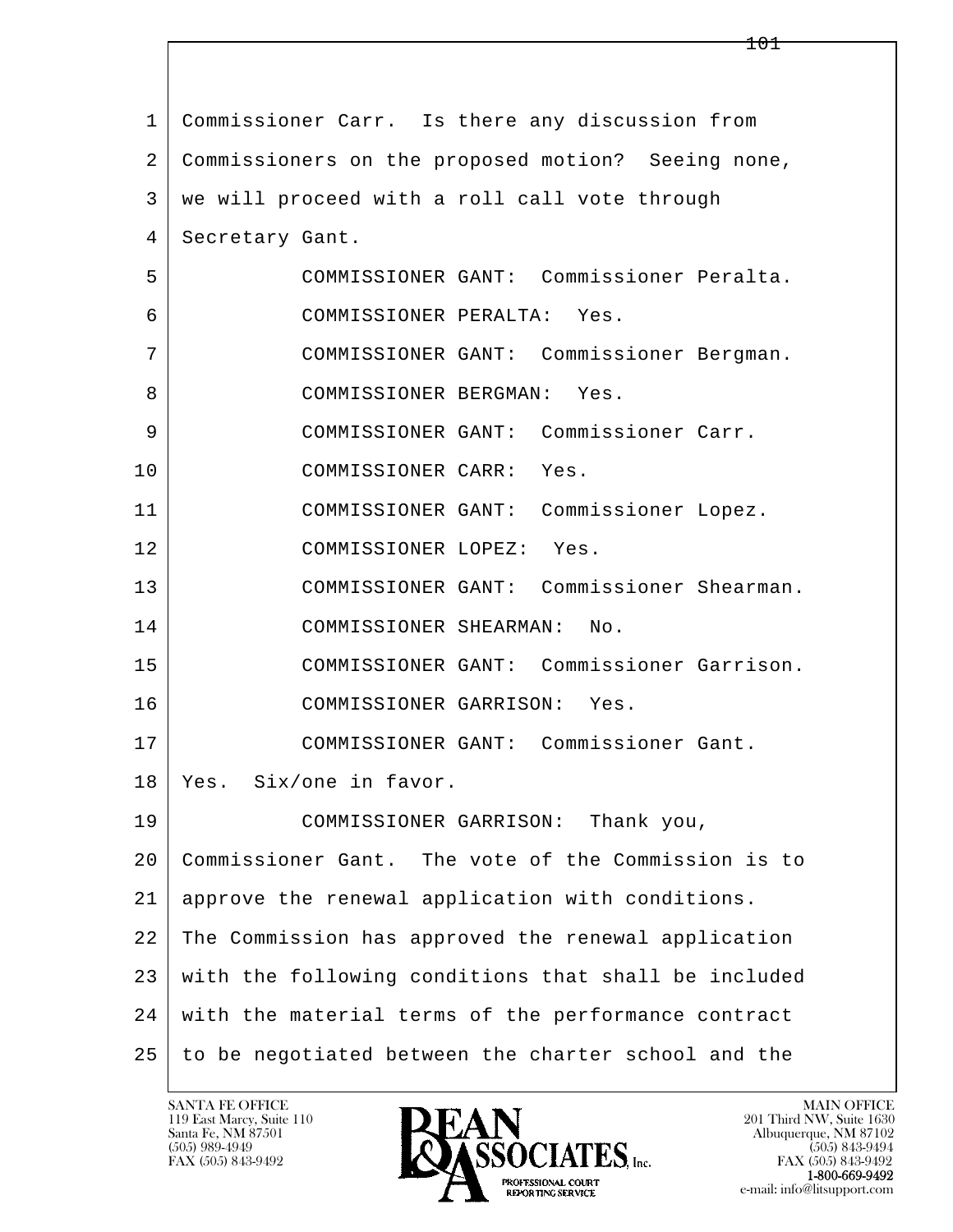1 Commissioner Carr. Is there any discussion from
2 Commissioners on the proposed motion? Seeing none,
3 we will proceed with a roll call vote through
4 Secretary Gant.
5 COMMISSIONER GANT: Commissioner Peralta.
6 COMMISSIONER PERALTA: Yes.
7 COMMISSIONER GANT: Commissioner Bergman.
8 COMMISSIONER BERGMAN: Yes.
9 COMMISSIONER GANT: Commissioner Carr.
10 COMMISSIONER CARR: Yes.
11 COMMISSIONER GANT: Commissioner Lopez.
12 COMMISSIONER LOPEZ: Yes.
13 COMMISSIONER GANT: Commissioner Shearman.
14 COMMISSIONER SHEARMAN: No.
15 COMMISSIONER GANT: Commissioner Garrison.
16 COMMISSIONER GARRISON: Yes.
17 COMMISSIONER GANT: Commissioner Gant.
18 Yes. Six/one in favor.
19 COMMISSIONER GARRISON: Thank you,
20 Commissioner Gant. The vote of the Commission is to
21 approve the renewal application with conditions.
22 The Commission has approved the renewal application
23 with the following conditions that shall be included
24 with the material terms of the performance contract
25 to be negotiated between the charter school and the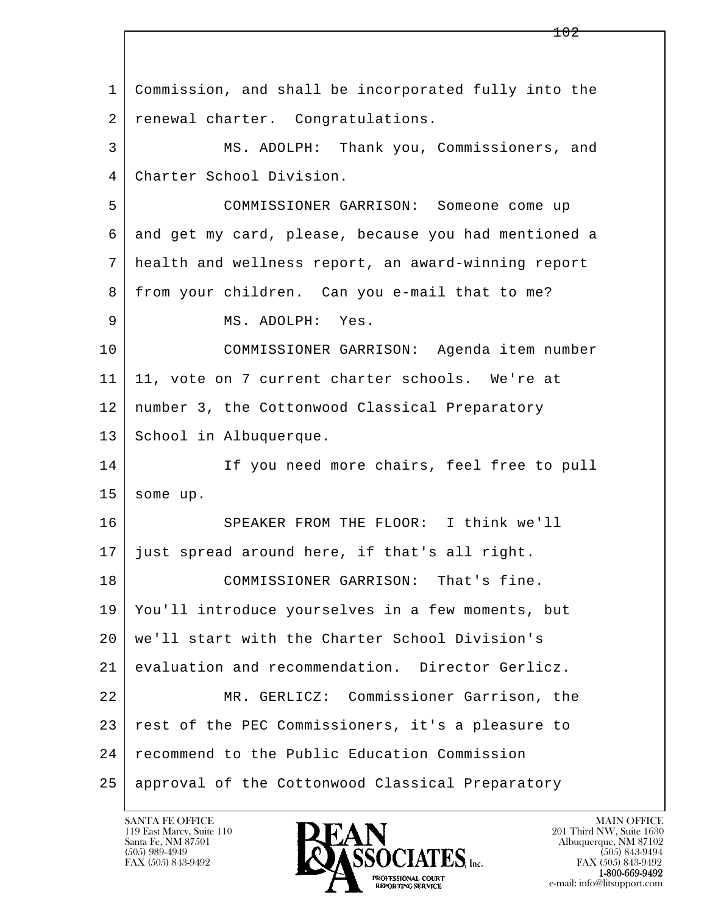Commission, and shall be incorporated fully into the renewal charter. Congratulations.

MS. ADOLPH: Thank you, Commissioners, and Charter School Division.

COMMISSIONER GARRISON: Someone come up and get my card, please, because you had mentioned a health and wellness report, an award-winning report from your children. Can you e-mail that to me?

MS. ADOLPH: Yes.

COMMISSIONER GARRISON: Agenda item number 11, vote on 7 current charter schools. We're at number 3, the Cottonwood Classical Preparatory School in Albuquerque.

If you need more chairs, feel free to pull some up.

SPEAKER FROM THE FLOOR: I think we'll just spread around here, if that's all right.

COMMISSIONER GARRISON: That's fine. You'll introduce yourselves in a few moments, but we'll start with the Charter School Division's evaluation and recommendation. Director Gerlicz.

MR. GERLICZ: Commissioner Garrison, the rest of the PEC Commissioners, it's a pleasure to recommend to the Public Education Commission approval of the Cottonwood Classical Preparatory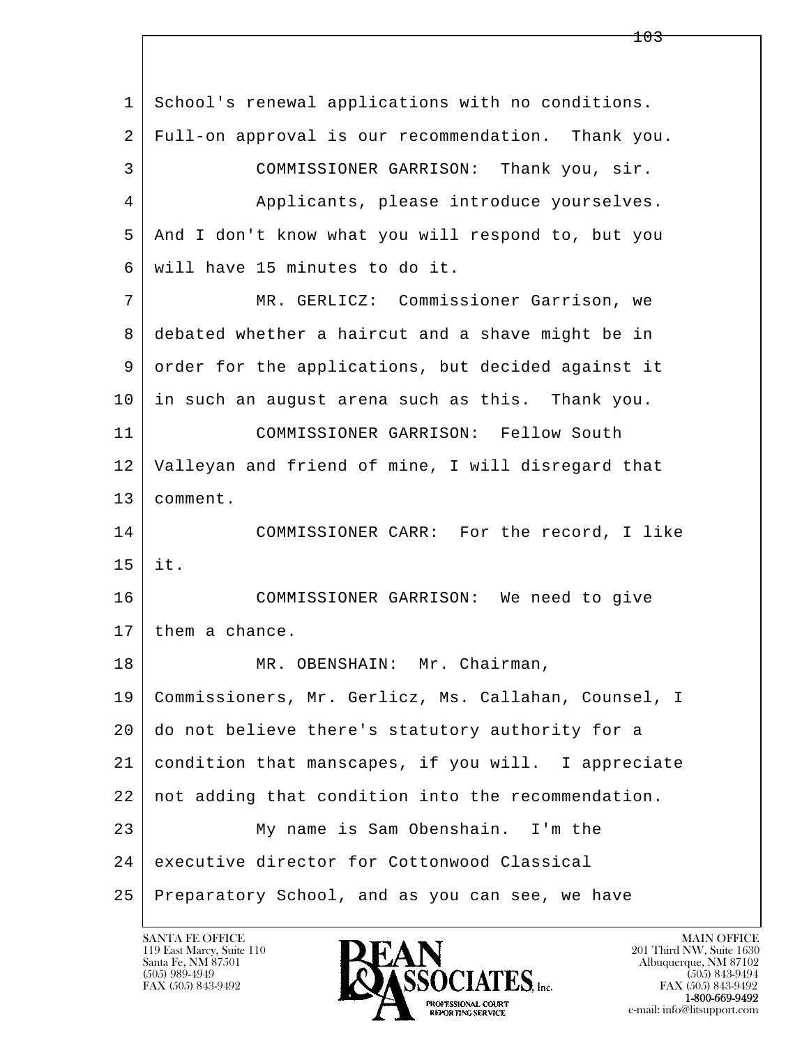1 School's renewal applications with no conditions.
2 Full-on approval is our recommendation. Thank you.
3 COMMISSIONER GARRISON: Thank you, sir.
4 Applicants, please introduce yourselves.
5 And I don't know what you will respond to, but you
6 will have 15 minutes to do it.
7 MR. GERLICZ: Commissioner Garrison, we
8 debated whether a haircut and a shave might be in
9 order for the applications, but decided against it
10 in such an august arena such as this. Thank you.
11 COMMISSIONER GARRISON: Fellow South
12 Valleyan and friend of mine, I will disregard that
13 comment.
14 COMMISSIONER CARR: For the record, I like
15 it.
16 COMMISSIONER GARRISON: We need to give
17 them a chance.
18 MR. OBENSHAIN: Mr. Chairman,
19 Commissioners, Mr. Gerlicz, Ms. Callahan, Counsel, I
20 do not believe there's statutory authority for a
21 condition that manscapes, if you will. I appreciate
22 not adding that condition into the recommendation.
23 My name is Sam Obenshain. I'm the
24 executive director for Cottonwood Classical
25 Preparatory School, and as you can see, we have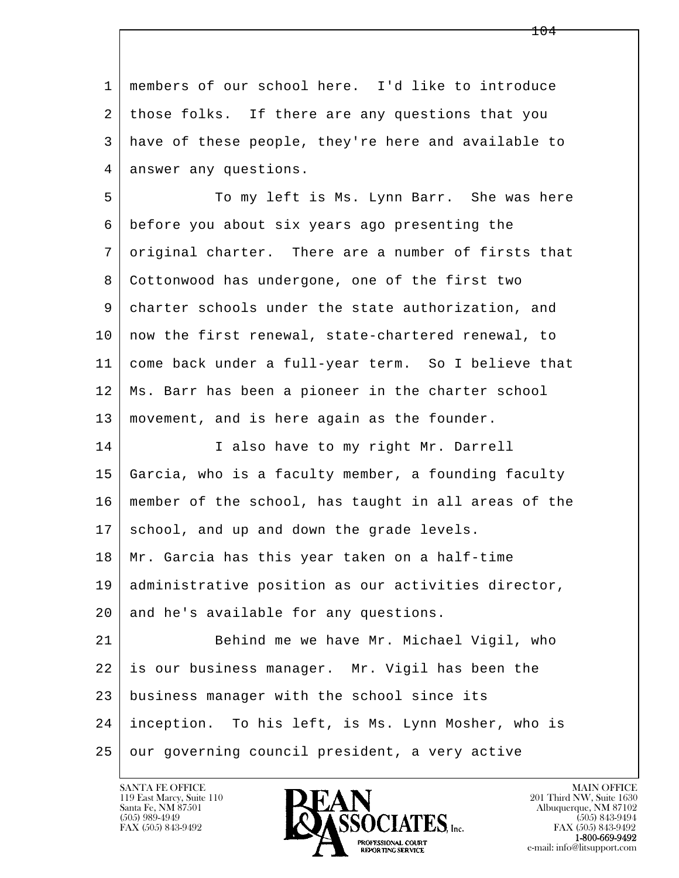1 members of our school here. I'd like to introduce
2 those folks. If there are any questions that you
3 have of these people, they're here and available to
4 answer any questions.

5 To my left is Ms. Lynn Barr. She was here
6 before you about six years ago presenting the
7 original charter. There are a number of firsts that
8 Cottonwood has undergone, one of the first two
9 charter schools under the state authorization, and
10 now the first renewal, state-chartered renewal, to
11 come back under a full-year term. So I believe that
12 Ms. Barr has been a pioneer in the charter school
13 movement, and is here again as the founder.

14 I also have to my right Mr. Darrell
15 Garcia, who is a faculty member, a founding faculty
16 member of the school, has taught in all areas of the
17 school, and up and down the grade levels.
18 Mr. Garcia has this year taken on a half-time
19 administrative position as our activities director,
20 and he's available for any questions.

21 Behind me we have Mr. Michael Vigil, who
22 is our business manager. Mr. Vigil has been the
23 business manager with the school since its
24 inception. To his left, is Ms. Lynn Mosher, who is
25 our governing council president, a very active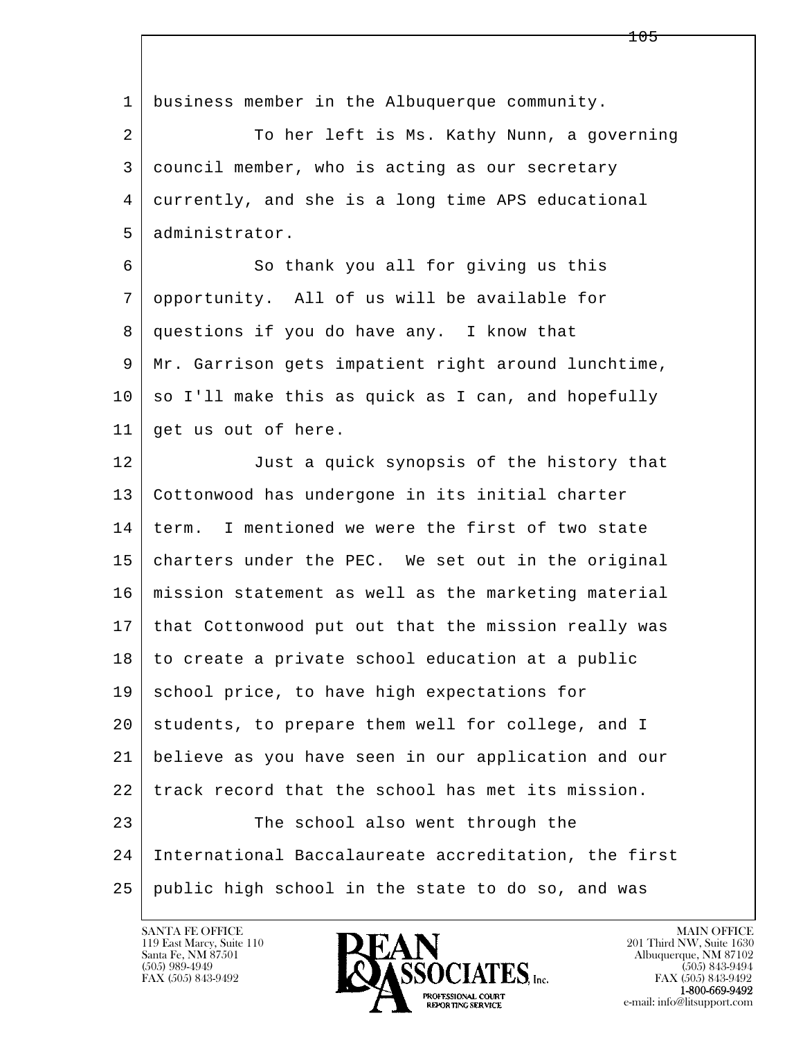1 business member in the Albuquerque community.

2 To her left is Ms. Kathy Nunn, a governing

3 council member, who is acting as our secretary

4 currently, and she is a long time APS educational

5 administrator.

6 So thank you all for giving us this

7 opportunity. All of us will be available for

8 questions if you do have any. I know that

9 Mr. Garrison gets impatient right around lunchtime,

10 so I'll make this as quick as I can, and hopefully

11 get us out of here.

12 Just a quick synopsis of the history that

13 Cottonwood has undergone in its initial charter

14 term. I mentioned we were the first of two state

15 charters under the PEC. We set out in the original

16 mission statement as well as the marketing material

17 that Cottonwood put out that the mission really was

18 to create a private school education at a public

19 school price, to have high expectations for

20 students, to prepare them well for college, and I

21 believe as you have seen in our application and our

22 track record that the school has met its mission.

23 The school also went through the

24 International Baccalaureate accreditation, the first

25 public high school in the state to do so, and was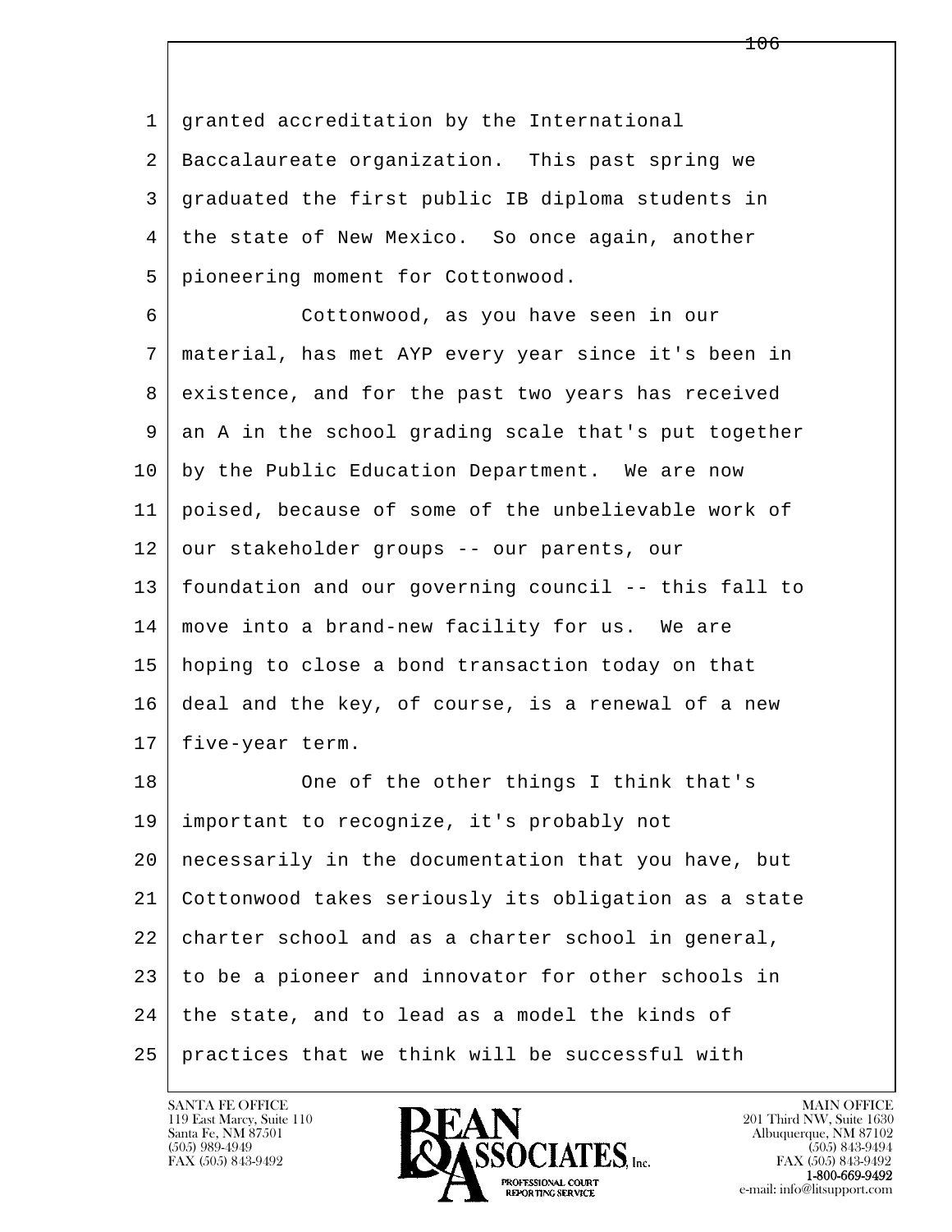granted accreditation by the International Baccalaureate organization. This past spring we graduated the first public IB diploma students in the state of New Mexico. So once again, another pioneering moment for Cottonwood.

Cottonwood, as you have seen in our material, has met AYP every year since it's been in existence, and for the past two years has received an A in the school grading scale that's put together by the Public Education Department. We are now poised, because of some of the unbelievable work of our stakeholder groups -- our parents, our foundation and our governing council -- this fall to move into a brand-new facility for us. We are hoping to close a bond transaction today on that deal and the key, of course, is a renewal of a new five-year term.

One of the other things I think that's important to recognize, it's probably not necessarily in the documentation that you have, but Cottonwood takes seriously its obligation as a state charter school and as a charter school in general, to be a pioneer and innovator for other schools in the state, and to lead as a model the kinds of practices that we think will be successful with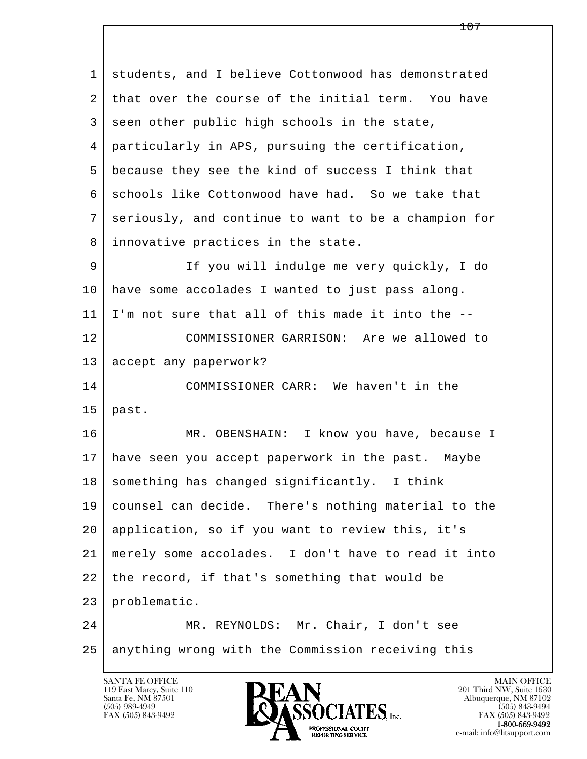students, and I believe Cottonwood has demonstrated that over the course of the initial term. You have seen other public high schools in the state, particularly in APS, pursuing the certification, because they see the kind of success I think that schools like Cottonwood have had. So we take that seriously, and continue to want to be a champion for innovative practices in the state.

If you will indulge me very quickly, I do have some accolades I wanted to just pass along. I'm not sure that all of this made it into the --

COMMISSIONER GARRISON: Are we allowed to accept any paperwork?

COMMISSIONER CARR: We haven't in the past.

MR. OBENSHAIN: I know you have, because I have seen you accept paperwork in the past. Maybe something has changed significantly. I think counsel can decide. There's nothing material to the application, so if you want to review this, it's merely some accolades. I don't have to read it into the record, if that's something that would be problematic.

MR. REYNOLDS: Mr. Chair, I don't see anything wrong with the Commission receiving this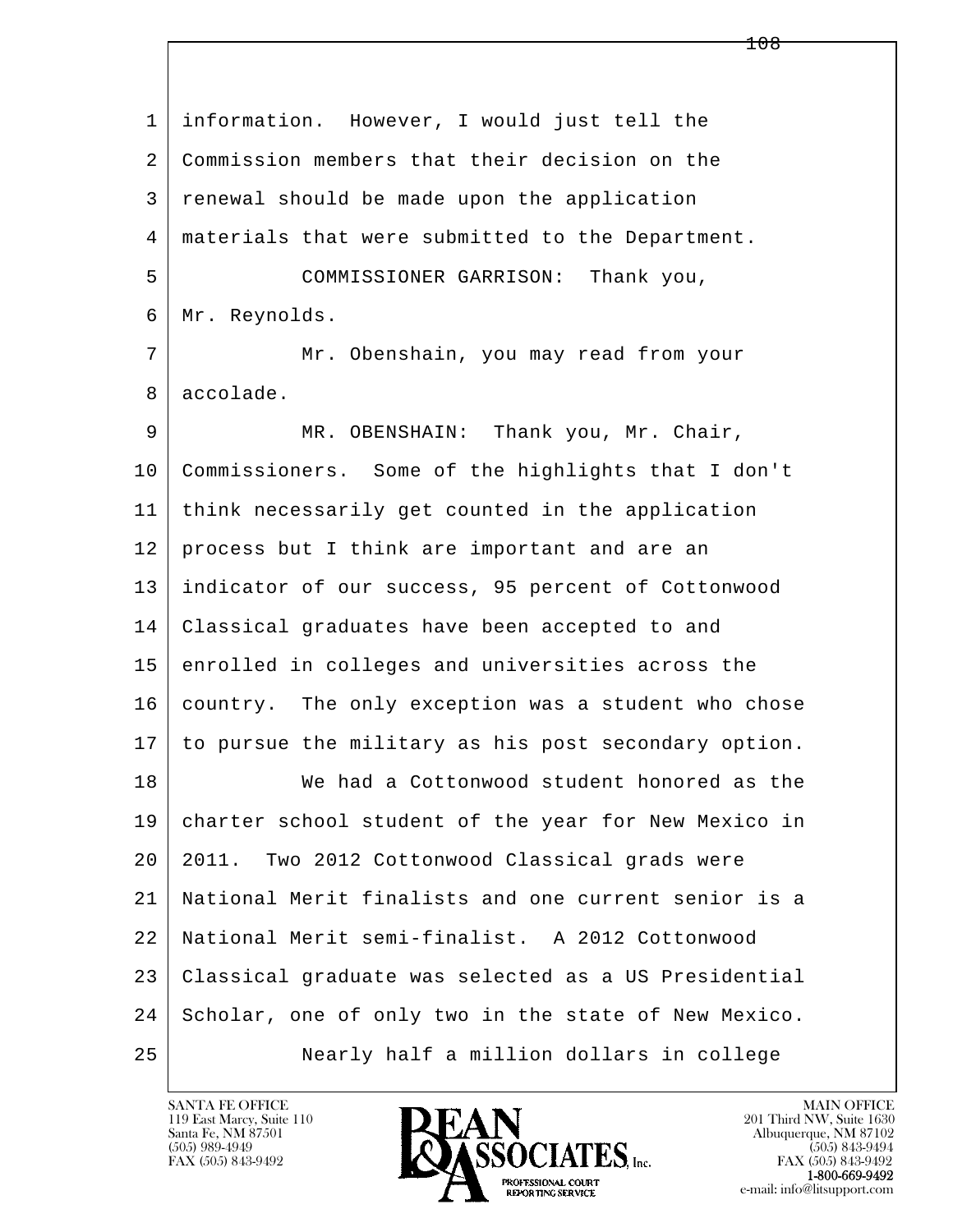1 information. However, I would just tell the
2 Commission members that their decision on the
3 renewal should be made upon the application
4 materials that were submitted to the Department.
5 COMMISSIONER GARRISON: Thank you,
6 Mr. Reynolds.
7 Mr. Obenshain, you may read from your
8 accolade.
9 MR. OBENSHAIN: Thank you, Mr. Chair,
10 Commissioners. Some of the highlights that I don't
11 think necessarily get counted in the application
12 process but I think are important and are an
13 indicator of our success, 95 percent of Cottonwood
14 Classical graduates have been accepted to and
15 enrolled in colleges and universities across the
16 country. The only exception was a student who chose
17 to pursue the military as his post secondary option.
18 We had a Cottonwood student honored as the
19 charter school student of the year for New Mexico in
20 2011. Two 2012 Cottonwood Classical grads were
21 National Merit finalists and one current senior is a
22 National Merit semi-finalist. A 2012 Cottonwood
23 Classical graduate was selected as a US Presidential
24 Scholar, one of only two in the state of New Mexico.
25 Nearly half a million dollars in college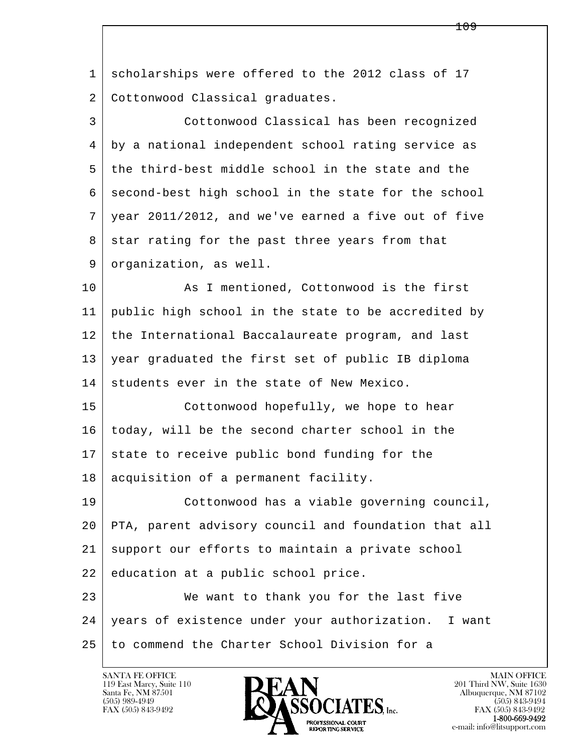scholarships were offered to the 2012 class of 17 Cottonwood Classical graduates.

Cottonwood Classical has been recognized by a national independent school rating service as the third-best middle school in the state and the second-best high school in the state for the school year 2011/2012, and we've earned a five out of five star rating for the past three years from that organization, as well.

As I mentioned, Cottonwood is the first public high school in the state to be accredited by the International Baccalaureate program, and last year graduated the first set of public IB diploma students ever in the state of New Mexico.

Cottonwood hopefully, we hope to hear today, will be the second charter school in the state to receive public bond funding for the acquisition of a permanent facility.

Cottonwood has a viable governing council, PTA, parent advisory council and foundation that all support our efforts to maintain a private school education at a public school price.

We want to thank you for the last five years of existence under your authorization. I want to commend the Charter School Division for a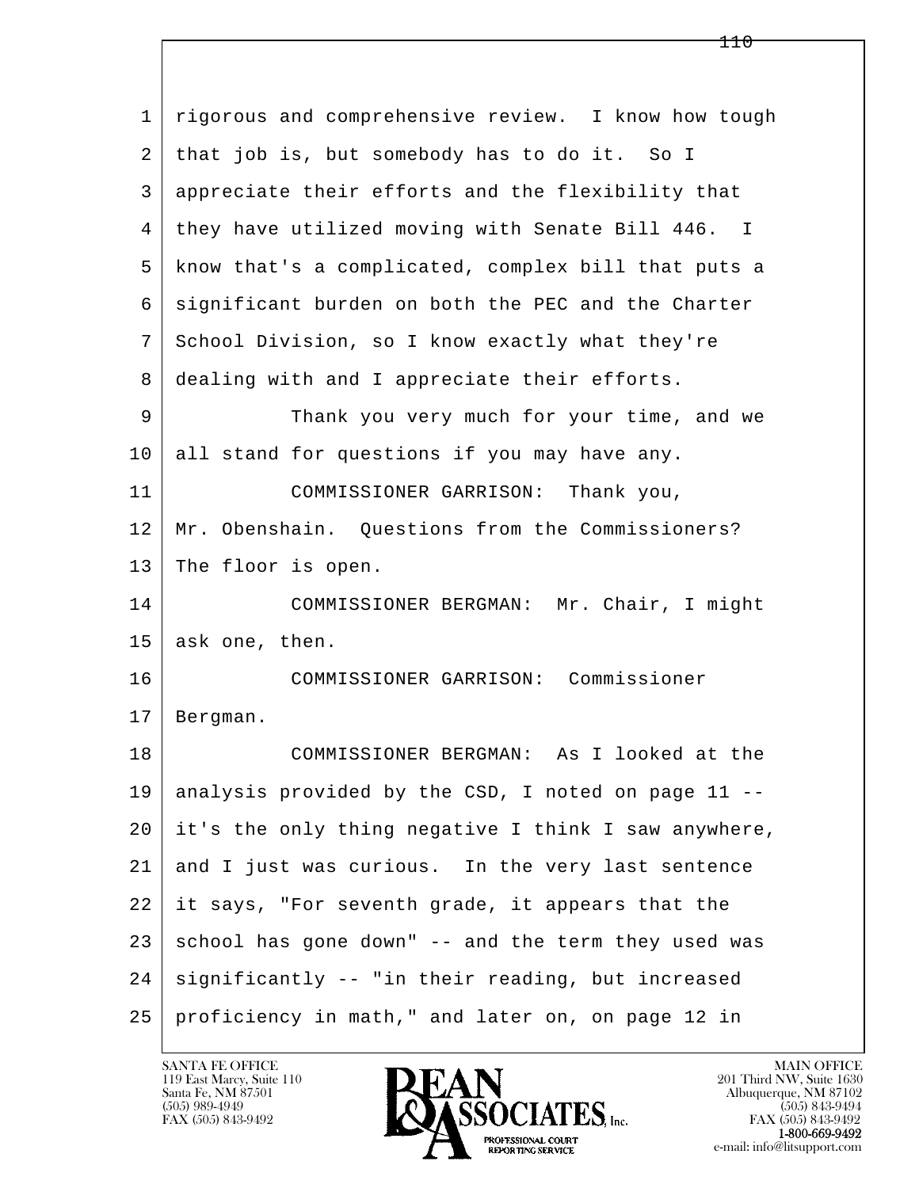rigorous and comprehensive review. I know how tough that job is, but somebody has to do it. So I appreciate their efforts and the flexibility that they have utilized moving with Senate Bill 446. I know that's a complicated, complex bill that puts a significant burden on both the PEC and the Charter School Division, so I know exactly what they're dealing with and I appreciate their efforts.

Thank you very much for your time, and we all stand for questions if you may have any.

COMMISSIONER GARRISON: Thank you, Mr. Obenshain. Questions from the Commissioners? The floor is open.

COMMISSIONER BERGMAN: Mr. Chair, I might ask one, then.

COMMISSIONER GARRISON: Commissioner Bergman.

COMMISSIONER BERGMAN: As I looked at the analysis provided by the CSD, I noted on page 11 -- it's the only thing negative I think I saw anywhere, and I just was curious. In the very last sentence it says, "For seventh grade, it appears that the school has gone down" -- and the term they used was significantly -- "in their reading, but increased proficiency in math," and later on, on page 12 in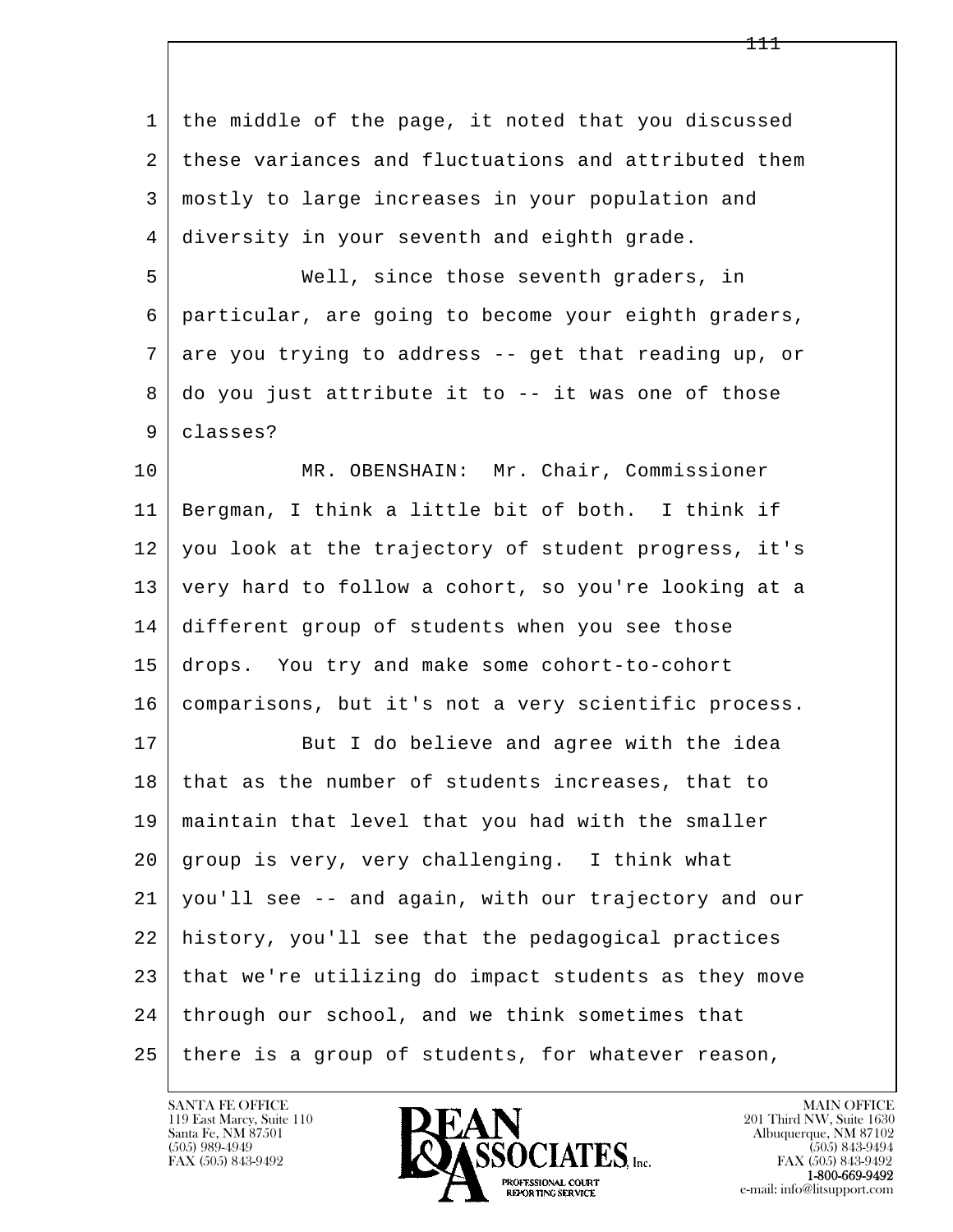1 the middle of the page, it noted that you discussed
2 these variances and fluctuations and attributed them
3 mostly to large increases in your population and
4 diversity in your seventh and eighth grade.

5 Well, since those seventh graders, in
6 particular, are going to become your eighth graders,
7 are you trying to address -- get that reading up, or
8 do you just attribute it to -- it was one of those
9 classes?

10 MR. OBENSHAIN: Mr. Chair, Commissioner
11 Bergman, I think a little bit of both. I think if
12 you look at the trajectory of student progress, it's
13 very hard to follow a cohort, so you're looking at a
14 different group of students when you see those
15 drops. You try and make some cohort-to-cohort
16 comparisons, but it's not a very scientific process.

17 But I do believe and agree with the idea
18 that as the number of students increases, that to
19 maintain that level that you had with the smaller
20 group is very, very challenging. I think what
21 you'll see -- and again, with our trajectory and our
22 history, you'll see that the pedagogical practices
23 that we're utilizing do impact students as they move
24 through our school, and we think sometimes that
25 there is a group of students, for whatever reason,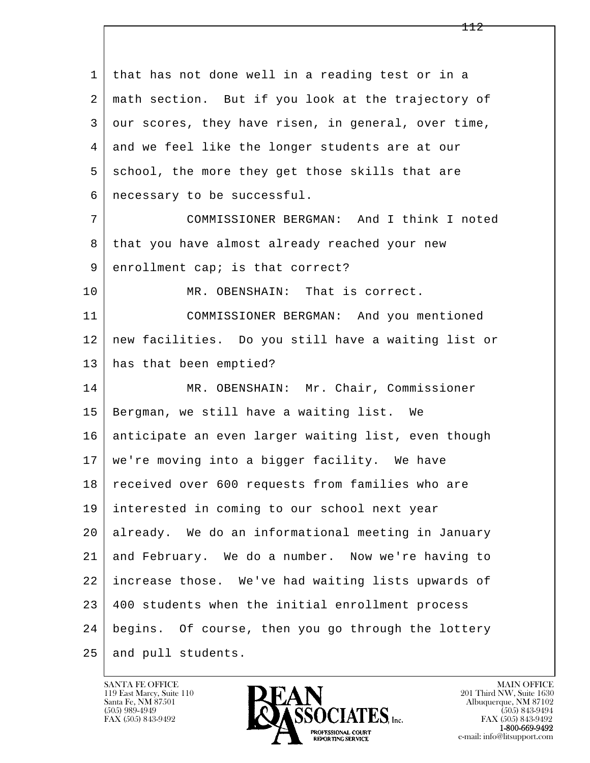1 that has not done well in a reading test or in a
2 math section. But if you look at the trajectory of
3 our scores, they have risen, in general, over time,
4 and we feel like the longer students are at our
5 school, the more they get those skills that are
6 necessary to be successful.

7 COMMISSIONER BERGMAN: And I think I noted
8 that you have almost already reached your new
9 enrollment cap; is that correct?

10 MR. OBENSHAIN: That is correct.

11 COMMISSIONER BERGMAN: And you mentioned
12 new facilities. Do you still have a waiting list or
13 has that been emptied?

14 MR. OBENSHAIN: Mr. Chair, Commissioner
15 Bergman, we still have a waiting list. We
16 anticipate an even larger waiting list, even though
17 we're moving into a bigger facility. We have
18 received over 600 requests from families who are
19 interested in coming to our school next year
20 already. We do an informational meeting in January
21 and February. We do a number. Now we're having to
22 increase those. We've had waiting lists upwards of
23 400 students when the initial enrollment process
24 begins. Of course, then you go through the lottery
25 and pull students.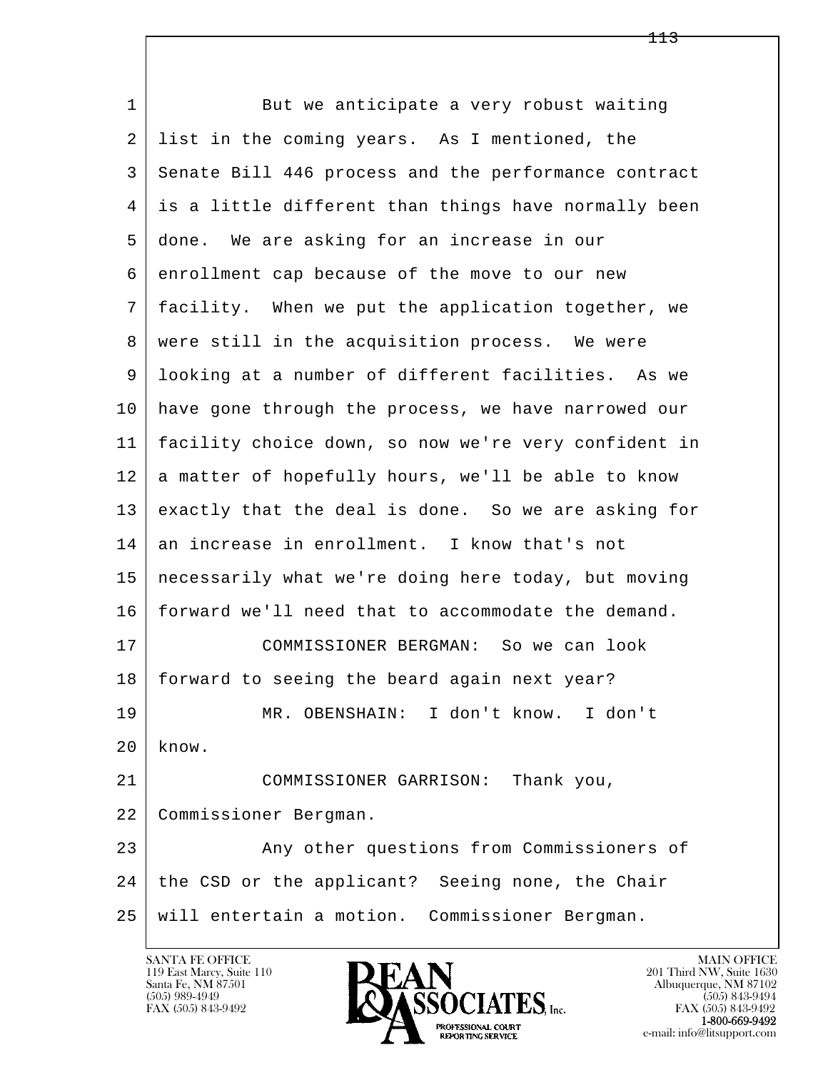But we anticipate a very robust waiting list in the coming years. As I mentioned, the Senate Bill 446 process and the performance contract is a little different than things have normally been done. We are asking for an increase in our enrollment cap because of the move to our new facility. When we put the application together, we were still in the acquisition process. We were looking at a number of different facilities. As we have gone through the process, we have narrowed our facility choice down, so now we're very confident in a matter of hopefully hours, we'll be able to know exactly that the deal is done. So we are asking for an increase in enrollment. I know that's not necessarily what we're doing here today, but moving forward we'll need that to accommodate the demand.

COMMISSIONER BERGMAN: So we can look forward to seeing the beard again next year?

MR. OBENSHAIN: I don't know. I don't know.

COMMISSIONER GARRISON: Thank you, Commissioner Bergman.

Any other questions from Commissioners of the CSD or the applicant? Seeing none, the Chair will entertain a motion. Commissioner Bergman.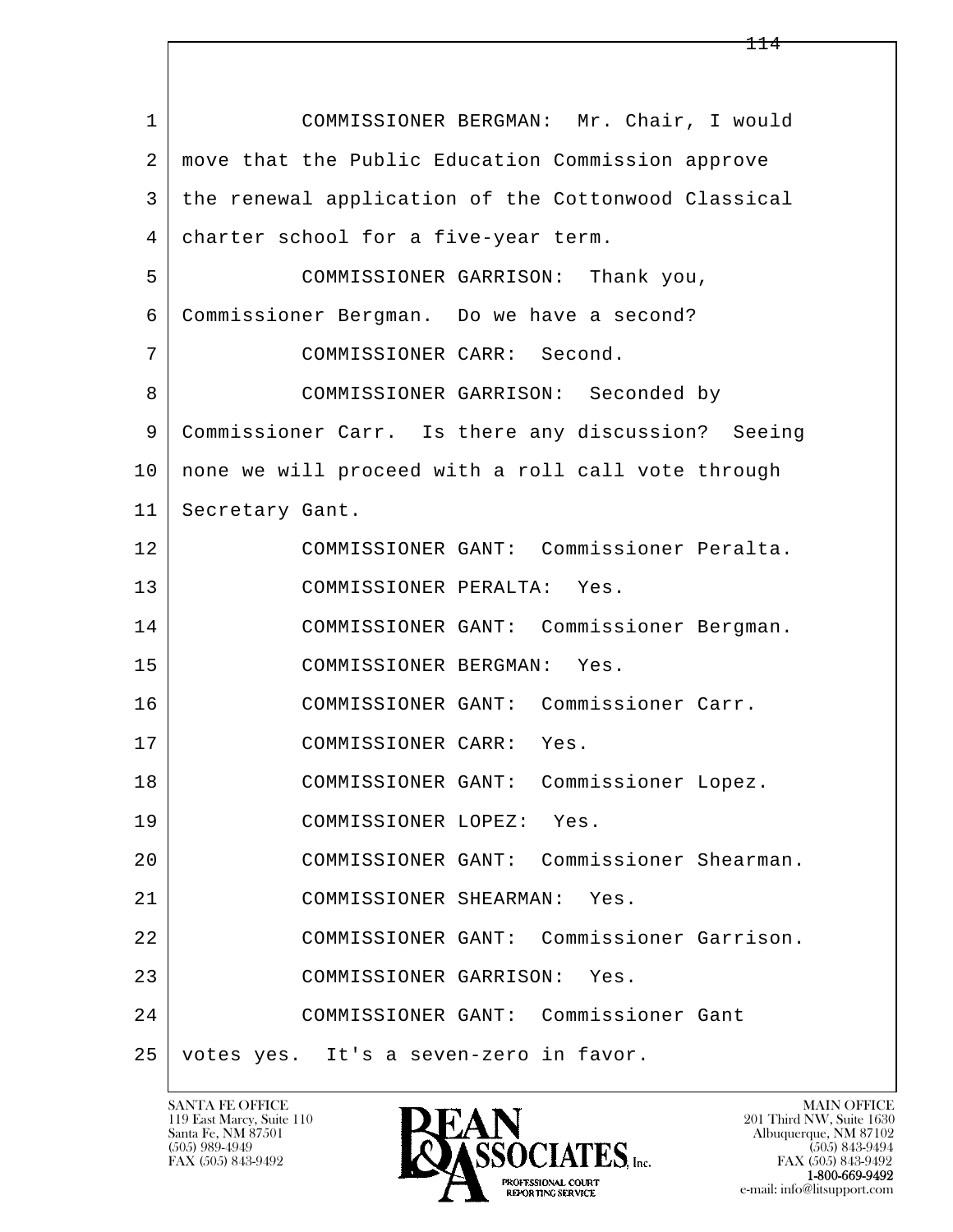COMMISSIONER BERGMAN: Mr. Chair, I would move that the Public Education Commission approve the renewal application of the Cottonwood Classical charter school for a five-year term.

COMMISSIONER GARRISON: Thank you, Commissioner Bergman. Do we have a second?

COMMISSIONER CARR: Second.

COMMISSIONER GARRISON: Seconded by Commissioner Carr. Is there any discussion? Seeing none we will proceed with a roll call vote through Secretary Gant.

COMMISSIONER GANT: Commissioner Peralta.

COMMISSIONER PERALTA: Yes.

COMMISSIONER GANT: Commissioner Bergman.

COMMISSIONER BERGMAN: Yes.

COMMISSIONER GANT: Commissioner Carr.

COMMISSIONER CARR: Yes.

COMMISSIONER GANT: Commissioner Lopez.

COMMISSIONER LOPEZ: Yes.

COMMISSIONER GANT: Commissioner Shearman.

COMMISSIONER SHEARMAN: Yes.

COMMISSIONER GANT: Commissioner Garrison.

COMMISSIONER GARRISON: Yes.

COMMISSIONER GANT: Commissioner Gant votes yes. It's a seven-zero in favor.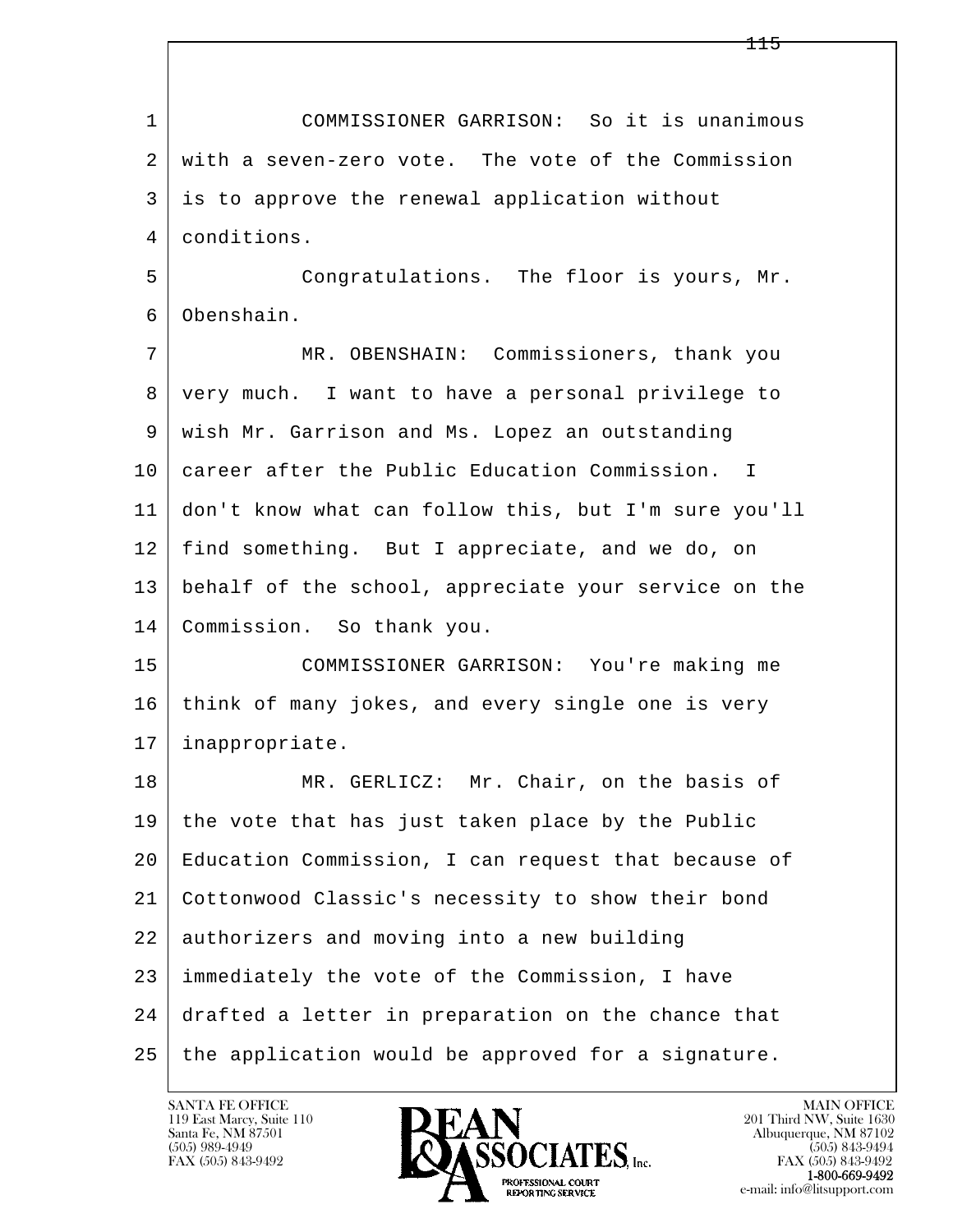1 COMMISSIONER GARRISON: So it is unanimous
2 with a seven-zero vote. The vote of the Commission
3 is to approve the renewal application without
4 conditions.
5 Congratulations. The floor is yours, Mr.
6 Obenshain.
7 MR. OBENSHAIN: Commissioners, thank you
8 very much. I want to have a personal privilege to
9 wish Mr. Garrison and Ms. Lopez an outstanding
10 career after the Public Education Commission. I
11 don't know what can follow this, but I'm sure you'll
12 find something. But I appreciate, and we do, on
13 behalf of the school, appreciate your service on the
14 Commission. So thank you.
15 COMMISSIONER GARRISON: You're making me
16 think of many jokes, and every single one is very
17 inappropriate.
18 MR. GERLICZ: Mr. Chair, on the basis of
19 the vote that has just taken place by the Public
20 Education Commission, I can request that because of
21 Cottonwood Classic's necessity to show their bond
22 authorizers and moving into a new building
23 immediately the vote of the Commission, I have
24 drafted a letter in preparation on the chance that
25 the application would be approved for a signature.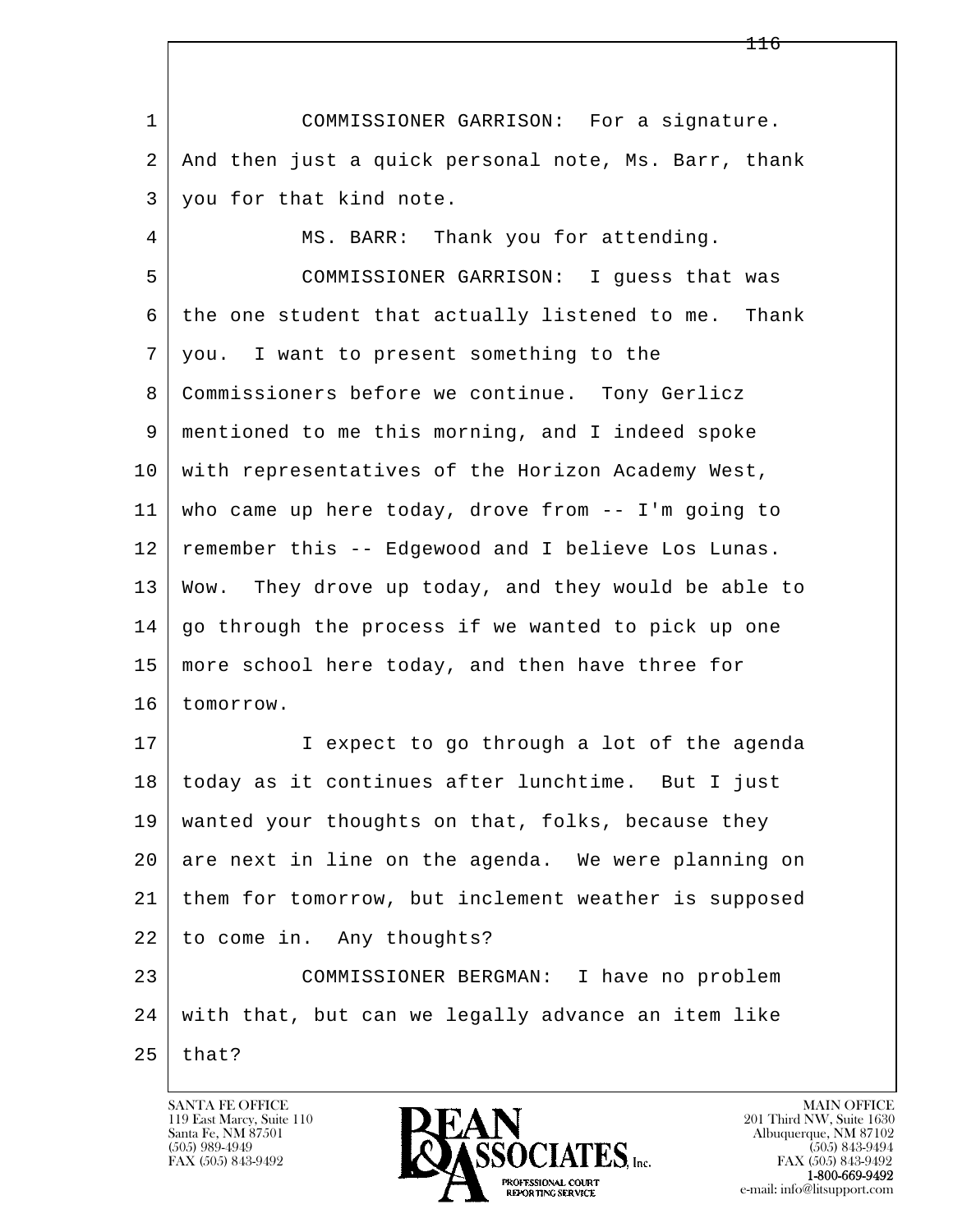1 COMMISSIONER GARRISON: For a signature.
2 And then just a quick personal note, Ms. Barr, thank
3 you for that kind note.
4 MS. BARR: Thank you for attending.
5 COMMISSIONER GARRISON: I guess that was
6 the one student that actually listened to me. Thank
7 you. I want to present something to the
8 Commissioners before we continue. Tony Gerlicz
9 mentioned to me this morning, and I indeed spoke
10 with representatives of the Horizon Academy West,
11 who came up here today, drove from -- I'm going to
12 remember this -- Edgewood and I believe Los Lunas.
13 Wow. They drove up today, and they would be able to
14 go through the process if we wanted to pick up one
15 more school here today, and then have three for
16 tomorrow.
17 I expect to go through a lot of the agenda
18 today as it continues after lunchtime. But I just
19 wanted your thoughts on that, folks, because they
20 are next in line on the agenda. We were planning on
21 them for tomorrow, but inclement weather is supposed
22 to come in. Any thoughts?
23 COMMISSIONER BERGMAN: I have no problem
24 with that, but can we legally advance an item like
25 that?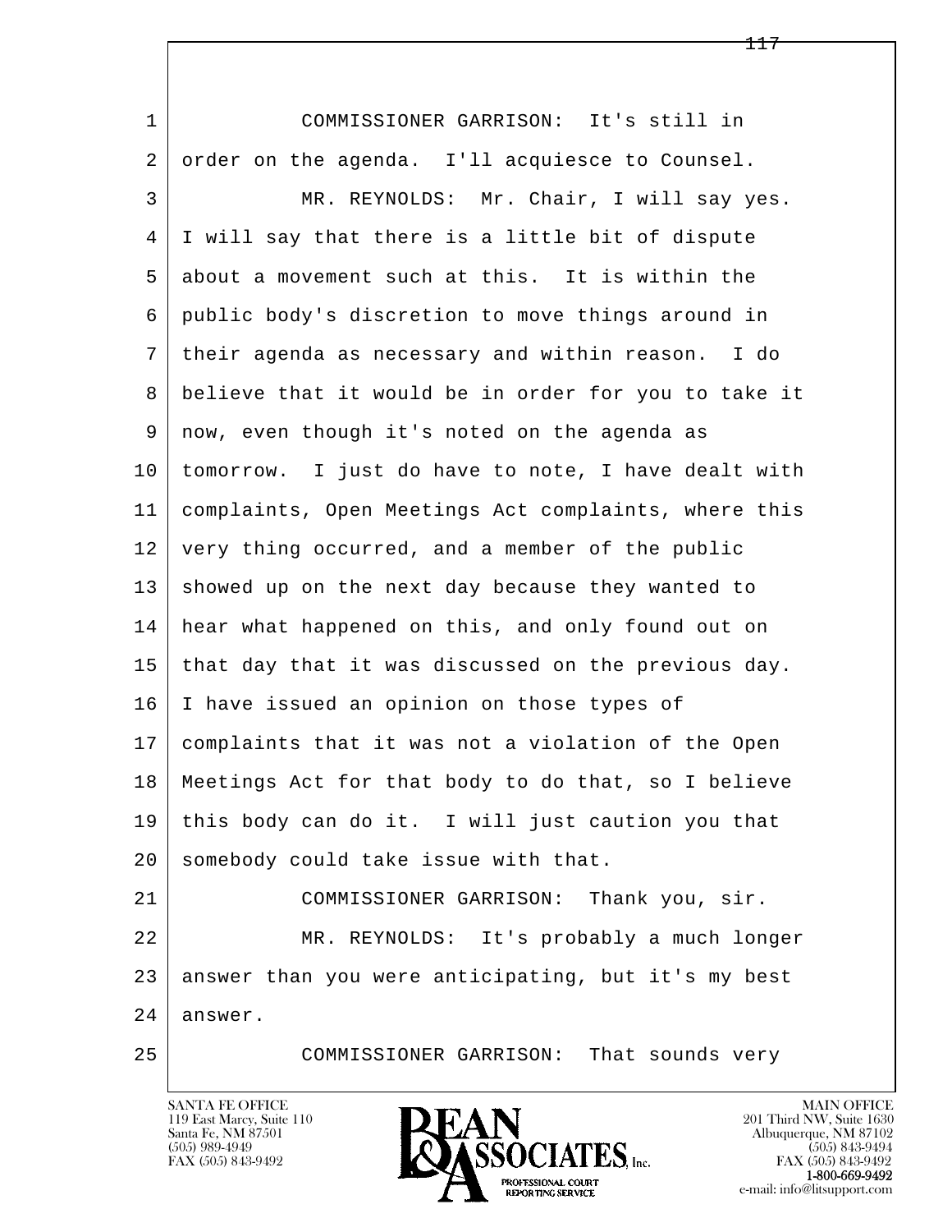1 COMMISSIONER GARRISON: It's still in
2 order on the agenda. I'll acquiesce to Counsel.
3 MR. REYNOLDS: Mr. Chair, I will say yes.
4 I will say that there is a little bit of dispute
5 about a movement such at this. It is within the
6 public body's discretion to move things around in
7 their agenda as necessary and within reason. I do
8 believe that it would be in order for you to take it
9 now, even though it's noted on the agenda as
10 tomorrow. I just do have to note, I have dealt with
11 complaints, Open Meetings Act complaints, where this
12 very thing occurred, and a member of the public
13 showed up on the next day because they wanted to
14 hear what happened on this, and only found out on
15 that day that it was discussed on the previous day.
16 I have issued an opinion on those types of
17 complaints that it was not a violation of the Open
18 Meetings Act for that body to do that, so I believe
19 this body can do it. I will just caution you that
20 somebody could take issue with that.
21 COMMISSIONER GARRISON: Thank you, sir.
22 MR. REYNOLDS: It's probably a much longer
23 answer than you were anticipating, but it's my best
24 answer.
25 COMMISSIONER GARRISON: That sounds very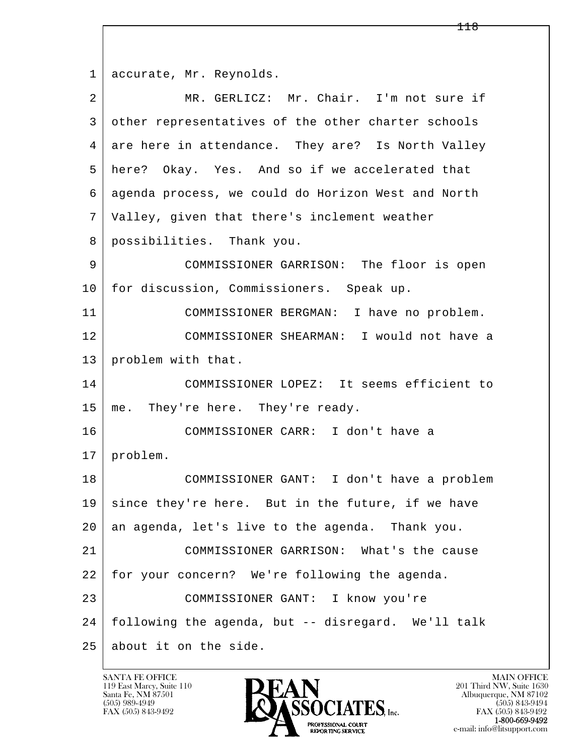1 accurate, Mr. Reynolds.

2 MR. GERLICZ: Mr. Chair. I'm not sure if

3 other representatives of the other charter schools

4 are here in attendance. They are? Is North Valley

5 here? Okay. Yes. And so if we accelerated that

6 agenda process, we could do Horizon West and North

7 Valley, given that there's inclement weather

8 possibilities. Thank you.

9 COMMISSIONER GARRISON: The floor is open

10 for discussion, Commissioners. Speak up.

11 COMMISSIONER BERGMAN: I have no problem.

12 COMMISSIONER SHEARMAN: I would not have a

13 problem with that.

14 COMMISSIONER LOPEZ: It seems efficient to

15 me. They're here. They're ready.

16 COMMISSIONER CARR: I don't have a

17 problem.

18 COMMISSIONER GANT: I don't have a problem

19 since they're here. But in the future, if we have

20 an agenda, let's live to the agenda. Thank you.

21 COMMISSIONER GARRISON: What's the cause

22 for your concern? We're following the agenda.

23 COMMISSIONER GANT: I know you're

24 following the agenda, but -- disregard. We'll talk

25 about it on the side.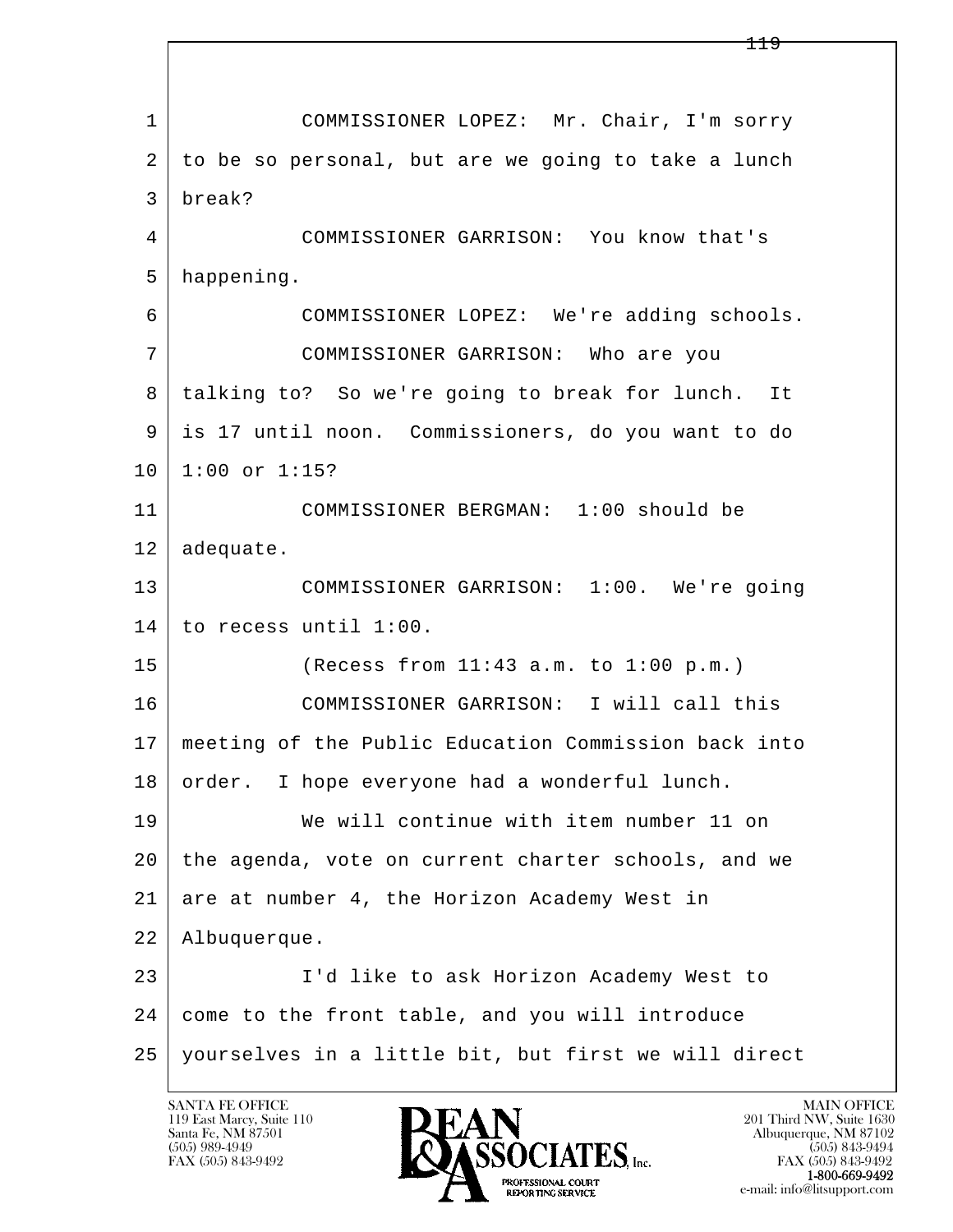1 COMMISSIONER LOPEZ: Mr. Chair, I'm sorry
2 to be so personal, but are we going to take a lunch
3 break?
4 COMMISSIONER GARRISON: You know that's
5 happening.
6 COMMISSIONER LOPEZ: We're adding schools.
7 COMMISSIONER GARRISON: Who are you
8 talking to? So we're going to break for lunch. It
9 is 17 until noon. Commissioners, do you want to do
10 1:00 or 1:15?
11 COMMISSIONER BERGMAN: 1:00 should be
12 adequate.
13 COMMISSIONER GARRISON: 1:00. We're going
14 to recess until 1:00.
15 (Recess from 11:43 a.m. to 1:00 p.m.)
16 COMMISSIONER GARRISON: I will call this
17 meeting of the Public Education Commission back into
18 order. I hope everyone had a wonderful lunch.
19 We will continue with item number 11 on
20 the agenda, vote on current charter schools, and we
21 are at number 4, the Horizon Academy West in
22 Albuquerque.
23 I'd like to ask Horizon Academy West to
24 come to the front table, and you will introduce
25 yourselves in a little bit, but first we will direct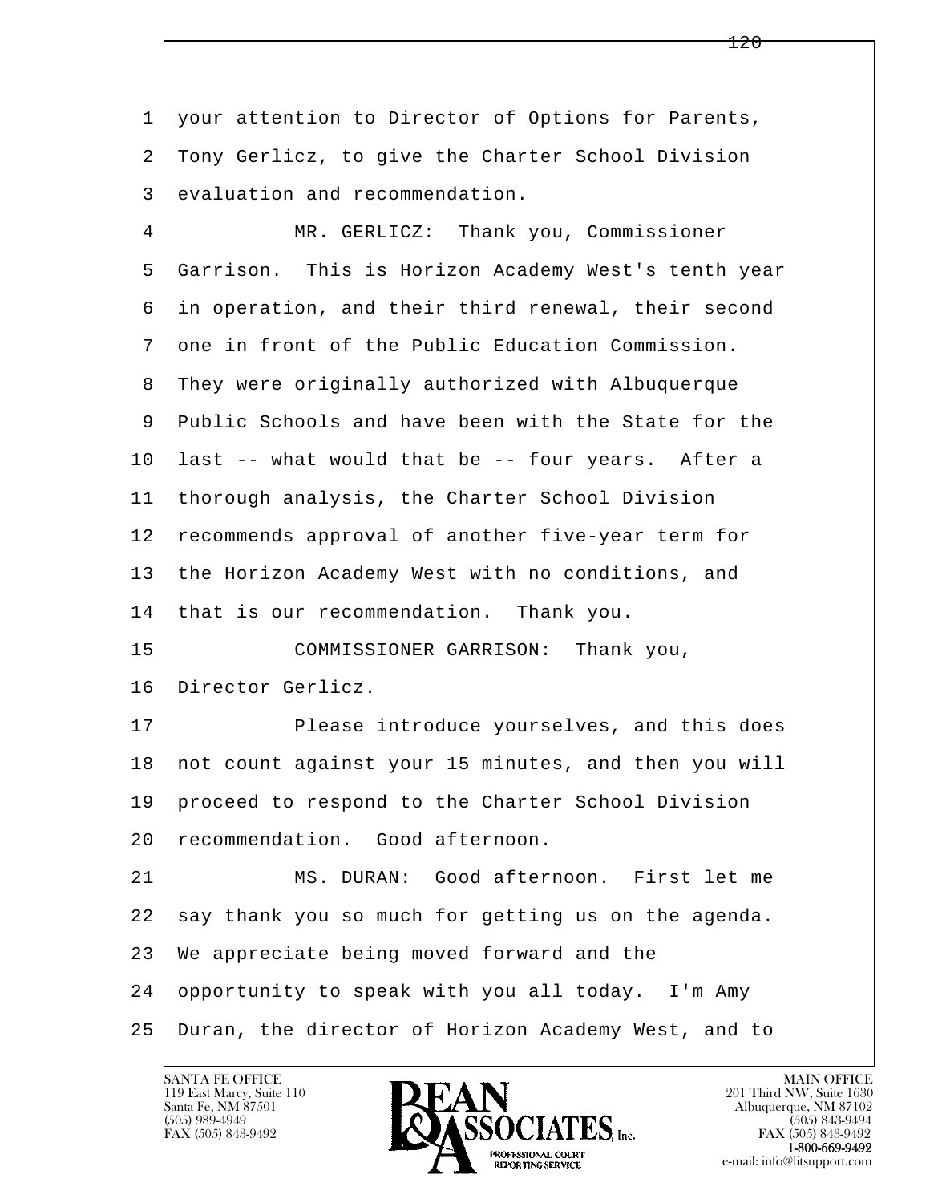1 your attention to Director of Options for Parents,
2 Tony Gerlicz, to give the Charter School Division
3 evaluation and recommendation.
4 MR. GERLICZ: Thank you, Commissioner
5 Garrison. This is Horizon Academy West's tenth year
6 in operation, and their third renewal, their second
7 one in front of the Public Education Commission.
8 They were originally authorized with Albuquerque
9 Public Schools and have been with the State for the
10 last -- what would that be -- four years. After a
11 thorough analysis, the Charter School Division
12 recommends approval of another five-year term for
13 the Horizon Academy West with no conditions, and
14 that is our recommendation. Thank you.
15 COMMISSIONER GARRISON: Thank you,
16 Director Gerlicz.
17 Please introduce yourselves, and this does
18 not count against your 15 minutes, and then you will
19 proceed to respond to the Charter School Division
20 recommendation. Good afternoon.
21 MS. DURAN: Good afternoon. First let me
22 say thank you so much for getting us on the agenda.
23 We appreciate being moved forward and the
24 opportunity to speak with you all today. I'm Amy
25 Duran, the director of Horizon Academy West, and to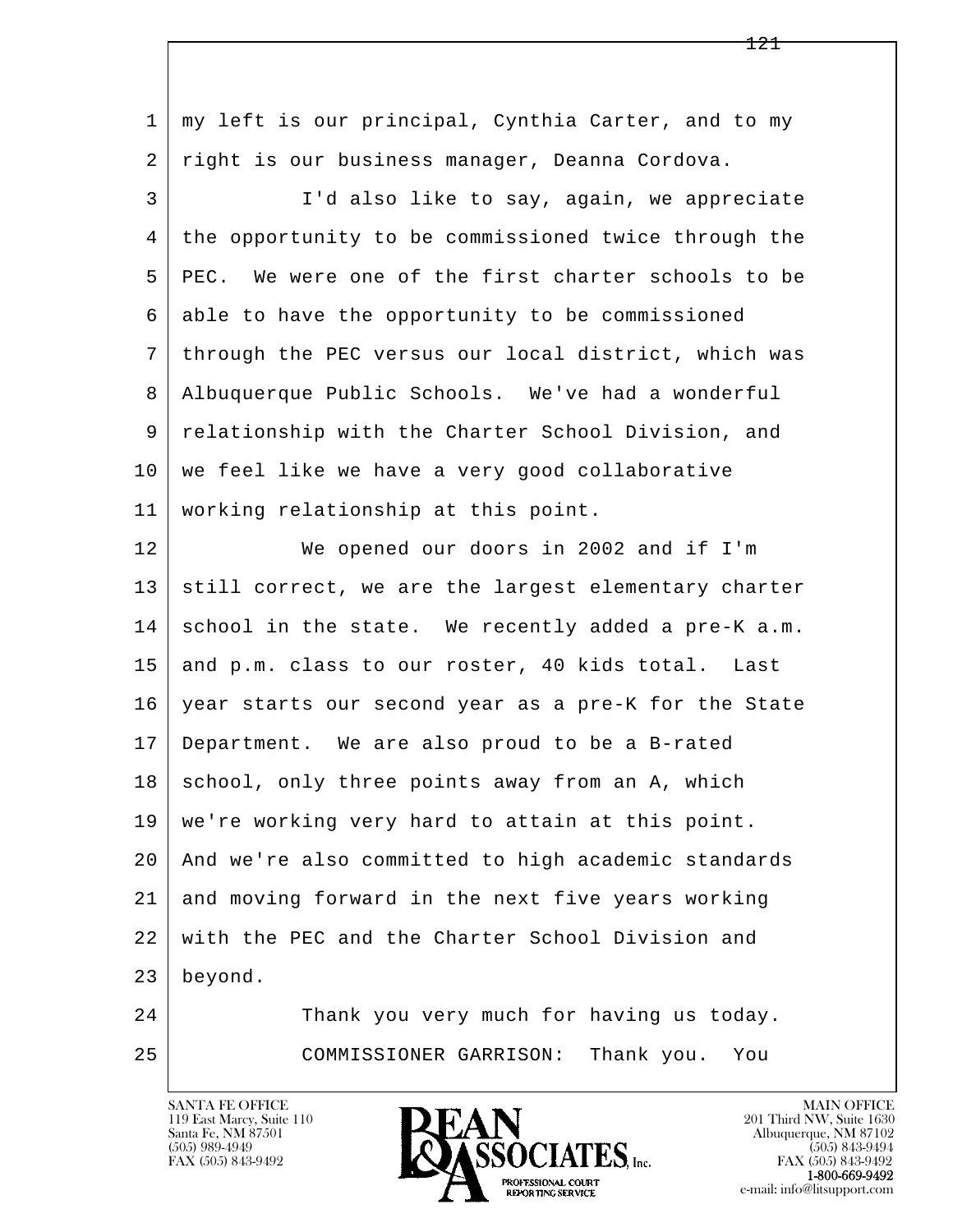my left is our principal, Cynthia Carter, and to my right is our business manager, Deanna Cordova.

I'd also like to say, again, we appreciate the opportunity to be commissioned twice through the PEC. We were one of the first charter schools to be able to have the opportunity to be commissioned through the PEC versus our local district, which was Albuquerque Public Schools. We've had a wonderful relationship with the Charter School Division, and we feel like we have a very good collaborative working relationship at this point.

We opened our doors in 2002 and if I'm still correct, we are the largest elementary charter school in the state. We recently added a pre-K a.m. and p.m. class to our roster, 40 kids total. Last year starts our second year as a pre-K for the State Department. We are also proud to be a B-rated school, only three points away from an A, which we're working very hard to attain at this point. And we're also committed to high academic standards and moving forward in the next five years working with the PEC and the Charter School Division and beyond.

Thank you very much for having us today.

COMMISSIONER GARRISON: Thank you. You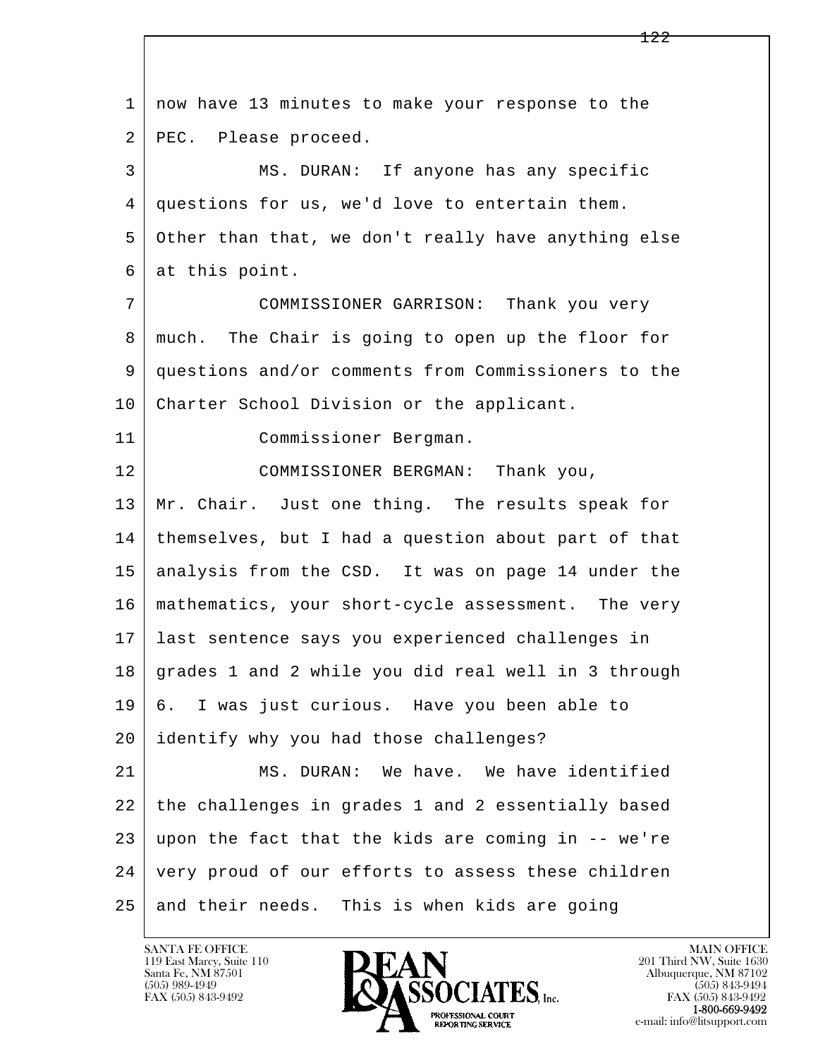1 now have 13 minutes to make your response to the
2 PEC. Please proceed.
3 MS. DURAN: If anyone has any specific
4 questions for us, we'd love to entertain them.
5 Other than that, we don't really have anything else
6 at this point.
7 COMMISSIONER GARRISON: Thank you very
8 much. The Chair is going to open up the floor for
9 questions and/or comments from Commissioners to the
10 Charter School Division or the applicant.
11 Commissioner Bergman.
12 COMMISSIONER BERGMAN: Thank you,
13 Mr. Chair. Just one thing. The results speak for
14 themselves, but I had a question about part of that
15 analysis from the CSD. It was on page 14 under the
16 mathematics, your short-cycle assessment. The very
17 last sentence says you experienced challenges in
18 grades 1 and 2 while you did real well in 3 through
19 6. I was just curious. Have you been able to
20 identify why you had those challenges?
21 MS. DURAN: We have. We have identified
22 the challenges in grades 1 and 2 essentially based
23 upon the fact that the kids are coming in -- we're
24 very proud of our efforts to assess these children
25 and their needs. This is when kids are going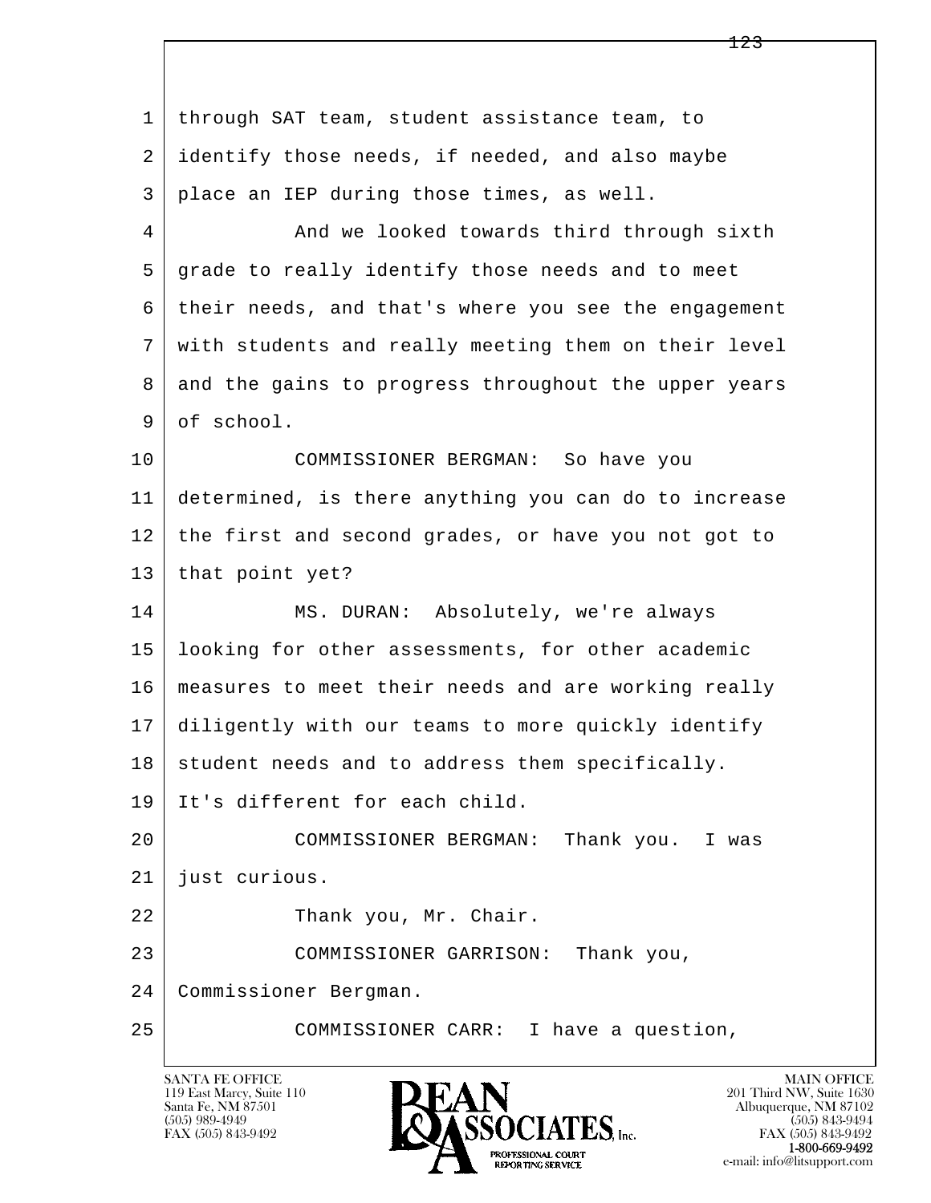through SAT team, student assistance team, to identify those needs, if needed, and also maybe place an IEP during those times, as well.

And we looked towards third through sixth grade to really identify those needs and to meet their needs, and that's where you see the engagement with students and really meeting them on their level and the gains to progress throughout the upper years of school.

COMMISSIONER BERGMAN: So have you determined, is there anything you can do to increase the first and second grades, or have you not got to that point yet?

MS. DURAN: Absolutely, we're always looking for other assessments, for other academic measures to meet their needs and are working really diligently with our teams to more quickly identify student needs and to address them specifically. It's different for each child.

COMMISSIONER BERGMAN: Thank you. I was just curious.

Thank you, Mr. Chair.

COMMISSIONER GARRISON: Thank you, Commissioner Bergman.

COMMISSIONER CARR: I have a question,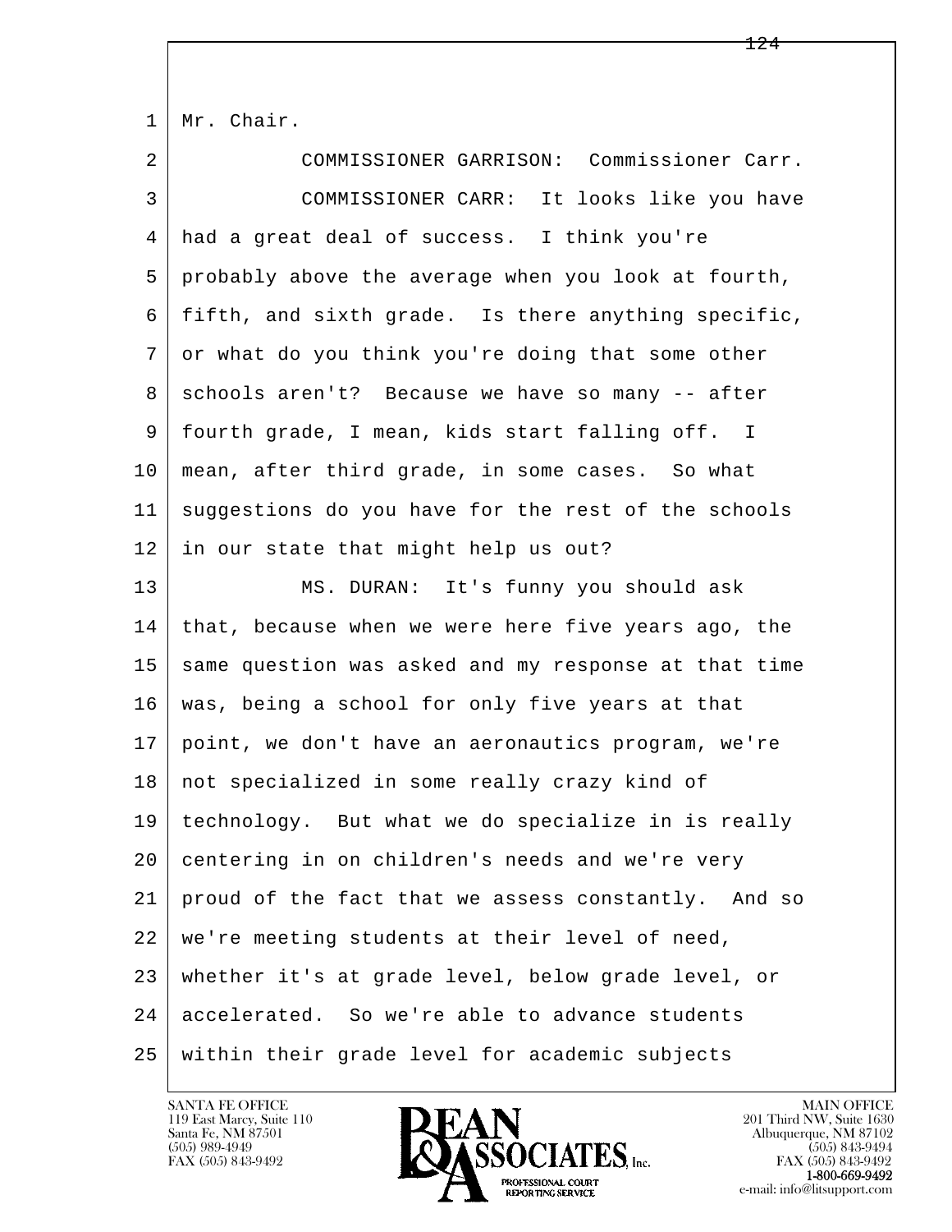Mr. Chair.

COMMISSIONER GARRISON: Commissioner Carr.

COMMISSIONER CARR: It looks like you have had a great deal of success. I think you're probably above the average when you look at fourth, fifth, and sixth grade. Is there anything specific, or what do you think you're doing that some other schools aren't? Because we have so many -- after fourth grade, I mean, kids start falling off. I mean, after third grade, in some cases. So what suggestions do you have for the rest of the schools in our state that might help us out?

MS. DURAN: It's funny you should ask that, because when we were here five years ago, the same question was asked and my response at that time was, being a school for only five years at that point, we don't have an aeronautics program, we're not specialized in some really crazy kind of technology. But what we do specialize in is really centering in on children's needs and we're very proud of the fact that we assess constantly. And so we're meeting students at their level of need, whether it's at grade level, below grade level, or accelerated. So we're able to advance students within their grade level for academic subjects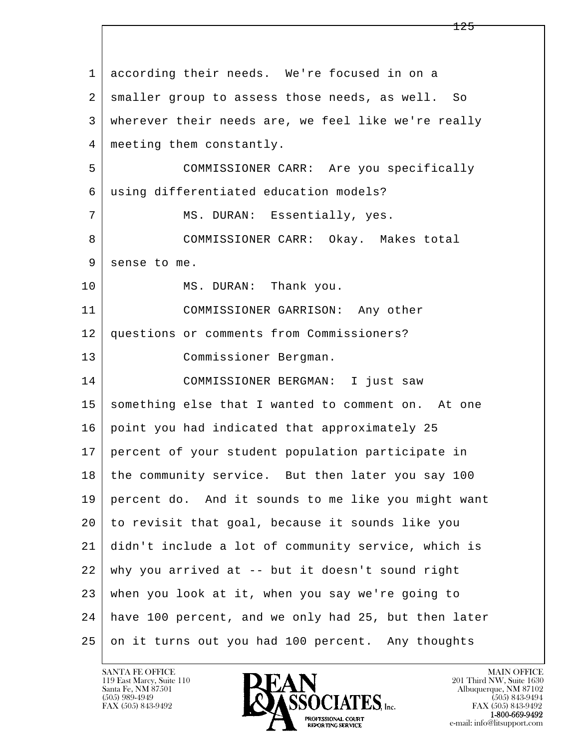according their needs. We're focused in on a smaller group to assess those needs, as well. So wherever their needs are, we feel like we're really meeting them constantly.

COMMISSIONER CARR: Are you specifically using differentiated education models?

MS. DURAN: Essentially, yes.

COMMISSIONER CARR: Okay. Makes total sense to me.

MS. DURAN: Thank you.

COMMISSIONER GARRISON: Any other questions or comments from Commissioners?

Commissioner Bergman.

COMMISSIONER BERGMAN: I just saw something else that I wanted to comment on. At one point you had indicated that approximately 25 percent of your student population participate in the community service. But then later you say 100 percent do. And it sounds to me like you might want to revisit that goal, because it sounds like you didn't include a lot of community service, which is why you arrived at -- but it doesn't sound right when you look at it, when you say we're going to have 100 percent, and we only had 25, but then later on it turns out you had 100 percent. Any thoughts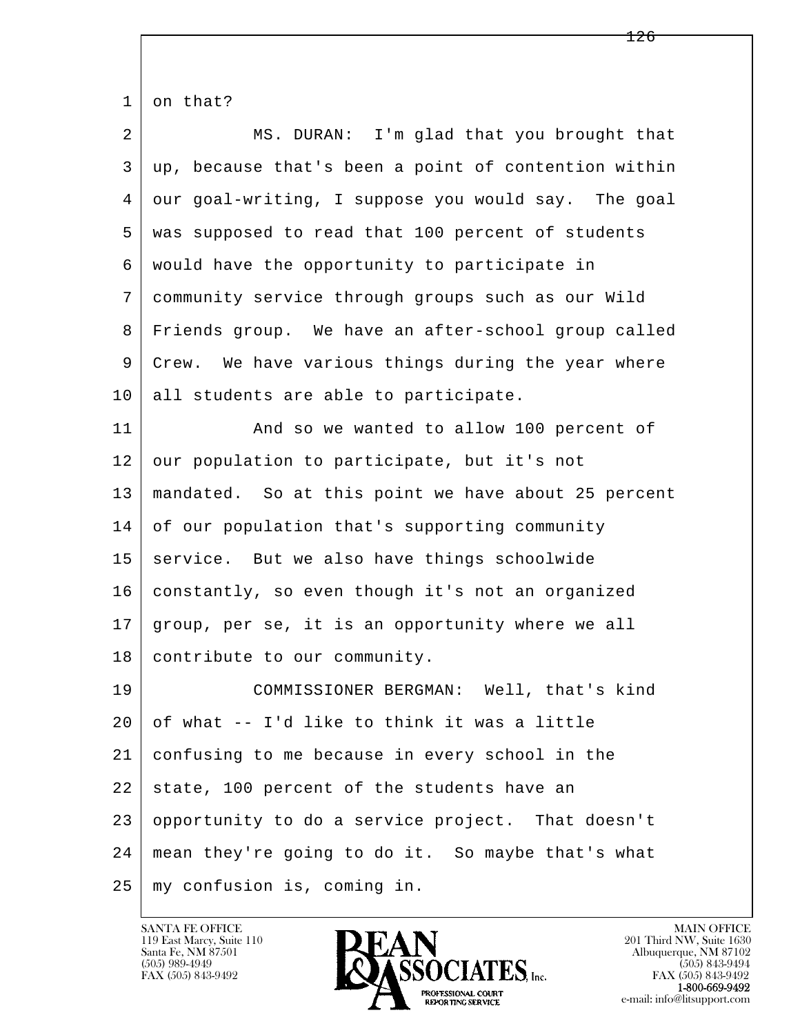on that?

MS. DURAN: I'm glad that you brought that up, because that's been a point of contention within our goal-writing, I suppose you would say. The goal was supposed to read that 100 percent of students would have the opportunity to participate in community service through groups such as our Wild Friends group. We have an after-school group called Crew. We have various things during the year where all students are able to participate.

And so we wanted to allow 100 percent of our population to participate, but it's not mandated. So at this point we have about 25 percent of our population that's supporting community service. But we also have things schoolwide constantly, so even though it's not an organized group, per se, it is an opportunity where we all contribute to our community.

COMMISSIONER BERGMAN: Well, that's kind of what -- I'd like to think it was a little confusing to me because in every school in the state, 100 percent of the students have an opportunity to do a service project. That doesn't mean they're going to do it. So maybe that's what my confusion is, coming in.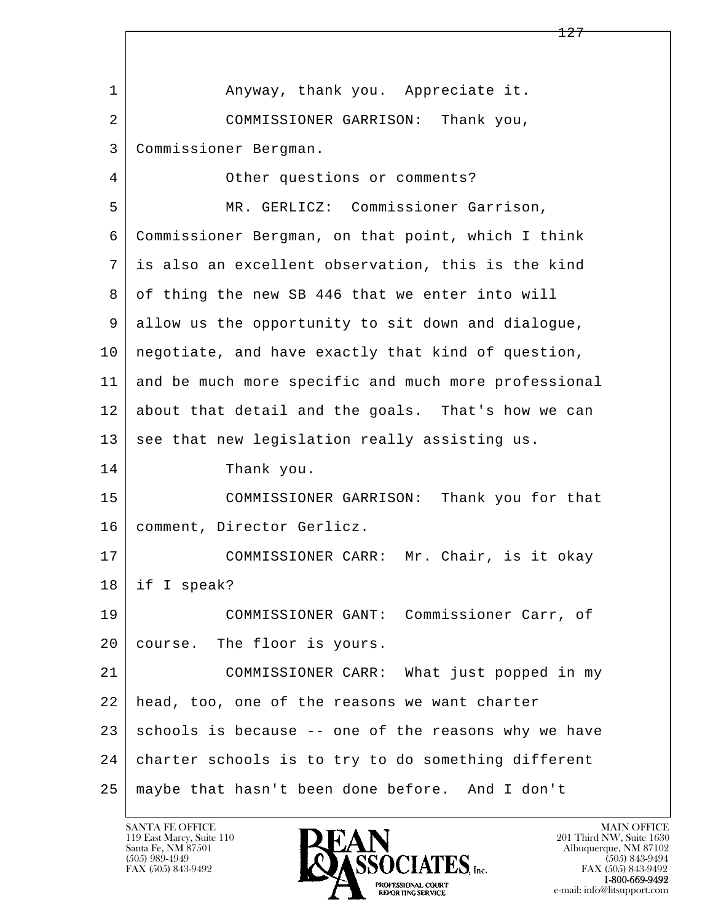1 Anyway, thank you. Appreciate it.
2 COMMISSIONER GARRISON: Thank you,
3 Commissioner Bergman.
4 Other questions or comments?
5 MR. GERLICZ: Commissioner Garrison,
6 Commissioner Bergman, on that point, which I think
7 is also an excellent observation, this is the kind
8 of thing the new SB 446 that we enter into will
9 allow us the opportunity to sit down and dialogue,
10 negotiate, and have exactly that kind of question,
11 and be much more specific and much more professional
12 about that detail and the goals. That's how we can
13 see that new legislation really assisting us.
14 Thank you.
15 COMMISSIONER GARRISON: Thank you for that
16 comment, Director Gerlicz.
17 COMMISSIONER CARR: Mr. Chair, is it okay
18 if I speak?
19 COMMISSIONER GANT: Commissioner Carr, of
20 course. The floor is yours.
21 COMMISSIONER CARR: What just popped in my
22 head, too, one of the reasons we want charter
23 schools is because -- one of the reasons why we have
24 charter schools is to try to do something different
25 maybe that hasn't been done before. And I don't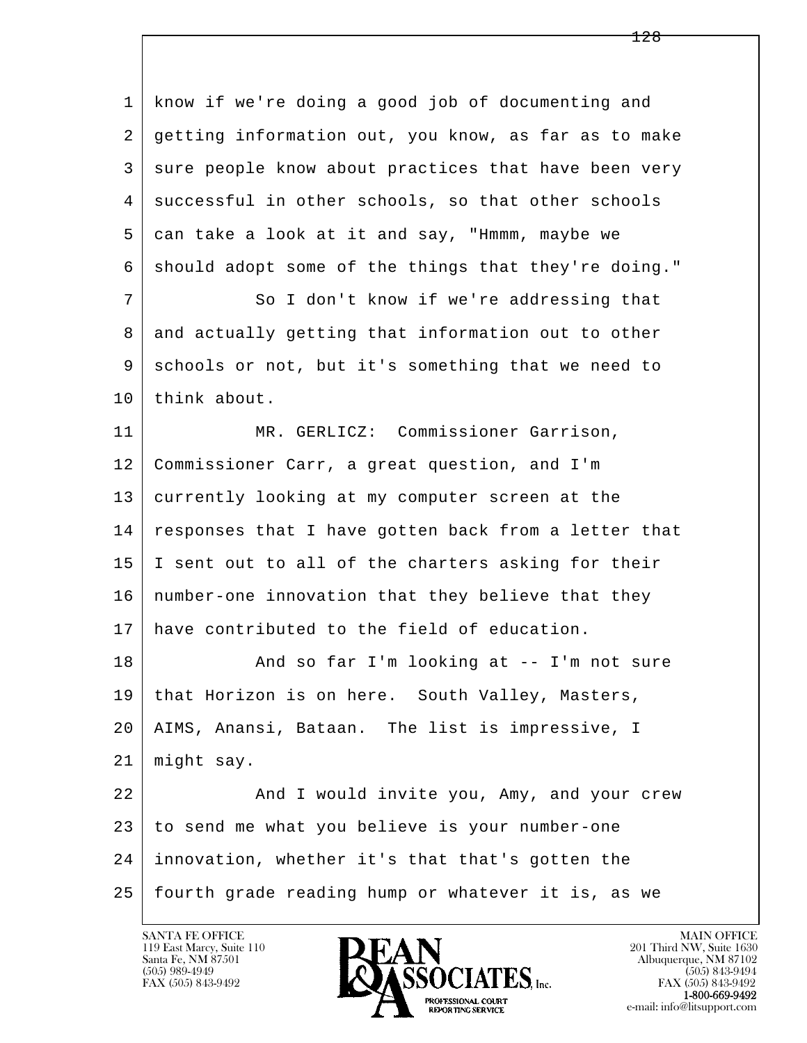know if we're doing a good job of documenting and getting information out, you know, as far as to make sure people know about practices that have been very successful in other schools, so that other schools can take a look at it and say, "Hmmm, maybe we should adopt some of the things that they're doing."

So I don't know if we're addressing that and actually getting that information out to other schools or not, but it's something that we need to think about.

MR. GERLICZ: Commissioner Garrison, Commissioner Carr, a great question, and I'm currently looking at my computer screen at the responses that I have gotten back from a letter that I sent out to all of the charters asking for their number-one innovation that they believe that they have contributed to the field of education.

And so far I'm looking at -- I'm not sure that Horizon is on here. South Valley, Masters, AIMS, Anansi, Bataan. The list is impressive, I might say.

And I would invite you, Amy, and your crew to send me what you believe is your number-one innovation, whether it's that that's gotten the fourth grade reading hump or whatever it is, as we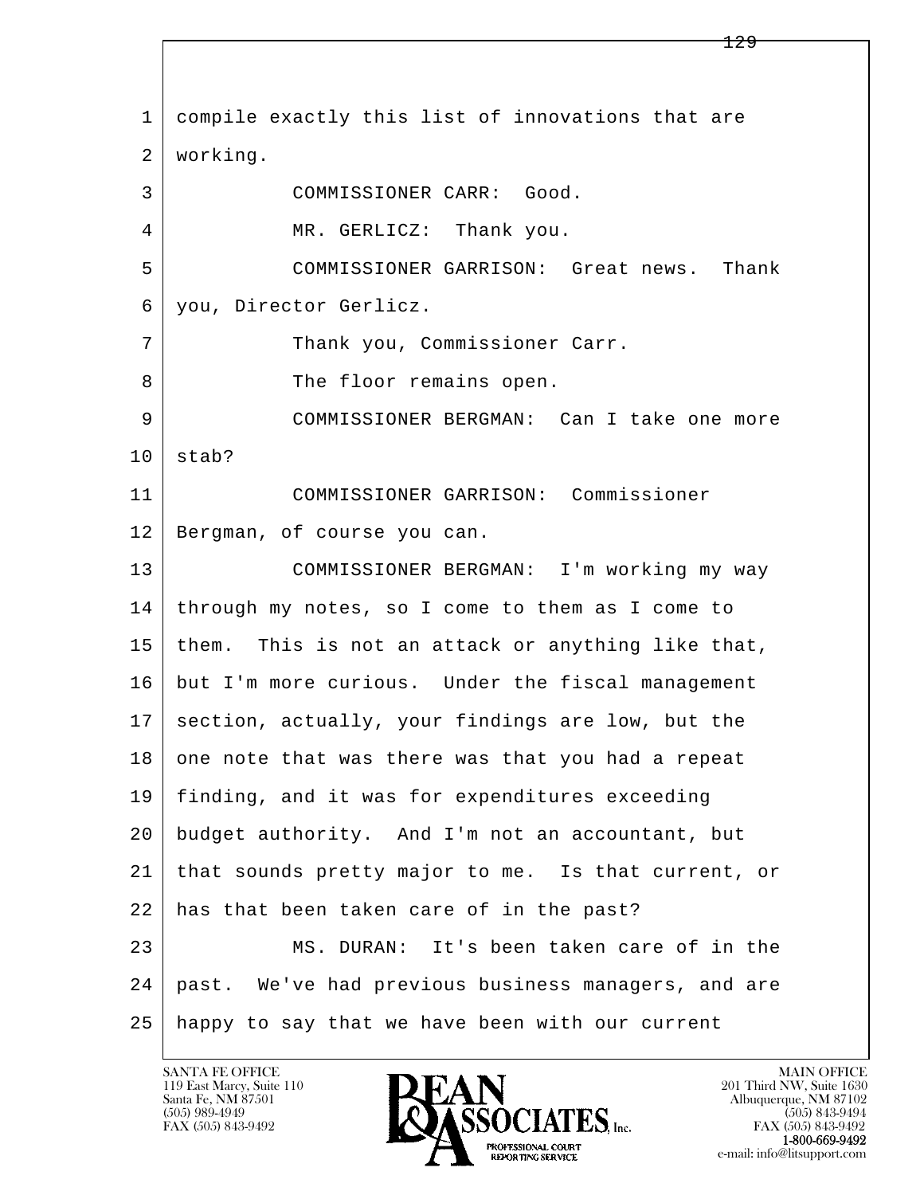compile exactly this list of innovations that are working.

COMMISSIONER CARR: Good.

MR. GERLICZ: Thank you.

COMMISSIONER GARRISON: Great news. Thank you, Director Gerlicz.

Thank you, Commissioner Carr.

The floor remains open.

COMMISSIONER BERGMAN: Can I take one more stab?

COMMISSIONER GARRISON: Commissioner Bergman, of course you can.

COMMISSIONER BERGMAN: I'm working my way through my notes, so I come to them as I come to them. This is not an attack or anything like that, but I'm more curious. Under the fiscal management section, actually, your findings are low, but the one note that was there was that you had a repeat finding, and it was for expenditures exceeding budget authority. And I'm not an accountant, but that sounds pretty major to me. Is that current, or has that been taken care of in the past?

MS. DURAN: It's been taken care of in the past. We've had previous business managers, and are happy to say that we have been with our current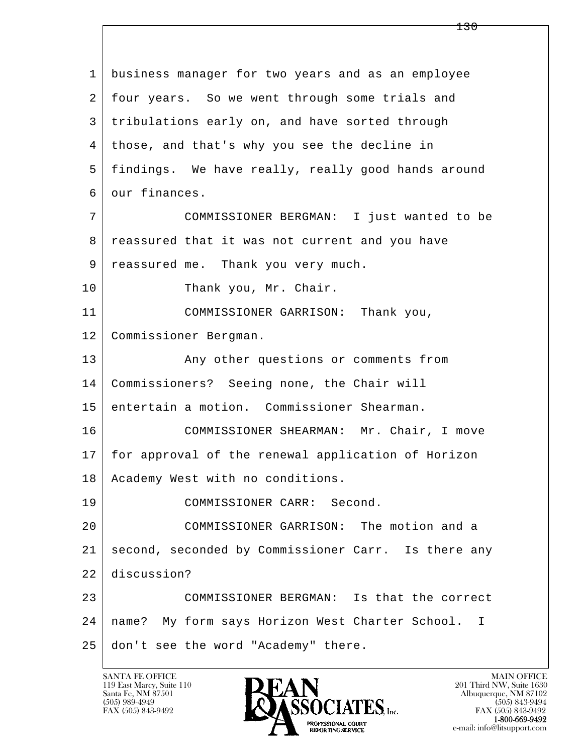1 business manager for two years and as an employee
2 four years. So we went through some trials and
3 tribulations early on, and have sorted through
4 those, and that's why you see the decline in
5 findings. We have really, really good hands around
6 our finances.
7 COMMISSIONER BERGMAN: I just wanted to be
8 reassured that it was not current and you have
9 reassured me. Thank you very much.
10 Thank you, Mr. Chair.
11 COMMISSIONER GARRISON: Thank you,
12 Commissioner Bergman.
13 Any other questions or comments from
14 Commissioners? Seeing none, the Chair will
15 entertain a motion. Commissioner Shearman.
16 COMMISSIONER SHEARMAN: Mr. Chair, I move
17 for approval of the renewal application of Horizon
18 Academy West with no conditions.
19 COMMISSIONER CARR: Second.
20 COMMISSIONER GARRISON: The motion and a
21 second, seconded by Commissioner Carr. Is there any
22 discussion?
23 COMMISSIONER BERGMAN: Is that the correct
24 name? My form says Horizon West Charter School. I
25 don't see the word "Academy" there.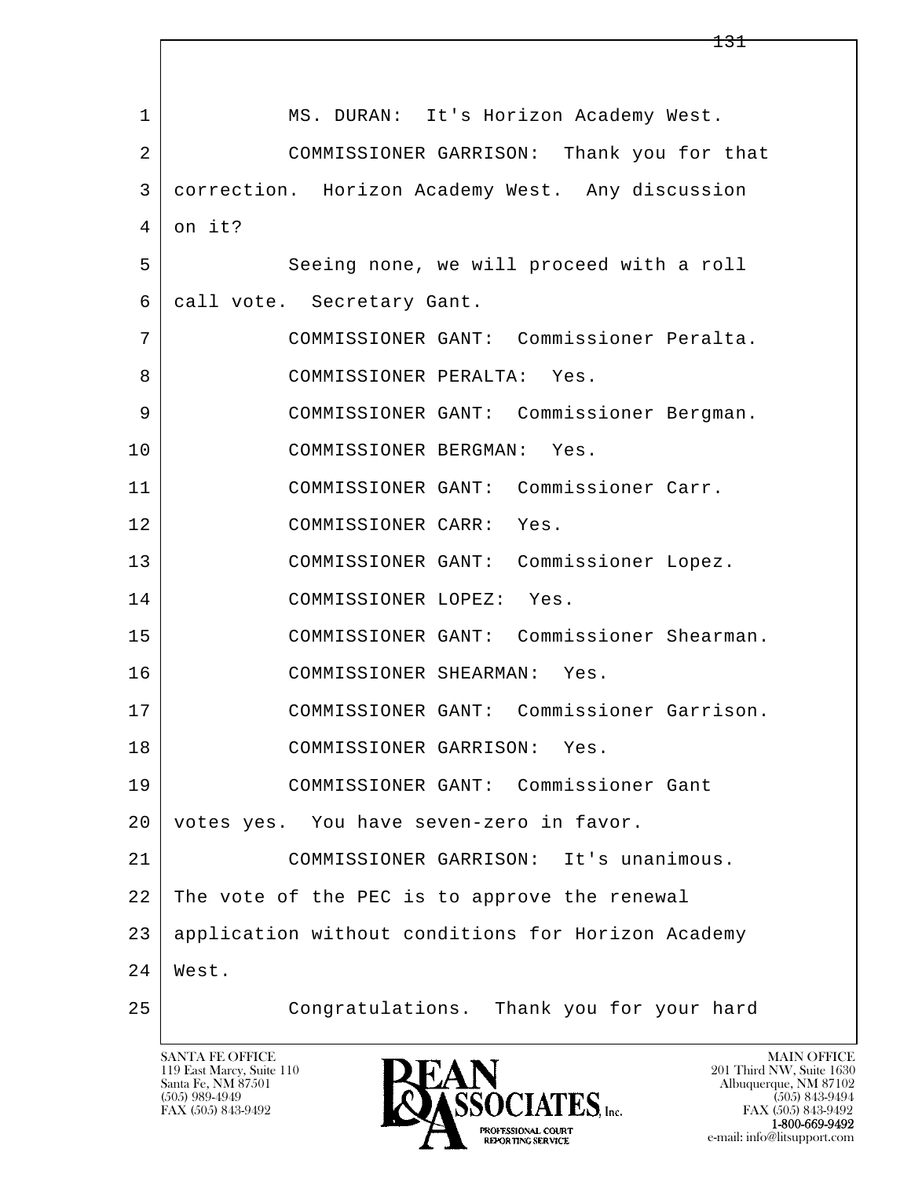1 MS. DURAN: It's Horizon Academy West.

2 COMMISSIONER GARRISON: Thank you for that

3 correction. Horizon Academy West. Any discussion

4 on it?

5 Seeing none, we will proceed with a roll

6 call vote. Secretary Gant.

7 COMMISSIONER GANT: Commissioner Peralta.

8 COMMISSIONER PERALTA: Yes.

9 COMMISSIONER GANT: Commissioner Bergman.

10 COMMISSIONER BERGMAN: Yes.

11 COMMISSIONER GANT: Commissioner Carr.

12 COMMISSIONER CARR: Yes.

13 COMMISSIONER GANT: Commissioner Lopez.

14 COMMISSIONER LOPEZ: Yes.

15 COMMISSIONER GANT: Commissioner Shearman.

16 COMMISSIONER SHEARMAN: Yes.

17 COMMISSIONER GANT: Commissioner Garrison.

18 COMMISSIONER GARRISON: Yes.

19 COMMISSIONER GANT: Commissioner Gant

20 votes yes. You have seven-zero in favor.

21 COMMISSIONER GARRISON: It's unanimous.

22 The vote of the PEC is to approve the renewal

23 application without conditions for Horizon Academy

24 West.

25 Congratulations. Thank you for your hard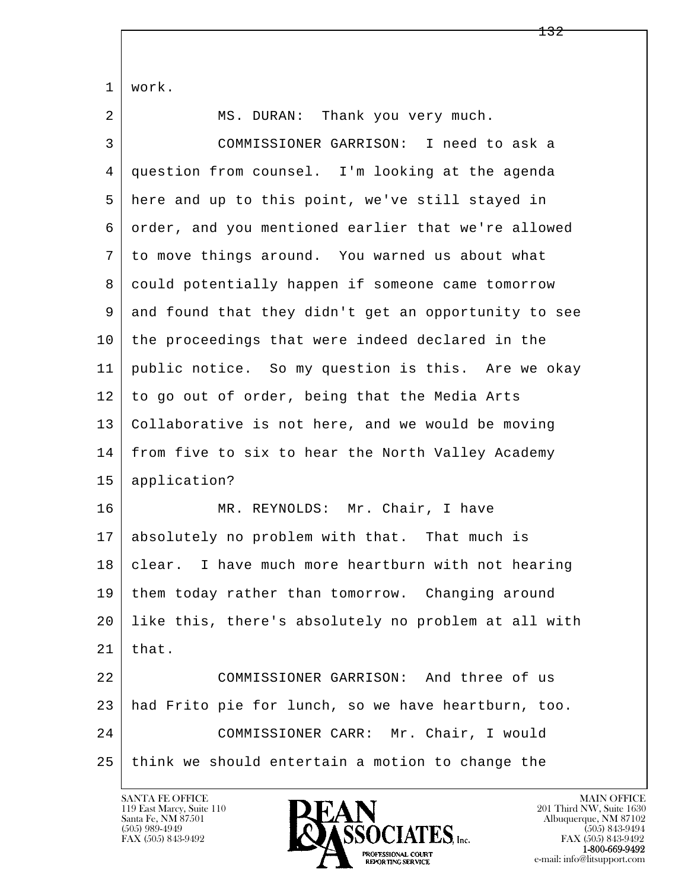work.

MS. DURAN: Thank you very much.

COMMISSIONER GARRISON: I need to ask a question from counsel. I'm looking at the agenda here and up to this point, we've still stayed in order, and you mentioned earlier that we're allowed to move things around. You warned us about what could potentially happen if someone came tomorrow and found that they didn't get an opportunity to see the proceedings that were indeed declared in the public notice. So my question is this. Are we okay to go out of order, being that the Media Arts Collaborative is not here, and we would be moving from five to six to hear the North Valley Academy application?

MR. REYNOLDS: Mr. Chair, I have absolutely no problem with that. That much is clear. I have much more heartburn with not hearing them today rather than tomorrow. Changing around like this, there's absolutely no problem at all with that.

COMMISSIONER GARRISON: And three of us had Frito pie for lunch, so we have heartburn, too.

COMMISSIONER CARR: Mr. Chair, I would think we should entertain a motion to change the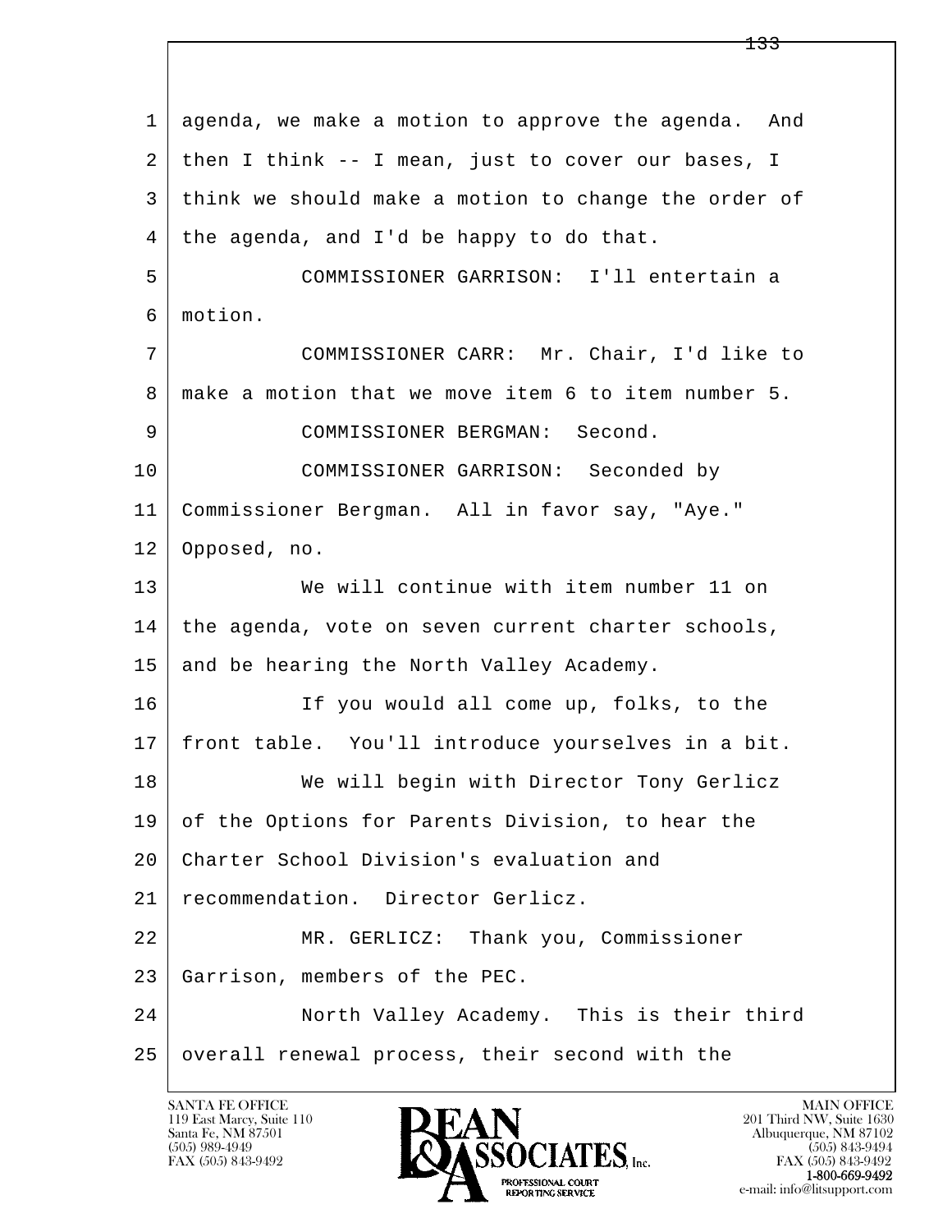1 agenda, we make a motion to approve the agenda. And
2 then I think -- I mean, just to cover our bases, I
3 think we should make a motion to change the order of
4 the agenda, and I'd be happy to do that.

5 COMMISSIONER GARRISON: I'll entertain a
6 motion.

7 COMMISSIONER CARR: Mr. Chair, I'd like to
8 make a motion that we move item 6 to item number 5.

9 COMMISSIONER BERGMAN: Second.

10 COMMISSIONER GARRISON: Seconded by
11 Commissioner Bergman. All in favor say, "Aye."
12 Opposed, no.

13 We will continue with item number 11 on
14 the agenda, vote on seven current charter schools,
15 and be hearing the North Valley Academy.

16 If you would all come up, folks, to the
17 front table. You'll introduce yourselves in a bit.

18 We will begin with Director Tony Gerlicz
19 of the Options for Parents Division, to hear the
20 Charter School Division's evaluation and
21 recommendation. Director Gerlicz.

22 MR. GERLICZ: Thank you, Commissioner
23 Garrison, members of the PEC.

24 North Valley Academy. This is their third
25 overall renewal process, their second with the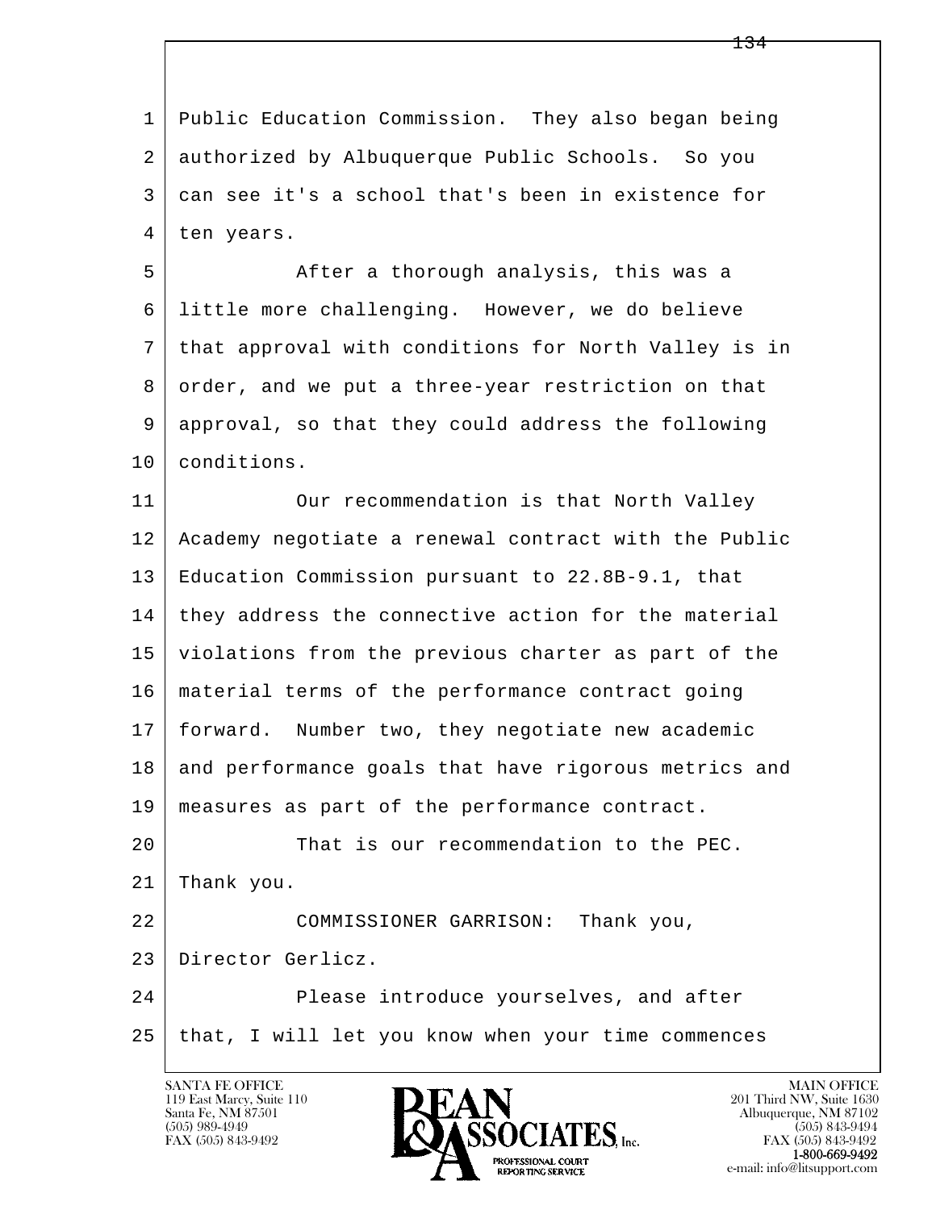Public Education Commission. They also began being authorized by Albuquerque Public Schools. So you can see it's a school that's been in existence for ten years.

After a thorough analysis, this was a little more challenging. However, we do believe that approval with conditions for North Valley is in order, and we put a three-year restriction on that approval, so that they could address the following conditions.

Our recommendation is that North Valley Academy negotiate a renewal contract with the Public Education Commission pursuant to 22.8B-9.1, that they address the connective action for the material violations from the previous charter as part of the material terms of the performance contract going forward. Number two, they negotiate new academic and performance goals that have rigorous metrics and measures as part of the performance contract.

That is our recommendation to the PEC. Thank you.

COMMISSIONER GARRISON: Thank you, Director Gerlicz.

Please introduce yourselves, and after that, I will let you know when your time commences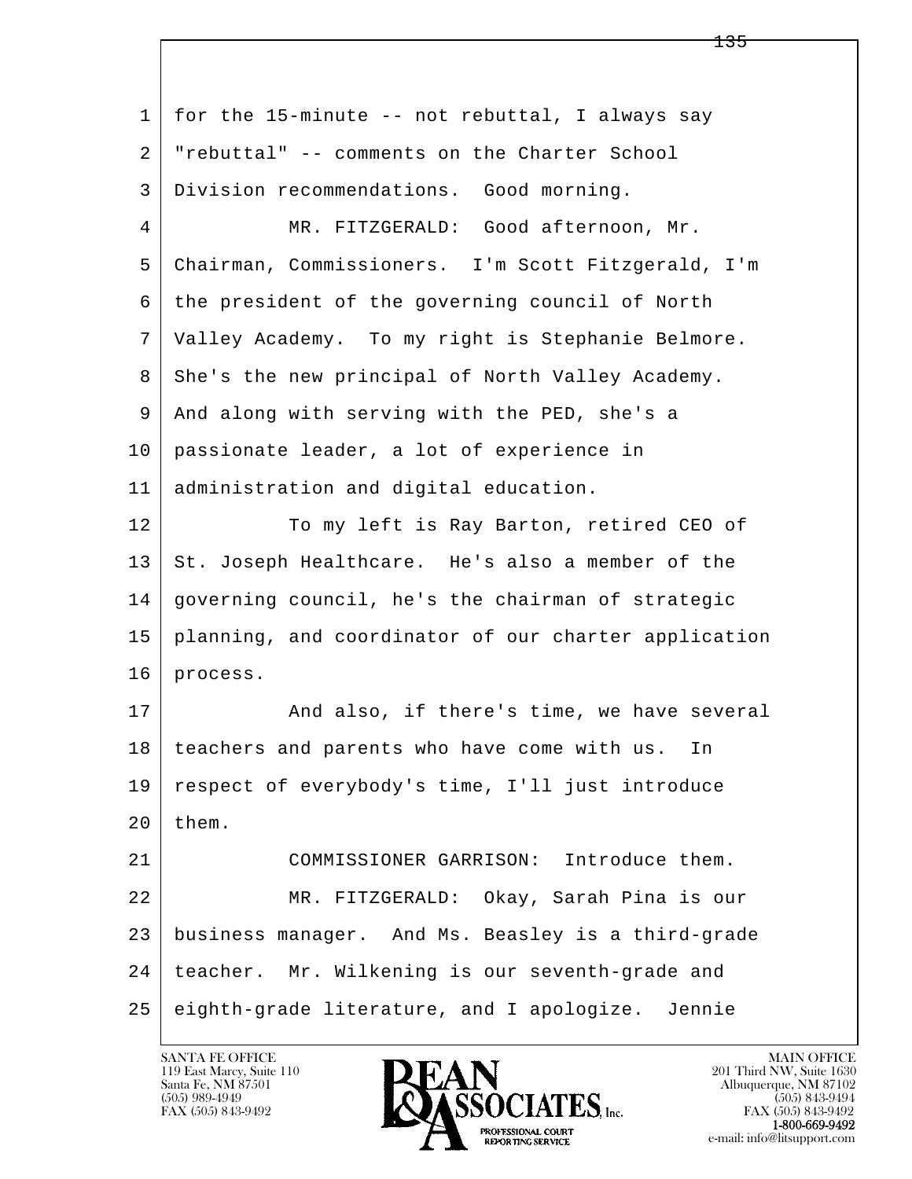for the 15-minute -- not rebuttal, I always say "rebuttal" -- comments on the Charter School Division recommendations. Good morning.

MR. FITZGERALD: Good afternoon, Mr. Chairman, Commissioners. I'm Scott Fitzgerald, I'm the president of the governing council of North Valley Academy. To my right is Stephanie Belmore. She's the new principal of North Valley Academy. And along with serving with the PED, she's a passionate leader, a lot of experience in administration and digital education.

To my left is Ray Barton, retired CEO of St. Joseph Healthcare. He's also a member of the governing council, he's the chairman of strategic planning, and coordinator of our charter application process.

And also, if there's time, we have several teachers and parents who have come with us. In respect of everybody's time, I'll just introduce them.

COMMISSIONER GARRISON: Introduce them.

MR. FITZGERALD: Okay, Sarah Pina is our business manager. And Ms. Beasley is a third-grade teacher. Mr. Wilkening is our seventh-grade and eighth-grade literature, and I apologize. Jennie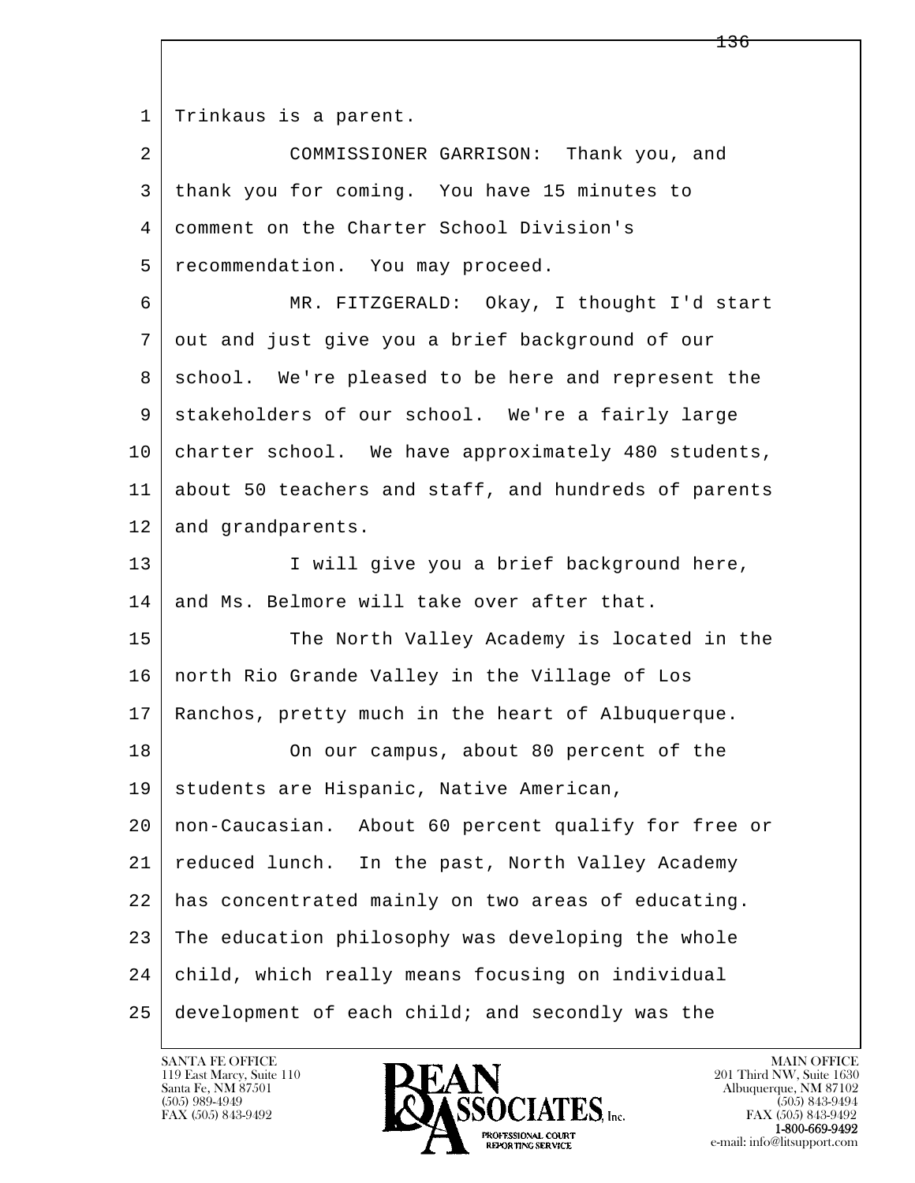Trinkaus is a parent.

COMMISSIONER GARRISON: Thank you, and thank you for coming. You have 15 minutes to comment on the Charter School Division's recommendation. You may proceed.

MR. FITZGERALD: Okay, I thought I'd start out and just give you a brief background of our school. We're pleased to be here and represent the stakeholders of our school. We're a fairly large charter school. We have approximately 480 students, about 50 teachers and staff, and hundreds of parents and grandparents.

I will give you a brief background here, and Ms. Belmore will take over after that.

The North Valley Academy is located in the north Rio Grande Valley in the Village of Los Ranchos, pretty much in the heart of Albuquerque.

On our campus, about 80 percent of the students are Hispanic, Native American, non-Caucasian. About 60 percent qualify for free or reduced lunch. In the past, North Valley Academy has concentrated mainly on two areas of educating. The education philosophy was developing the whole child, which really means focusing on individual development of each child; and secondly was the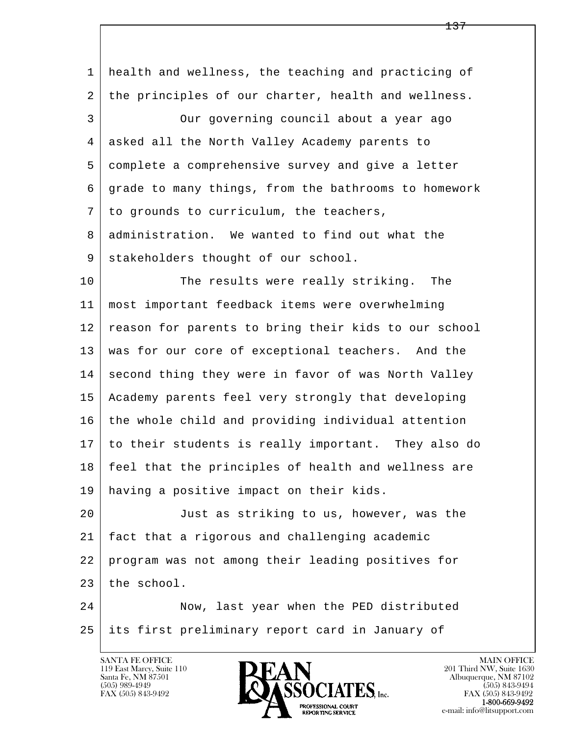health and wellness, the teaching and practicing of the principles of our charter, health and wellness.

Our governing council about a year ago asked all the North Valley Academy parents to complete a comprehensive survey and give a letter grade to many things, from the bathrooms to homework to grounds to curriculum, the teachers, administration. We wanted to find out what the stakeholders thought of our school.

The results were really striking. The most important feedback items were overwhelming reason for parents to bring their kids to our school was for our core of exceptional teachers. And the second thing they were in favor of was North Valley Academy parents feel very strongly that developing the whole child and providing individual attention to their students is really important. They also do feel that the principles of health and wellness are having a positive impact on their kids.

Just as striking to us, however, was the fact that a rigorous and challenging academic program was not among their leading positives for the school.

Now, last year when the PED distributed its first preliminary report card in January of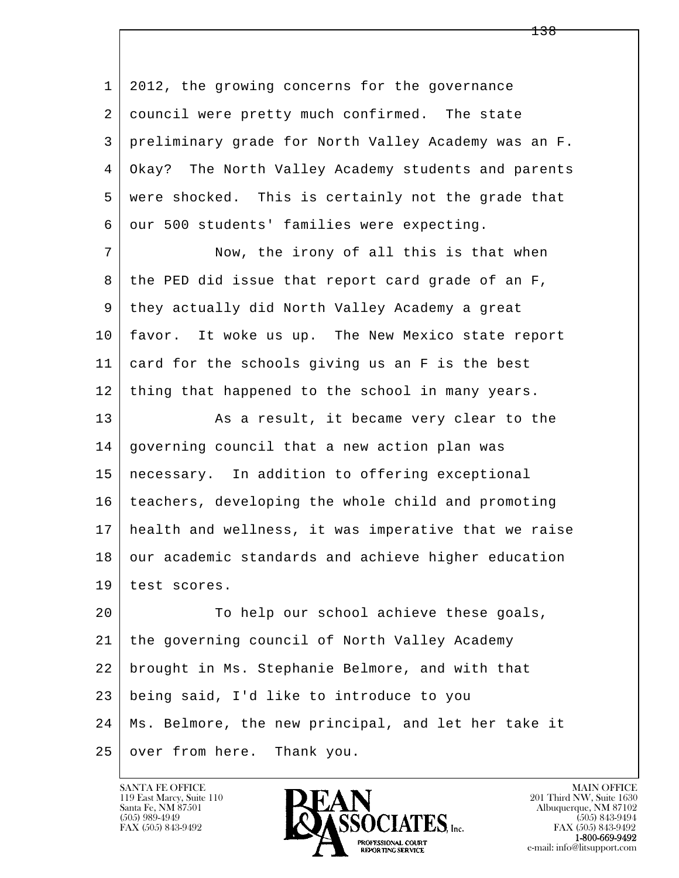2012, the growing concerns for the governance council were pretty much confirmed. The state preliminary grade for North Valley Academy was an F. Okay? The North Valley Academy students and parents were shocked. This is certainly not the grade that our 500 students' families were expecting.

Now, the irony of all this is that when the PED did issue that report card grade of an F, they actually did North Valley Academy a great favor. It woke us up. The New Mexico state report card for the schools giving us an F is the best thing that happened to the school in many years.

As a result, it became very clear to the governing council that a new action plan was necessary. In addition to offering exceptional teachers, developing the whole child and promoting health and wellness, it was imperative that we raise our academic standards and achieve higher education test scores.

To help our school achieve these goals, the governing council of North Valley Academy brought in Ms. Stephanie Belmore, and with that being said, I'd like to introduce to you Ms. Belmore, the new principal, and let her take it over from here. Thank you.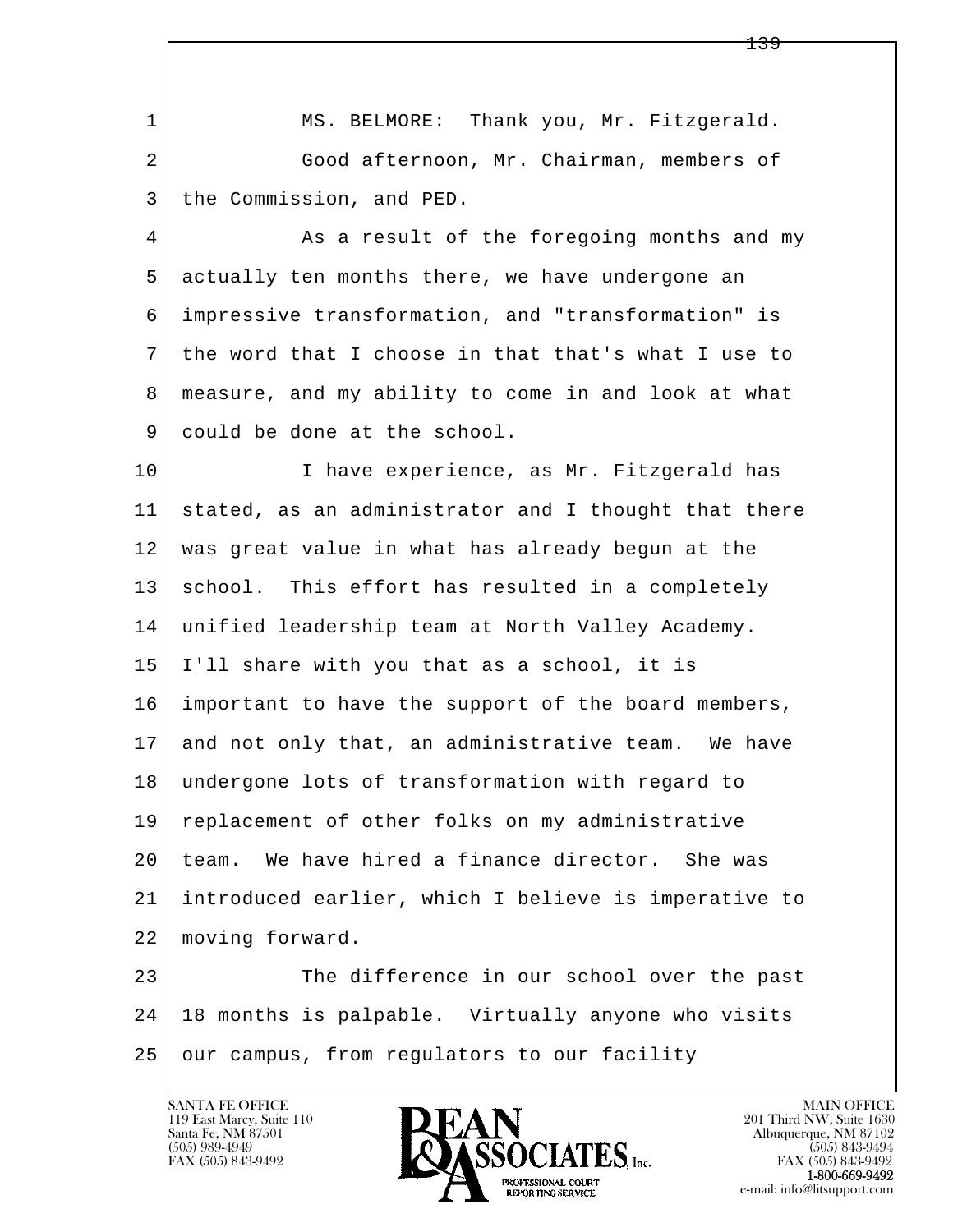MS. BELMORE: Thank you, Mr. Fitzgerald.

Good afternoon, Mr. Chairman, members of the Commission, and PED.

As a result of the foregoing months and my actually ten months there, we have undergone an impressive transformation, and "transformation" is the word that I choose in that that's what I use to measure, and my ability to come in and look at what could be done at the school.

I have experience, as Mr. Fitzgerald has stated, as an administrator and I thought that there was great value in what has already begun at the school. This effort has resulted in a completely unified leadership team at North Valley Academy. I'll share with you that as a school, it is important to have the support of the board members, and not only that, an administrative team. We have undergone lots of transformation with regard to replacement of other folks on my administrative team. We have hired a finance director. She was introduced earlier, which I believe is imperative to moving forward.

The difference in our school over the past 18 months is palpable. Virtually anyone who visits our campus, from regulators to our facility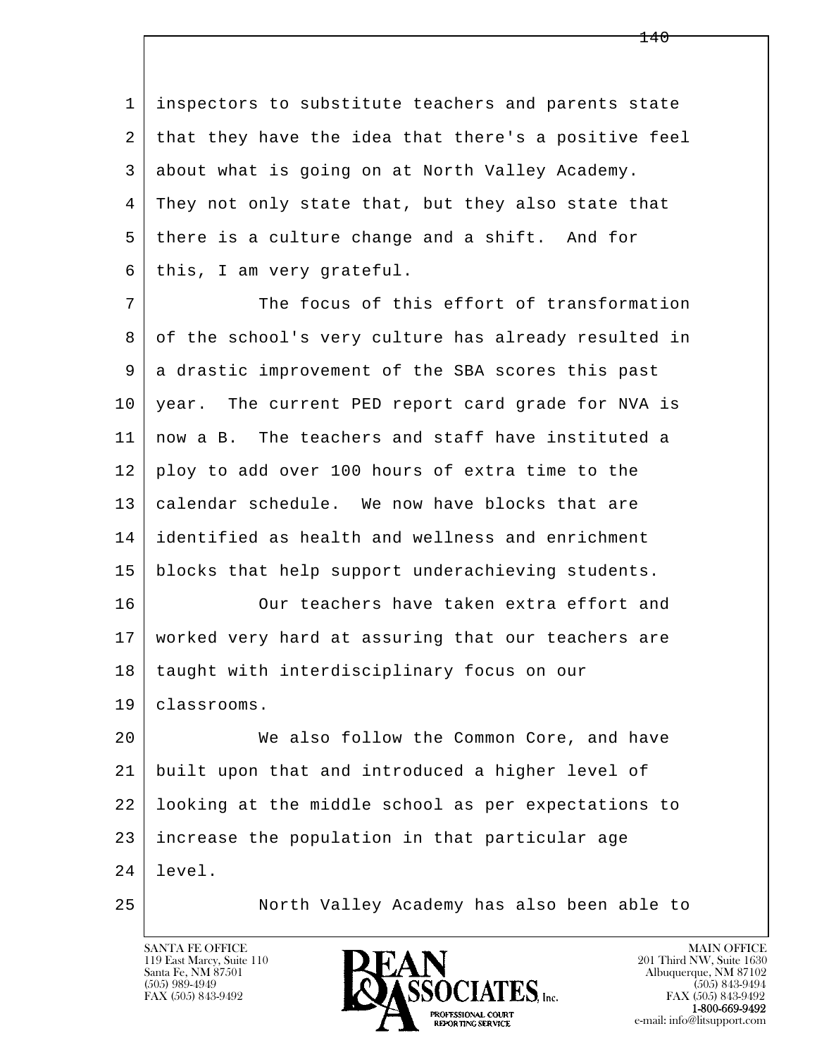inspectors to substitute teachers and parents state that they have the idea that there's a positive feel about what is going on at North Valley Academy. They not only state that, but they also state that there is a culture change and a shift. And for this, I am very grateful.

The focus of this effort of transformation of the school's very culture has already resulted in a drastic improvement of the SBA scores this past year. The current PED report card grade for NVA is now a B. The teachers and staff have instituted a ploy to add over 100 hours of extra time to the calendar schedule. We now have blocks that are identified as health and wellness and enrichment blocks that help support underachieving students.

Our teachers have taken extra effort and worked very hard at assuring that our teachers are taught with interdisciplinary focus on our classrooms.

We also follow the Common Core, and have built upon that and introduced a higher level of looking at the middle school as per expectations to increase the population in that particular age level.

North Valley Academy has also been able to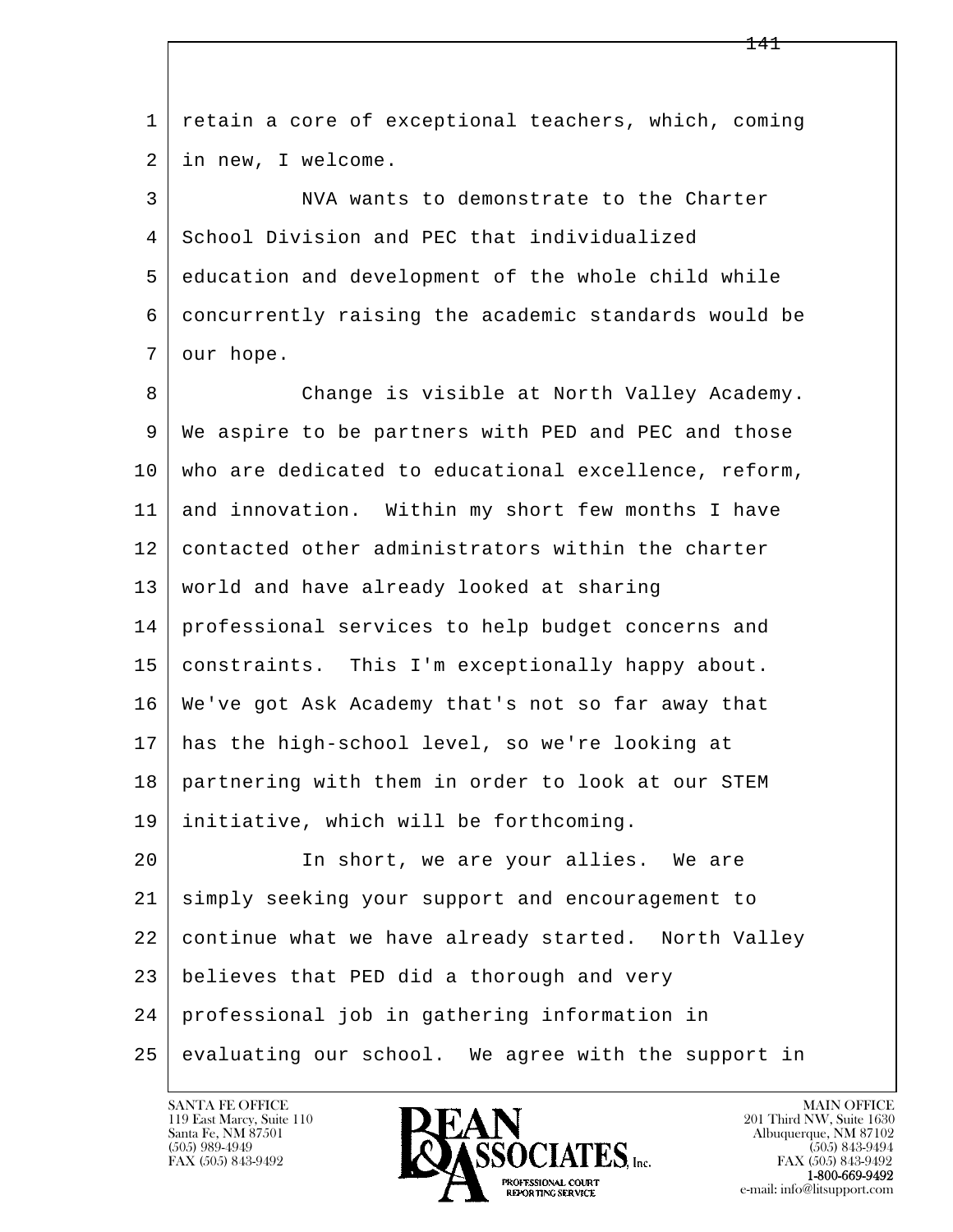retain a core of exceptional teachers, which, coming in new, I welcome.

NVA wants to demonstrate to the Charter School Division and PEC that individualized education and development of the whole child while concurrently raising the academic standards would be our hope.

Change is visible at North Valley Academy. We aspire to be partners with PED and PEC and those who are dedicated to educational excellence, reform, and innovation. Within my short few months I have contacted other administrators within the charter world and have already looked at sharing professional services to help budget concerns and constraints. This I'm exceptionally happy about. We've got Ask Academy that's not so far away that has the high-school level, so we're looking at partnering with them in order to look at our STEM initiative, which will be forthcoming.

In short, we are your allies. We are simply seeking your support and encouragement to continue what we have already started. North Valley believes that PED did a thorough and very professional job in gathering information in evaluating our school. We agree with the support in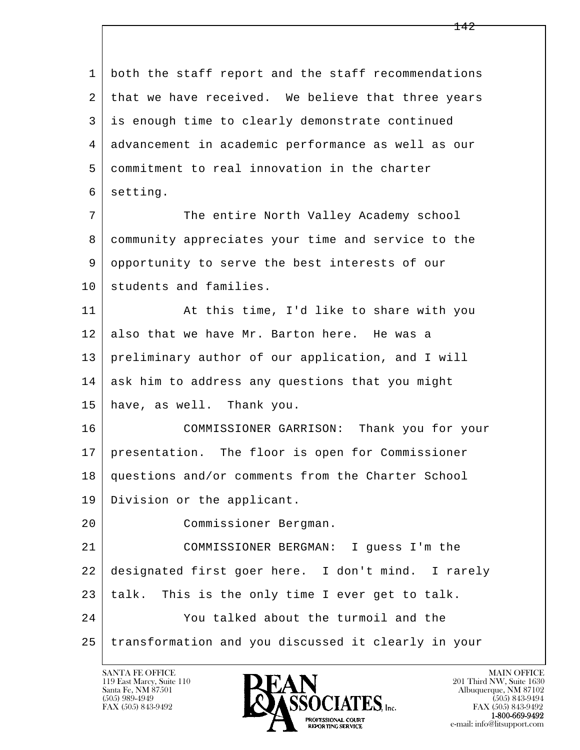1 both the staff report and the staff recommendations
2 that we have received. We believe that three years
3 is enough time to clearly demonstrate continued
4 advancement in academic performance as well as our
5 commitment to real innovation in the charter
6 setting.

7 The entire North Valley Academy school
8 community appreciates your time and service to the
9 opportunity to serve the best interests of our
10 students and families.

11 At this time, I'd like to share with you
12 also that we have Mr. Barton here. He was a
13 preliminary author of our application, and I will
14 ask him to address any questions that you might
15 have, as well. Thank you.

16 COMMISSIONER GARRISON: Thank you for your
17 presentation. The floor is open for Commissioner
18 questions and/or comments from the Charter School
19 Division or the applicant.

20 Commissioner Bergman.

21 COMMISSIONER BERGMAN: I guess I'm the
22 designated first goer here. I don't mind. I rarely
23 talk. This is the only time I ever get to talk.

24 You talked about the turmoil and the
25 transformation and you discussed it clearly in your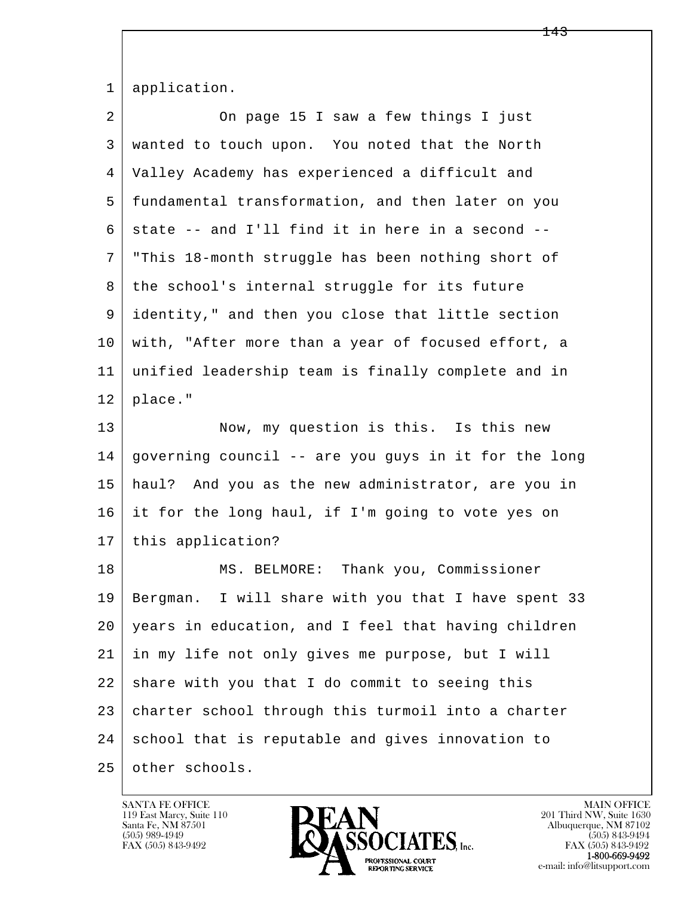application.

On page 15 I saw a few things I just wanted to touch upon. You noted that the North Valley Academy has experienced a difficult and fundamental transformation, and then later on you state -- and I'll find it in here in a second -- "This 18-month struggle has been nothing short of the school's internal struggle for its future identity," and then you close that little section with, "After more than a year of focused effort, a unified leadership team is finally complete and in place."

Now, my question is this. Is this new governing council -- are you guys in it for the long haul? And you as the new administrator, are you in it for the long haul, if I'm going to vote yes on this application?

MS. BELMORE: Thank you, Commissioner Bergman. I will share with you that I have spent 33 years in education, and I feel that having children in my life not only gives me purpose, but I will share with you that I do commit to seeing this charter school through this turmoil into a charter school that is reputable and gives innovation to other schools.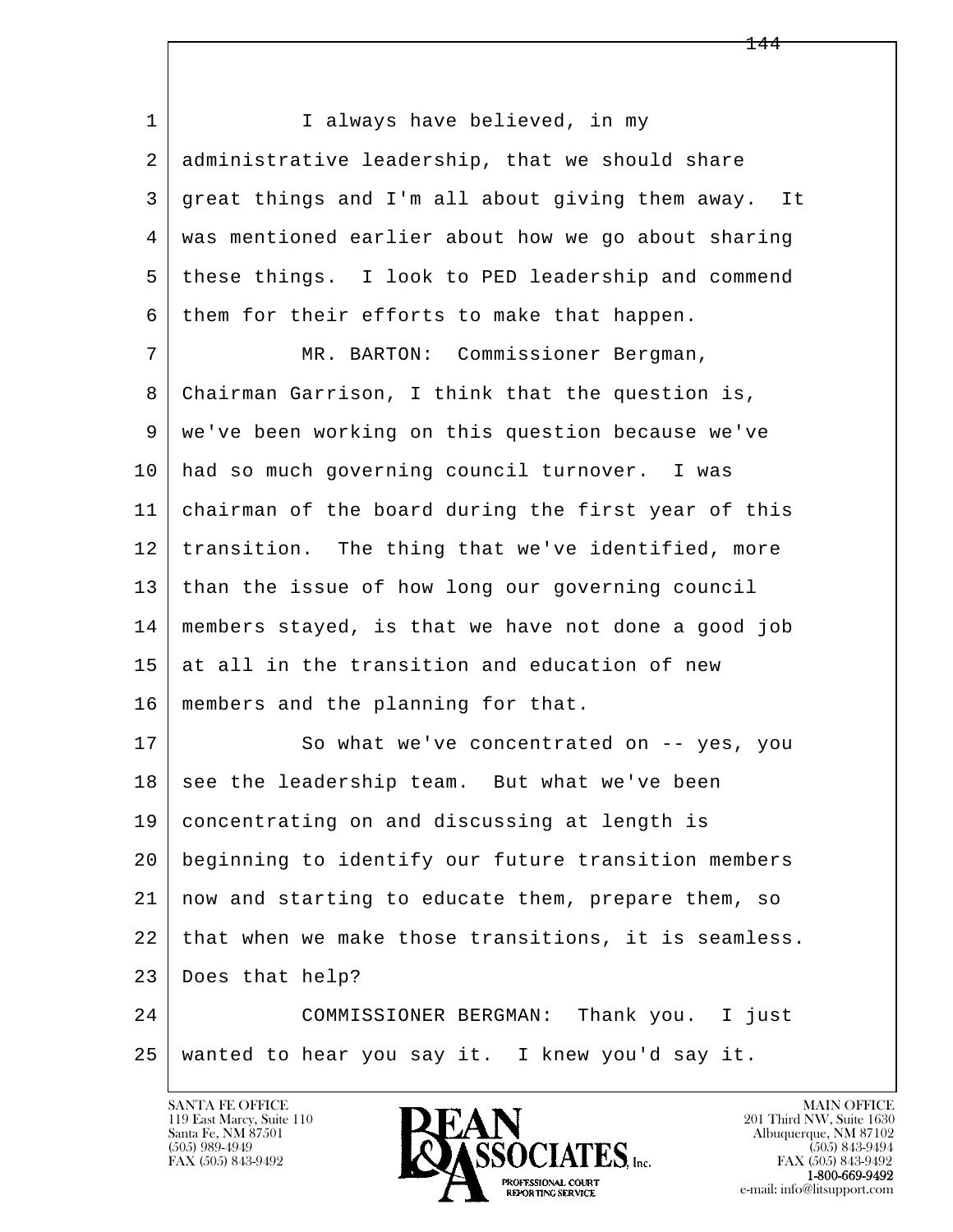I always have believed, in my administrative leadership, that we should share great things and I'm all about giving them away. It was mentioned earlier about how we go about sharing these things. I look to PED leadership and commend them for their efforts to make that happen.

MR. BARTON: Commissioner Bergman, Chairman Garrison, I think that the question is, we've been working on this question because we've had so much governing council turnover. I was chairman of the board during the first year of this transition. The thing that we've identified, more than the issue of how long our governing council members stayed, is that we have not done a good job at all in the transition and education of new members and the planning for that.

So what we've concentrated on -- yes, you see the leadership team. But what we've been concentrating on and discussing at length is beginning to identify our future transition members now and starting to educate them, prepare them, so that when we make those transitions, it is seamless. Does that help?

COMMISSIONER BERGMAN: Thank you. I just wanted to hear you say it. I knew you'd say it.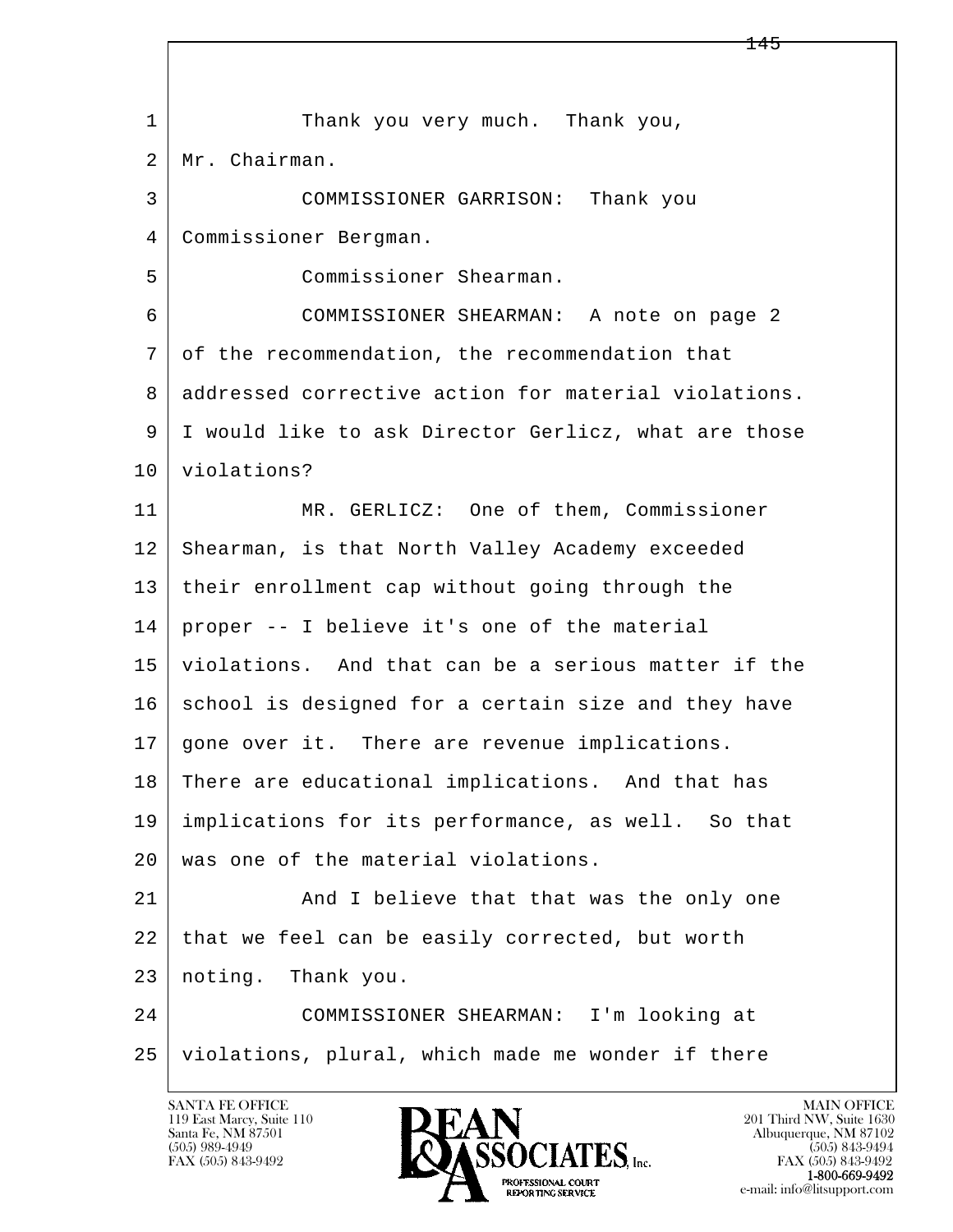Thank you very much. Thank you, Mr. Chairman.

COMMISSIONER GARRISON: Thank you Commissioner Bergman.

Commissioner Shearman.

COMMISSIONER SHEARMAN: A note on page 2 of the recommendation, the recommendation that addressed corrective action for material violations. I would like to ask Director Gerlicz, what are those violations?

MR. GERLICZ: One of them, Commissioner Shearman, is that North Valley Academy exceeded their enrollment cap without going through the proper -- I believe it's one of the material violations. And that can be a serious matter if the school is designed for a certain size and they have gone over it. There are revenue implications. There are educational implications. And that has implications for its performance, as well. So that was one of the material violations.

And I believe that that was the only one that we feel can be easily corrected, but worth noting. Thank you.

COMMISSIONER SHEARMAN: I'm looking at violations, plural, which made me wonder if there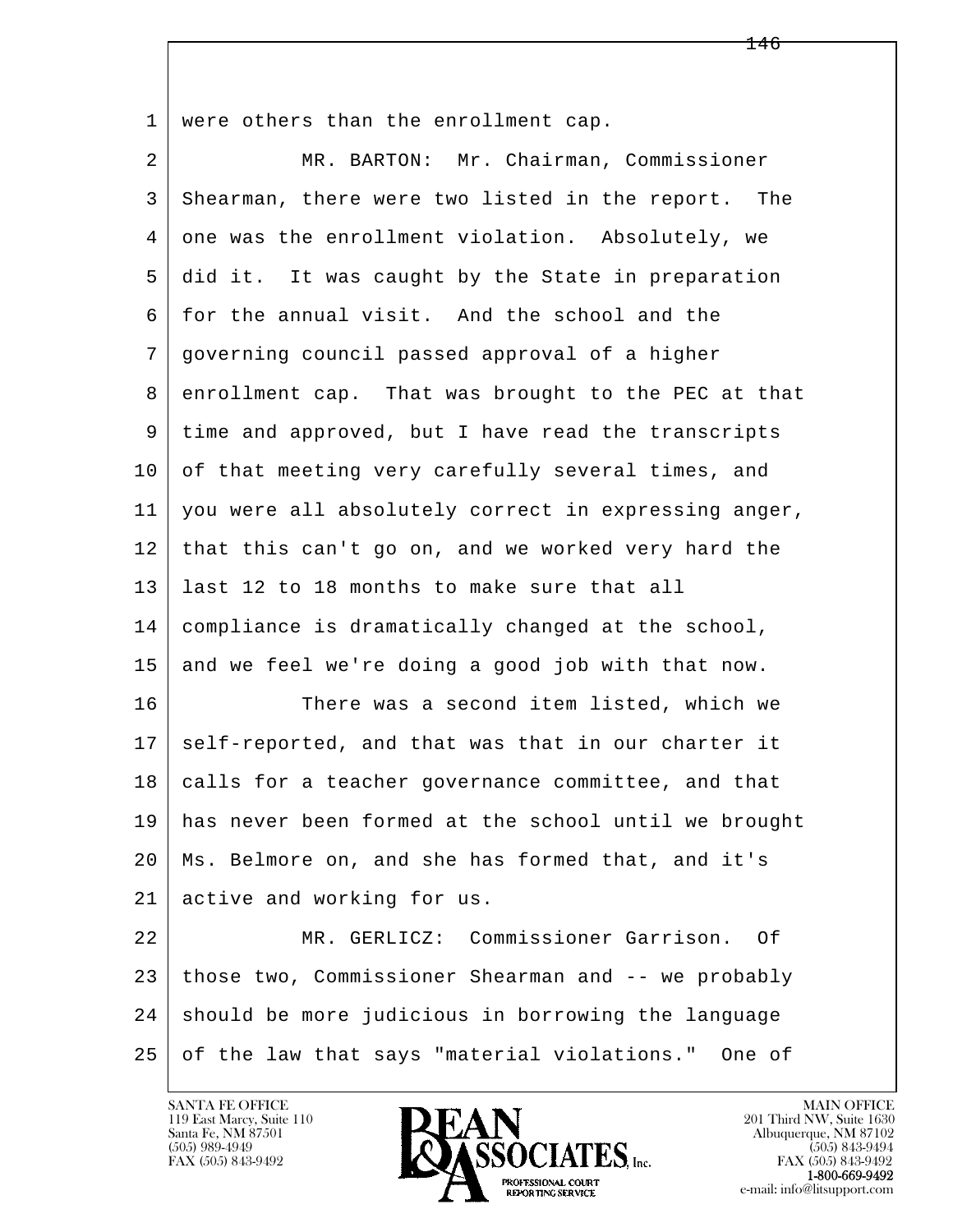were others than the enrollment cap.

MR. BARTON: Mr. Chairman, Commissioner Shearman, there were two listed in the report. The one was the enrollment violation. Absolutely, we did it. It was caught by the State in preparation for the annual visit. And the school and the governing council passed approval of a higher enrollment cap. That was brought to the PEC at that time and approved, but I have read the transcripts of that meeting very carefully several times, and you were all absolutely correct in expressing anger, that this can't go on, and we worked very hard the last 12 to 18 months to make sure that all compliance is dramatically changed at the school, and we feel we're doing a good job with that now.

There was a second item listed, which we self-reported, and that was that in our charter it calls for a teacher governance committee, and that has never been formed at the school until we brought Ms. Belmore on, and she has formed that, and it's active and working for us.

MR. GERLICZ: Commissioner Garrison. Of those two, Commissioner Shearman and -- we probably should be more judicious in borrowing the language of the law that says "material violations." One of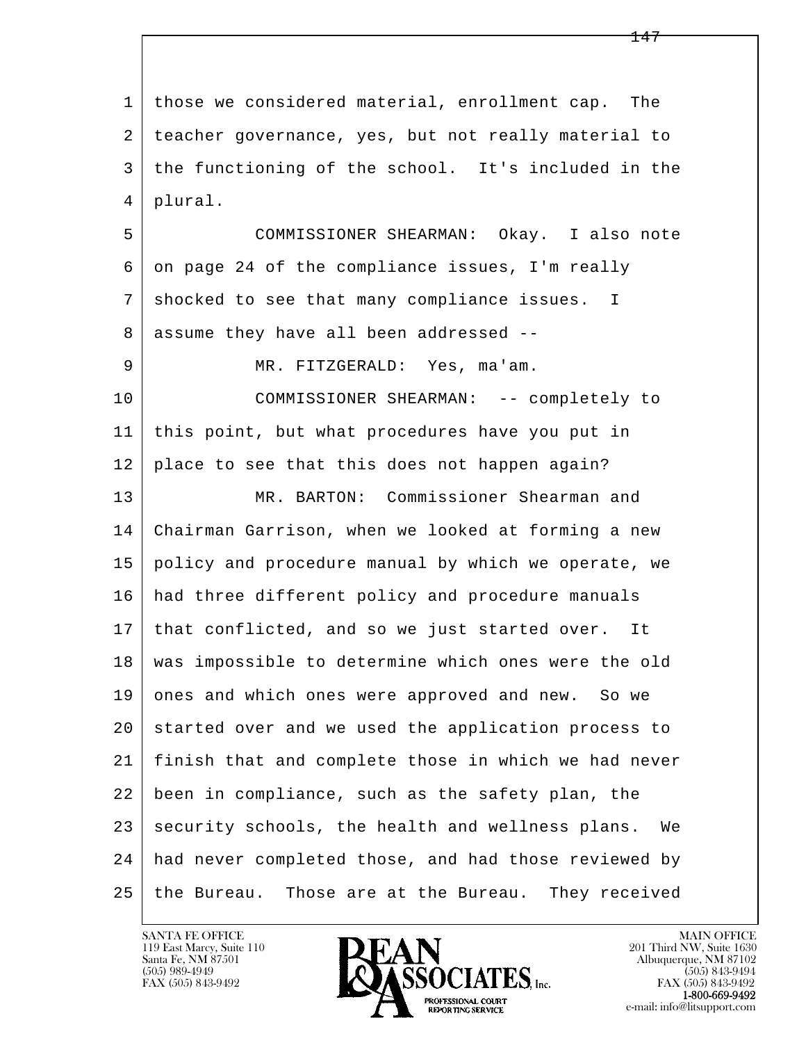1 those we considered material, enrollment cap. The
2 teacher governance, yes, but not really material to
3 the functioning of the school. It's included in the
4 plural.

5 COMMISSIONER SHEARMAN: Okay. I also note
6 on page 24 of the compliance issues, I'm really
7 shocked to see that many compliance issues. I
8 assume they have all been addressed --

9 MR. FITZGERALD: Yes, ma'am.

10 COMMISSIONER SHEARMAN: -- completely to
11 this point, but what procedures have you put in
12 place to see that this does not happen again?

13 MR. BARTON: Commissioner Shearman and
14 Chairman Garrison, when we looked at forming a new
15 policy and procedure manual by which we operate, we
16 had three different policy and procedure manuals
17 that conflicted, and so we just started over. It
18 was impossible to determine which ones were the old
19 ones and which ones were approved and new. So we
20 started over and we used the application process to
21 finish that and complete those in which we had never
22 been in compliance, such as the safety plan, the
23 security schools, the health and wellness plans. We
24 had never completed those, and had those reviewed by
25 the Bureau. Those are at the Bureau. They received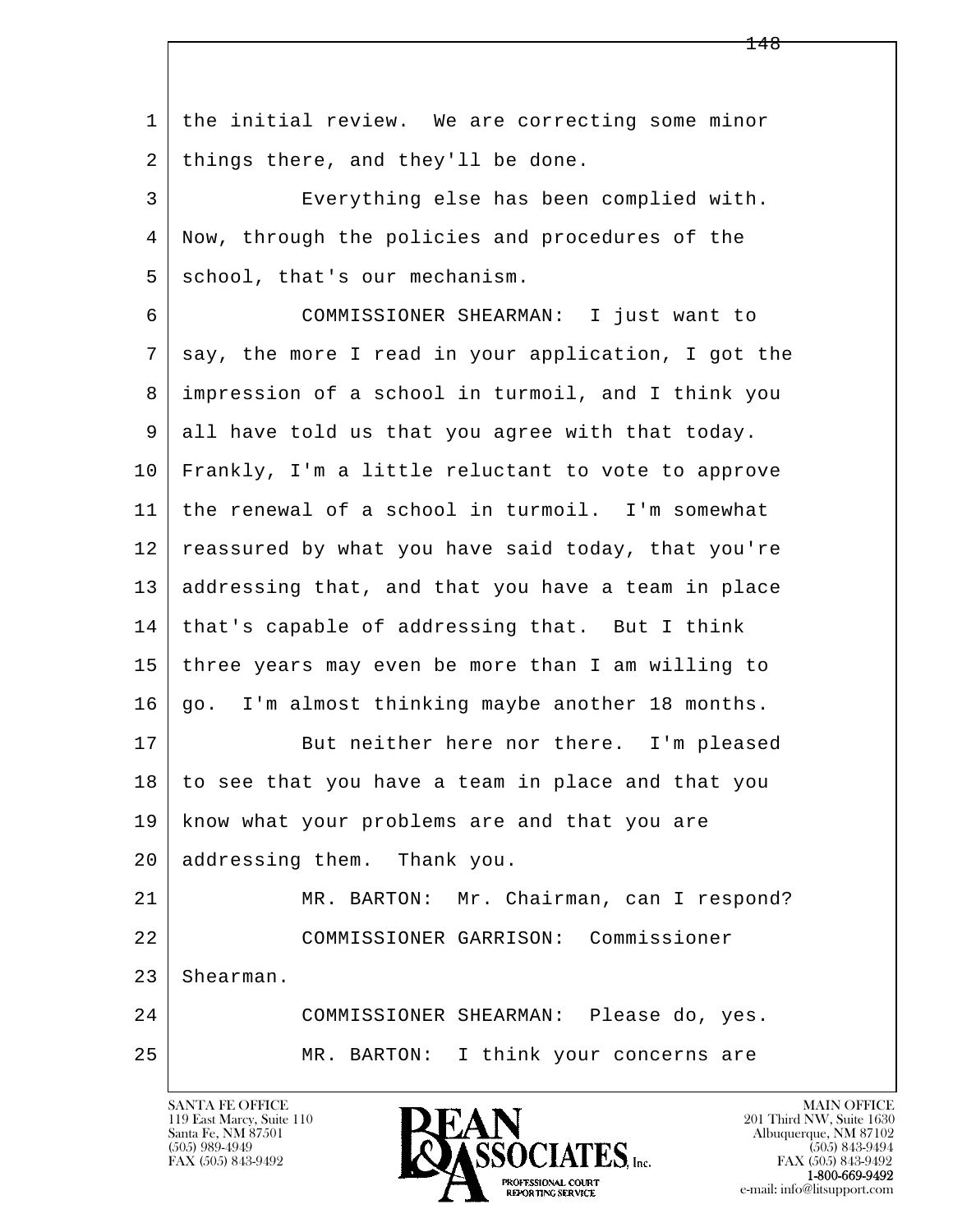1 the initial review. We are correcting some minor
2 things there, and they'll be done.
3 Everything else has been complied with.
4 Now, through the policies and procedures of the
5 school, that's our mechanism.
6 COMMISSIONER SHEARMAN: I just want to
7 say, the more I read in your application, I got the
8 impression of a school in turmoil, and I think you
9 all have told us that you agree with that today.
10 Frankly, I'm a little reluctant to vote to approve
11 the renewal of a school in turmoil. I'm somewhat
12 reassured by what you have said today, that you're
13 addressing that, and that you have a team in place
14 that's capable of addressing that. But I think
15 three years may even be more than I am willing to
16 go. I'm almost thinking maybe another 18 months.
17 But neither here nor there. I'm pleased
18 to see that you have a team in place and that you
19 know what your problems are and that you are
20 addressing them. Thank you.
21 MR. BARTON: Mr. Chairman, can I respond?
22 COMMISSIONER GARRISON: Commissioner
23 Shearman.
24 COMMISSIONER SHEARMAN: Please do, yes.
25 MR. BARTON: I think your concerns are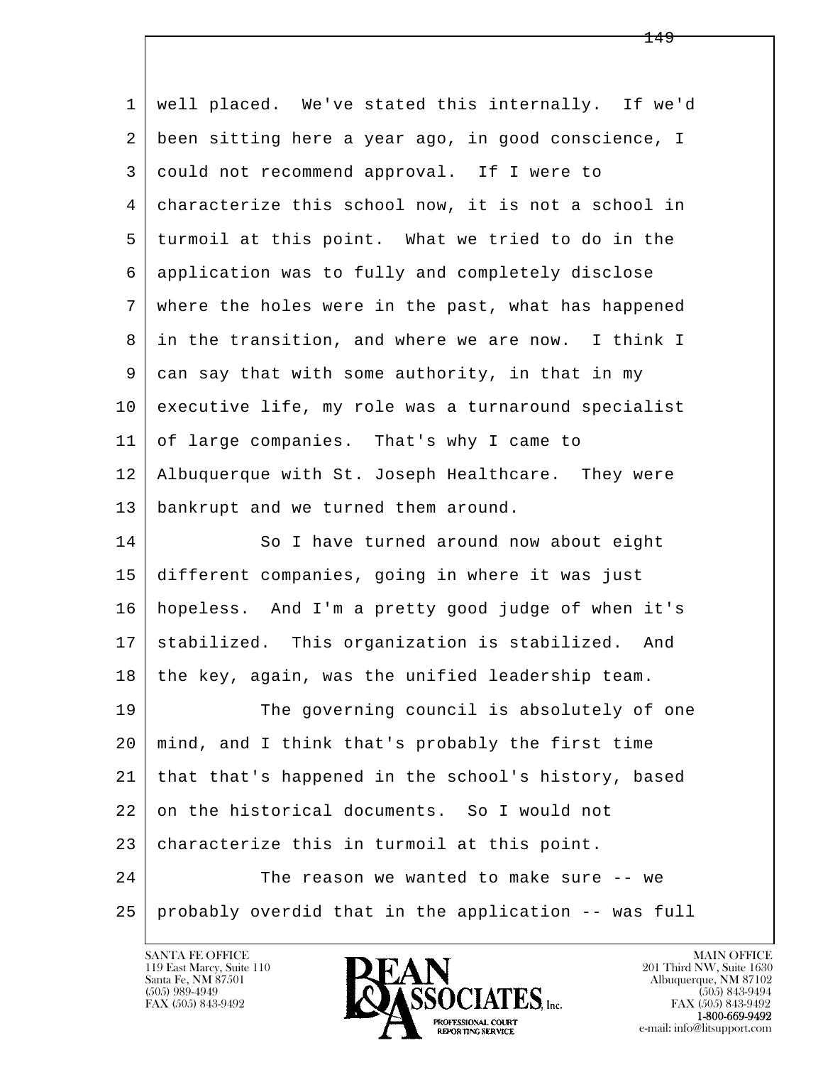1 well placed. We've stated this internally. If we'd
2 been sitting here a year ago, in good conscience, I
3 could not recommend approval. If I were to
4 characterize this school now, it is not a school in
5 turmoil at this point. What we tried to do in the
6 application was to fully and completely disclose
7 where the holes were in the past, what has happened
8 in the transition, and where we are now. I think I
9 can say that with some authority, in that in my
10 executive life, my role was a turnaround specialist
11 of large companies. That's why I came to
12 Albuquerque with St. Joseph Healthcare. They were
13 bankrupt and we turned them around.
14 So I have turned around now about eight
15 different companies, going in where it was just
16 hopeless. And I'm a pretty good judge of when it's
17 stabilized. This organization is stabilized. And
18 the key, again, was the unified leadership team.
19 The governing council is absolutely of one
20 mind, and I think that's probably the first time
21 that that's happened in the school's history, based
22 on the historical documents. So I would not
23 characterize this in turmoil at this point.
24 The reason we wanted to make sure -- we
25 probably overdid that in the application -- was full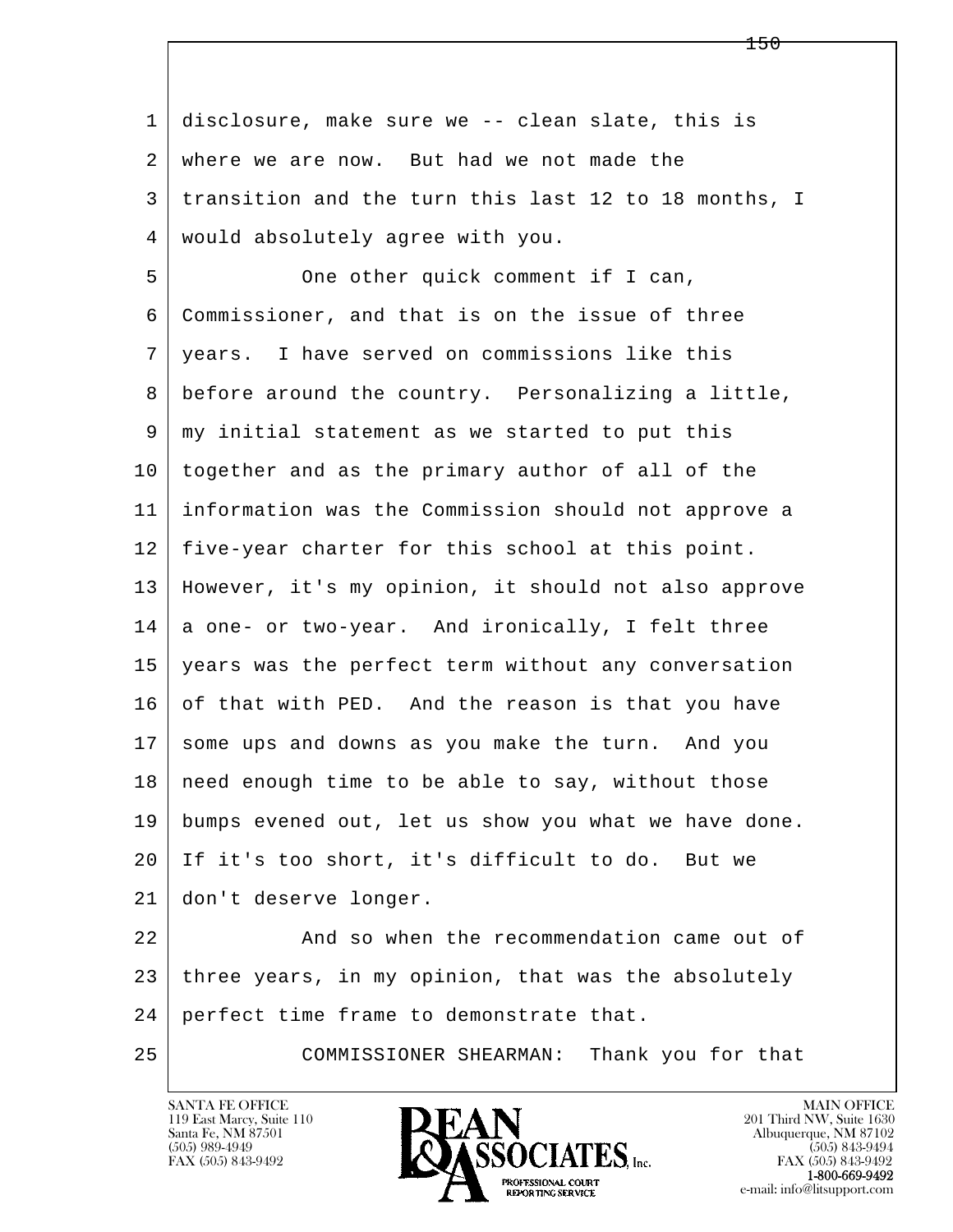1 disclosure, make sure we -- clean slate, this is
2 where we are now. But had we not made the
3 transition and the turn this last 12 to 18 months, I
4 would absolutely agree with you.

5 One other quick comment if I can,
6 Commissioner, and that is on the issue of three
7 years. I have served on commissions like this
8 before around the country. Personalizing a little,
9 my initial statement as we started to put this
10 together and as the primary author of all of the
11 information was the Commission should not approve a
12 five-year charter for this school at this point.
13 However, it's my opinion, it should not also approve
14 a one- or two-year. And ironically, I felt three
15 years was the perfect term without any conversation
16 of that with PED. And the reason is that you have
17 some ups and downs as you make the turn. And you
18 need enough time to be able to say, without those
19 bumps evened out, let us show you what we have done.
20 If it's too short, it's difficult to do. But we
21 don't deserve longer.

22 And so when the recommendation came out of
23 three years, in my opinion, that was the absolutely
24 perfect time frame to demonstrate that.

25 COMMISSIONER SHEARMAN: Thank you for that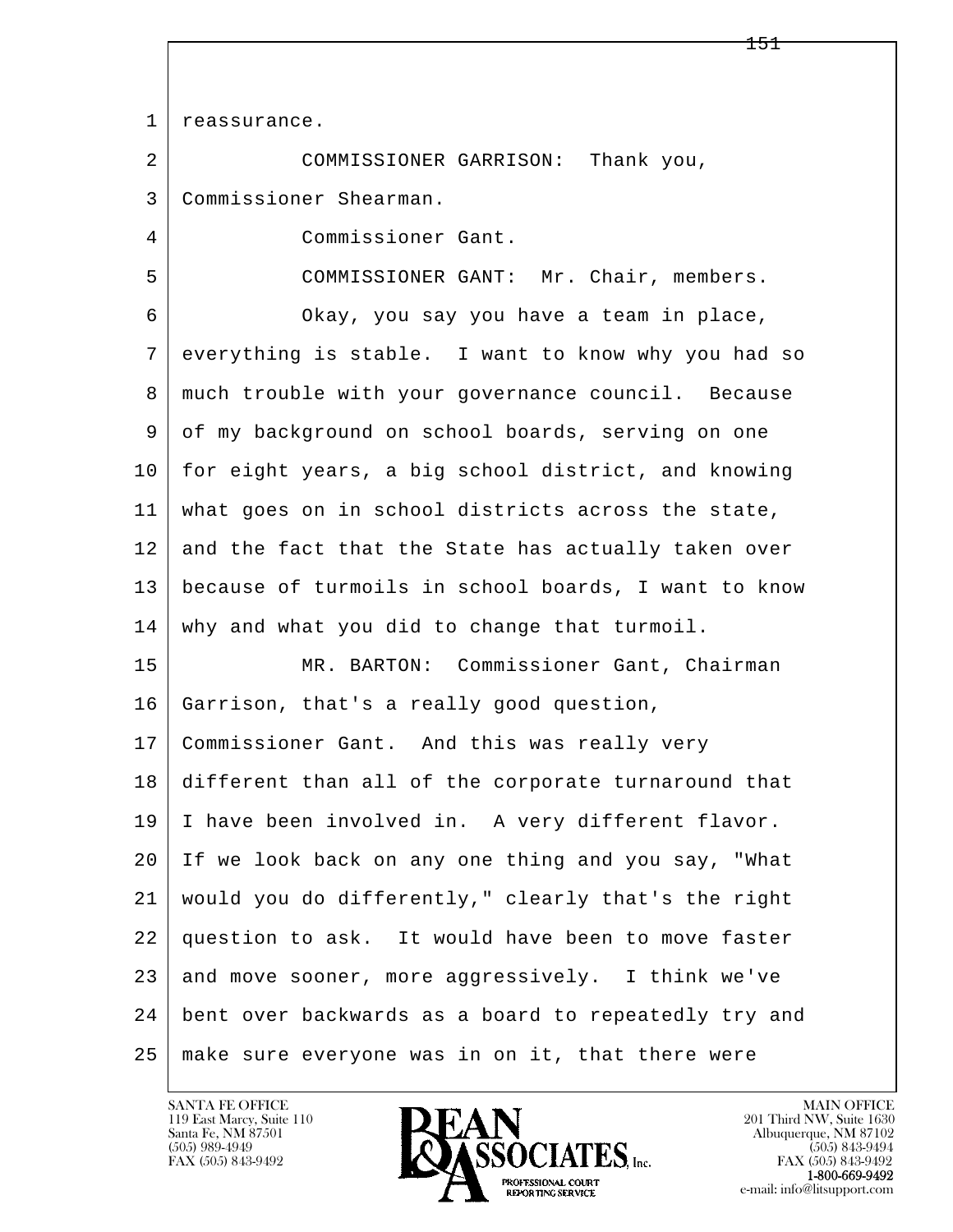1 reassurance.

2 COMMISSIONER GARRISON: Thank you,

3 Commissioner Shearman.

4 Commissioner Gant.

5 COMMISSIONER GANT: Mr. Chair, members.

6 Okay, you say you have a team in place,

7 everything is stable. I want to know why you had so

8 much trouble with your governance council. Because

9 of my background on school boards, serving on one

10 for eight years, a big school district, and knowing

11 what goes on in school districts across the state,

12 and the fact that the State has actually taken over

13 because of turmoils in school boards, I want to know

14 why and what you did to change that turmoil.

15 MR. BARTON: Commissioner Gant, Chairman

16 Garrison, that's a really good question,

17 Commissioner Gant. And this was really very

18 different than all of the corporate turnaround that

19 I have been involved in. A very different flavor.

20 If we look back on any one thing and you say, "What

21 would you do differently," clearly that's the right

22 question to ask. It would have been to move faster

23 and move sooner, more aggressively. I think we've

24 bent over backwards as a board to repeatedly try and

25 make sure everyone was in on it, that there were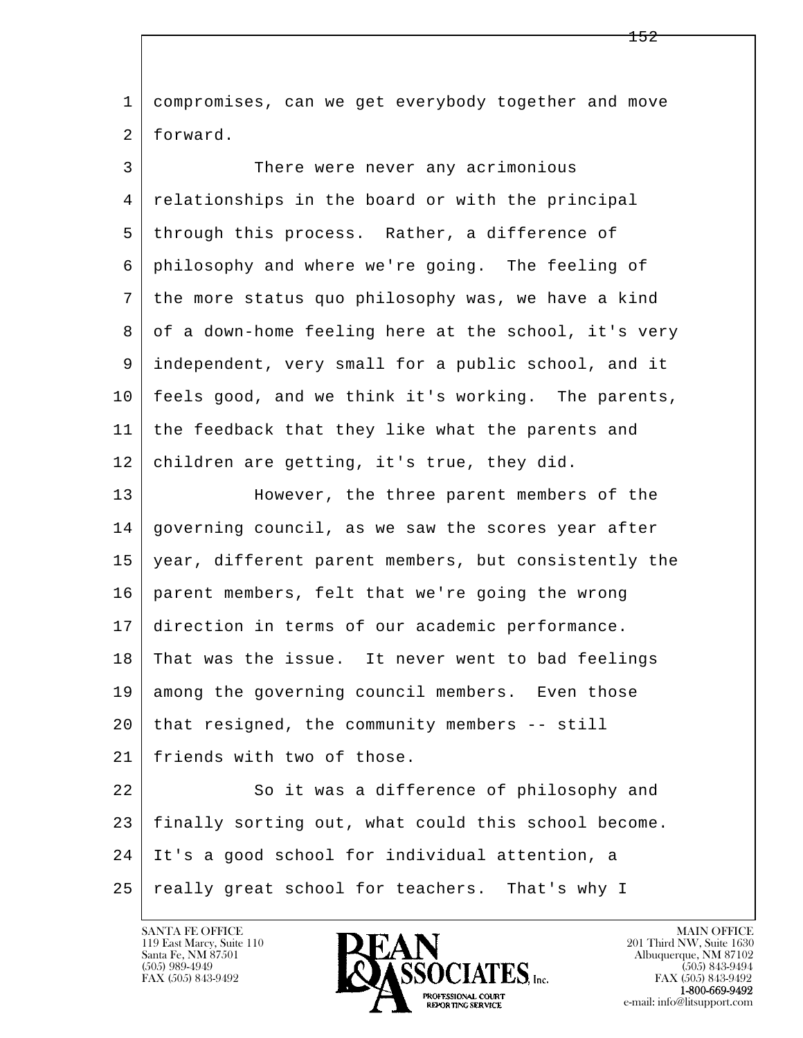compromises, can we get everybody together and move forward.

There were never any acrimonious relationships in the board or with the principal through this process. Rather, a difference of philosophy and where we're going. The feeling of the more status quo philosophy was, we have a kind of a down-home feeling here at the school, it's very independent, very small for a public school, and it feels good, and we think it's working. The parents, the feedback that they like what the parents and children are getting, it's true, they did.

However, the three parent members of the governing council, as we saw the scores year after year, different parent members, but consistently the parent members, felt that we're going the wrong direction in terms of our academic performance. That was the issue. It never went to bad feelings among the governing council members. Even those that resigned, the community members -- still friends with two of those.

So it was a difference of philosophy and finally sorting out, what could this school become. It's a good school for individual attention, a really great school for teachers. That's why I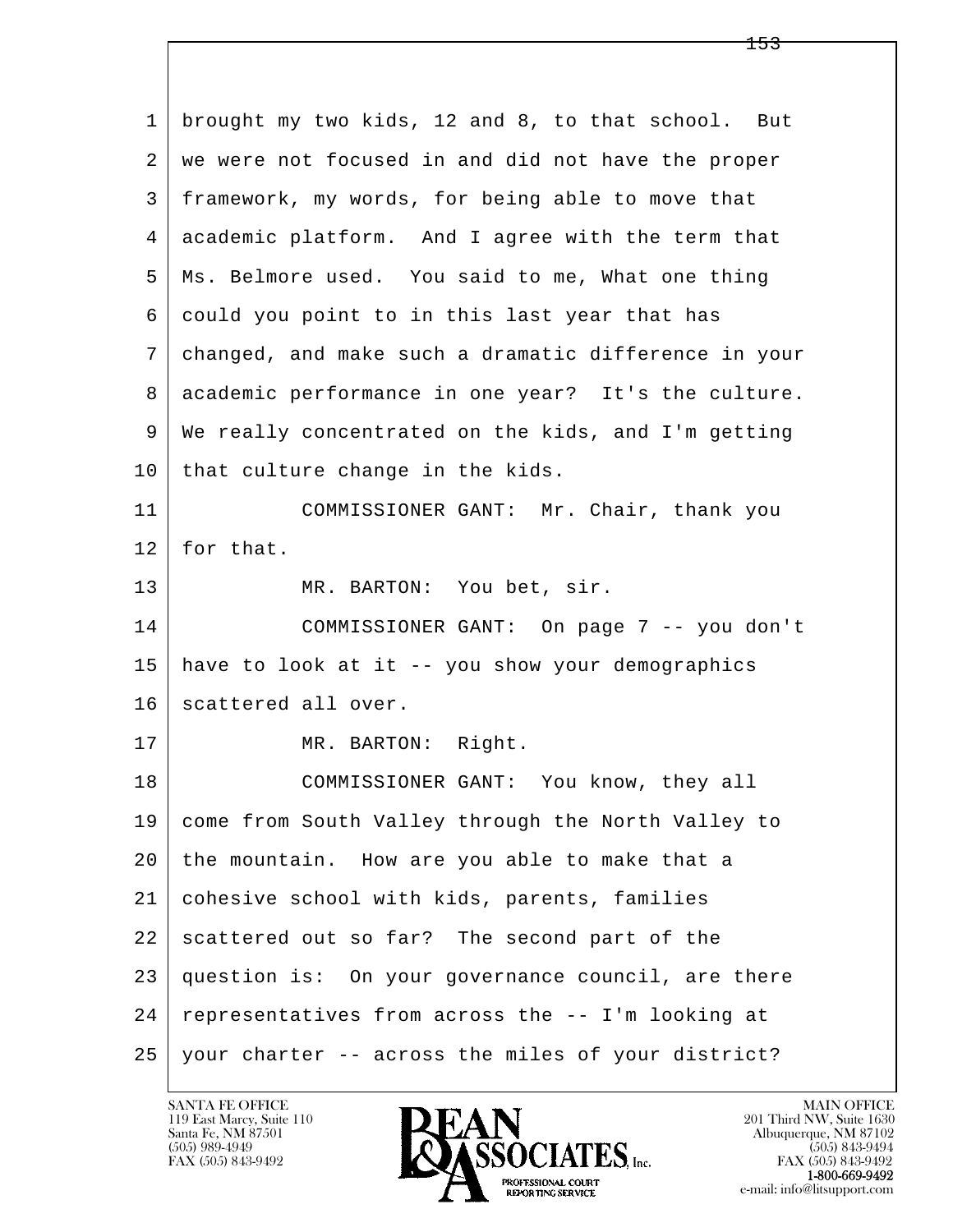1 brought my two kids, 12 and 8, to that school. But
2 we were not focused in and did not have the proper
3 framework, my words, for being able to move that
4 academic platform. And I agree with the term that
5 Ms. Belmore used. You said to me, What one thing
6 could you point to in this last year that has
7 changed, and make such a dramatic difference in your
8 academic performance in one year? It's the culture.
9 We really concentrated on the kids, and I'm getting
10 that culture change in the kids.

11 COMMISSIONER GANT: Mr. Chair, thank you
12 for that.

13 MR. BARTON: You bet, sir.

14 COMMISSIONER GANT: On page 7 -- you don't
15 have to look at it -- you show your demographics
16 scattered all over.

17 MR. BARTON: Right.

18 COMMISSIONER GANT: You know, they all
19 come from South Valley through the North Valley to
20 the mountain. How are you able to make that a
21 cohesive school with kids, parents, families
22 scattered out so far? The second part of the
23 question is: On your governance council, are there
24 representatives from across the -- I'm looking at
25 your charter -- across the miles of your district?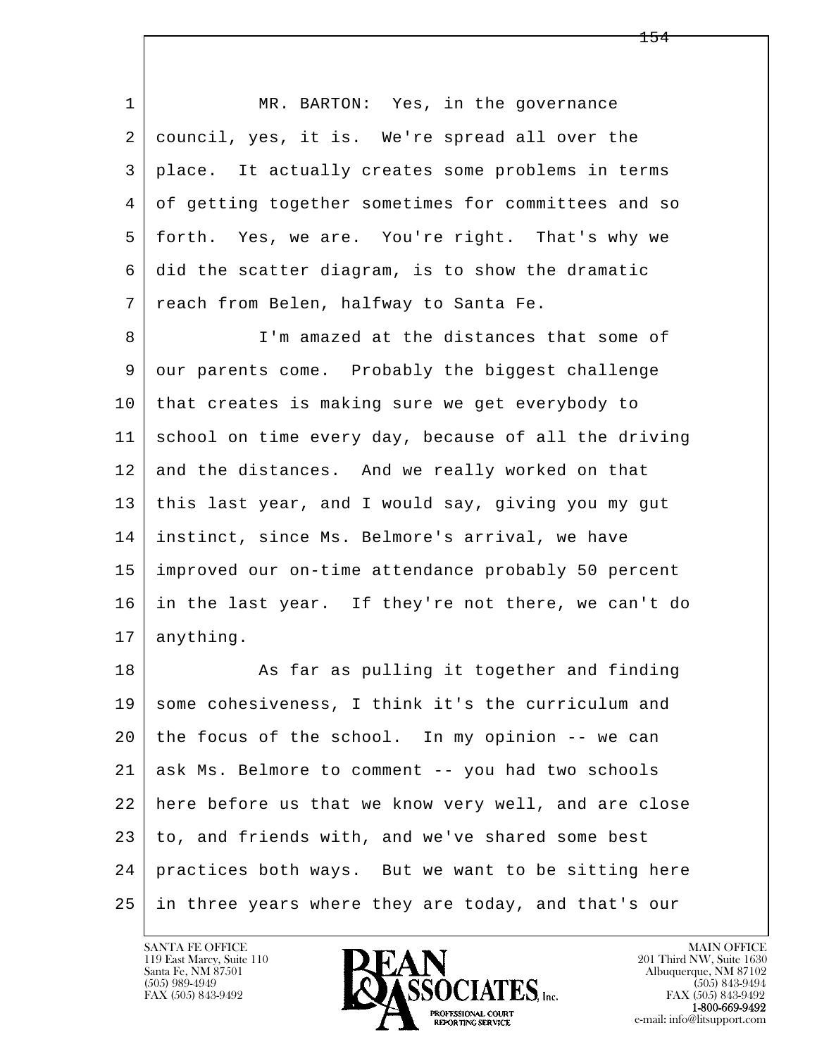1 MR. BARTON: Yes, in the governance
2 council, yes, it is. We're spread all over the
3 place. It actually creates some problems in terms
4 of getting together sometimes for committees and so
5 forth. Yes, we are. You're right. That's why we
6 did the scatter diagram, is to show the dramatic
7 reach from Belen, halfway to Santa Fe.

8 I'm amazed at the distances that some of
9 our parents come. Probably the biggest challenge
10 that creates is making sure we get everybody to
11 school on time every day, because of all the driving
12 and the distances. And we really worked on that
13 this last year, and I would say, giving you my gut
14 instinct, since Ms. Belmore's arrival, we have
15 improved our on-time attendance probably 50 percent
16 in the last year. If they're not there, we can't do
17 anything.

18 As far as pulling it together and finding
19 some cohesiveness, I think it's the curriculum and
20 the focus of the school. In my opinion -- we can
21 ask Ms. Belmore to comment -- you had two schools
22 here before us that we know very well, and are close
23 to, and friends with, and we've shared some best
24 practices both ways. But we want to be sitting here
25 in three years where they are today, and that's our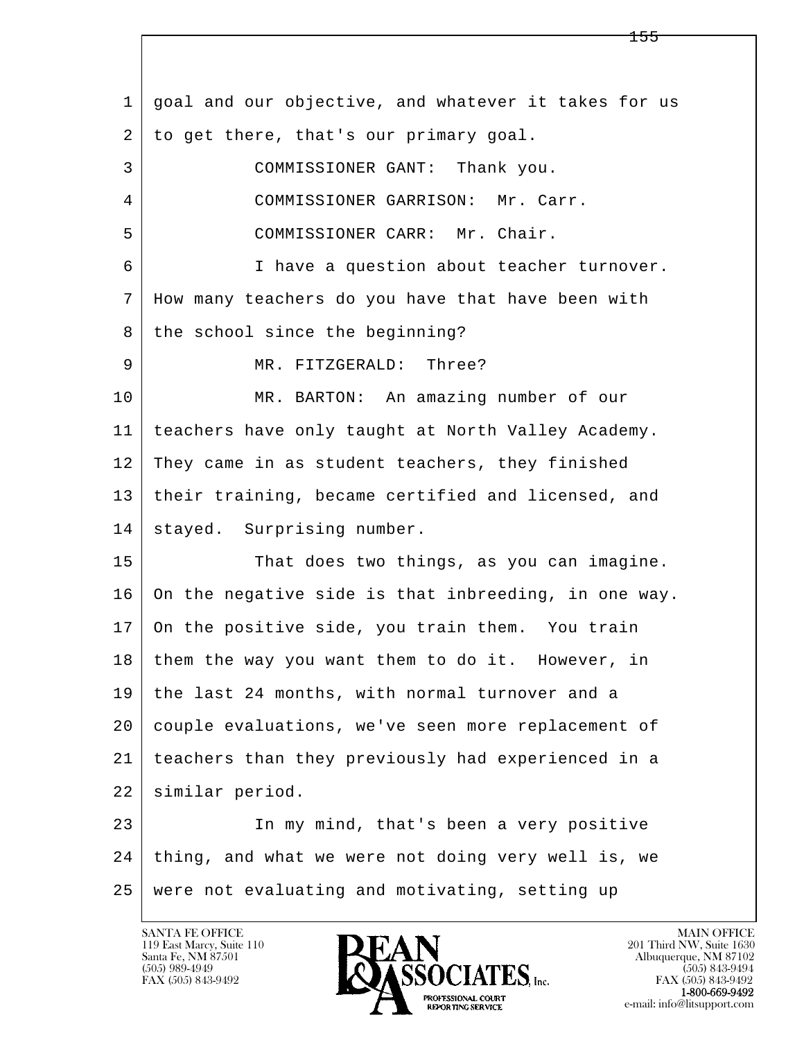1 goal and our objective, and whatever it takes for us
2 to get there, that's our primary goal.
3 COMMISSIONER GANT: Thank you.
4 COMMISSIONER GARRISON: Mr. Carr.
5 COMMISSIONER CARR: Mr. Chair.
6 I have a question about teacher turnover.
7 How many teachers do you have that have been with
8 the school since the beginning?
9 MR. FITZGERALD: Three?
10 MR. BARTON: An amazing number of our
11 teachers have only taught at North Valley Academy.
12 They came in as student teachers, they finished
13 their training, became certified and licensed, and
14 stayed. Surprising number.
15 That does two things, as you can imagine.
16 On the negative side is that inbreeding, in one way.
17 On the positive side, you train them. You train
18 them the way you want them to do it. However, in
19 the last 24 months, with normal turnover and a
20 couple evaluations, we've seen more replacement of
21 teachers than they previously had experienced in a
22 similar period.
23 In my mind, that's been a very positive
24 thing, and what we were not doing very well is, we
25 were not evaluating and motivating, setting up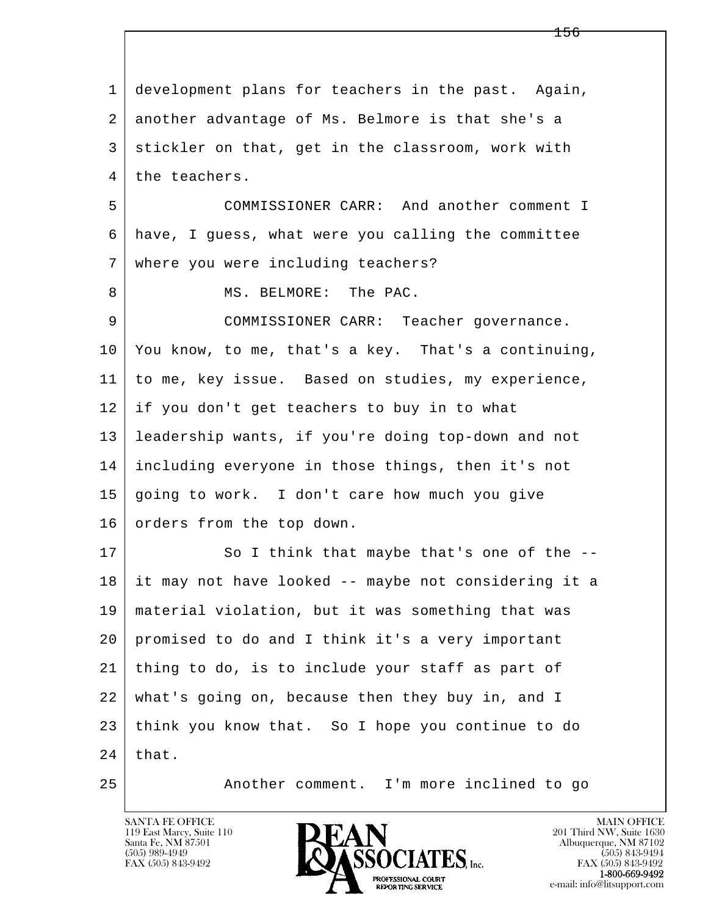development plans for teachers in the past. Again, another advantage of Ms. Belmore is that she's a stickler on that, get in the classroom, work with the teachers.

COMMISSIONER CARR: And another comment I have, I guess, what were you calling the committee where you were including teachers?

MS. BELMORE: The PAC.

COMMISSIONER CARR: Teacher governance. You know, to me, that's a key. That's a continuing, to me, key issue. Based on studies, my experience, if you don't get teachers to buy in to what leadership wants, if you're doing top-down and not including everyone in those things, then it's not going to work. I don't care how much you give orders from the top down.

So I think that maybe that's one of the -- it may not have looked -- maybe not considering it a material violation, but it was something that was promised to do and I think it's a very important thing to do, is to include your staff as part of what's going on, because then they buy in, and I think you know that. So I hope you continue to do that.

Another comment. I'm more inclined to go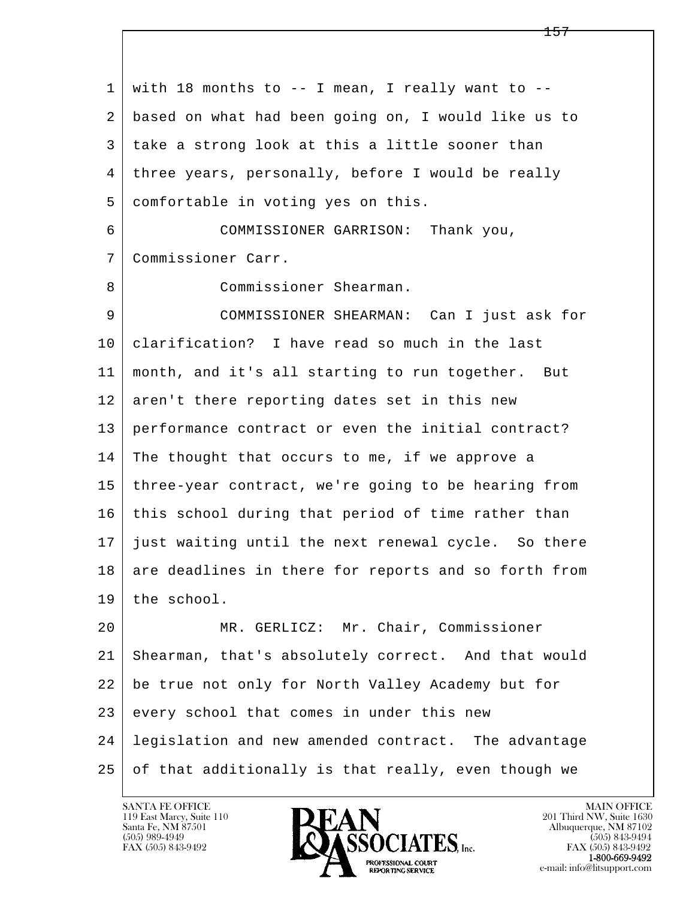1 with 18 months to -- I mean, I really want to --
2 based on what had been going on, I would like us to
3 take a strong look at this a little sooner than
4 three years, personally, before I would be really
5 comfortable in voting yes on this.

6 COMMISSIONER GARRISON: Thank you,
7 Commissioner Carr.

8 Commissioner Shearman.

9 COMMISSIONER SHEARMAN: Can I just ask for
10 clarification? I have read so much in the last
11 month, and it's all starting to run together. But
12 aren't there reporting dates set in this new
13 performance contract or even the initial contract?
14 The thought that occurs to me, if we approve a
15 three-year contract, we're going to be hearing from
16 this school during that period of time rather than
17 just waiting until the next renewal cycle. So there
18 are deadlines in there for reports and so forth from
19 the school.

20 MR. GERLICZ: Mr. Chair, Commissioner
21 Shearman, that's absolutely correct. And that would
22 be true not only for North Valley Academy but for
23 every school that comes in under this new
24 legislation and new amended contract. The advantage
25 of that additionally is that really, even though we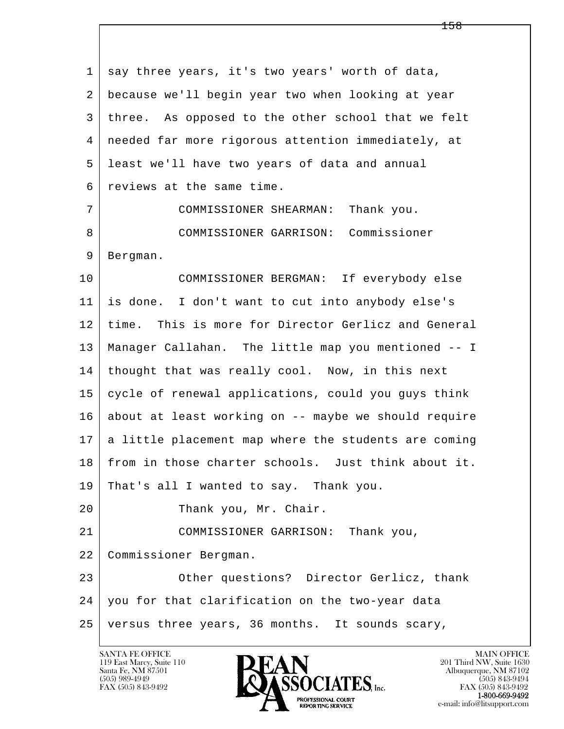1 say three years, it's two years' worth of data,
2 because we'll begin year two when looking at year
3 three. As opposed to the other school that we felt
4 needed far more rigorous attention immediately, at
5 least we'll have two years of data and annual
6 reviews at the same time.
7 COMMISSIONER SHEARMAN: Thank you.
8 COMMISSIONER GARRISON: Commissioner
9 Bergman.
10 COMMISSIONER BERGMAN: If everybody else
11 is done. I don't want to cut into anybody else's
12 time. This is more for Director Gerlicz and General
13 Manager Callahan. The little map you mentioned -- I
14 thought that was really cool. Now, in this next
15 cycle of renewal applications, could you guys think
16 about at least working on -- maybe we should require
17 a little placement map where the students are coming
18 from in those charter schools. Just think about it.
19 That's all I wanted to say. Thank you.
20 Thank you, Mr. Chair.
21 COMMISSIONER GARRISON: Thank you,
22 Commissioner Bergman.
23 Other questions? Director Gerlicz, thank
24 you for that clarification on the two-year data
25 versus three years, 36 months. It sounds scary,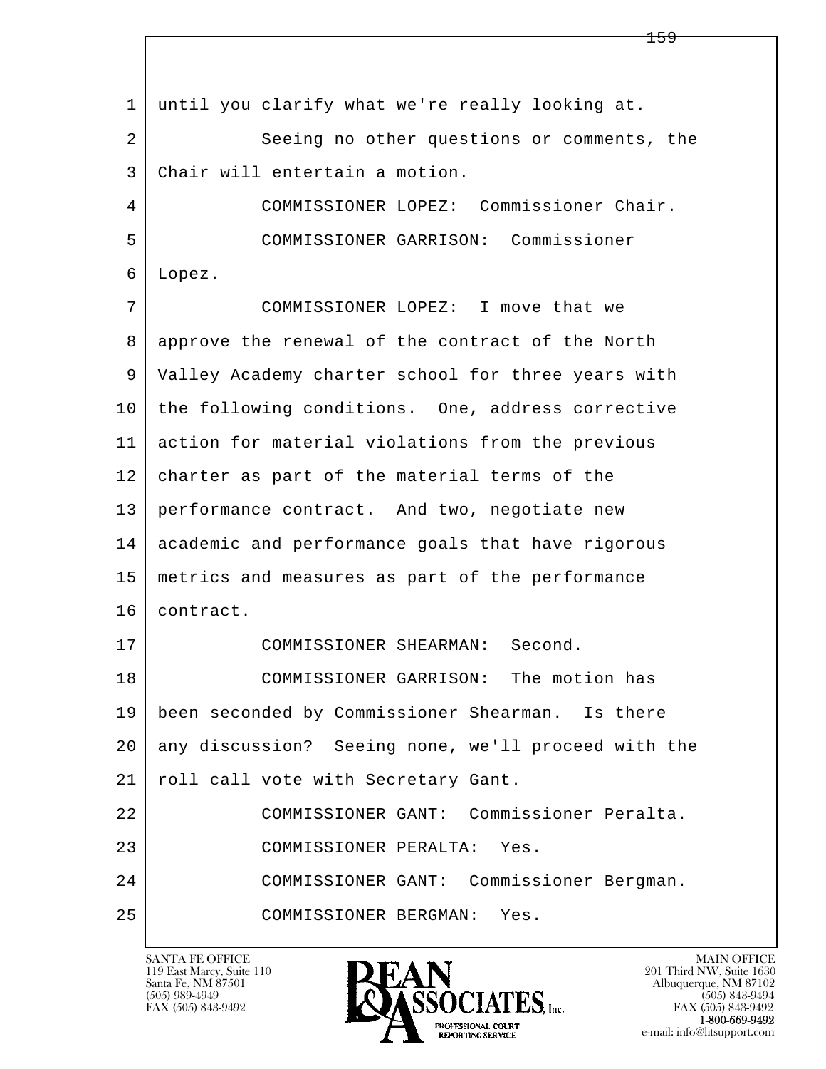until you clarify what we're really looking at.

Seeing no other questions or comments, the Chair will entertain a motion.

COMMISSIONER LOPEZ: Commissioner Chair.

COMMISSIONER GARRISON: Commissioner Lopez.

COMMISSIONER LOPEZ: I move that we approve the renewal of the contract of the North Valley Academy charter school for three years with the following conditions. One, address corrective action for material violations from the previous charter as part of the material terms of the performance contract. And two, negotiate new academic and performance goals that have rigorous metrics and measures as part of the performance contract.

COMMISSIONER SHEARMAN: Second.

COMMISSIONER GARRISON: The motion has been seconded by Commissioner Shearman. Is there any discussion? Seeing none, we'll proceed with the roll call vote with Secretary Gant.

COMMISSIONER GANT: Commissioner Peralta.

COMMISSIONER PERALTA: Yes.

COMMISSIONER GANT: Commissioner Bergman.

COMMISSIONER BERGMAN: Yes.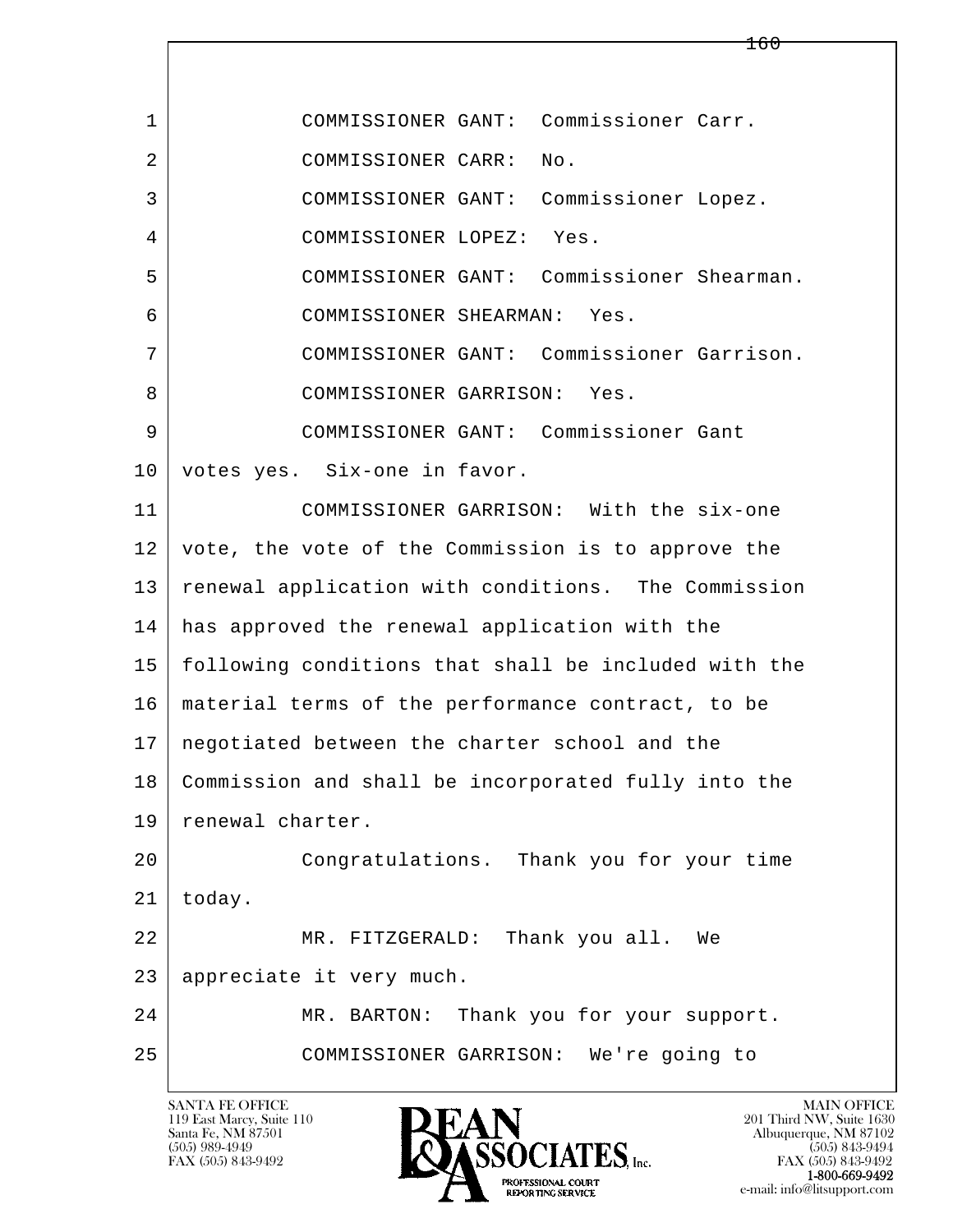1 COMMISSIONER GANT: Commissioner Carr.

2 COMMISSIONER CARR: No.

3 COMMISSIONER GANT: Commissioner Lopez.

4 COMMISSIONER LOPEZ: Yes.

5 COMMISSIONER GANT: Commissioner Shearman.

6 COMMISSIONER SHEARMAN: Yes.

7 COMMISSIONER GANT: Commissioner Garrison.

8 COMMISSIONER GARRISON: Yes.

9 COMMISSIONER GANT: Commissioner Gant

10 votes yes. Six-one in favor.

11 COMMISSIONER GARRISON: With the six-one

12 vote, the vote of the Commission is to approve the

13 renewal application with conditions. The Commission

14 has approved the renewal application with the

15 following conditions that shall be included with the

16 material terms of the performance contract, to be

17 negotiated between the charter school and the

18 Commission and shall be incorporated fully into the

19 renewal charter.

20 Congratulations. Thank you for your time

21 today.

22 MR. FITZGERALD: Thank you all. We

23 appreciate it very much.

24 MR. BARTON: Thank you for your support.

25 COMMISSIONER GARRISON: We're going to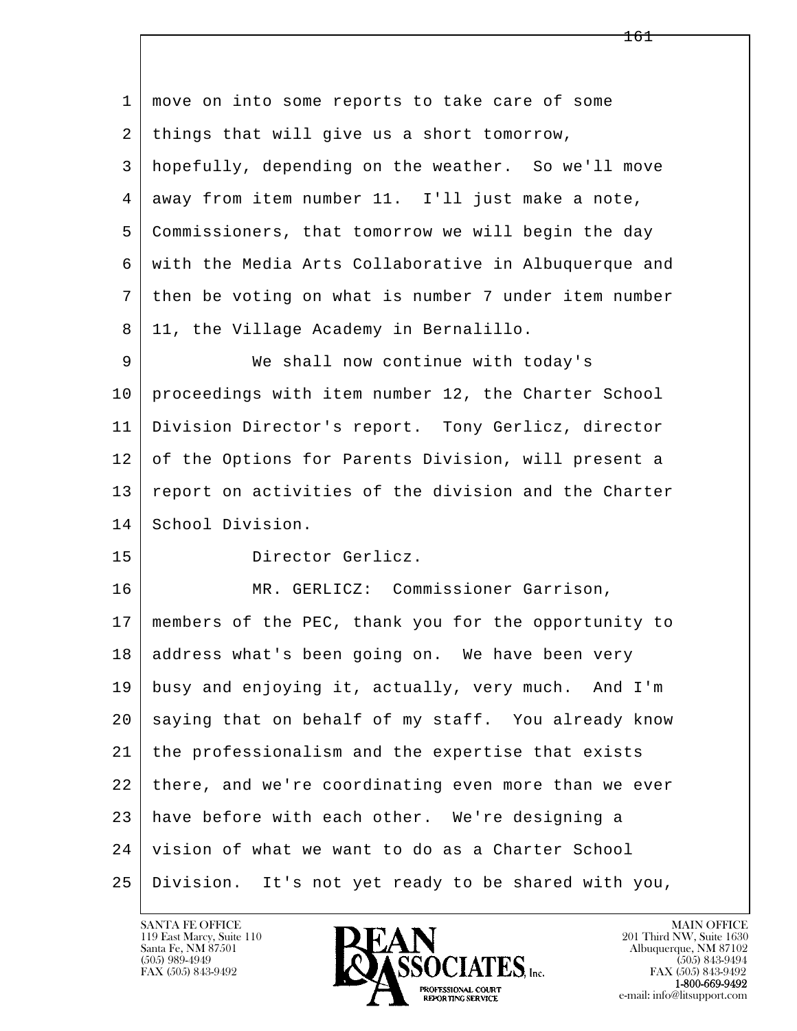1 move on into some reports to take care of some
2 things that will give us a short tomorrow,
3 hopefully, depending on the weather. So we'll move
4 away from item number 11. I'll just make a note,
5 Commissioners, that tomorrow we will begin the day
6 with the Media Arts Collaborative in Albuquerque and
7 then be voting on what is number 7 under item number
8 11, the Village Academy in Bernalillo.
9 We shall now continue with today's
10 proceedings with item number 12, the Charter School
11 Division Director's report. Tony Gerlicz, director
12 of the Options for Parents Division, will present a
13 report on activities of the division and the Charter
14 School Division.
15 Director Gerlicz.
16 MR. GERLICZ: Commissioner Garrison,
17 members of the PEC, thank you for the opportunity to
18 address what's been going on. We have been very
19 busy and enjoying it, actually, very much. And I'm
20 saying that on behalf of my staff. You already know
21 the professionalism and the expertise that exists
22 there, and we're coordinating even more than we ever
23 have before with each other. We're designing a
24 vision of what we want to do as a Charter School
25 Division. It's not yet ready to be shared with you,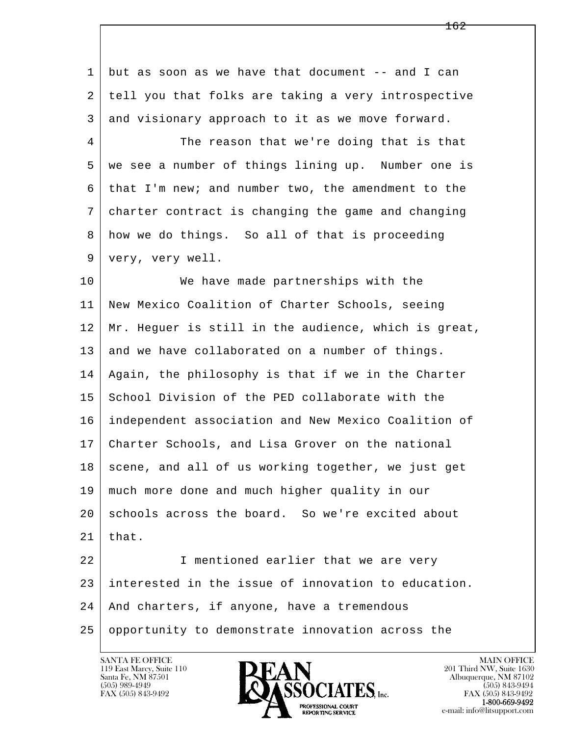1 but as soon as we have that document -- and I can
2 tell you that folks are taking a very introspective
3 and visionary approach to it as we move forward.
4 The reason that we're doing that is that
5 we see a number of things lining up. Number one is
6 that I'm new; and number two, the amendment to the
7 charter contract is changing the game and changing
8 how we do things. So all of that is proceeding
9 very, very well.
10 We have made partnerships with the
11 New Mexico Coalition of Charter Schools, seeing
12 Mr. Heguer is still in the audience, which is great,
13 and we have collaborated on a number of things.
14 Again, the philosophy is that if we in the Charter
15 School Division of the PED collaborate with the
16 independent association and New Mexico Coalition of
17 Charter Schools, and Lisa Grover on the national
18 scene, and all of us working together, we just get
19 much more done and much higher quality in our
20 schools across the board. So we're excited about
21 that.
22 I mentioned earlier that we are very
23 interested in the issue of innovation to education.
24 And charters, if anyone, have a tremendous
25 opportunity to demonstrate innovation across the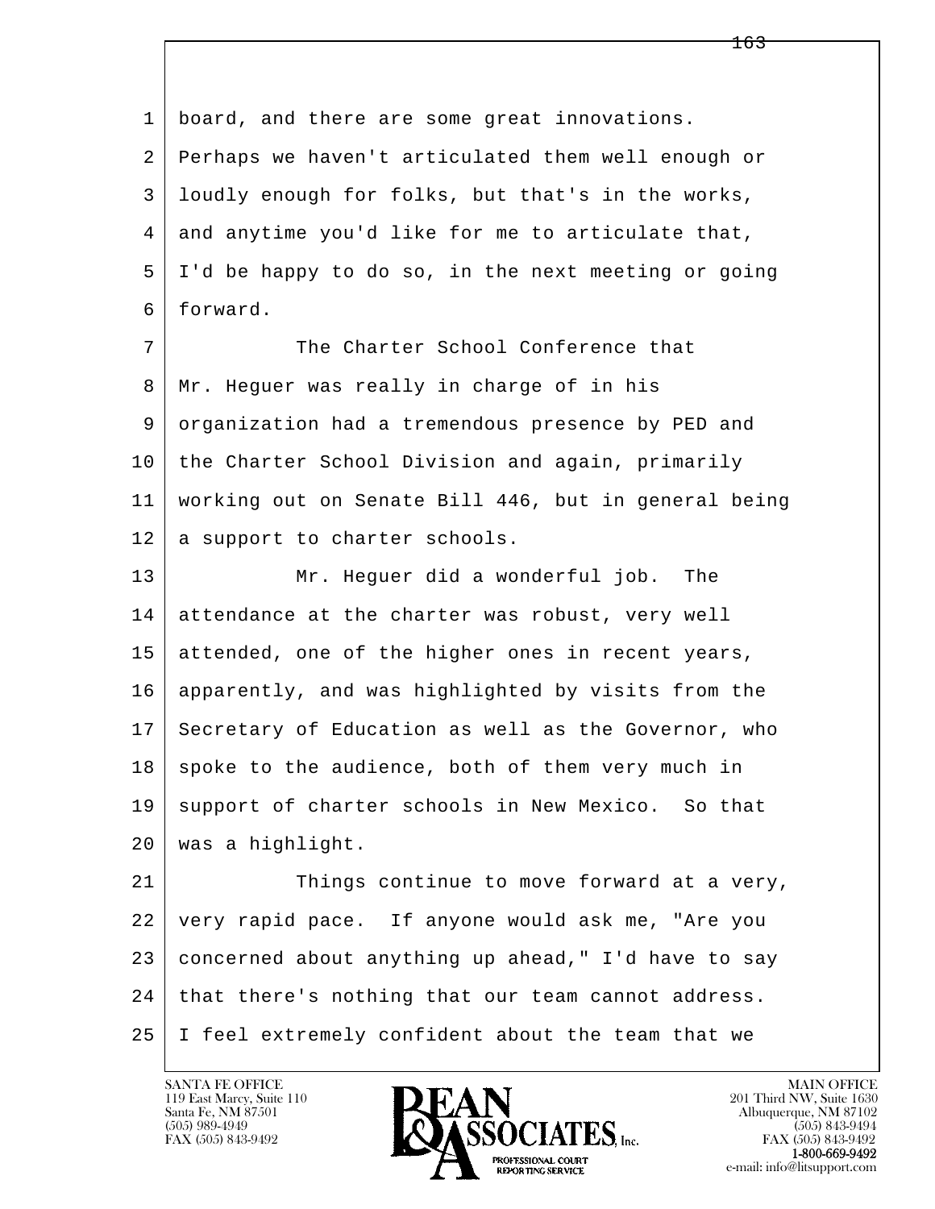board, and there are some great innovations. Perhaps we haven't articulated them well enough or loudly enough for folks, but that's in the works, and anytime you'd like for me to articulate that, I'd be happy to do so, in the next meeting or going forward.

The Charter School Conference that Mr. Heguer was really in charge of in his organization had a tremendous presence by PED and the Charter School Division and again, primarily working out on Senate Bill 446, but in general being a support to charter schools.

Mr. Heguer did a wonderful job. The attendance at the charter was robust, very well attended, one of the higher ones in recent years, apparently, and was highlighted by visits from the Secretary of Education as well as the Governor, who spoke to the audience, both of them very much in support of charter schools in New Mexico. So that was a highlight.

Things continue to move forward at a very, very rapid pace. If anyone would ask me, "Are you concerned about anything up ahead," I'd have to say that there's nothing that our team cannot address. I feel extremely confident about the team that we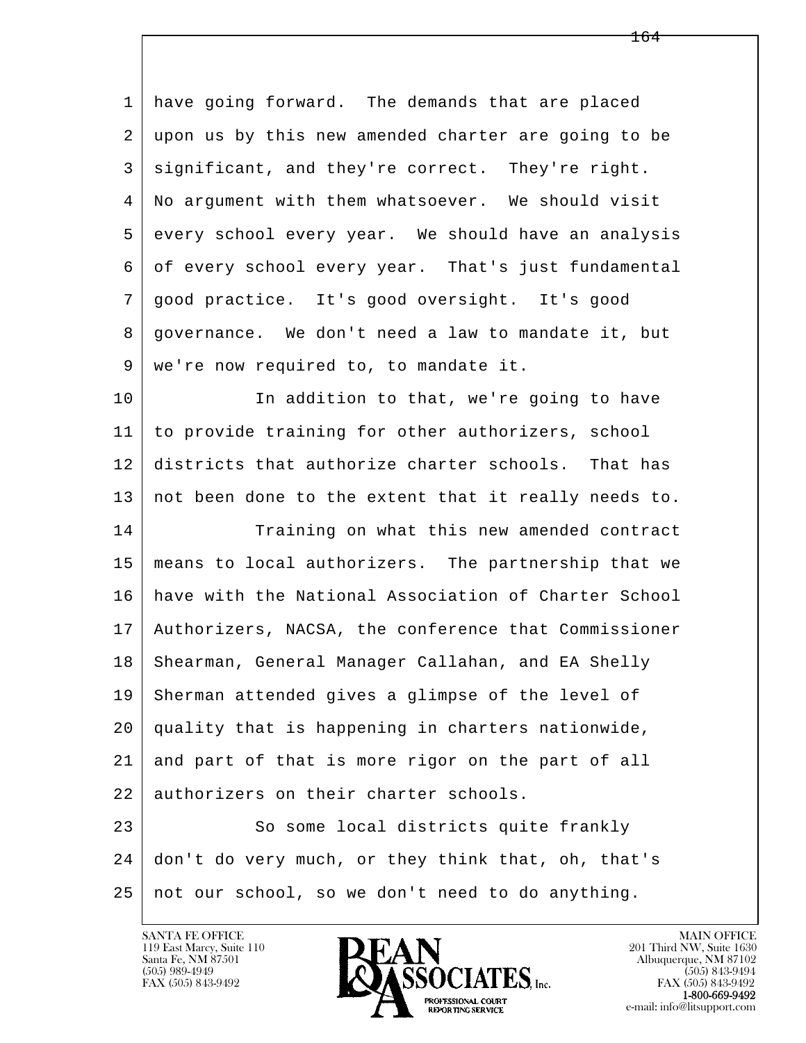have going forward. The demands that are placed upon us by this new amended charter are going to be significant, and they're correct. They're right. No argument with them whatsoever. We should visit every school every year. We should have an analysis of every school every year. That's just fundamental good practice. It's good oversight. It's good governance. We don't need a law to mandate it, but we're now required to, to mandate it.

In addition to that, we're going to have to provide training for other authorizers, school districts that authorize charter schools. That has not been done to the extent that it really needs to.

Training on what this new amended contract means to local authorizers. The partnership that we have with the National Association of Charter School Authorizers, NACSA, the conference that Commissioner Shearman, General Manager Callahan, and EA Shelly Sherman attended gives a glimpse of the level of quality that is happening in charters nationwide, and part of that is more rigor on the part of all authorizers on their charter schools.

So some local districts quite frankly don't do very much, or they think that, oh, that's not our school, so we don't need to do anything.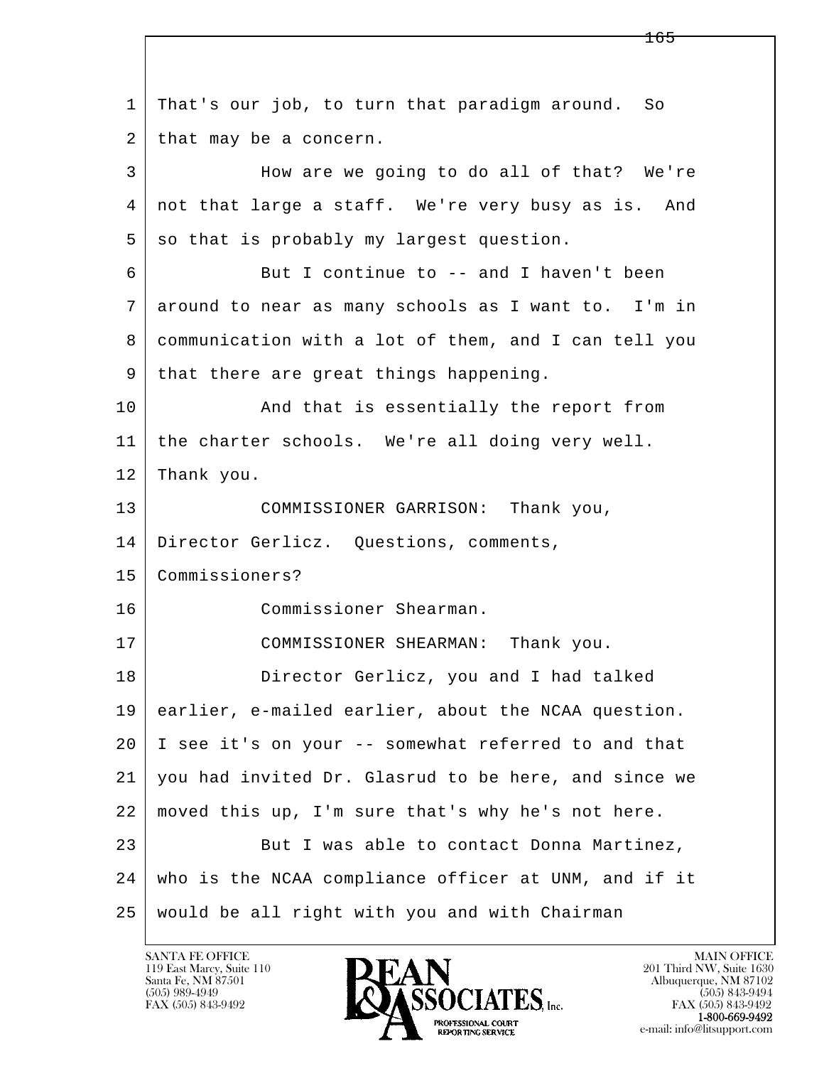1 That's our job, to turn that paradigm around. So
2 that may be a concern.
3 How are we going to do all of that? We're
4 not that large a staff. We're very busy as is. And
5 so that is probably my largest question.
6 But I continue to -- and I haven't been
7 around to near as many schools as I want to. I'm in
8 communication with a lot of them, and I can tell you
9 that there are great things happening.
10 And that is essentially the report from
11 the charter schools. We're all doing very well.
12 Thank you.
13 COMMISSIONER GARRISON: Thank you,
14 Director Gerlicz. Questions, comments,
15 Commissioners?
16 Commissioner Shearman.
17 COMMISSIONER SHEARMAN: Thank you.
18 Director Gerlicz, you and I had talked
19 earlier, e-mailed earlier, about the NCAA question.
20 I see it's on your -- somewhat referred to and that
21 you had invited Dr. Glasrud to be here, and since we
22 moved this up, I'm sure that's why he's not here.
23 But I was able to contact Donna Martinez,
24 who is the NCAA compliance officer at UNM, and if it
25 would be all right with you and with Chairman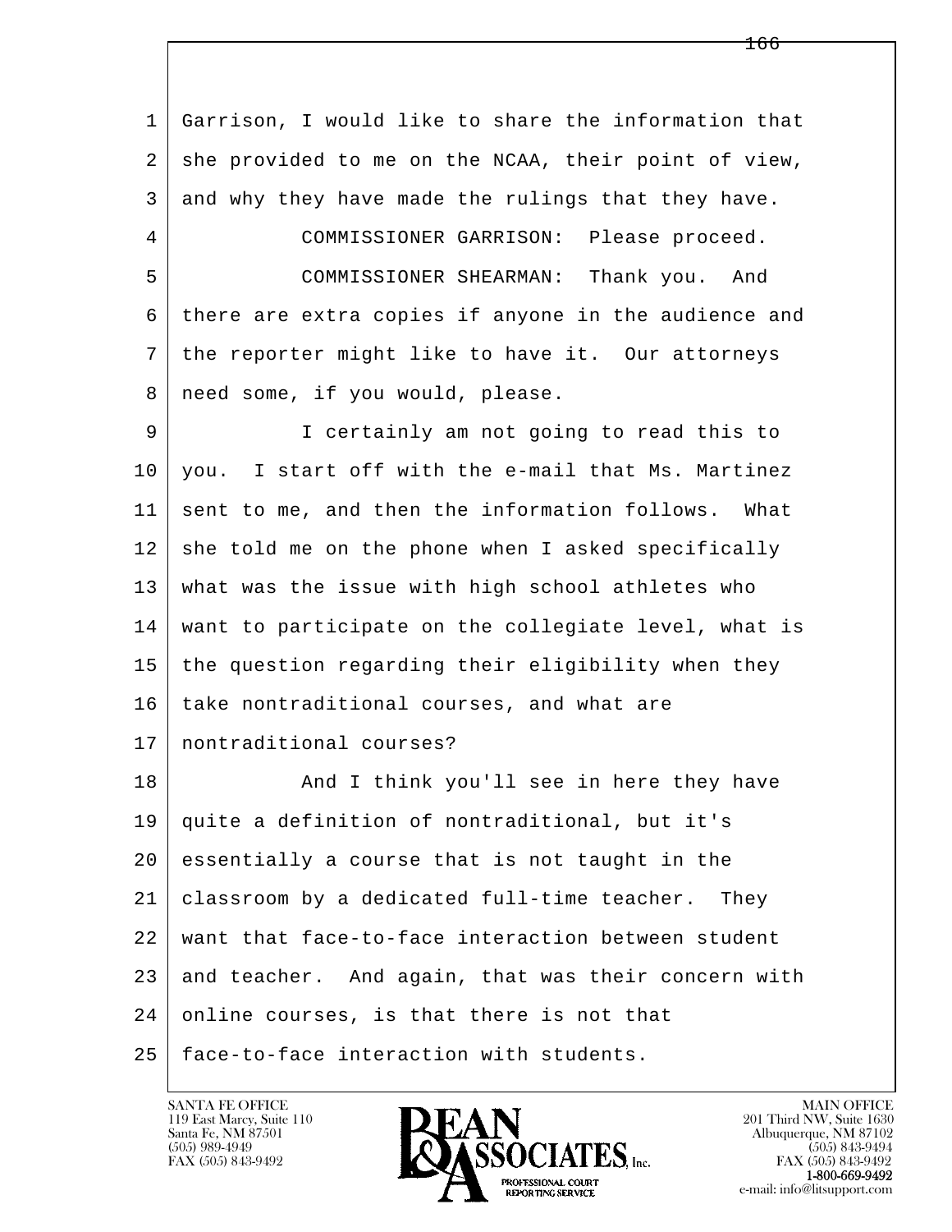Garrison, I would like to share the information that she provided to me on the NCAA, their point of view, and why they have made the rulings that they have.

COMMISSIONER GARRISON: Please proceed.

COMMISSIONER SHEARMAN: Thank you. And there are extra copies if anyone in the audience and the reporter might like to have it. Our attorneys need some, if you would, please.

I certainly am not going to read this to you. I start off with the e-mail that Ms. Martinez sent to me, and then the information follows. What she told me on the phone when I asked specifically what was the issue with high school athletes who want to participate on the collegiate level, what is the question regarding their eligibility when they take nontraditional courses, and what are nontraditional courses?

And I think you'll see in here they have quite a definition of nontraditional, but it's essentially a course that is not taught in the classroom by a dedicated full-time teacher. They want that face-to-face interaction between student and teacher. And again, that was their concern with online courses, is that there is not that face-to-face interaction with students.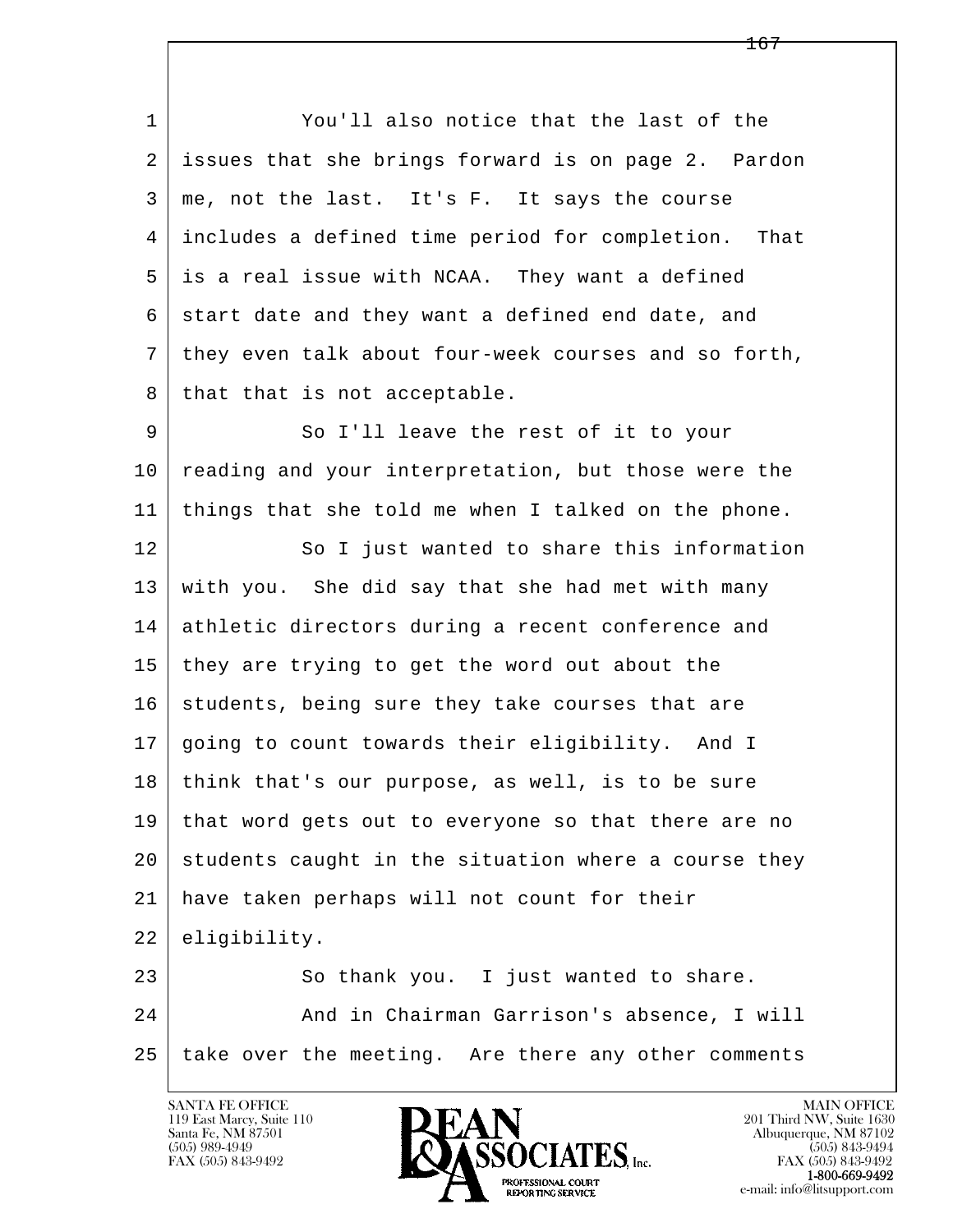1 You'll also notice that the last of the
2 issues that she brings forward is on page 2. Pardon
3 me, not the last. It's F. It says the course
4 includes a defined time period for completion. That
5 is a real issue with NCAA. They want a defined
6 start date and they want a defined end date, and
7 they even talk about four-week courses and so forth,
8 that that is not acceptable.

9 So I'll leave the rest of it to your
10 reading and your interpretation, but those were the
11 things that she told me when I talked on the phone.

12 So I just wanted to share this information
13 with you. She did say that she had met with many
14 athletic directors during a recent conference and
15 they are trying to get the word out about the
16 students, being sure they take courses that are
17 going to count towards their eligibility. And I
18 think that's our purpose, as well, is to be sure
19 that word gets out to everyone so that there are no
20 students caught in the situation where a course they
21 have taken perhaps will not count for their
22 eligibility.

23 So thank you. I just wanted to share.

24 And in Chairman Garrison's absence, I will
25 take over the meeting. Are there any other comments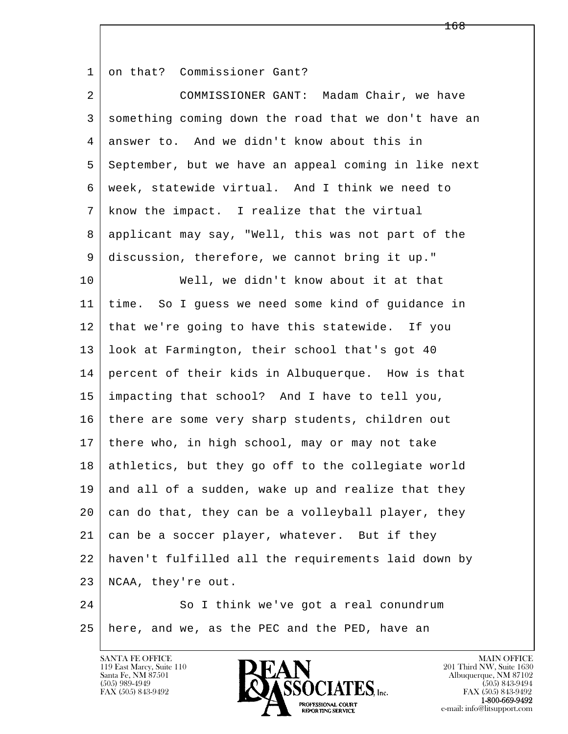on that? Commissioner Gant?

COMMISSIONER GANT: Madam Chair, we have something coming down the road that we don't have an answer to. And we didn't know about this in September, but we have an appeal coming in like next week, statewide virtual. And I think we need to know the impact. I realize that the virtual applicant may say, "Well, this was not part of the discussion, therefore, we cannot bring it up."

Well, we didn't know about it at that time. So I guess we need some kind of guidance in that we're going to have this statewide. If you look at Farmington, their school that's got 40 percent of their kids in Albuquerque. How is that impacting that school? And I have to tell you, there are some very sharp students, children out there who, in high school, may or may not take athletics, but they go off to the collegiate world and all of a sudden, wake up and realize that they can do that, they can be a volleyball player, they can be a soccer player, whatever. But if they haven't fulfilled all the requirements laid down by NCAA, they're out.

So I think we've got a real conundrum here, and we, as the PEC and the PED, have an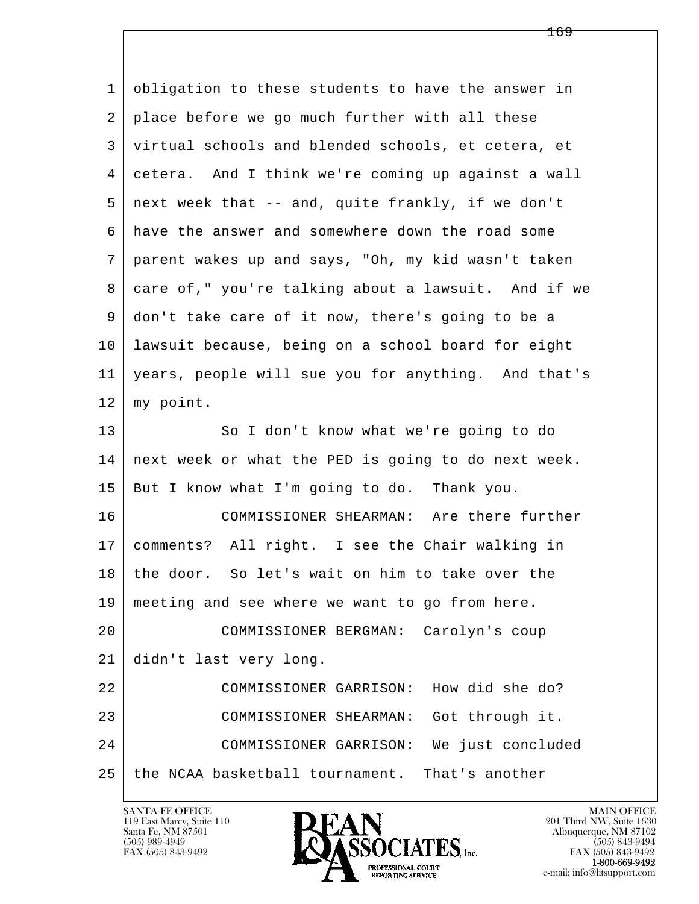1 obligation to these students to have the answer in
2 place before we go much further with all these
3 virtual schools and blended schools, et cetera, et
4 cetera. And I think we're coming up against a wall
5 next week that -- and, quite frankly, if we don't
6 have the answer and somewhere down the road some
7 parent wakes up and says, "Oh, my kid wasn't taken
8 care of," you're talking about a lawsuit. And if we
9 don't take care of it now, there's going to be a
10 lawsuit because, being on a school board for eight
11 years, people will sue you for anything. And that's
12 my point.
13 So I don't know what we're going to do
14 next week or what the PED is going to do next week.
15 But I know what I'm going to do. Thank you.
16 COMMISSIONER SHEARMAN: Are there further
17 comments? All right. I see the Chair walking in
18 the door. So let's wait on him to take over the
19 meeting and see where we want to go from here.
20 COMMISSIONER BERGMAN: Carolyn's coup
21 didn't last very long.
22 COMMISSIONER GARRISON: How did she do?
23 COMMISSIONER SHEARMAN: Got through it.
24 COMMISSIONER GARRISON: We just concluded
25 the NCAA basketball tournament. That's another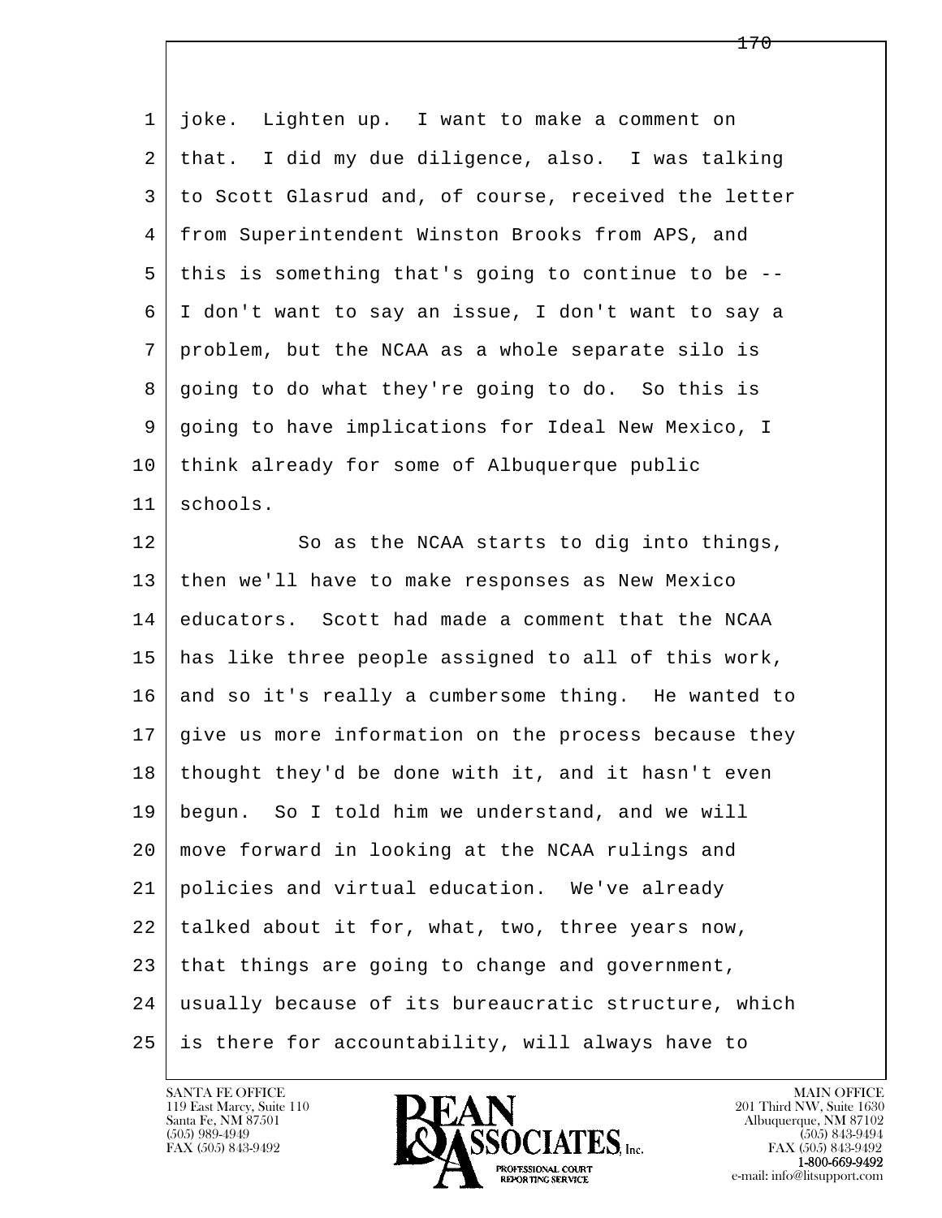1 joke. Lighten up. I want to make a comment on
2 that. I did my due diligence, also. I was talking
3 to Scott Glasrud and, of course, received the letter
4 from Superintendent Winston Brooks from APS, and
5 this is something that's going to continue to be --
6 I don't want to say an issue, I don't want to say a
7 problem, but the NCAA as a whole separate silo is
8 going to do what they're going to do. So this is
9 going to have implications for Ideal New Mexico, I
10 think already for some of Albuquerque public
11 schools.

12 So as the NCAA starts to dig into things,
13 then we'll have to make responses as New Mexico
14 educators. Scott had made a comment that the NCAA
15 has like three people assigned to all of this work,
16 and so it's really a cumbersome thing. He wanted to
17 give us more information on the process because they
18 thought they'd be done with it, and it hasn't even
19 begun. So I told him we understand, and we will
20 move forward in looking at the NCAA rulings and
21 policies and virtual education. We've already
22 talked about it for, what, two, three years now,
23 that things are going to change and government,
24 usually because of its bureaucratic structure, which
25 is there for accountability, will always have to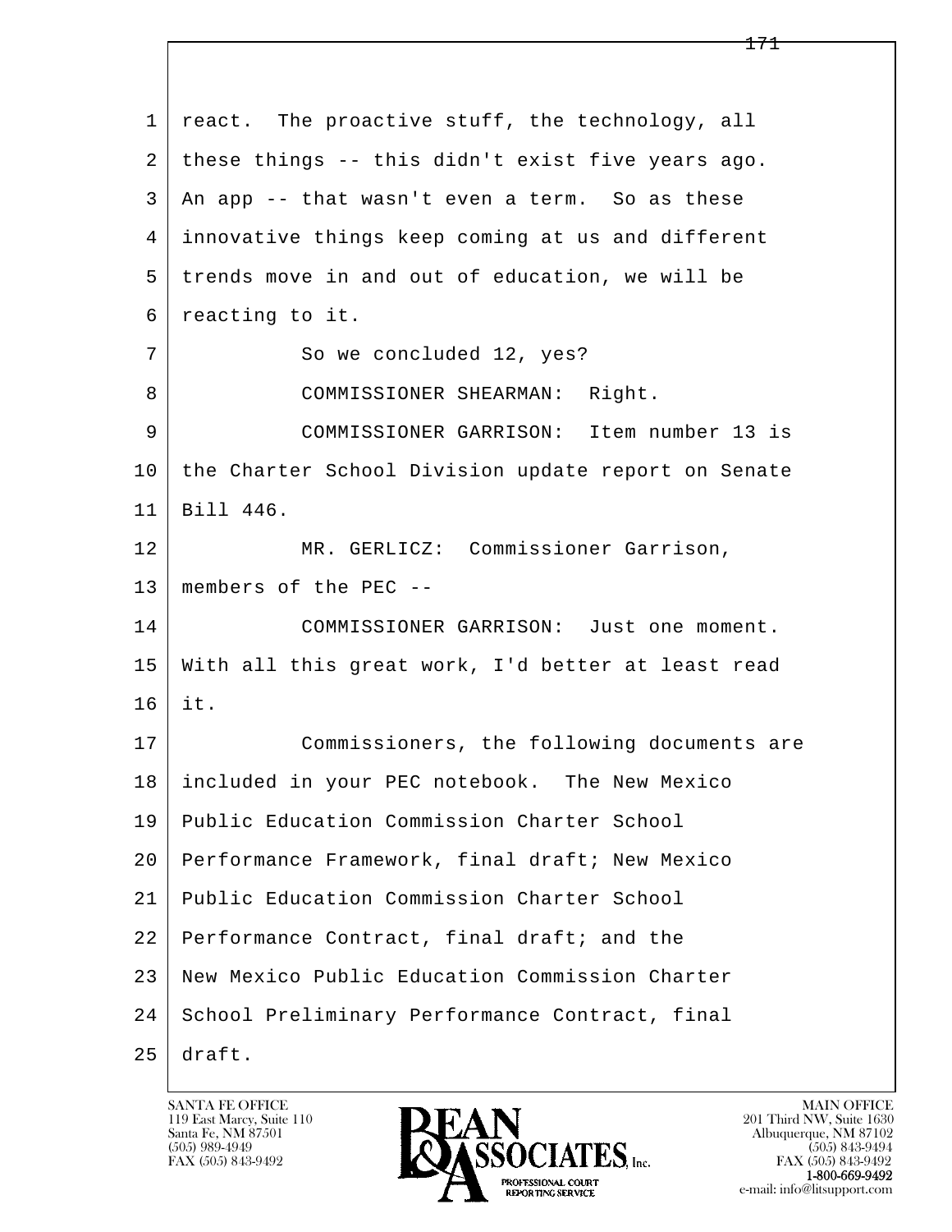react. The proactive stuff, the technology, all these things -- this didn't exist five years ago. An app -- that wasn't even a term. So as these innovative things keep coming at us and different trends move in and out of education, we will be reacting to it.

So we concluded 12, yes?

COMMISSIONER SHEARMAN: Right.

COMMISSIONER GARRISON: Item number 13 is the Charter School Division update report on Senate Bill 446.

MR. GERLICZ: Commissioner Garrison, members of the PEC --

COMMISSIONER GARRISON: Just one moment. With all this great work, I'd better at least read it.

Commissioners, the following documents are included in your PEC notebook. The New Mexico Public Education Commission Charter School Performance Framework, final draft; New Mexico Public Education Commission Charter School Performance Contract, final draft; and the New Mexico Public Education Commission Charter School Preliminary Performance Contract, final draft.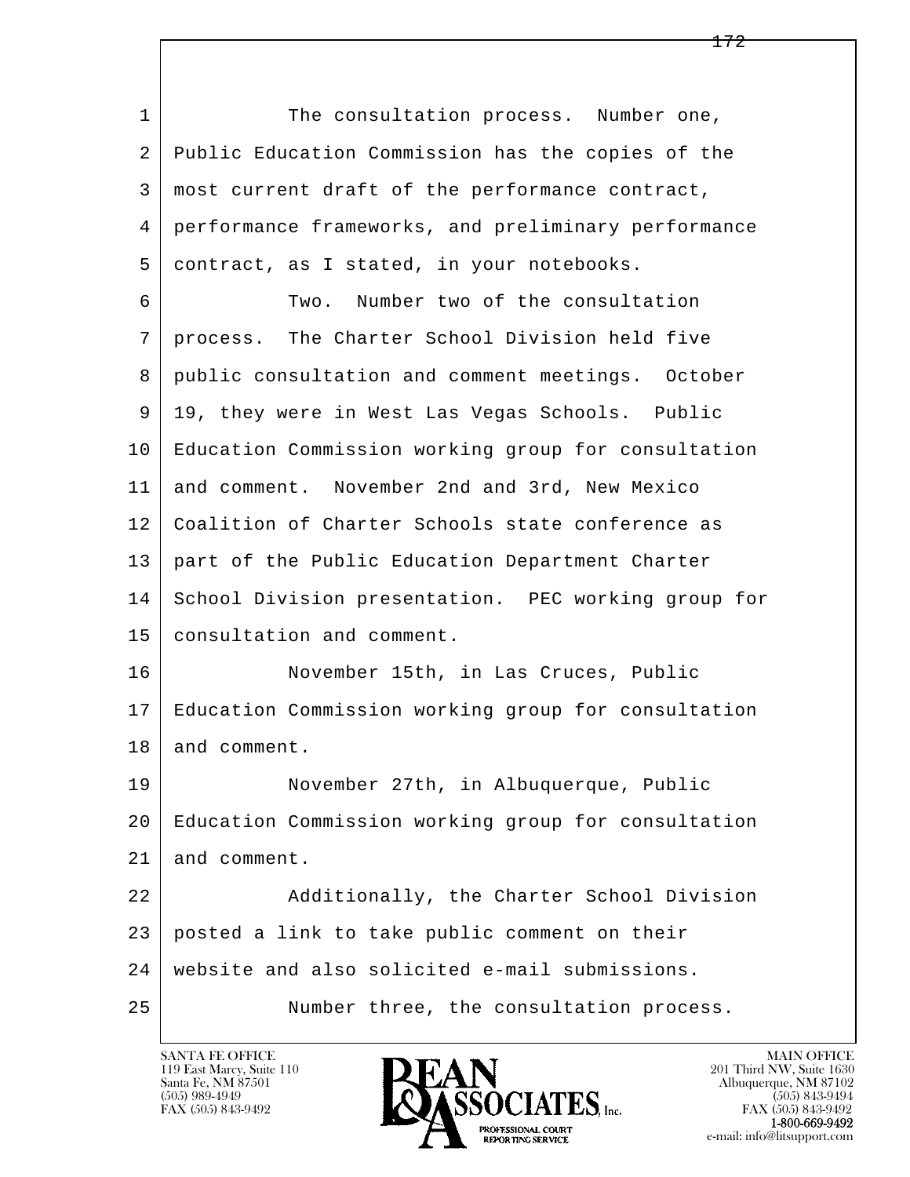The consultation process. Number one, Public Education Commission has the copies of the most current draft of the performance contract, performance frameworks, and preliminary performance contract, as I stated, in your notebooks.

Two. Number two of the consultation process. The Charter School Division held five public consultation and comment meetings. October 19, they were in West Las Vegas Schools. Public Education Commission working group for consultation and comment. November 2nd and 3rd, New Mexico Coalition of Charter Schools state conference as part of the Public Education Department Charter School Division presentation. PEC working group for consultation and comment.

November 15th, in Las Cruces, Public Education Commission working group for consultation and comment.

November 27th, in Albuquerque, Public Education Commission working group for consultation and comment.

Additionally, the Charter School Division posted a link to take public comment on their website and also solicited e-mail submissions.

Number three, the consultation process.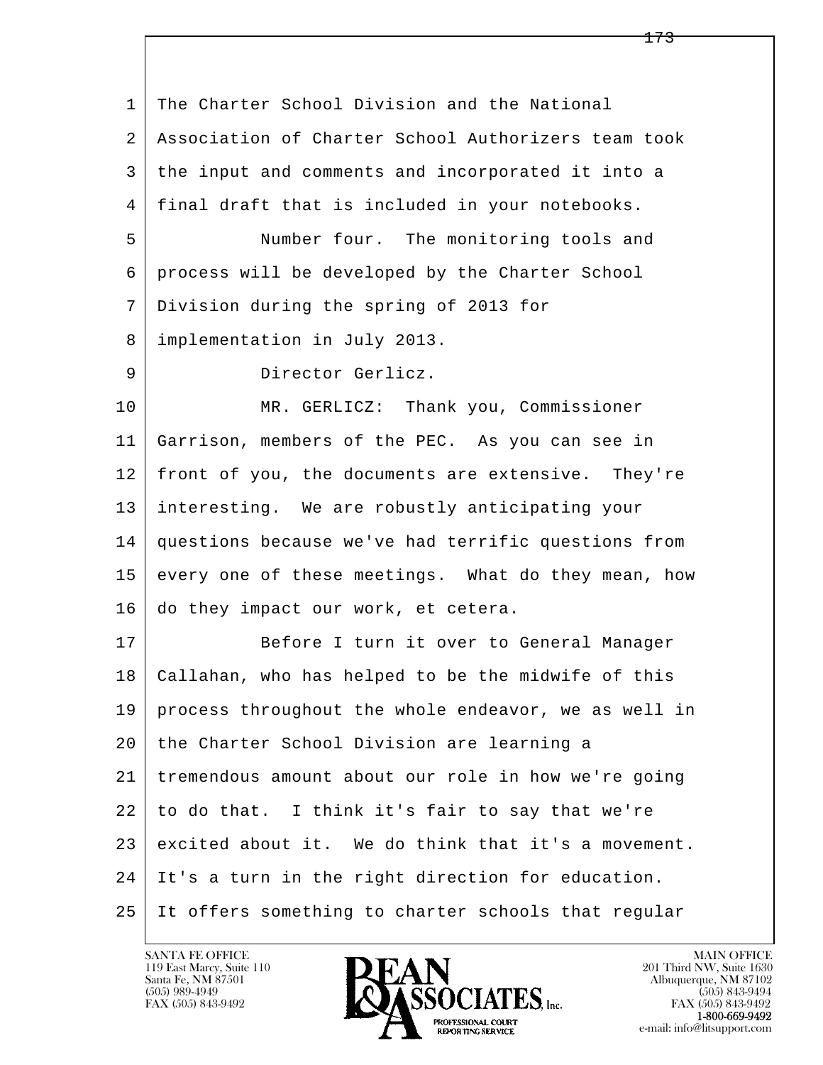The Charter School Division and the National Association of Charter School Authorizers team took the input and comments and incorporated it into a final draft that is included in your notebooks.

Number four. The monitoring tools and process will be developed by the Charter School Division during the spring of 2013 for implementation in July 2013.

Director Gerlicz.

MR. GERLICZ: Thank you, Commissioner Garrison, members of the PEC. As you can see in front of you, the documents are extensive. They're interesting. We are robustly anticipating your questions because we've had terrific questions from every one of these meetings. What do they mean, how do they impact our work, et cetera.

Before I turn it over to General Manager Callahan, who has helped to be the midwife of this process throughout the whole endeavor, we as well in the Charter School Division are learning a tremendous amount about our role in how we're going to do that. I think it's fair to say that we're excited about it. We do think that it's a movement. It's a turn in the right direction for education. It offers something to charter schools that regular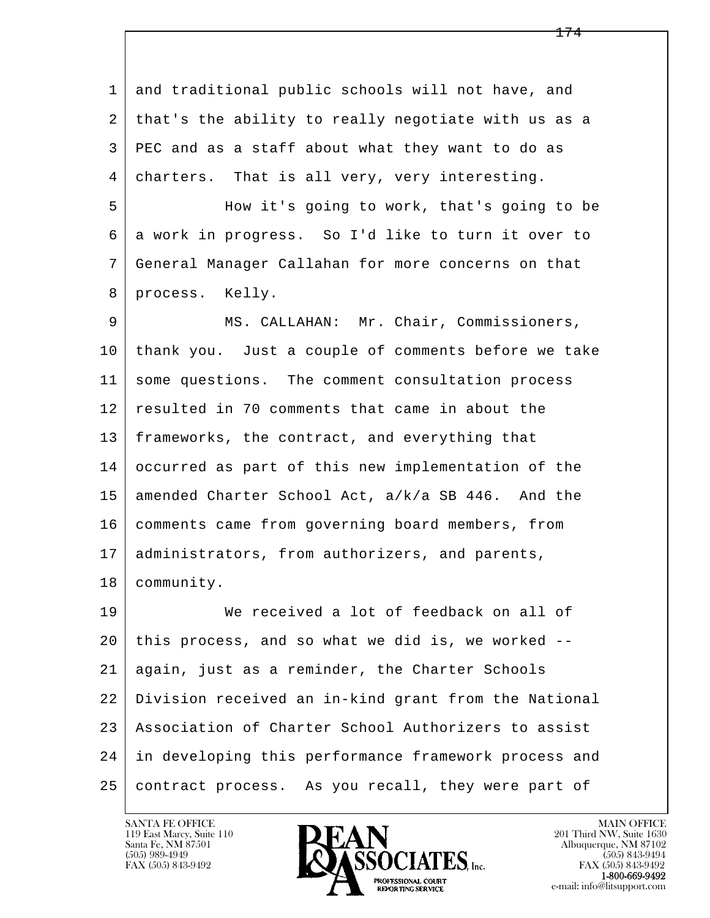1 and traditional public schools will not have, and
2 that's the ability to really negotiate with us as a
3 PEC and as a staff about what they want to do as
4 charters. That is all very, very interesting.
5 How it's going to work, that's going to be
6 a work in progress. So I'd like to turn it over to
7 General Manager Callahan for more concerns on that
8 process. Kelly.
9 MS. CALLAHAN: Mr. Chair, Commissioners,
10 thank you. Just a couple of comments before we take
11 some questions. The comment consultation process
12 resulted in 70 comments that came in about the
13 frameworks, the contract, and everything that
14 occurred as part of this new implementation of the
15 amended Charter School Act, a/k/a SB 446. And the
16 comments came from governing board members, from
17 administrators, from authorizers, and parents,
18 community.
19 We received a lot of feedback on all of
20 this process, and so what we did is, we worked --
21 again, just as a reminder, the Charter Schools
22 Division received an in-kind grant from the National
23 Association of Charter School Authorizers to assist
24 in developing this performance framework process and
25 contract process. As you recall, they were part of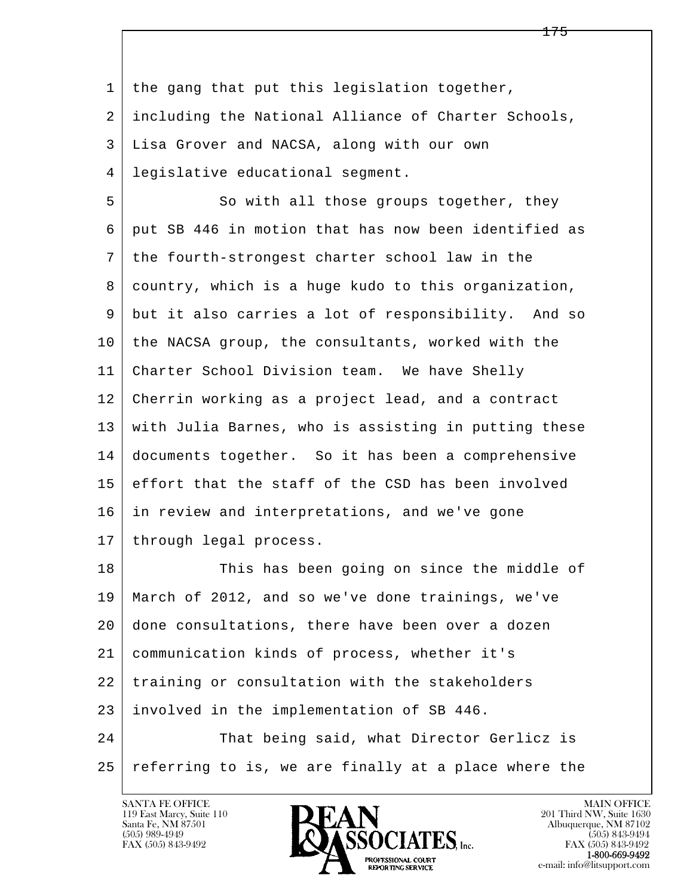the gang that put this legislation together, including the National Alliance of Charter Schools, Lisa Grover and NACSA, along with our own legislative educational segment.

So with all those groups together, they put SB 446 in motion that has now been identified as the fourth-strongest charter school law in the country, which is a huge kudo to this organization, but it also carries a lot of responsibility. And so the NACSA group, the consultants, worked with the Charter School Division team. We have Shelly Cherrin working as a project lead, and a contract with Julia Barnes, who is assisting in putting these documents together. So it has been a comprehensive effort that the staff of the CSD has been involved in review and interpretations, and we've gone through legal process.

This has been going on since the middle of March of 2012, and so we've done trainings, we've done consultations, there have been over a dozen communication kinds of process, whether it's training or consultation with the stakeholders involved in the implementation of SB 446.

That being said, what Director Gerlicz is referring to is, we are finally at a place where the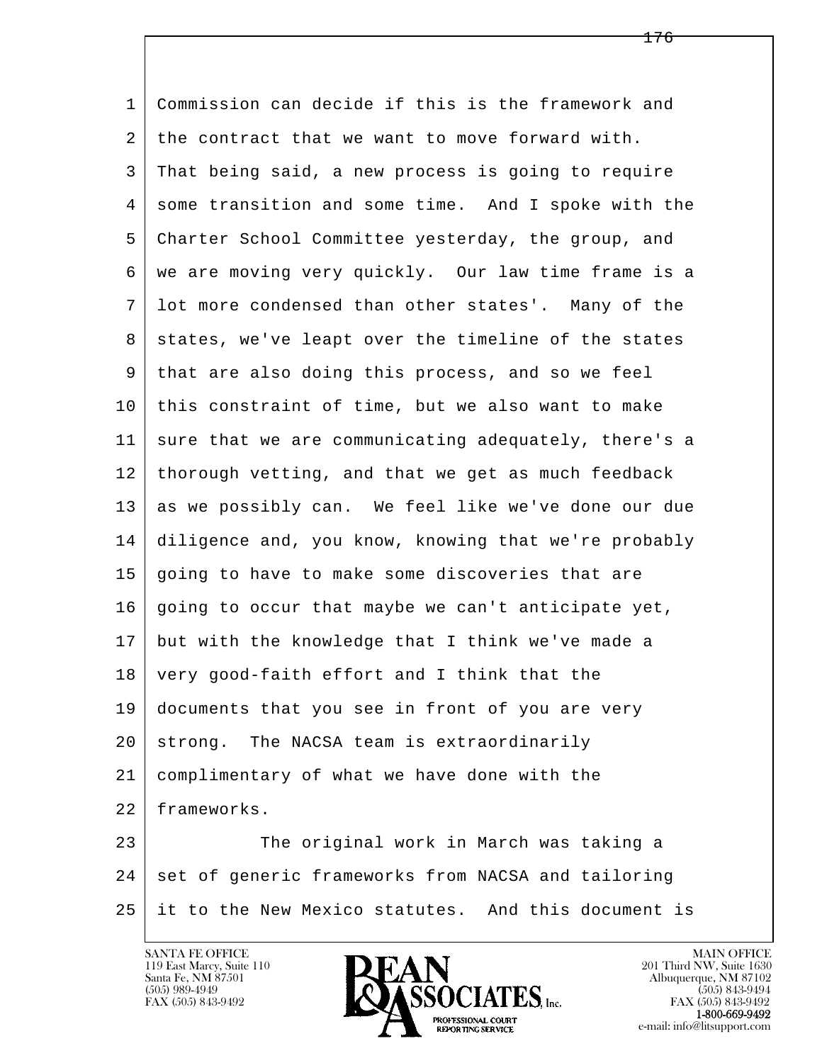Commission can decide if this is the framework and the contract that we want to move forward with. That being said, a new process is going to require some transition and some time. And I spoke with the Charter School Committee yesterday, the group, and we are moving very quickly. Our law time frame is a lot more condensed than other states'. Many of the states, we've leapt over the timeline of the states that are also doing this process, and so we feel this constraint of time, but we also want to make sure that we are communicating adequately, there's a thorough vetting, and that we get as much feedback as we possibly can. We feel like we've done our due diligence and, you know, knowing that we're probably going to have to make some discoveries that are going to occur that maybe we can't anticipate yet, but with the knowledge that I think we've made a very good-faith effort and I think that the documents that you see in front of you are very strong. The NACSA team is extraordinarily complimentary of what we have done with the frameworks.

The original work in March was taking a set of generic frameworks from NACSA and tailoring it to the New Mexico statutes. And this document is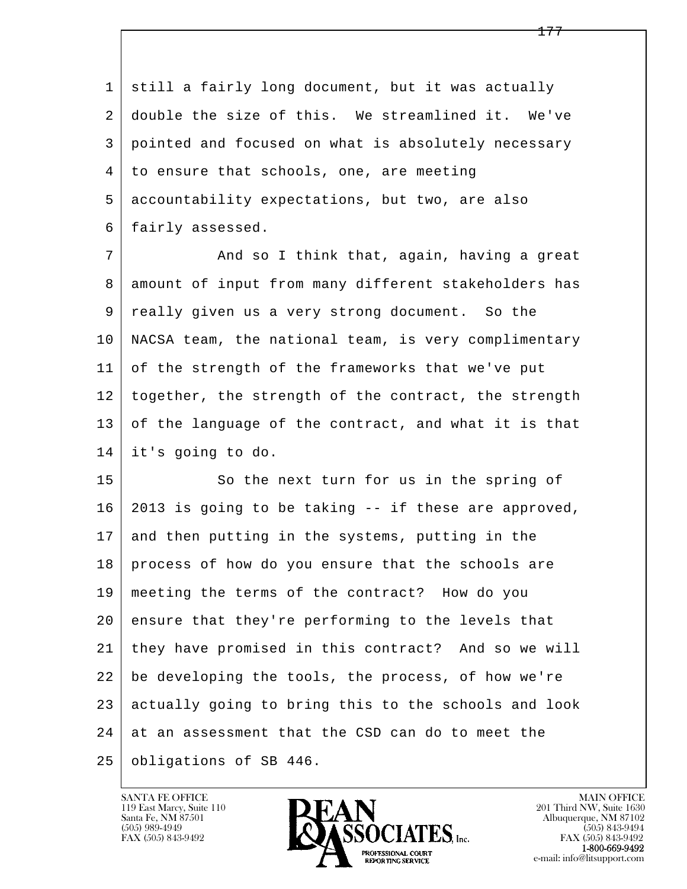still a fairly long document, but it was actually double the size of this. We streamlined it. We've pointed and focused on what is absolutely necessary to ensure that schools, one, are meeting accountability expectations, but two, are also fairly assessed.

And so I think that, again, having a great amount of input from many different stakeholders has really given us a very strong document. So the NACSA team, the national team, is very complimentary of the strength of the frameworks that we've put together, the strength of the contract, the strength of the language of the contract, and what it is that it's going to do.

So the next turn for us in the spring of 2013 is going to be taking -- if these are approved, and then putting in the systems, putting in the process of how do you ensure that the schools are meeting the terms of the contract? How do you ensure that they're performing to the levels that they have promised in this contract? And so we will be developing the tools, the process, of how we're actually going to bring this to the schools and look at an assessment that the CSD can do to meet the obligations of SB 446.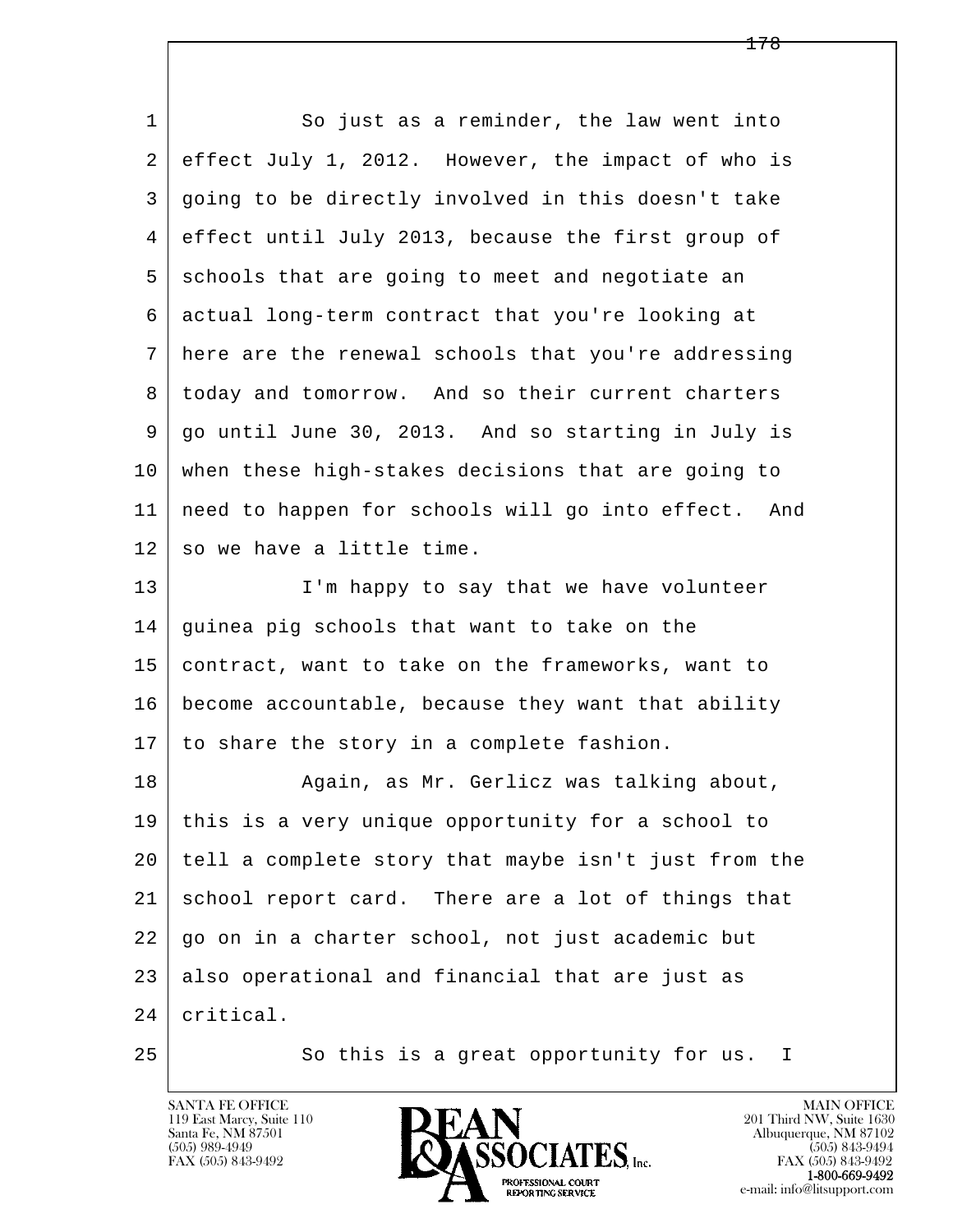1 So just as a reminder, the law went into
2 effect July 1, 2012. However, the impact of who is
3 going to be directly involved in this doesn't take
4 effect until July 2013, because the first group of
5 schools that are going to meet and negotiate an
6 actual long-term contract that you're looking at
7 here are the renewal schools that you're addressing
8 today and tomorrow. And so their current charters
9 go until June 30, 2013. And so starting in July is
10 when these high-stakes decisions that are going to
11 need to happen for schools will go into effect. And
12 so we have a little time.

13 I'm happy to say that we have volunteer
14 guinea pig schools that want to take on the
15 contract, want to take on the frameworks, want to
16 become accountable, because they want that ability
17 to share the story in a complete fashion.

18 Again, as Mr. Gerlicz was talking about,
19 this is a very unique opportunity for a school to
20 tell a complete story that maybe isn't just from the
21 school report card. There are a lot of things that
22 go on in a charter school, not just academic but
23 also operational and financial that are just as
24 critical.

25 So this is a great opportunity for us. I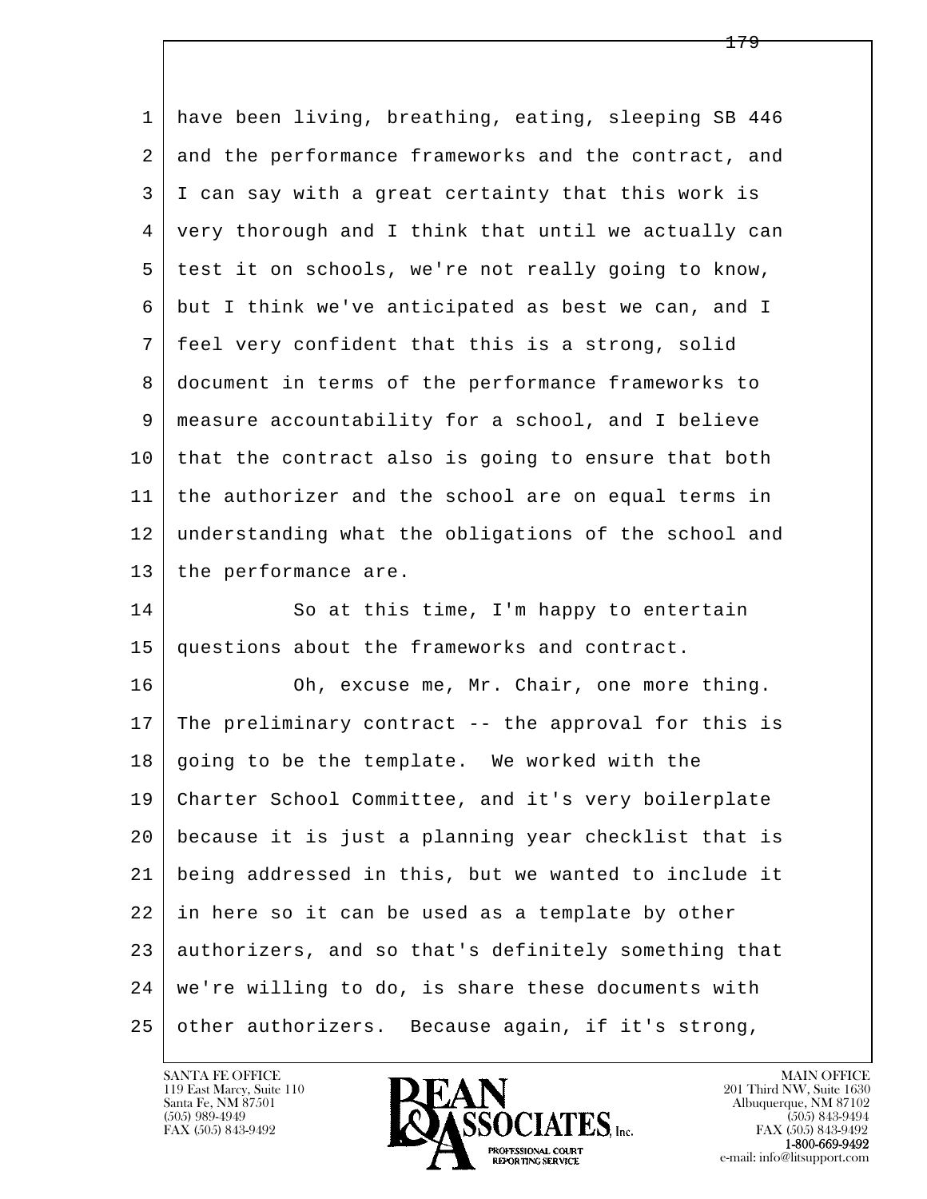1 have been living, breathing, eating, sleeping SB 446
2 and the performance frameworks and the contract, and
3 I can say with a great certainty that this work is
4 very thorough and I think that until we actually can
5 test it on schools, we're not really going to know,
6 but I think we've anticipated as best we can, and I
7 feel very confident that this is a strong, solid
8 document in terms of the performance frameworks to
9 measure accountability for a school, and I believe
10 that the contract also is going to ensure that both
11 the authorizer and the school are on equal terms in
12 understanding what the obligations of the school and
13 the performance are.

14 So at this time, I'm happy to entertain
15 questions about the frameworks and contract.

16 Oh, excuse me, Mr. Chair, one more thing.
17 The preliminary contract -- the approval for this is
18 going to be the template. We worked with the
19 Charter School Committee, and it's very boilerplate
20 because it is just a planning year checklist that is
21 being addressed in this, but we wanted to include it
22 in here so it can be used as a template by other
23 authorizers, and so that's definitely something that
24 we're willing to do, is share these documents with
25 other authorizers. Because again, if it's strong,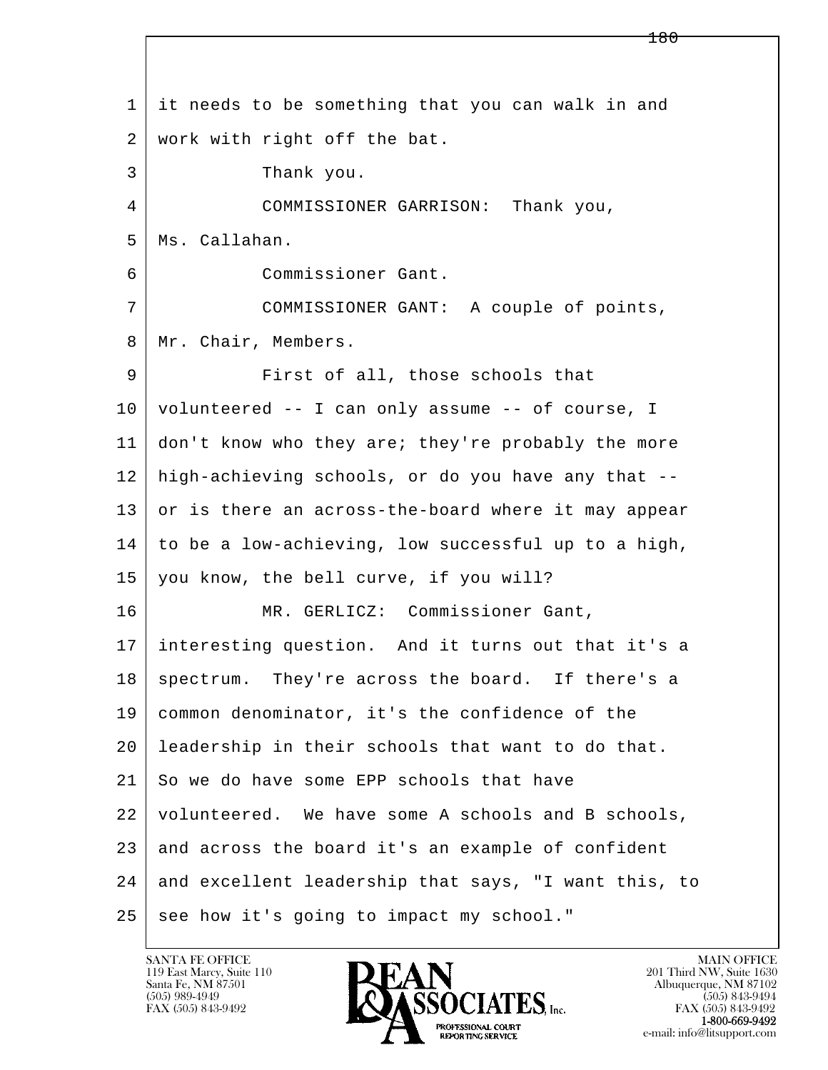1 it needs to be something that you can walk in and
2 work with right off the bat.
3 Thank you.
4 COMMISSIONER GARRISON: Thank you,
5 Ms. Callahan.
6 Commissioner Gant.
7 COMMISSIONER GANT: A couple of points,
8 Mr. Chair, Members.
9 First of all, those schools that
10 volunteered -- I can only assume -- of course, I
11 don't know who they are; they're probably the more
12 high-achieving schools, or do you have any that --
13 or is there an across-the-board where it may appear
14 to be a low-achieving, low successful up to a high,
15 you know, the bell curve, if you will?
16 MR. GERLICZ: Commissioner Gant,
17 interesting question. And it turns out that it's a
18 spectrum. They're across the board. If there's a
19 common denominator, it's the confidence of the
20 leadership in their schools that want to do that.
21 So we do have some EPP schools that have
22 volunteered. We have some A schools and B schools,
23 and across the board it's an example of confident
24 and excellent leadership that says, "I want this, to
25 see how it's going to impact my school."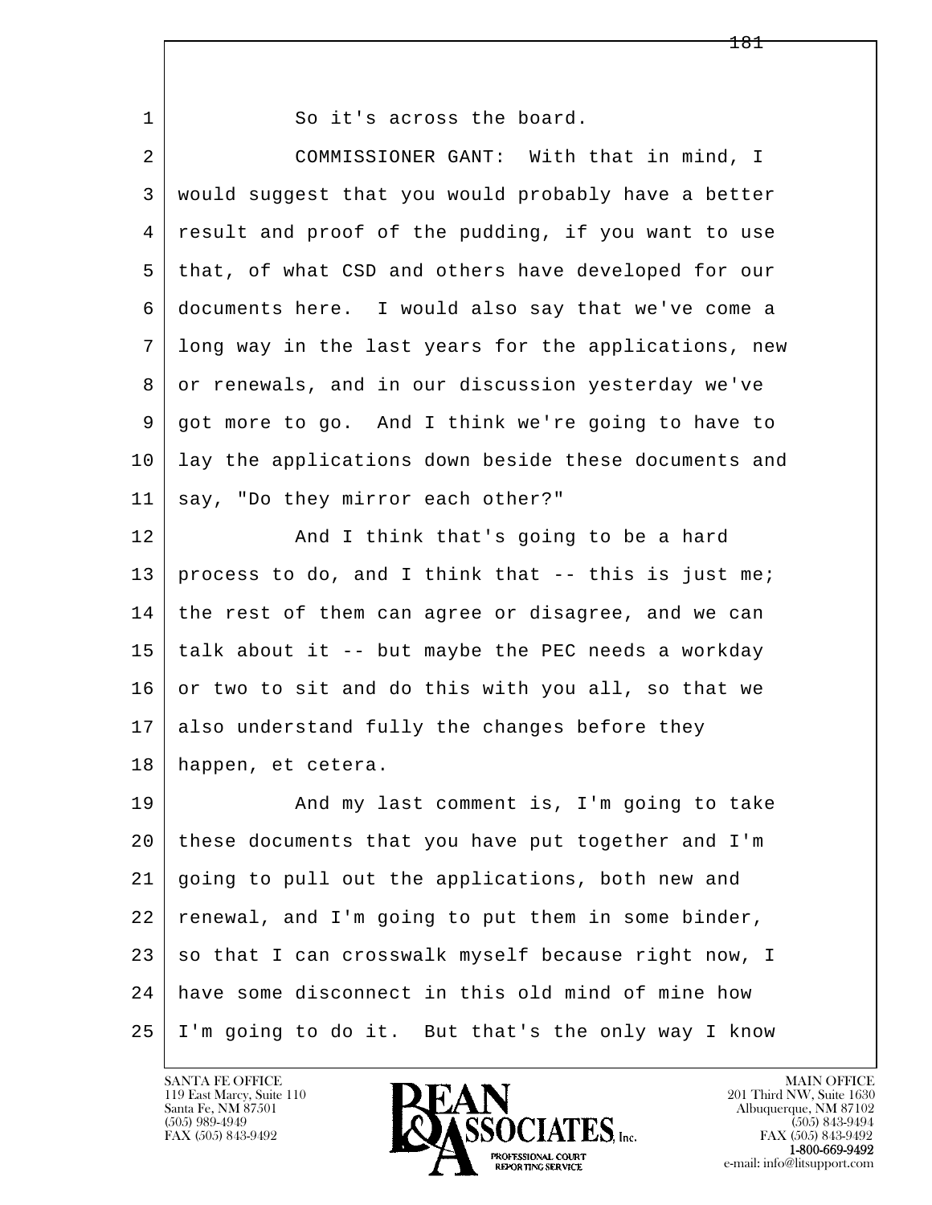So it's across the board.

COMMISSIONER GANT: With that in mind, I would suggest that you would probably have a better result and proof of the pudding, if you want to use that, of what CSD and others have developed for our documents here. I would also say that we've come a long way in the last years for the applications, new or renewals, and in our discussion yesterday we've got more to go. And I think we're going to have to lay the applications down beside these documents and say, "Do they mirror each other?"

And I think that's going to be a hard process to do, and I think that -- this is just me; the rest of them can agree or disagree, and we can talk about it -- but maybe the PEC needs a workday or two to sit and do this with you all, so that we also understand fully the changes before they happen, et cetera.

And my last comment is, I'm going to take these documents that you have put together and I'm going to pull out the applications, both new and renewal, and I'm going to put them in some binder, so that I can crosswalk myself because right now, I have some disconnect in this old mind of mine how I'm going to do it. But that's the only way I know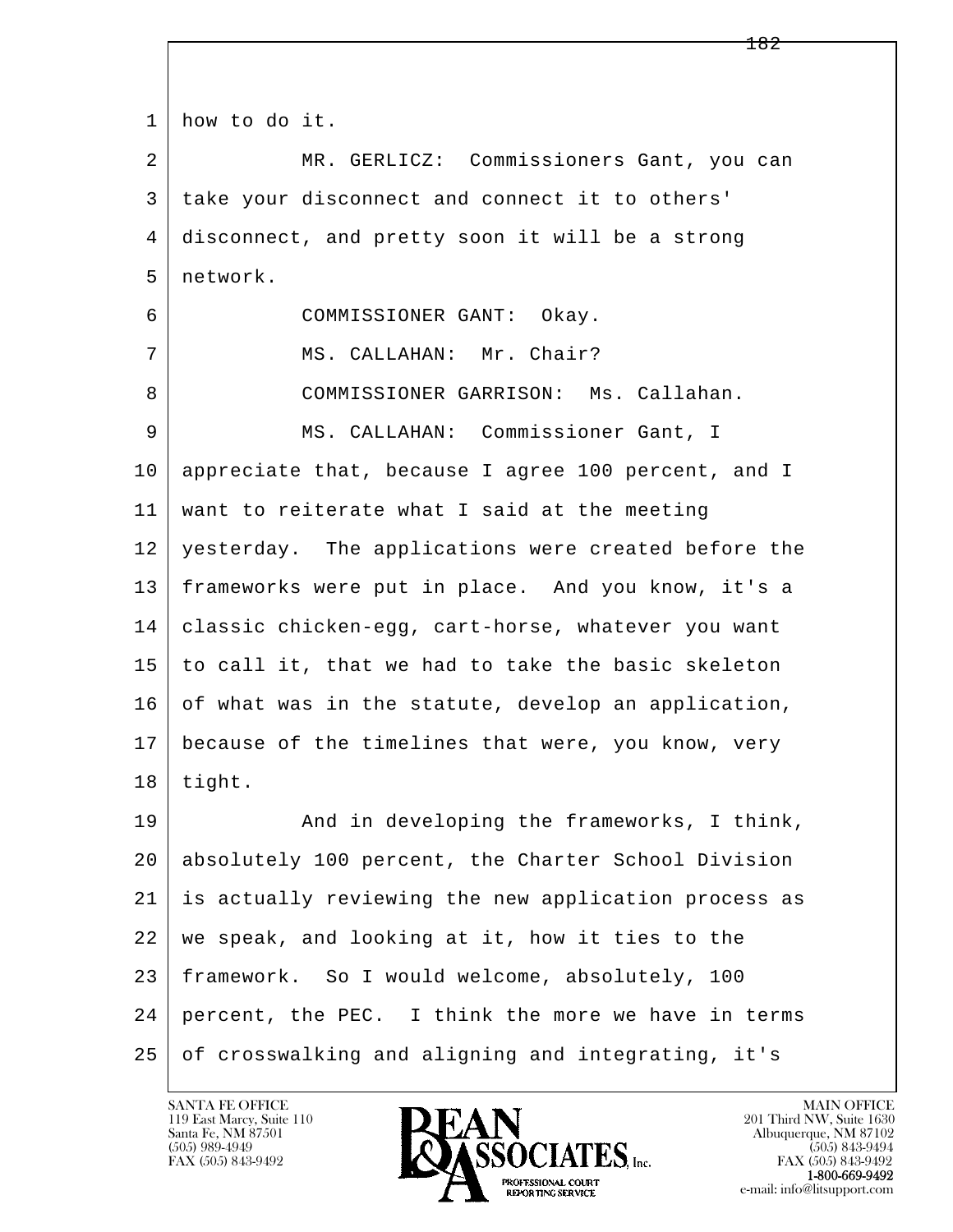1 how to do it.

2 MR. GERLICZ: Commissioners Gant, you can

3 take your disconnect and connect it to others'

4 disconnect, and pretty soon it will be a strong

5 network.

6 COMMISSIONER GANT: Okay.

7 MS. CALLAHAN: Mr. Chair?

8 COMMISSIONER GARRISON: Ms. Callahan.

9 MS. CALLAHAN: Commissioner Gant, I

10 appreciate that, because I agree 100 percent, and I

11 want to reiterate what I said at the meeting

12 yesterday. The applications were created before the

13 frameworks were put in place. And you know, it's a

14 classic chicken-egg, cart-horse, whatever you want

15 to call it, that we had to take the basic skeleton

16 of what was in the statute, develop an application,

17 because of the timelines that were, you know, very

18 tight.

19 And in developing the frameworks, I think,

20 absolutely 100 percent, the Charter School Division

21 is actually reviewing the new application process as

22 we speak, and looking at it, how it ties to the

23 framework. So I would welcome, absolutely, 100

24 percent, the PEC. I think the more we have in terms

25 of crosswalking and aligning and integrating, it's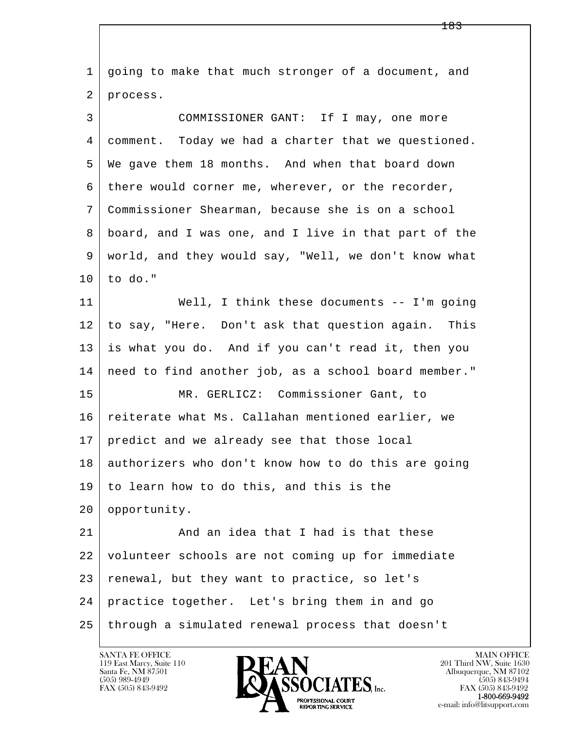1 going to make that much stronger of a document, and
2 process.
3 COMMISSIONER GANT: If I may, one more
4 comment. Today we had a charter that we questioned.
5 We gave them 18 months. And when that board down
6 there would corner me, wherever, or the recorder,
7 Commissioner Shearman, because she is on a school
8 board, and I was one, and I live in that part of the
9 world, and they would say, "Well, we don't know what
10 to do."
11 Well, I think these documents -- I'm going
12 to say, "Here. Don't ask that question again. This
13 is what you do. And if you can't read it, then you
14 need to find another job, as a school board member."
15 MR. GERLICZ: Commissioner Gant, to
16 reiterate what Ms. Callahan mentioned earlier, we
17 predict and we already see that those local
18 authorizers who don't know how to do this are going
19 to learn how to do this, and this is the
20 opportunity.
21 And an idea that I had is that these
22 volunteer schools are not coming up for immediate
23 renewal, but they want to practice, so let's
24 practice together. Let's bring them in and go
25 through a simulated renewal process that doesn't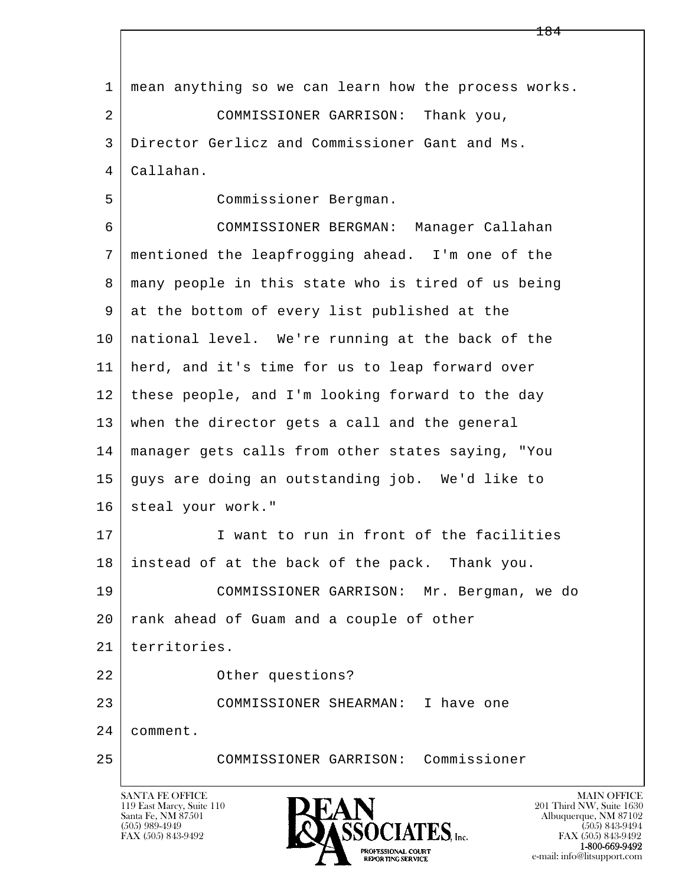1 mean anything so we can learn how the process works.

2 COMMISSIONER GARRISON: Thank you,

3 Director Gerlicz and Commissioner Gant and Ms.

4 Callahan.

5 Commissioner Bergman.

6 COMMISSIONER BERGMAN: Manager Callahan

7 mentioned the leapfrogging ahead. I'm one of the

8 many people in this state who is tired of us being

9 at the bottom of every list published at the

10 national level. We're running at the back of the

11 herd, and it's time for us to leap forward over

12 these people, and I'm looking forward to the day

13 when the director gets a call and the general

14 manager gets calls from other states saying, "You

15 guys are doing an outstanding job. We'd like to

16 steal your work."

17 I want to run in front of the facilities

18 instead of at the back of the pack. Thank you.

19 COMMISSIONER GARRISON: Mr. Bergman, we do

20 rank ahead of Guam and a couple of other

21 territories.

22 Other questions?

23 COMMISSIONER SHEARMAN: I have one

24 comment.

25 COMMISSIONER GARRISON: Commissioner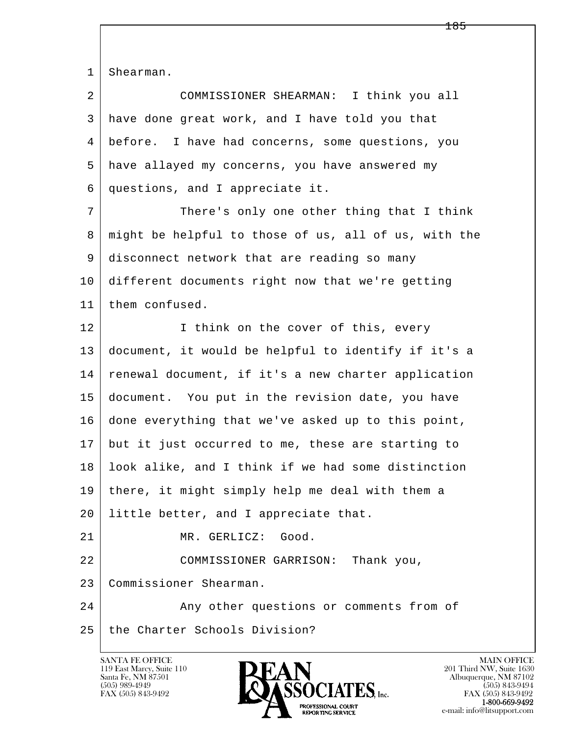Shearman.

COMMISSIONER SHEARMAN: I think you all have done great work, and I have told you that before. I have had concerns, some questions, you have allayed my concerns, you have answered my questions, and I appreciate it.

There's only one other thing that I think might be helpful to those of us, all of us, with the disconnect network that are reading so many different documents right now that we're getting them confused.

I think on the cover of this, every document, it would be helpful to identify if it's a renewal document, if it's a new charter application document. You put in the revision date, you have done everything that we've asked up to this point, but it just occurred to me, these are starting to look alike, and I think if we had some distinction there, it might simply help me deal with them a little better, and I appreciate that.

MR. GERLICZ: Good.

COMMISSIONER GARRISON: Thank you, Commissioner Shearman.

Any other questions or comments from of the Charter Schools Division?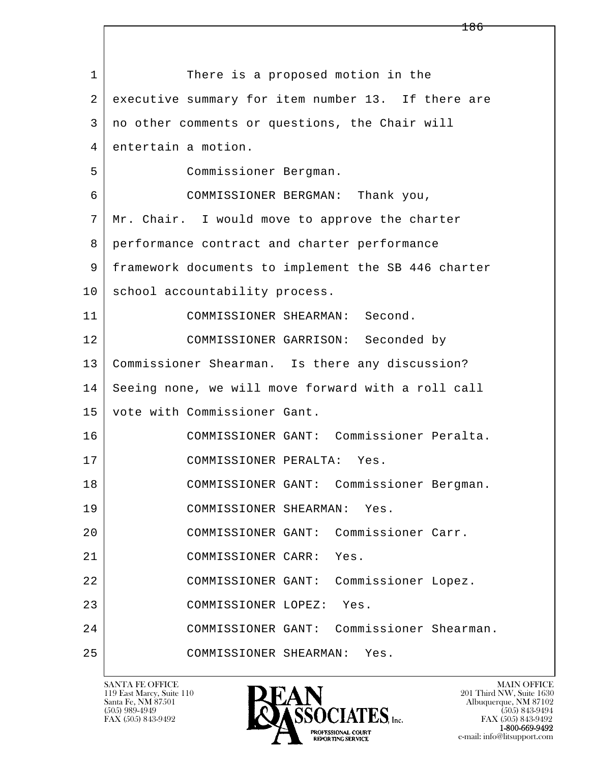There is a proposed motion in the executive summary for item number 13. If there are no other comments or questions, the Chair will entertain a motion.

Commissioner Bergman.

COMMISSIONER BERGMAN: Thank you, Mr. Chair. I would move to approve the charter performance contract and charter performance framework documents to implement the SB 446 charter school accountability process.

COMMISSIONER SHEARMAN: Second.

COMMISSIONER GARRISON: Seconded by Commissioner Shearman. Is there any discussion? Seeing none, we will move forward with a roll call vote with Commissioner Gant.

COMMISSIONER GANT: Commissioner Peralta.

COMMISSIONER PERALTA: Yes.

COMMISSIONER GANT: Commissioner Bergman.

COMMISSIONER SHEARMAN: Yes.

COMMISSIONER GANT: Commissioner Carr.

COMMISSIONER CARR: Yes.

COMMISSIONER GANT: Commissioner Lopez.

COMMISSIONER LOPEZ: Yes.

COMMISSIONER GANT: Commissioner Shearman.

COMMISSIONER SHEARMAN: Yes.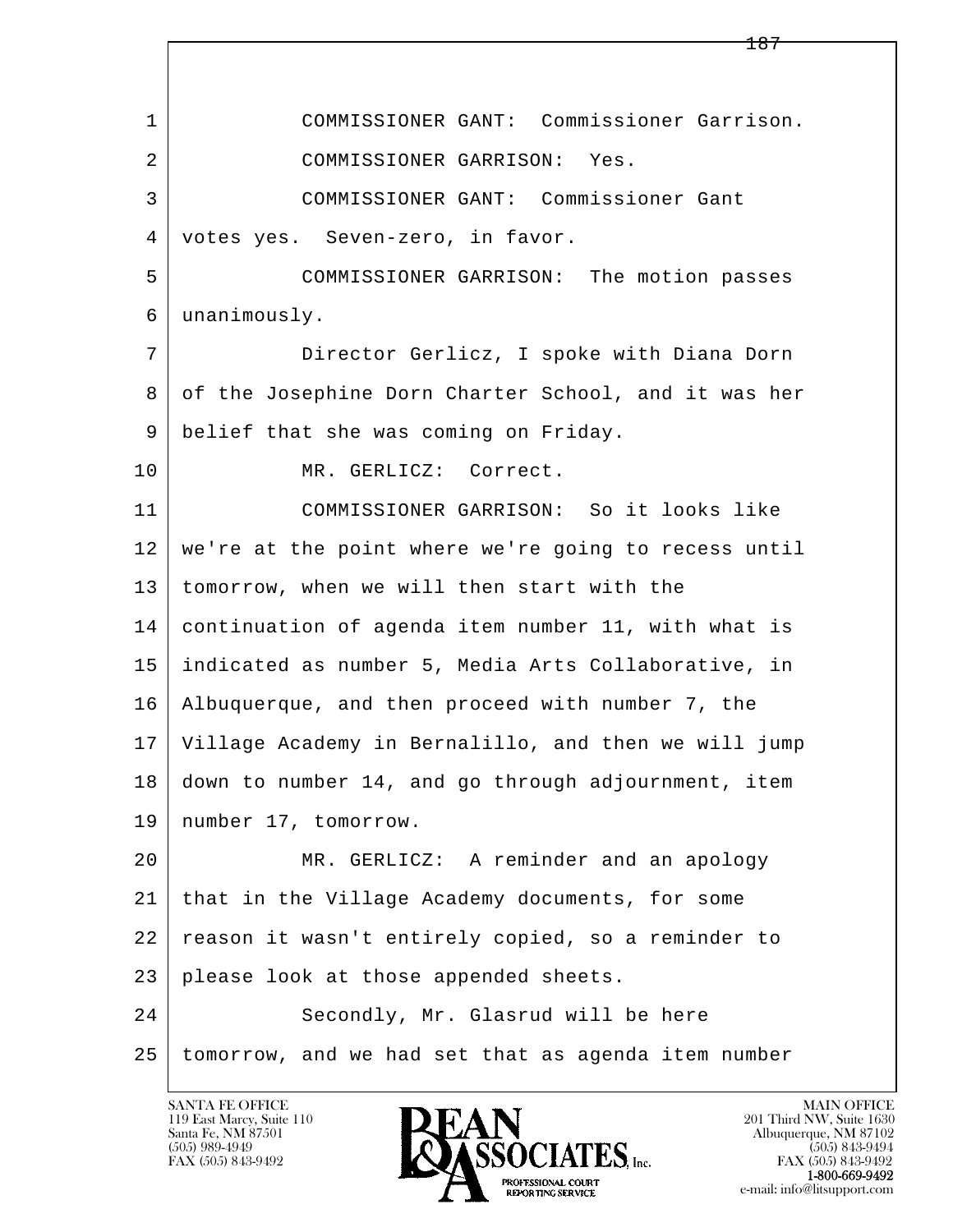1 COMMISSIONER GANT: Commissioner Garrison.
2 COMMISSIONER GARRISON: Yes.
3 COMMISSIONER GANT: Commissioner Gant
4 votes yes. Seven-zero, in favor.
5 COMMISSIONER GARRISON: The motion passes
6 unanimously.
7 Director Gerlicz, I spoke with Diana Dorn
8 of the Josephine Dorn Charter School, and it was her
9 belief that she was coming on Friday.
10 MR. GERLICZ: Correct.
11 COMMISSIONER GARRISON: So it looks like
12 we're at the point where we're going to recess until
13 tomorrow, when we will then start with the
14 continuation of agenda item number 11, with what is
15 indicated as number 5, Media Arts Collaborative, in
16 Albuquerque, and then proceed with number 7, the
17 Village Academy in Bernalillo, and then we will jump
18 down to number 14, and go through adjournment, item
19 number 17, tomorrow.
20 MR. GERLICZ: A reminder and an apology
21 that in the Village Academy documents, for some
22 reason it wasn't entirely copied, so a reminder to
23 please look at those appended sheets.
24 Secondly, Mr. Glasrud will be here
25 tomorrow, and we had set that as agenda item number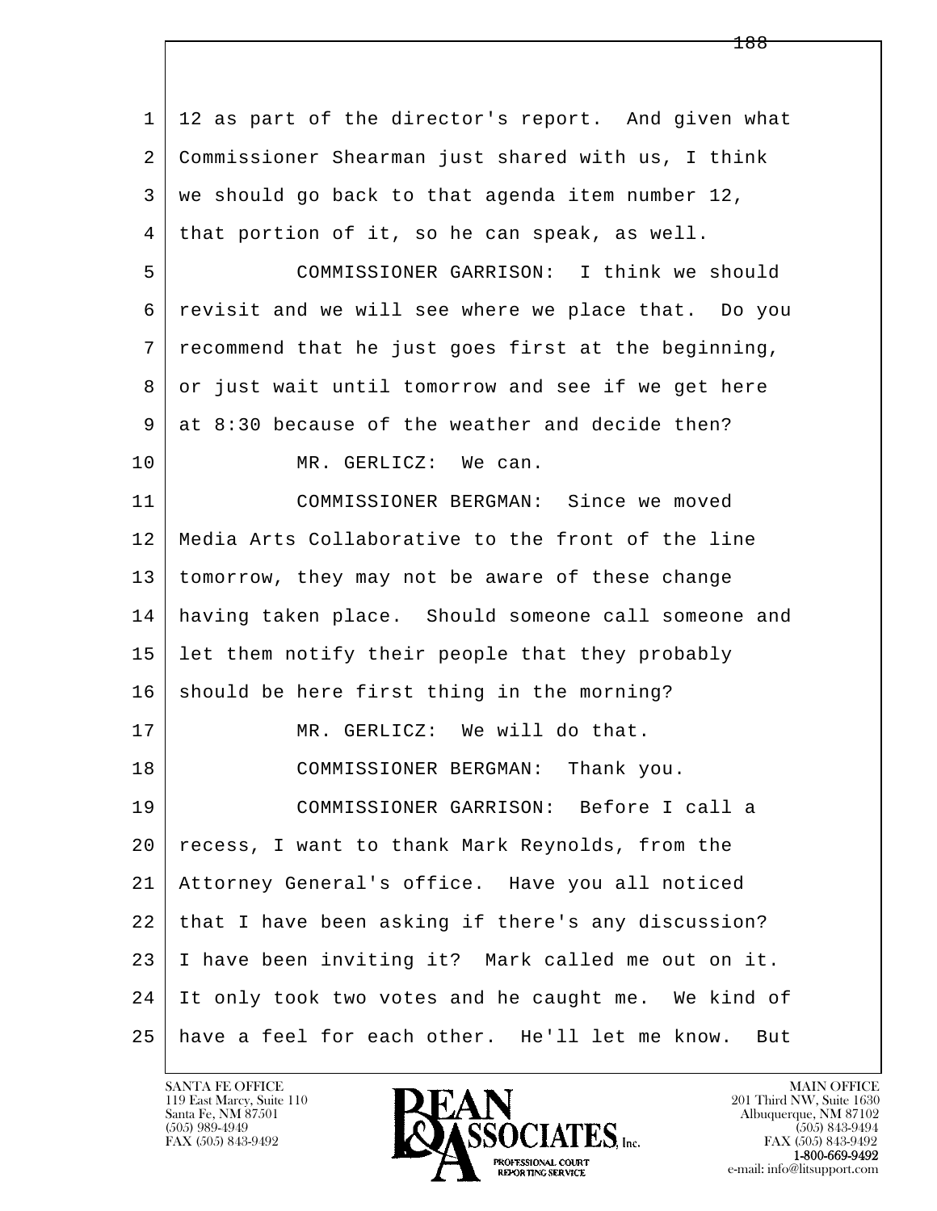1 12 as part of the director's report. And given what
2 Commissioner Shearman just shared with us, I think
3 we should go back to that agenda item number 12,
4 that portion of it, so he can speak, as well.
5 COMMISSIONER GARRISON: I think we should
6 revisit and we will see where we place that. Do you
7 recommend that he just goes first at the beginning,
8 or just wait until tomorrow and see if we get here
9 at 8:30 because of the weather and decide then?
10 MR. GERLICZ: We can.
11 COMMISSIONER BERGMAN: Since we moved
12 Media Arts Collaborative to the front of the line
13 tomorrow, they may not be aware of these change
14 having taken place. Should someone call someone and
15 let them notify their people that they probably
16 should be here first thing in the morning?
17 MR. GERLICZ: We will do that.
18 COMMISSIONER BERGMAN: Thank you.
19 COMMISSIONER GARRISON: Before I call a
20 recess, I want to thank Mark Reynolds, from the
21 Attorney General's office. Have you all noticed
22 that I have been asking if there's any discussion?
23 I have been inviting it? Mark called me out on it.
24 It only took two votes and he caught me. We kind of
25 have a feel for each other. He'll let me know. But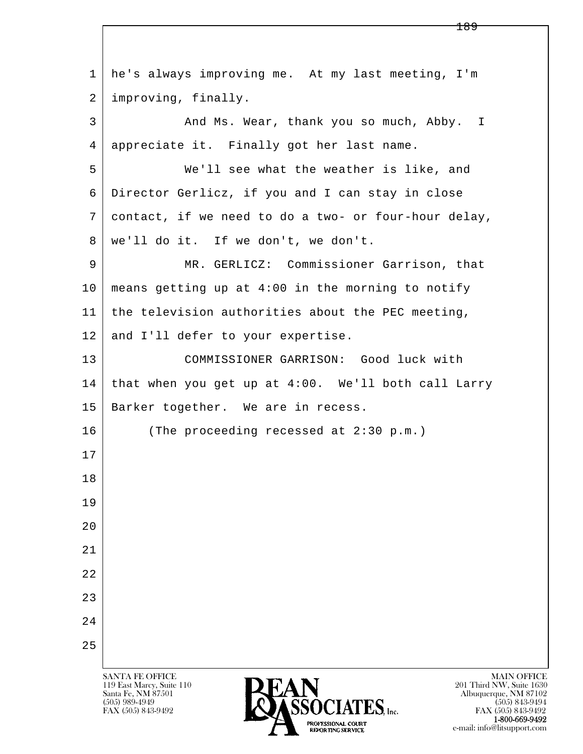he's always improving me. At my last meeting, I'm improving, finally.

And Ms. Wear, thank you so much, Abby. I appreciate it. Finally got her last name.

We'll see what the weather is like, and Director Gerlicz, if you and I can stay in close contact, if we need to do a two- or four-hour delay, we'll do it. If we don't, we don't.

MR. GERLICZ: Commissioner Garrison, that means getting up at 4:00 in the morning to notify the television authorities about the PEC meeting, and I'll defer to your expertise.

COMMISSIONER GARRISON: Good luck with that when you get up at 4:00. We'll both call Larry Barker together. We are in recess.

(The proceeding recessed at 2:30 p.m.)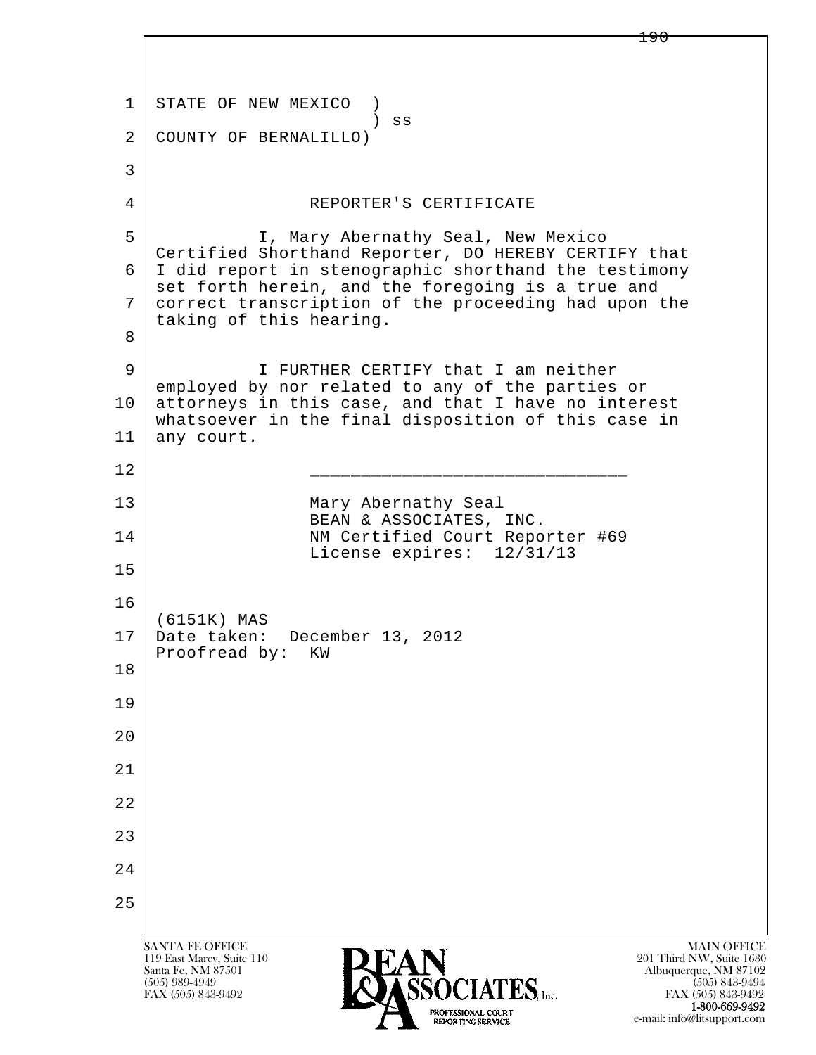STATE OF NEW MEXICO )
) ss
COUNTY OF BERNALILLO)

# REPORTER'S CERTIFICATE

I, Mary Abernathy Seal, New Mexico Certified Shorthand Reporter, DO HEREBY CERTIFY that I did report in stenographic shorthand the testimony set forth herein, and the foregoing is a true and correct transcription of the proceeding had upon the taking of this hearing.

I FURTHER CERTIFY that I am neither employed by nor related to any of the parties or attorneys in this case, and that I have no interest whatsoever in the final disposition of this case in any court.

________________________________

Mary Abernathy Seal
BEAN & ASSOCIATES, INC.
NM Certified Court Reporter #69
License expires: 12/31/13

(6151K) MAS
Date taken: December 13, 2012
Proofread by: KW

SANTA FE OFFICE
119 East Marcy, Suite 110
Santa Fe, NM 87501
(505) 989-4949
FAX (505) 843-9492

BEAN & ASSOCIATES, Inc.
PROFESSIONAL COURT REPORTING SERVICE

MAIN OFFICE
201 Third NW, Suite 1630
Albuquerque, NM 87102
(505) 843-9494
FAX (505) 843-9492
1-800-669-9492
e-mail: info@litsupport.com